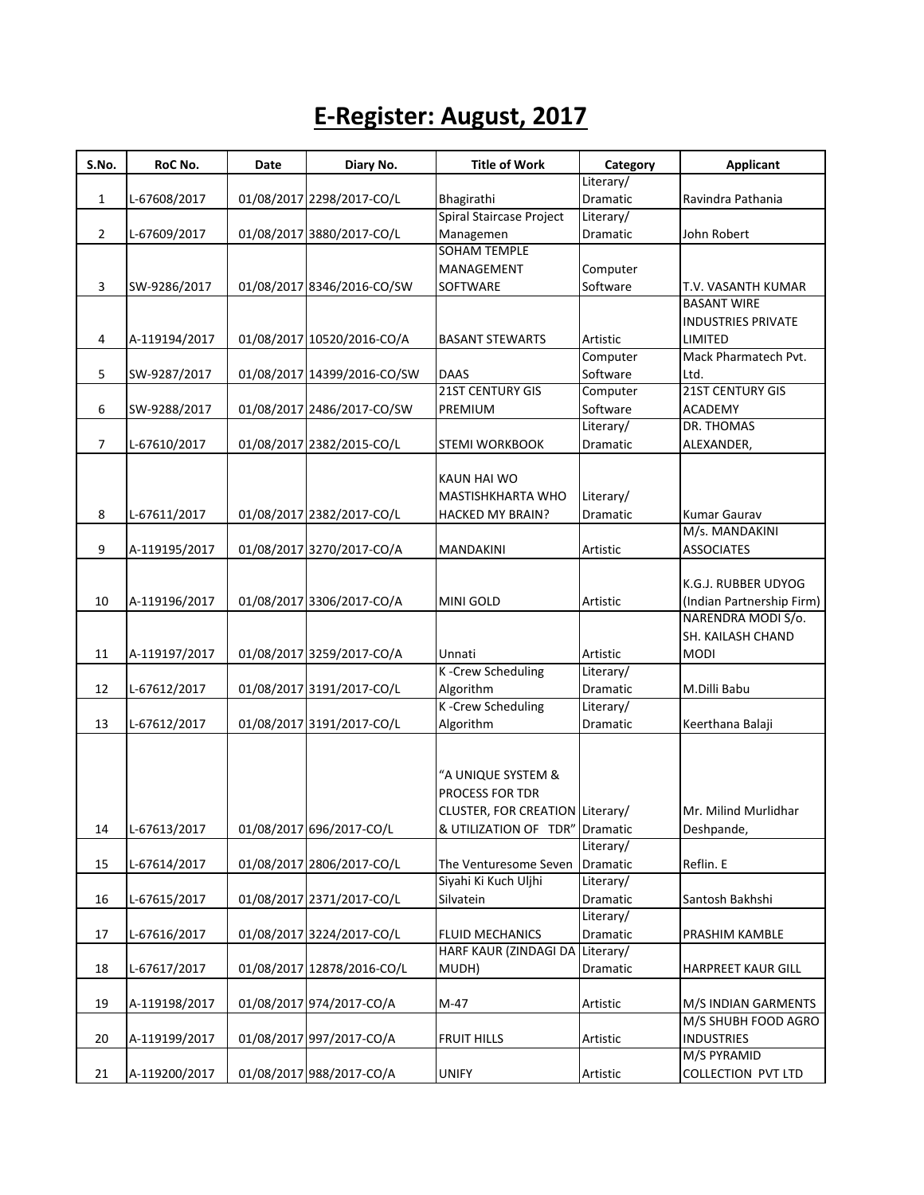# E-Register: August, 2017

| S.No. | RoC No. | Date | Diary No. | Title of Work | Category | Applicant |
|---|---|---|---|---|---|---|
| 1 | L-67608/2017 | 01/08/2017 | 2298/2017-CO/L | Bhagirathi | Literary/ Dramatic | Ravindra Pathania |
| 2 | L-67609/2017 | 01/08/2017 | 3880/2017-CO/L | Spiral Staircase Project Managemen | Literary/ Dramatic | John Robert |
| 3 | SW-9286/2017 | 01/08/2017 | 8346/2016-CO/SW | SOHAM TEMPLE MANAGEMENT SOFTWARE | Computer Software | T.V. VASANTH KUMAR |
| 4 | A-119194/2017 | 01/08/2017 | 10520/2016-CO/A | BASANT STEWARTS | Artistic | BASANT WIRE INDUSTRIES PRIVATE LIMITED |
| 5 | SW-9287/2017 | 01/08/2017 | 14399/2016-CO/SW | DAAS | Computer Software | Mack Pharmatech Pvt. Ltd. |
| 6 | SW-9288/2017 | 01/08/2017 | 2486/2017-CO/SW | 21ST CENTURY GIS PREMIUM | Computer Software | 21ST CENTURY GIS ACADEMY |
| 7 | L-67610/2017 | 01/08/2017 | 2382/2015-CO/L | STEMI WORKBOOK | Literary/ Dramatic | DR. THOMAS ALEXANDER, |
| 8 | L-67611/2017 | 01/08/2017 | 2382/2017-CO/L | KAUN HAI WO MASTISHKHARTA WHO HACKED MY BRAIN? | Literary/ Dramatic | Kumar Gaurav |
| 9 | A-119195/2017 | 01/08/2017 | 3270/2017-CO/A | MANDAKINI | Artistic | M/s. MANDAKINI ASSOCIATES |
| 10 | A-119196/2017 | 01/08/2017 | 3306/2017-CO/A | MINI GOLD | Artistic | K.G.J. RUBBER UDYOG (Indian Partnership Firm) |
| 11 | A-119197/2017 | 01/08/2017 | 3259/2017-CO/A | Unnati | Artistic | NARENDRA MODI S/o. SH. KAILASH CHAND MODI |
| 12 | L-67612/2017 | 01/08/2017 | 3191/2017-CO/L | K -Crew Scheduling Algorithm | Literary/ Dramatic | M.Dilli Babu |
| 13 | L-67612/2017 | 01/08/2017 | 3191/2017-CO/L | K -Crew Scheduling Algorithm | Literary/ Dramatic | Keerthana Balaji |
| 14 | L-67613/2017 | 01/08/2017 | 696/2017-CO/L | "A UNIQUE SYSTEM & PROCESS FOR TDR CLUSTER, FOR CREATION & UTILIZATION OF TDR" | Literary/ Dramatic | Mr. Milind Murlidhar Deshpande, |
| 15 | L-67614/2017 | 01/08/2017 | 2806/2017-CO/L | The Venturesome Seven | Literary/ Dramatic | Reflin. E |
| 16 | L-67615/2017 | 01/08/2017 | 2371/2017-CO/L | Siyahi Ki Kuch Uljhi Silvatein | Literary/ Dramatic | Santosh Bakhshi |
| 17 | L-67616/2017 | 01/08/2017 | 3224/2017-CO/L | FLUID MECHANICS | Literary/ Dramatic | PRASHIM KAMBLE |
| 18 | L-67617/2017 | 01/08/2017 | 12878/2016-CO/L | HARF KAUR (ZINDAGI DA MUDH) | Literary/ Dramatic | HARPREET KAUR GILL |
| 19 | A-119198/2017 | 01/08/2017 | 974/2017-CO/A | M-47 | Artistic | M/S INDIAN GARMENTS |
| 20 | A-119199/2017 | 01/08/2017 | 997/2017-CO/A | FRUIT HILLS | Artistic | M/S SHUBH FOOD AGRO INDUSTRIES |
| 21 | A-119200/2017 | 01/08/2017 | 988/2017-CO/A | UNIFY | Artistic | M/S PYRAMID COLLECTION PVT LTD |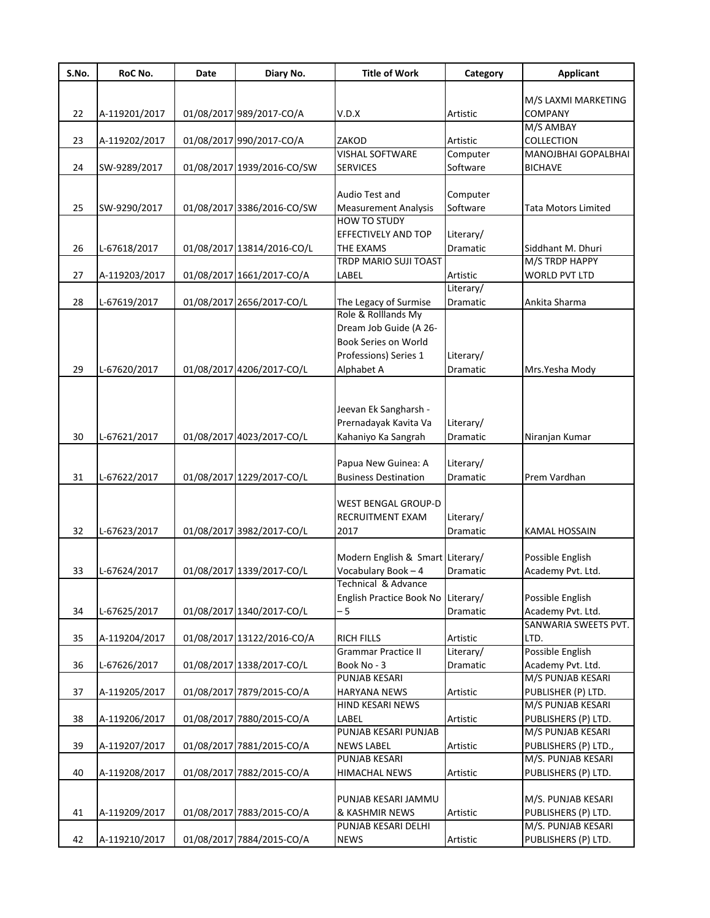| S.No. | RoC No. | Date | Diary No. | Title of Work | Category | Applicant |
|---|---|---|---|---|---|---|
| 22 | A-119201/2017 | 01/08/2017 | 989/2017-CO/A | V.D.X | Artistic | M/S LAXMI MARKETING COMPANY |
| 23 | A-119202/2017 | 01/08/2017 | 990/2017-CO/A | ZAKOD | Artistic | M/S AMBAY COLLECTION |
| 24 | SW-9289/2017 | 01/08/2017 | 1939/2016-CO/SW | VISHAL SOFTWARE SERVICES | Computer Software | MANOJBHAI GOPALBHAI BICHAVE |
| 25 | SW-9290/2017 | 01/08/2017 | 3386/2016-CO/SW | Audio Test and Measurement Analysis | Computer Software | Tata Motors Limited |
| 26 | L-67618/2017 | 01/08/2017 | 13814/2016-CO/L | HOW TO STUDY EFFECTIVELY AND TOP THE EXAMS | Literary/ Dramatic | Siddhant M. Dhuri |
| 27 | A-119203/2017 | 01/08/2017 | 1661/2017-CO/A | TRDP MARIO SUJI TOAST LABEL | Artistic | M/S TRDP HAPPY WORLD PVT LTD |
| 28 | L-67619/2017 | 01/08/2017 | 2656/2017-CO/L | The Legacy of Surmise | Literary/ Dramatic | Ankita Sharma |
| 29 | L-67620/2017 | 01/08/2017 | 4206/2017-CO/L | Role & Rolllands My Dream Job Guide (A 26-Book Series on World Professions) Series 1 Alphabet A | Literary/ Dramatic | Mrs.Yesha Mody |
| 30 | L-67621/2017 | 01/08/2017 | 4023/2017-CO/L | Jeevan Ek Sangharsh - Prernadayak Kavita Va Kahaniyo Ka Sangrah | Literary/ Dramatic | Niranjan Kumar |
| 31 | L-67622/2017 | 01/08/2017 | 1229/2017-CO/L | Papua New Guinea: A Business Destination | Literary/ Dramatic | Prem Vardhan |
| 32 | L-67623/2017 | 01/08/2017 | 3982/2017-CO/L | WEST BENGAL GROUP-D RECRUITMENT EXAM 2017 | Literary/ Dramatic | KAMAL HOSSAIN |
| 33 | L-67624/2017 | 01/08/2017 | 1339/2017-CO/L | Modern English & Smart Vocabulary Book – 4 | Literary/ Dramatic | Possible English Academy Pvt. Ltd. |
| 34 | L-67625/2017 | 01/08/2017 | 1340/2017-CO/L | Technical & Advance English Practice Book No – 5 | Literary/ Dramatic | Possible English Academy Pvt. Ltd. |
| 35 | A-119204/2017 | 01/08/2017 | 13122/2016-CO/A | RICH FILLS | Artistic | SANWARIA SWEETS PVT. LTD. |
| 36 | L-67626/2017 | 01/08/2017 | 1338/2017-CO/L | Grammar Practice II Book No - 3 | Literary/ Dramatic | Possible English Academy Pvt. Ltd. |
| 37 | A-119205/2017 | 01/08/2017 | 7879/2015-CO/A | PUNJAB KESARI HARYANA NEWS | Artistic | M/S PUNJAB KESARI PUBLISHER (P) LTD. |
| 38 | A-119206/2017 | 01/08/2017 | 7880/2015-CO/A | HIND KESARI NEWS LABEL | Artistic | M/S PUNJAB KESARI PUBLISHERS (P) LTD. |
| 39 | A-119207/2017 | 01/08/2017 | 7881/2015-CO/A | PUNJAB KESARI PUNJAB NEWS LABEL | Artistic | M/S PUNJAB KESARI PUBLISHERS (P) LTD., |
| 40 | A-119208/2017 | 01/08/2017 | 7882/2015-CO/A | PUNJAB KESARI HIMACHAL NEWS | Artistic | M/S. PUNJAB KESARI PUBLISHERS (P) LTD. |
| 41 | A-119209/2017 | 01/08/2017 | 7883/2015-CO/A | PUNJAB KESARI JAMMU & KASHMIR NEWS | Artistic | M/S. PUNJAB KESARI PUBLISHERS (P) LTD. |
| 42 | A-119210/2017 | 01/08/2017 | 7884/2015-CO/A | PUNJAB KESARI DELHI NEWS | Artistic | M/S. PUNJAB KESARI PUBLISHERS (P) LTD. |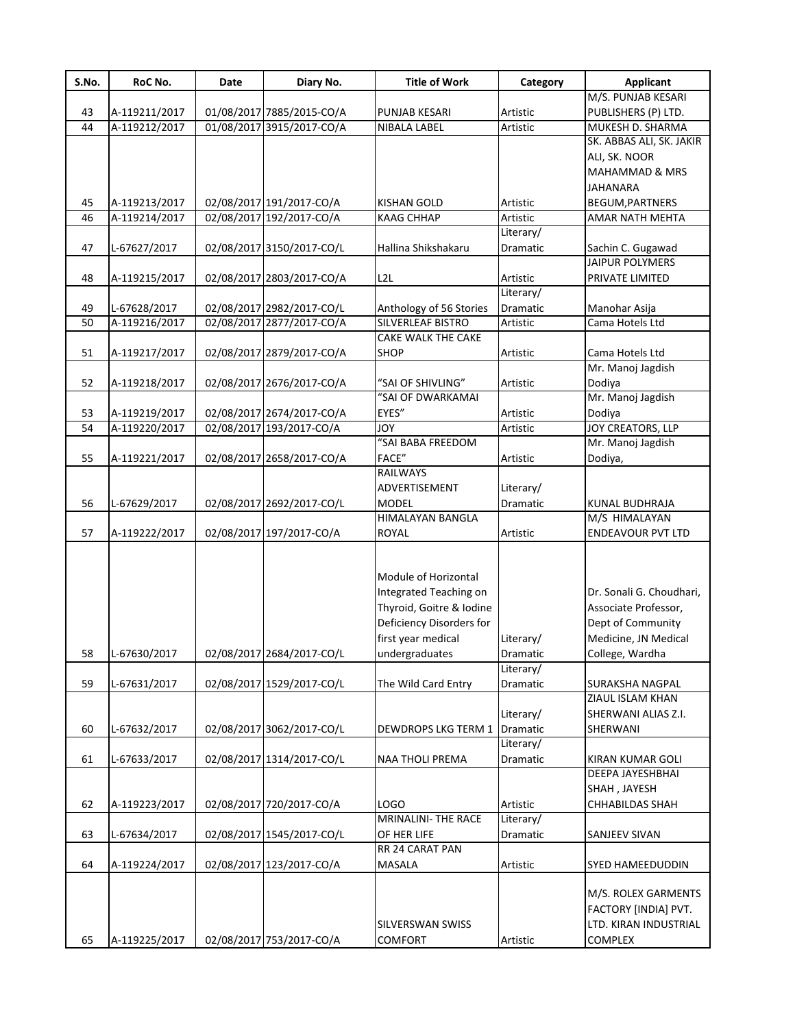| S.No. | RoC No. | Date | Diary No. | Title of Work | Category | Applicant |
|---|---|---|---|---|---|---|
| 43 | A-119211/2017 | 01/08/2017 | 7885/2015-CO/A | PUNJAB KESARI | Artistic | M/S. PUNJAB KESARI PUBLISHERS (P) LTD. |
| 44 | A-119212/2017 | 01/08/2017 | 3915/2017-CO/A | NIBALA LABEL | Artistic | MUKESH D. SHARMA |
| 45 | A-119213/2017 | 02/08/2017 | 191/2017-CO/A | KISHAN GOLD | Artistic | SK. ABBAS ALI, SK. JAKIR ALI, SK. NOOR MAHAMMAD & MRS JAHANARA BEGUM,PARTNERS |
| 46 | A-119214/2017 | 02/08/2017 | 192/2017-CO/A | KAAG CHHAP | Artistic | AMAR NATH MEHTA |
| 47 | L-67627/2017 | 02/08/2017 | 3150/2017-CO/L | Hallina Shikshakaru | Literary/ Dramatic | Sachin C. Gugawad |
| 48 | A-119215/2017 | 02/08/2017 | 2803/2017-CO/A | L2L | Artistic | JAIPUR POLYMERS PRIVATE LIMITED |
| 49 | L-67628/2017 | 02/08/2017 | 2982/2017-CO/L | Anthology of 56 Stories | Literary/ Dramatic | Manohar Asija |
| 50 | A-119216/2017 | 02/08/2017 | 2877/2017-CO/A | SILVERLEAF BISTRO | Artistic | Cama Hotels Ltd |
| 51 | A-119217/2017 | 02/08/2017 | 2879/2017-CO/A | CAKE WALK THE CAKE SHOP | Artistic | Cama Hotels Ltd |
| 52 | A-119218/2017 | 02/08/2017 | 2676/2017-CO/A | "SAI OF SHIVLING" | Artistic | Mr. Manoj Jagdish Dodiya |
| 53 | A-119219/2017 | 02/08/2017 | 2674/2017-CO/A | "SAI OF DWARKAMAI EYES" | Artistic | Mr. Manoj Jagdish Dodiya |
| 54 | A-119220/2017 | 02/08/2017 | 193/2017-CO/A | JOY | Artistic | JOY CREATORS, LLP |
| 55 | A-119221/2017 | 02/08/2017 | 2658/2017-CO/A | "SAI BABA FREEDOM FACE" | Artistic | Mr. Manoj Jagdish Dodiya, |
| 56 | L-67629/2017 | 02/08/2017 | 2692/2017-CO/L | RAILWAYS ADVERTISEMENT MODEL | Literary/ Dramatic | KUNAL BUDHRAJA |
| 57 | A-119222/2017 | 02/08/2017 | 197/2017-CO/A | HIMALAYAN BANGLA ROYAL | Artistic | M/S HIMALAYAN ENDEAVOUR PVT LTD |
| 58 | L-67630/2017 | 02/08/2017 | 2684/2017-CO/L | Module of Horizontal Integrated Teaching on Thyroid, Goitre & Iodine Deficiency Disorders for first year medical undergraduates | Literary/ Dramatic | Dr. Sonali G. Choudhari, Associate Professor, Dept of Community Medicine, JN Medical College, Wardha |
| 59 | L-67631/2017 | 02/08/2017 | 1529/2017-CO/L | The Wild Card Entry | Literary/ Dramatic | SURAKSHA NAGPAL |
| 60 | L-67632/2017 | 02/08/2017 | 3062/2017-CO/L | DEWDROPS LKG TERM 1 | Literary/ Dramatic | ZIAUL ISLAM KHAN SHERWANI ALIAS Z.I. SHERWANI |
| 61 | L-67633/2017 | 02/08/2017 | 1314/2017-CO/L | NAA THOLI PREMA | Literary/ Dramatic | KIRAN KUMAR GOLI |
| 62 | A-119223/2017 | 02/08/2017 | 720/2017-CO/A | LOGO | Artistic | DEEPA JAYESHBHAI SHAH , JAYESH CHHABILDAS SHAH |
| 63 | L-67634/2017 | 02/08/2017 | 1545/2017-CO/L | MRINALINI- THE RACE OF HER LIFE | Literary/ Dramatic | SANJEEV SIVAN |
| 64 | A-119224/2017 | 02/08/2017 | 123/2017-CO/A | RR 24 CARAT PAN MASALA | Artistic | SYED HAMEEDUDDIN |
| 65 | A-119225/2017 | 02/08/2017 | 753/2017-CO/A | SILVERSWAN SWISS COMFORT | Artistic | M/S. ROLEX GARMENTS FACTORY [INDIA] PVT. LTD. KIRAN INDUSTRIAL COMPLEX |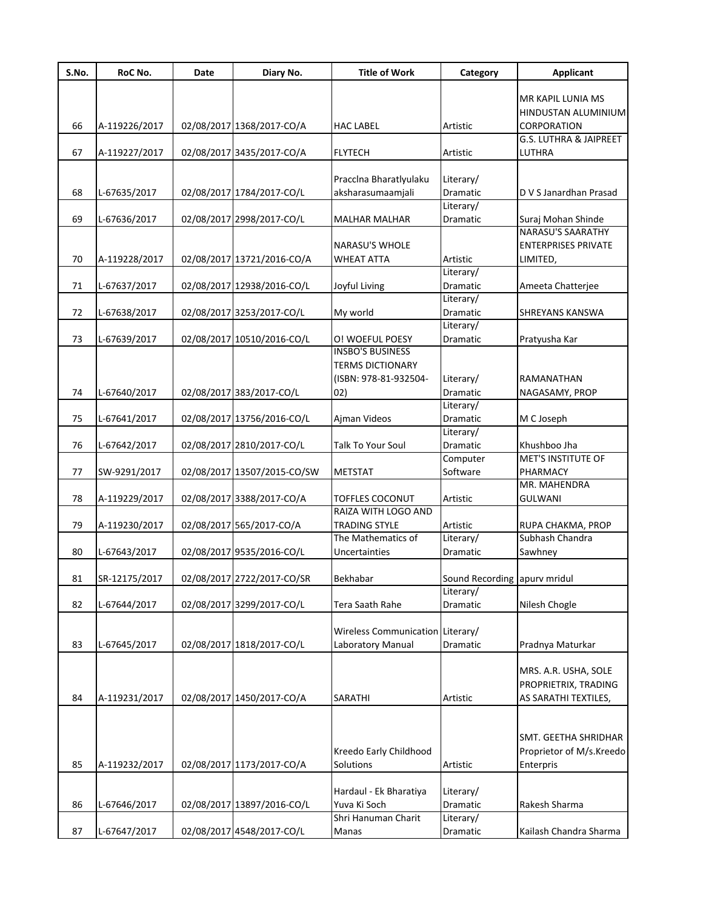| S.No. | RoC No. | Date | Diary No. | Title of Work | Category | Applicant |
|---|---|---|---|---|---|---|
| 66 | A-119226/2017 | 02/08/2017 | 1368/2017-CO/A | HAC LABEL | Artistic | MR KAPIL LUNIA MS HINDUSTAN ALUMINIUM CORPORATION |
| 67 | A-119227/2017 | 02/08/2017 | 3435/2017-CO/A | FLYTECH | Artistic | G.S. LUTHRA & JAIPREET LUTHRA |
| 68 | L-67635/2017 | 02/08/2017 | 1784/2017-CO/L | Pracclna Bharatlyulaku aksharasumaamjali | Literary/ Dramatic | D V S Janardhan Prasad |
| 69 | L-67636/2017 | 02/08/2017 | 2998/2017-CO/L | MALHAR MALHAR | Literary/ Dramatic | Suraj Mohan Shinde |
| 70 | A-119228/2017 | 02/08/2017 | 13721/2016-CO/A | NARASU'S WHOLE WHEAT ATTA | Artistic | NARASU'S SAARATHY ENTERPRISES PRIVATE LIMITED, |
| 71 | L-67637/2017 | 02/08/2017 | 12938/2016-CO/L | Joyful Living | Literary/ Dramatic | Ameeta Chatterjee |
| 72 | L-67638/2017 | 02/08/2017 | 3253/2017-CO/L | My world | Literary/ Dramatic | SHREYANS KANSWA |
| 73 | L-67639/2017 | 02/08/2017 | 10510/2016-CO/L | O! WOEFUL POESY | Literary/ Dramatic | Pratyusha Kar |
| 74 | L-67640/2017 | 02/08/2017 | 383/2017-CO/L | INSBO'S BUSINESS TERMS DICTIONARY (ISBN: 978-81-932504-02) | Literary/ Dramatic | RAMANATHAN NAGASAMY, PROP |
| 75 | L-67641/2017 | 02/08/2017 | 13756/2016-CO/L | Ajman Videos | Literary/ Dramatic | M C Joseph |
| 76 | L-67642/2017 | 02/08/2017 | 2810/2017-CO/L | Talk To Your Soul | Literary/ Dramatic | Khushboo Jha |
| 77 | SW-9291/2017 | 02/08/2017 | 13507/2015-CO/SW | METSTAT | Computer Software | MET'S INSTITUTE OF PHARMACY |
| 78 | A-119229/2017 | 02/08/2017 | 3388/2017-CO/A | TOFFLES COCONUT | Artistic | MR. MAHENDRA GULWANI |
| 79 | A-119230/2017 | 02/08/2017 | 565/2017-CO/A | RAIZA WITH LOGO AND TRADING STYLE | Artistic | RUPA CHAKMA, PROP |
| 80 | L-67643/2017 | 02/08/2017 | 9535/2016-CO/L | The Mathematics of Uncertainties | Literary/ Dramatic | Subhash Chandra Sawhney |
| 81 | SR-12175/2017 | 02/08/2017 | 2722/2017-CO/SR | Bekhabar | Sound Recording | apurv mridul |
| 82 | L-67644/2017 | 02/08/2017 | 3299/2017-CO/L | Tera Saath Rahe | Literary/ Dramatic | Nilesh Chogle |
| 83 | L-67645/2017 | 02/08/2017 | 1818/2017-CO/L | Wireless Communication Laboratory Manual | Literary/ Dramatic | Pradnya Maturkar |
| 84 | A-119231/2017 | 02/08/2017 | 1450/2017-CO/A | SARATHI | Artistic | MRS. A.R. USHA, SOLE PROPRIETRIX, TRADING AS SARATHI TEXTILES, |
| 85 | A-119232/2017 | 02/08/2017 | 1173/2017-CO/A | Kreedo Early Childhood Solutions | Artistic | SMT. GEETHA SHRIDHAR Proprietor of M/s.Kreedo Enterpris |
| 86 | L-67646/2017 | 02/08/2017 | 13897/2016-CO/L | Hardaul - Ek Bharatiya Yuva Ki Soch | Literary/ Dramatic | Rakesh Sharma |
| 87 | L-67647/2017 | 02/08/2017 | 4548/2017-CO/L | Shri Hanuman Charit Manas | Literary/ Dramatic | Kailash Chandra Sharma |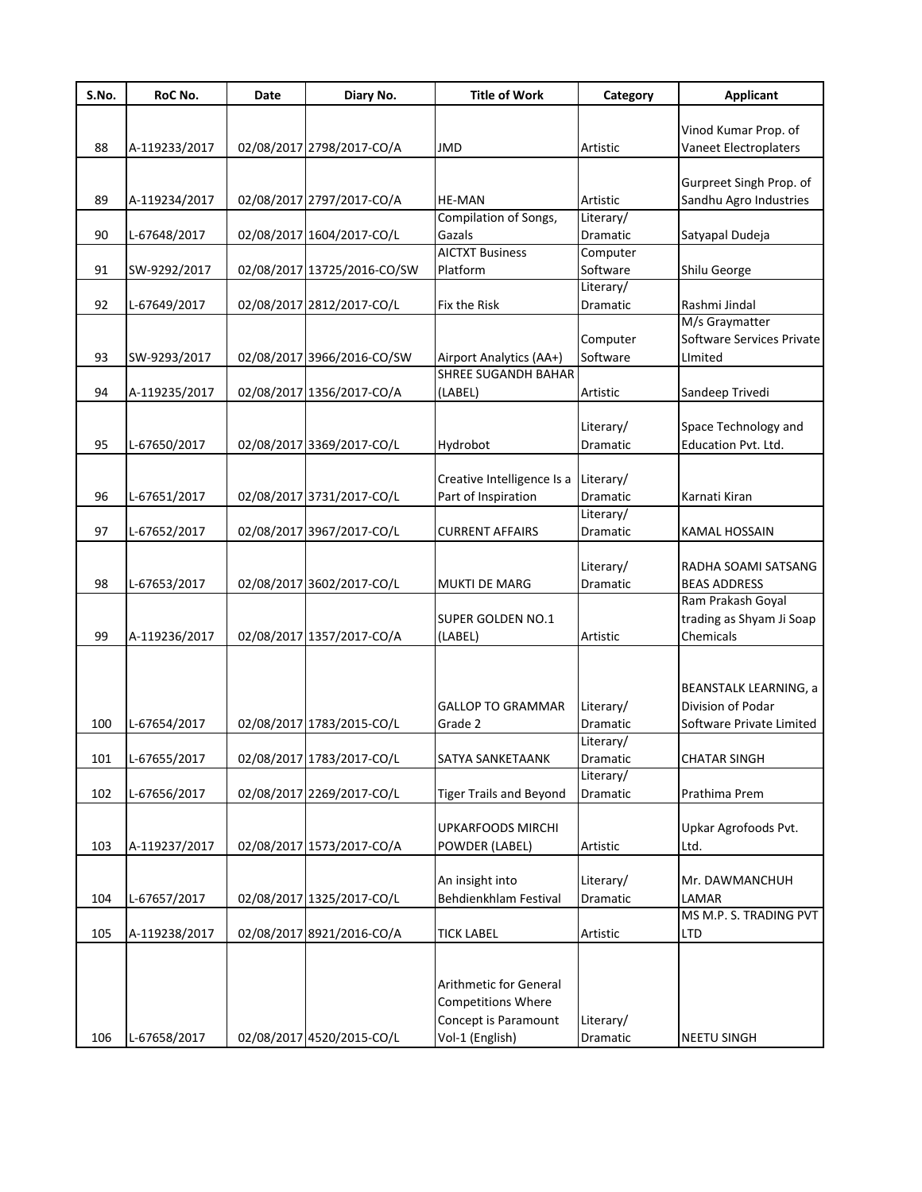| S.No. | RoC No. | Date | Diary No. | Title of Work | Category | Applicant |
|---|---|---|---|---|---|---|
| 88 | A-119233/2017 | 02/08/2017 | 2798/2017-CO/A | JMD | Artistic | Vinod Kumar Prop. of Vaneet Electroplaters |
| 89 | A-119234/2017 | 02/08/2017 | 2797/2017-CO/A | HE-MAN | Artistic | Gurpreet Singh Prop. of Sandhu Agro Industries |
| 90 | L-67648/2017 | 02/08/2017 | 1604/2017-CO/L | Compilation of Songs, Gazals | Literary/ Dramatic | Satyapal Dudeja |
| 91 | SW-9292/2017 | 02/08/2017 | 13725/2016-CO/SW | AICTXT Business Platform | Computer Software | Shilu George |
| 92 | L-67649/2017 | 02/08/2017 | 2812/2017-CO/L | Fix the Risk | Literary/ Dramatic | Rashmi Jindal |
| 93 | SW-9293/2017 | 02/08/2017 | 3966/2016-CO/SW | Airport Analytics (AA+) | Computer Software | M/s Graymatter Software Services Private LImited |
| 94 | A-119235/2017 | 02/08/2017 | 1356/2017-CO/A | SHREE SUGANDH BAHAR (LABEL) | Artistic | Sandeep Trivedi |
| 95 | L-67650/2017 | 02/08/2017 | 3369/2017-CO/L | Hydrobot | Literary/ Dramatic | Space Technology and Education Pvt. Ltd. |
| 96 | L-67651/2017 | 02/08/2017 | 3731/2017-CO/L | Creative Intelligence Is a Part of Inspiration | Literary/ Dramatic | Karnati Kiran |
| 97 | L-67652/2017 | 02/08/2017 | 3967/2017-CO/L | CURRENT AFFAIRS | Literary/ Dramatic | KAMAL HOSSAIN |
| 98 | L-67653/2017 | 02/08/2017 | 3602/2017-CO/L | MUKTI DE MARG | Literary/ Dramatic | RADHA SOAMI SATSANG BEAS ADDRESS |
| 99 | A-119236/2017 | 02/08/2017 | 1357/2017-CO/A | SUPER GOLDEN NO.1 (LABEL) | Artistic | Ram Prakash Goyal trading as Shyam Ji Soap Chemicals |
| 100 | L-67654/2017 | 02/08/2017 | 1783/2015-CO/L | GALLOP TO GRAMMAR Grade 2 | Literary/ Dramatic | BEANSTALK LEARNING, a Division of Podar Software Private Limited |
| 101 | L-67655/2017 | 02/08/2017 | 1783/2017-CO/L | SATYA SANKETAANK | Literary/ Dramatic | CHATAR SINGH |
| 102 | L-67656/2017 | 02/08/2017 | 2269/2017-CO/L | Tiger Trails and Beyond | Literary/ Dramatic | Prathima Prem |
| 103 | A-119237/2017 | 02/08/2017 | 1573/2017-CO/A | UPKARFOODS MIRCHI POWDER (LABEL) | Artistic | Upkar Agrofoods Pvt. Ltd. |
| 104 | L-67657/2017 | 02/08/2017 | 1325/2017-CO/L | An insight into Behdienkhlam Festival | Literary/ Dramatic | Mr. DAWMANCHUH LAMAR |
| 105 | A-119238/2017 | 02/08/2017 | 8921/2016-CO/A | TICK LABEL | Artistic | MS M.P. S. TRADING PVT LTD |
| 106 | L-67658/2017 | 02/08/2017 | 4520/2015-CO/L | Arithmetic for General Competitions Where Concept is Paramount Vol-1 (English) | Literary/ Dramatic | NEETU SINGH |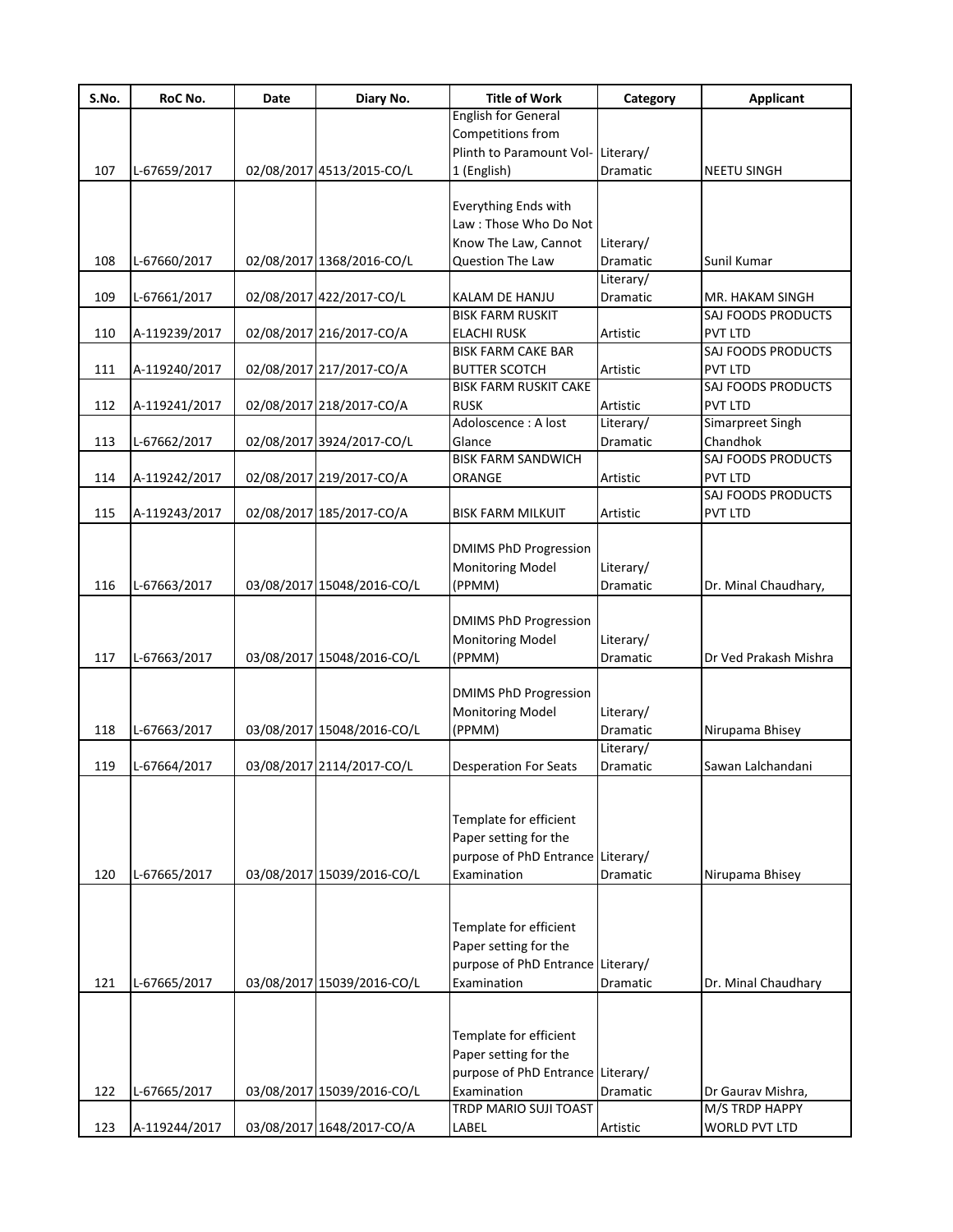| S.No. | RoC No. | Date | Diary No. | Title of Work | Category | Applicant |
|---|---|---|---|---|---|---|
| 107 | L-67659/2017 | 02/08/2017 | 4513/2015-CO/L | English for General Competitions from Plinth to Paramount Vol-1 (English) | Literary/ Dramatic | NEETU SINGH |
| 108 | L-67660/2017 | 02/08/2017 | 1368/2016-CO/L | Everything Ends with Law : Those Who Do Not Know The Law, Cannot Question The Law | Literary/ Dramatic | Sunil Kumar |
| 109 | L-67661/2017 | 02/08/2017 | 422/2017-CO/L | KALAM DE HANJU | Literary/ Dramatic | MR. HAKAM SINGH |
| 110 | A-119239/2017 | 02/08/2017 | 216/2017-CO/A | BISK FARM RUSKIT ELACHI RUSK | Artistic | SAJ FOODS PRODUCTS PVT LTD |
| 111 | A-119240/2017 | 02/08/2017 | 217/2017-CO/A | BISK FARM CAKE BAR BUTTER SCOTCH | Artistic | SAJ FOODS PRODUCTS PVT LTD |
| 112 | A-119241/2017 | 02/08/2017 | 218/2017-CO/A | BISK FARM RUSKIT CAKE RUSK | Artistic | SAJ FOODS PRODUCTS PVT LTD |
| 113 | L-67662/2017 | 02/08/2017 | 3924/2017-CO/L | Adoloscence : A lost Glance | Literary/ Dramatic | Simarpreet Singh Chandhok |
| 114 | A-119242/2017 | 02/08/2017 | 219/2017-CO/A | BISK FARM SANDWICH ORANGE | Artistic | SAJ FOODS PRODUCTS PVT LTD |
| 115 | A-119243/2017 | 02/08/2017 | 185/2017-CO/A | BISK FARM MILKUIT | Artistic | SAJ FOODS PRODUCTS PVT LTD |
| 116 | L-67663/2017 | 03/08/2017 | 15048/2016-CO/L | DMIMS PhD Progression Monitoring Model (PPMM) | Literary/ Dramatic | Dr. Minal Chaudhary, |
| 117 | L-67663/2017 | 03/08/2017 | 15048/2016-CO/L | DMIMS PhD Progression Monitoring Model (PPMM) | Literary/ Dramatic | Dr Ved Prakash Mishra |
| 118 | L-67663/2017 | 03/08/2017 | 15048/2016-CO/L | DMIMS PhD Progression Monitoring Model (PPMM) | Literary/ Dramatic | Nirupama Bhisey |
| 119 | L-67664/2017 | 03/08/2017 | 2114/2017-CO/L | Desperation For Seats | Literary/ Dramatic | Sawan Lalchandani |
| 120 | L-67665/2017 | 03/08/2017 | 15039/2016-CO/L | Template for efficient Paper setting for the purpose of PhD Entrance Examination | Literary/ Dramatic | Nirupama Bhisey |
| 121 | L-67665/2017 | 03/08/2017 | 15039/2016-CO/L | Template for efficient Paper setting for the purpose of PhD Entrance Examination | Literary/ Dramatic | Dr. Minal Chaudhary |
| 122 | L-67665/2017 | 03/08/2017 | 15039/2016-CO/L | Template for efficient Paper setting for the purpose of PhD Entrance Examination | Literary/ Dramatic | Dr Gaurav Mishra, |
| 123 | A-119244/2017 | 03/08/2017 | 1648/2017-CO/A | TRDP MARIO SUJI TOAST LABEL | Artistic | M/S TRDP HAPPY WORLD PVT LTD |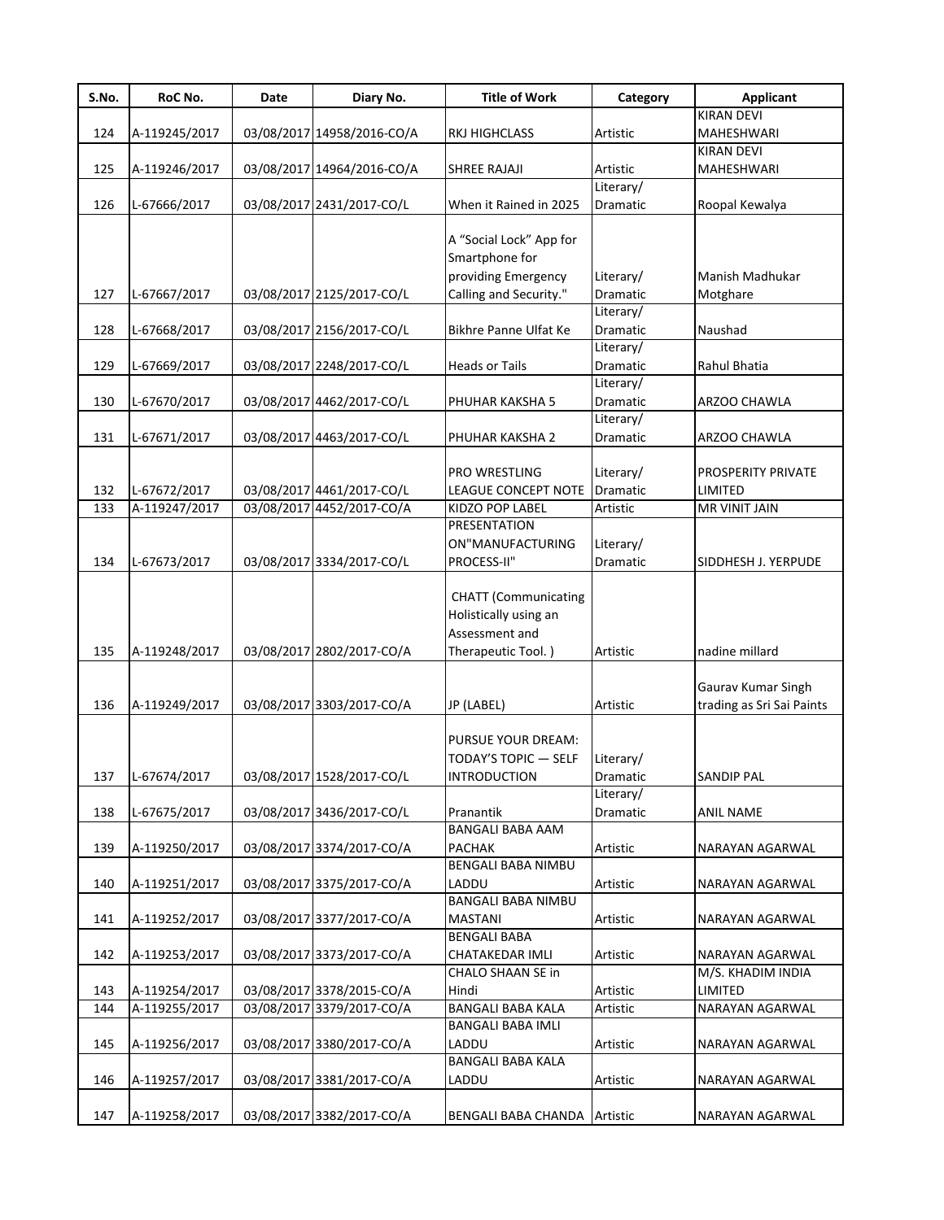| S.No. | RoC No. | Date | Diary No. | Title of Work | Category | Applicant |
|---|---|---|---|---|---|---|
| 124 | A-119245/2017 | 03/08/2017 | 14958/2016-CO/A | RKJ HIGHCLASS | Artistic | KIRAN DEVI MAHESHWARI |
| 125 | A-119246/2017 | 03/08/2017 | 14964/2016-CO/A | SHREE RAJAJI | Artistic | KIRAN DEVI MAHESHWARI |
| 126 | L-67666/2017 | 03/08/2017 | 2431/2017-CO/L | When it Rained in 2025 | Literary/ Dramatic | Roopal Kewalya |
| 127 | L-67667/2017 | 03/08/2017 | 2125/2017-CO/L | A "Social Lock" App for Smartphone for providing Emergency Calling and Security." | Literary/ Dramatic | Manish Madhukar Motghare |
| 128 | L-67668/2017 | 03/08/2017 | 2156/2017-CO/L | Bikhre Panne Ulfat Ke | Literary/ Dramatic | Naushad |
| 129 | L-67669/2017 | 03/08/2017 | 2248/2017-CO/L | Heads or Tails | Literary/ Dramatic | Rahul Bhatia |
| 130 | L-67670/2017 | 03/08/2017 | 4462/2017-CO/L | PHUHAR KAKSHA 5 | Literary/ Dramatic | ARZOO CHAWLA |
| 131 | L-67671/2017 | 03/08/2017 | 4463/2017-CO/L | PHUHAR KAKSHA 2 | Literary/ Dramatic | ARZOO CHAWLA |
| 132 | L-67672/2017 | 03/08/2017 | 4461/2017-CO/L | PRO WRESTLING LEAGUE CONCEPT NOTE | Literary/ Dramatic | PROSPERITY PRIVATE LIMITED |
| 133 | A-119247/2017 | 03/08/2017 | 4452/2017-CO/A | KIDZO POP LABEL | Artistic | MR VINIT JAIN |
| 134 | L-67673/2017 | 03/08/2017 | 3334/2017-CO/L | PRESENTATION ON"MANUFACTURING PROCESS-II" | Literary/ Dramatic | SIDDHESH J. YERPUDE |
| 135 | A-119248/2017 | 03/08/2017 | 2802/2017-CO/A | CHATT (Communicating Holistically using an Assessment and Therapeutic Tool. ) | Artistic | nadine millard |
| 136 | A-119249/2017 | 03/08/2017 | 3303/2017-CO/A | JP (LABEL) | Artistic | Gaurav Kumar Singh trading as Sri Sai Paints |
| 137 | L-67674/2017 | 03/08/2017 | 1528/2017-CO/L | PURSUE YOUR DREAM: TODAY'S TOPIC — SELF INTRODUCTION | Literary/ Dramatic | SANDIP PAL |
| 138 | L-67675/2017 | 03/08/2017 | 3436/2017-CO/L | Pranantik | Literary/ Dramatic | ANIL NAME |
| 139 | A-119250/2017 | 03/08/2017 | 3374/2017-CO/A | BANGALI BABA AAM PACHAK | Artistic | NARAYAN AGARWAL |
| 140 | A-119251/2017 | 03/08/2017 | 3375/2017-CO/A | BENGALI BABA NIMBU LADDU | Artistic | NARAYAN AGARWAL |
| 141 | A-119252/2017 | 03/08/2017 | 3377/2017-CO/A | BANGALI BABA NIMBU MASTANI | Artistic | NARAYAN AGARWAL |
| 142 | A-119253/2017 | 03/08/2017 | 3373/2017-CO/A | BENGALI BABA CHATAKEDAR IMLI | Artistic | NARAYAN AGARWAL |
| 143 | A-119254/2017 | 03/08/2017 | 3378/2015-CO/A | CHALO SHAAN SE in Hindi | Artistic | M/S. KHADIM INDIA LIMITED |
| 144 | A-119255/2017 | 03/08/2017 | 3379/2017-CO/A | BANGALI BABA KALA | Artistic | NARAYAN AGARWAL |
| 145 | A-119256/2017 | 03/08/2017 | 3380/2017-CO/A | BANGALI BABA IMLI LADDU | Artistic | NARAYAN AGARWAL |
| 146 | A-119257/2017 | 03/08/2017 | 3381/2017-CO/A | BANGALI BABA KALA LADDU | Artistic | NARAYAN AGARWAL |
| 147 | A-119258/2017 | 03/08/2017 | 3382/2017-CO/A | BENGALI BABA CHANDA | Artistic | NARAYAN AGARWAL |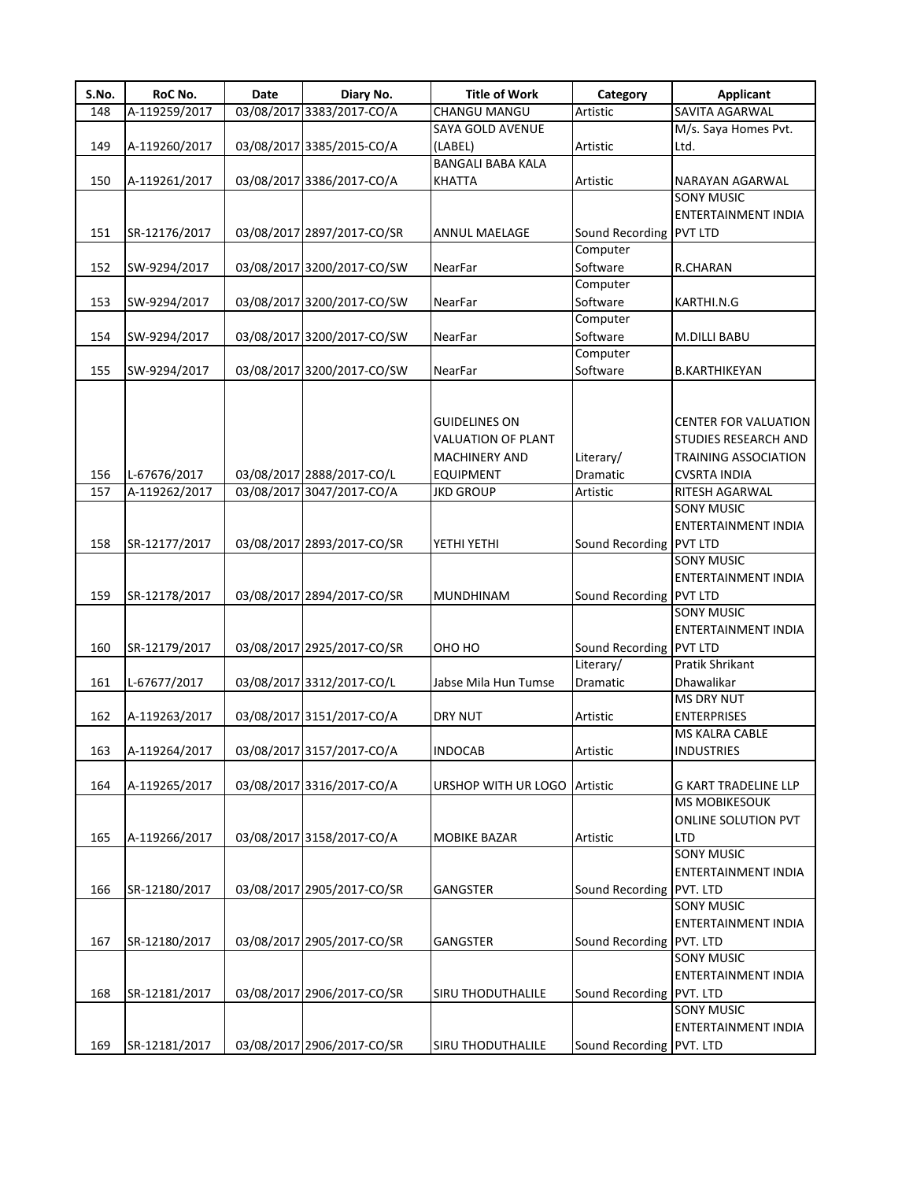| S.No. | RoC No. | Date | Diary No. | Title of Work | Category | Applicant |
|---|---|---|---|---|---|---|
| 148 | A-119259/2017 | 03/08/2017 | 3383/2017-CO/A | CHANGU MANGU | Artistic | SAVITA AGARWAL |
| 149 | A-119260/2017 | 03/08/2017 | 3385/2015-CO/A | SAYA GOLD AVENUE (LABEL) | Artistic | M/s. Saya Homes Pvt. Ltd. |
| 150 | A-119261/2017 | 03/08/2017 | 3386/2017-CO/A | BANGALI BABA KALA KHATTA | Artistic | NARAYAN AGARWAL |
| 151 | SR-12176/2017 | 03/08/2017 | 2897/2017-CO/SR | ANNUL MAELAGE | Sound Recording | SONY MUSIC ENTERTAINMENT INDIA PVT LTD |
| 152 | SW-9294/2017 | 03/08/2017 | 3200/2017-CO/SW | NearFar | Computer Software | R.CHARAN |
| 153 | SW-9294/2017 | 03/08/2017 | 3200/2017-CO/SW | NearFar | Computer Software | KARTHI.N.G |
| 154 | SW-9294/2017 | 03/08/2017 | 3200/2017-CO/SW | NearFar | Computer Software | M.DILLI BABU |
| 155 | SW-9294/2017 | 03/08/2017 | 3200/2017-CO/SW | NearFar | Computer Software | B.KARTHIKEYAN |
| 156 | L-67676/2017 | 03/08/2017 | 2888/2017-CO/L | GUIDELINES ON VALUATION OF PLANT MACHINERY AND EQUIPMENT | Literary/ Dramatic | CENTER FOR VALUATION STUDIES RESEARCH AND TRAINING ASSOCIATION CVSRTA INDIA |
| 157 | A-119262/2017 | 03/08/2017 | 3047/2017-CO/A | JKD GROUP | Artistic | RITESH AGARWAL |
| 158 | SR-12177/2017 | 03/08/2017 | 2893/2017-CO/SR | YETHI YETHI | Sound Recording | SONY MUSIC ENTERTAINMENT INDIA PVT LTD |
| 159 | SR-12178/2017 | 03/08/2017 | 2894/2017-CO/SR | MUNDHINAM | Sound Recording | SONY MUSIC ENTERTAINMENT INDIA PVT LTD |
| 160 | SR-12179/2017 | 03/08/2017 | 2925/2017-CO/SR | OHO HO | Sound Recording | SONY MUSIC ENTERTAINMENT INDIA PVT LTD |
| 161 | L-67677/2017 | 03/08/2017 | 3312/2017-CO/L | Jabse Mila Hun Tumse | Literary/ Dramatic | Pratik Shrikant Dhawalikar |
| 162 | A-119263/2017 | 03/08/2017 | 3151/2017-CO/A | DRY NUT | Artistic | MS DRY NUT ENTERPRISES |
| 163 | A-119264/2017 | 03/08/2017 | 3157/2017-CO/A | INDOCAB | Artistic | MS KALRA CABLE INDUSTRIES |
| 164 | A-119265/2017 | 03/08/2017 | 3316/2017-CO/A | URSHOP WITH UR LOGO | Artistic | G KART TRADELINE LLP |
| 165 | A-119266/2017 | 03/08/2017 | 3158/2017-CO/A | MOBIKE BAZAR | Artistic | MS MOBIKESOUK ONLINE SOLUTION PVT LTD |
| 166 | SR-12180/2017 | 03/08/2017 | 2905/2017-CO/SR | GANGSTER | Sound Recording | SONY MUSIC ENTERTAINMENT INDIA PVT. LTD |
| 167 | SR-12180/2017 | 03/08/2017 | 2905/2017-CO/SR | GANGSTER | Sound Recording | SONY MUSIC ENTERTAINMENT INDIA PVT. LTD |
| 168 | SR-12181/2017 | 03/08/2017 | 2906/2017-CO/SR | SIRU THODUTHALILE | Sound Recording | SONY MUSIC ENTERTAINMENT INDIA PVT. LTD |
| 169 | SR-12181/2017 | 03/08/2017 | 2906/2017-CO/SR | SIRU THODUTHALILE | Sound Recording | SONY MUSIC ENTERTAINMENT INDIA PVT. LTD |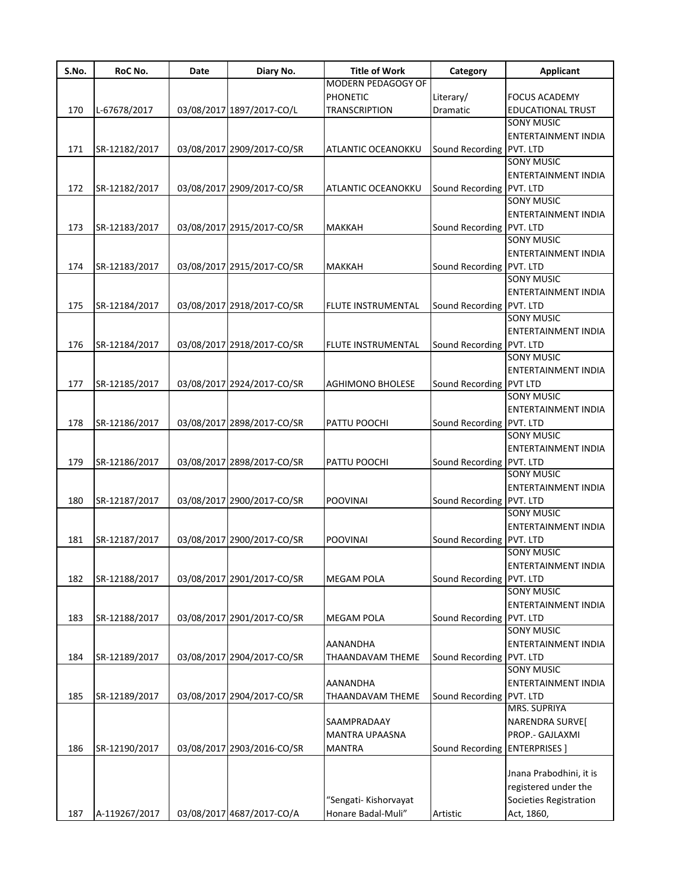| S.No. | RoC No. | Date | Diary No. | Title of Work | Category | Applicant |
|---|---|---|---|---|---|---|
| 170 | L-67678/2017 | 03/08/2017 | 1897/2017-CO/L | MODERN PEDAGOGY OF PHONETIC TRANSCRIPTION | Literary/ Dramatic | FOCUS ACADEMY EDUCATIONAL TRUST |
| 171 | SR-12182/2017 | 03/08/2017 | 2909/2017-CO/SR | ATLANTIC OCEANOKKU | Sound Recording | SONY MUSIC ENTERTAINMENT INDIA PVT. LTD |
| 172 | SR-12182/2017 | 03/08/2017 | 2909/2017-CO/SR | ATLANTIC OCEANOKKU | Sound Recording | SONY MUSIC ENTERTAINMENT INDIA PVT. LTD |
| 173 | SR-12183/2017 | 03/08/2017 | 2915/2017-CO/SR | MAKKAH | Sound Recording | SONY MUSIC ENTERTAINMENT INDIA PVT. LTD |
| 174 | SR-12183/2017 | 03/08/2017 | 2915/2017-CO/SR | MAKKAH | Sound Recording | SONY MUSIC ENTERTAINMENT INDIA PVT. LTD |
| 175 | SR-12184/2017 | 03/08/2017 | 2918/2017-CO/SR | FLUTE INSTRUMENTAL | Sound Recording | SONY MUSIC ENTERTAINMENT INDIA PVT. LTD |
| 176 | SR-12184/2017 | 03/08/2017 | 2918/2017-CO/SR | FLUTE INSTRUMENTAL | Sound Recording | SONY MUSIC ENTERTAINMENT INDIA PVT. LTD |
| 177 | SR-12185/2017 | 03/08/2017 | 2924/2017-CO/SR | AGHIMONO BHOLESE | Sound Recording | SONY MUSIC ENTERTAINMENT INDIA PVT LTD |
| 178 | SR-12186/2017 | 03/08/2017 | 2898/2017-CO/SR | PATTU POOCHI | Sound Recording | SONY MUSIC ENTERTAINMENT INDIA PVT. LTD |
| 179 | SR-12186/2017 | 03/08/2017 | 2898/2017-CO/SR | PATTU POOCHI | Sound Recording | SONY MUSIC ENTERTAINMENT INDIA PVT. LTD |
| 180 | SR-12187/2017 | 03/08/2017 | 2900/2017-CO/SR | POOVINAI | Sound Recording | SONY MUSIC ENTERTAINMENT INDIA PVT. LTD |
| 181 | SR-12187/2017 | 03/08/2017 | 2900/2017-CO/SR | POOVINAI | Sound Recording | SONY MUSIC ENTERTAINMENT INDIA PVT. LTD |
| 182 | SR-12188/2017 | 03/08/2017 | 2901/2017-CO/SR | MEGAM POLA | Sound Recording | SONY MUSIC ENTERTAINMENT INDIA PVT. LTD |
| 183 | SR-12188/2017 | 03/08/2017 | 2901/2017-CO/SR | MEGAM POLA | Sound Recording | SONY MUSIC ENTERTAINMENT INDIA PVT. LTD |
| 184 | SR-12189/2017 | 03/08/2017 | 2904/2017-CO/SR | AANANDHA THAANDAVAM THEME | Sound Recording | SONY MUSIC ENTERTAINMENT INDIA PVT. LTD |
| 185 | SR-12189/2017 | 03/08/2017 | 2904/2017-CO/SR | AANANDHA THAANDAVAM THEME | Sound Recording | SONY MUSIC ENTERTAINMENT INDIA PVT. LTD |
| 186 | SR-12190/2017 | 03/08/2017 | 2903/2016-CO/SR | SAAMPRADAAY MANTRA UPAASNA MANTRA | Sound Recording | MRS. SUPRIYA NARENDRA SURVE[ PROP.- GAJLAXMI ENTERPRISES ] |
| 187 | A-119267/2017 | 03/08/2017 | 4687/2017-CO/A | "Sengati- Kishorvayat Honare Badal-Muli" | Artistic | Jnana Prabodhini, it is registered under the Societies Registration Act, 1860, |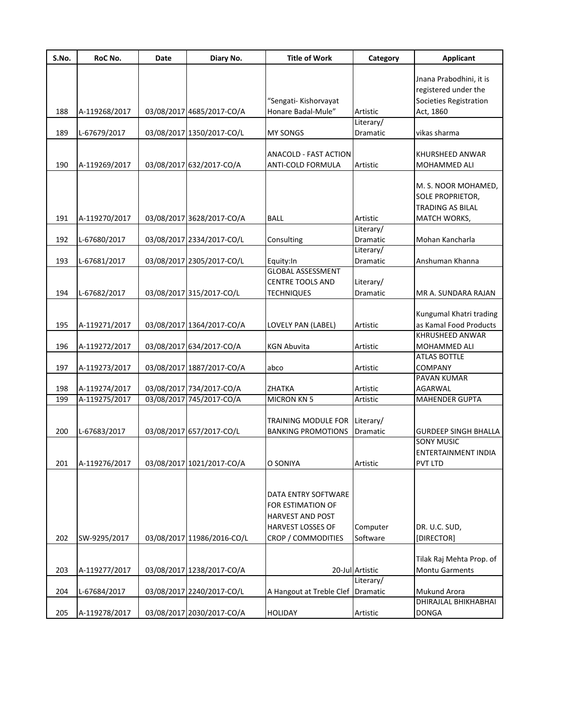| S.No. | RoC No. | Date | Diary No. | Title of Work | Category | Applicant |
|---|---|---|---|---|---|---|
| 188 | A-119268/2017 | 03/08/2017 | 4685/2017-CO/A | "Sengati- Kishorvayat Honare Badal-Mule" | Artistic | Jnana Prabodhini, it is registered under the Societies Registration Act, 1860 |
| 189 | L-67679/2017 | 03/08/2017 | 1350/2017-CO/L | MY SONGS | Literary/ Dramatic | vikas sharma |
| 190 | A-119269/2017 | 03/08/2017 | 632/2017-CO/A | ANACOLD - FAST ACTION ANTI-COLD FORMULA | Artistic | KHURSHEED ANWAR MOHAMMED ALI |
| 191 | A-119270/2017 | 03/08/2017 | 3628/2017-CO/A | BALL | Artistic | M. S. NOOR MOHAMED, SOLE PROPRIETOR, TRADING AS BILAL MATCH WORKS, |
| 192 | L-67680/2017 | 03/08/2017 | 2334/2017-CO/L | Consulting | Literary/ Dramatic | Mohan Kancharla |
| 193 | L-67681/2017 | 03/08/2017 | 2305/2017-CO/L | Equity:In | Literary/ Dramatic | Anshuman Khanna |
| 194 | L-67682/2017 | 03/08/2017 | 315/2017-CO/L | GLOBAL ASSESSMENT CENTRE TOOLS AND TECHNIQUES | Literary/ Dramatic | MR A. SUNDARA RAJAN |
| 195 | A-119271/2017 | 03/08/2017 | 1364/2017-CO/A | LOVELY PAN (LABEL) | Artistic | Kungumal Khatri trading as Kamal Food Products |
| 196 | A-119272/2017 | 03/08/2017 | 634/2017-CO/A | KGN Abuvita | Artistic | KHRUSHEED ANWAR MOHAMMED ALI |
| 197 | A-119273/2017 | 03/08/2017 | 1887/2017-CO/A | abco | Artistic | ATLAS BOTTLE COMPANY |
| 198 | A-119274/2017 | 03/08/2017 | 734/2017-CO/A | ZHATKA | Artistic | PAVAN KUMAR AGARWAL |
| 199 | A-119275/2017 | 03/08/2017 | 745/2017-CO/A | MICRON KN 5 | Artistic | MAHENDER GUPTA |
| 200 | L-67683/2017 | 03/08/2017 | 657/2017-CO/L | TRAINING MODULE FOR BANKING PROMOTIONS | Literary/ Dramatic | GURDEEP SINGH BHALLA |
| 201 | A-119276/2017 | 03/08/2017 | 1021/2017-CO/A | O SONIYA | Artistic | SONY MUSIC ENTERTAINMENT INDIA PVT LTD |
| 202 | SW-9295/2017 | 03/08/2017 | 11986/2016-CO/L | DATA ENTRY SOFTWARE FOR ESTIMATION OF HARVEST AND POST HARVEST LOSSES OF CROP / COMMODITIES | Computer Software | DR. U.C. SUD, [DIRECTOR] |
| 203 | A-119277/2017 | 03/08/2017 | 1238/2017-CO/A | 20-Jul | Artistic | Tilak Raj Mehta Prop. of Montu Garments |
| 204 | L-67684/2017 | 03/08/2017 | 2240/2017-CO/L | A Hangout at Treble Clef | Literary/ Dramatic | Mukund Arora |
| 205 | A-119278/2017 | 03/08/2017 | 2030/2017-CO/A | HOLIDAY | Artistic | DHIRAJLAL BHIKHABHAI DONGA |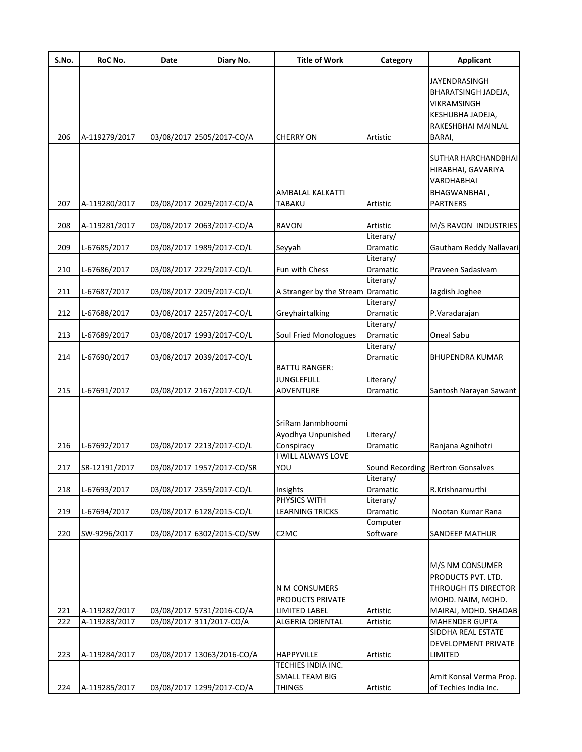| S.No. | RoC No. | Date | Diary No. | Title of Work | Category | Applicant |
|---|---|---|---|---|---|---|
| 206 | A-119279/2017 | 03/08/2017 | 2505/2017-CO/A | CHERRY ON | Artistic | JAYENDRASINGH BHARATSINGH JADEJA, VIKRAMSINGH KESHUBHA JADEJA, RAKESHBHAI MAINLAL BARAI, |
| 207 | A-119280/2017 | 03/08/2017 | 2029/2017-CO/A | AMBALAL KALKATTI TABAKU | Artistic | SUTHAR HARCHANDBHAI HIRABHAI, GAVARIYA VARDHABHAI BHAGWANBHAI , PARTNERS |
| 208 | A-119281/2017 | 03/08/2017 | 2063/2017-CO/A | RAVON | Artistic | M/S RAVON INDUSTRIES |
| 209 | L-67685/2017 | 03/08/2017 | 1989/2017-CO/L | Seyyah | Literary/ Dramatic | Gautham Reddy Nallavari |
| 210 | L-67686/2017 | 03/08/2017 | 2229/2017-CO/L | Fun with Chess | Literary/ Dramatic | Praveen Sadasivam |
| 211 | L-67687/2017 | 03/08/2017 | 2209/2017-CO/L | A Stranger by the Stream | Literary/ Dramatic | Jagdish Joghee |
| 212 | L-67688/2017 | 03/08/2017 | 2257/2017-CO/L | Greyhairtalking | Literary/ Dramatic | P.Varadarajan |
| 213 | L-67689/2017 | 03/08/2017 | 1993/2017-CO/L | Soul Fried Monologues | Literary/ Dramatic | Oneal Sabu |
| 214 | L-67690/2017 | 03/08/2017 | 2039/2017-CO/L | | Literary/ Dramatic | BHUPENDRA KUMAR |
| 215 | L-67691/2017 | 03/08/2017 | 2167/2017-CO/L | BATTU RANGER: JUNGLEFULL ADVENTURE | Literary/ Dramatic | Santosh Narayan Sawant |
| 216 | L-67692/2017 | 03/08/2017 | 2213/2017-CO/L | SriRam Janmbhoomi Ayodhya Unpunished Conspiracy | Literary/ Dramatic | Ranjana Agnihotri |
| 217 | SR-12191/2017 | 03/08/2017 | 1957/2017-CO/SR | I WILL ALWAYS LOVE YOU | Sound Recording | Bertron Gonsalves |
| 218 | L-67693/2017 | 03/08/2017 | 2359/2017-CO/L | Insights | Literary/ Dramatic | R.Krishnamurthi |
| 219 | L-67694/2017 | 03/08/2017 | 6128/2015-CO/L | PHYSICS WITH LEARNING TRICKS | Literary/ Dramatic | Nootan Kumar Rana |
| 220 | SW-9296/2017 | 03/08/2017 | 6302/2015-CO/SW | C2MC | Computer Software | SANDEEP MATHUR |
| 221 | A-119282/2017 | 03/08/2017 | 5731/2016-CO/A | N M CONSUMERS PRODUCTS PRIVATE LIMITED LABEL | Artistic | M/S NM CONSUMER PRODUCTS PVT. LTD. THROUGH ITS DIRECTOR MOHD. NAIM, MOHD. MAIRAJ, MOHD. SHADAB |
| 222 | A-119283/2017 | 03/08/2017 | 311/2017-CO/A | ALGERIA ORIENTAL | Artistic | MAHENDER GUPTA |
| 223 | A-119284/2017 | 03/08/2017 | 13063/2016-CO/A | HAPPYVILLE | Artistic | SIDDHA REAL ESTATE DEVELOPMENT PRIVATE LIMITED |
| 224 | A-119285/2017 | 03/08/2017 | 1299/2017-CO/A | TECHIES INDIA INC. SMALL TEAM BIG THINGS | Artistic | Amit Konsal Verma Prop. of Techies India Inc. |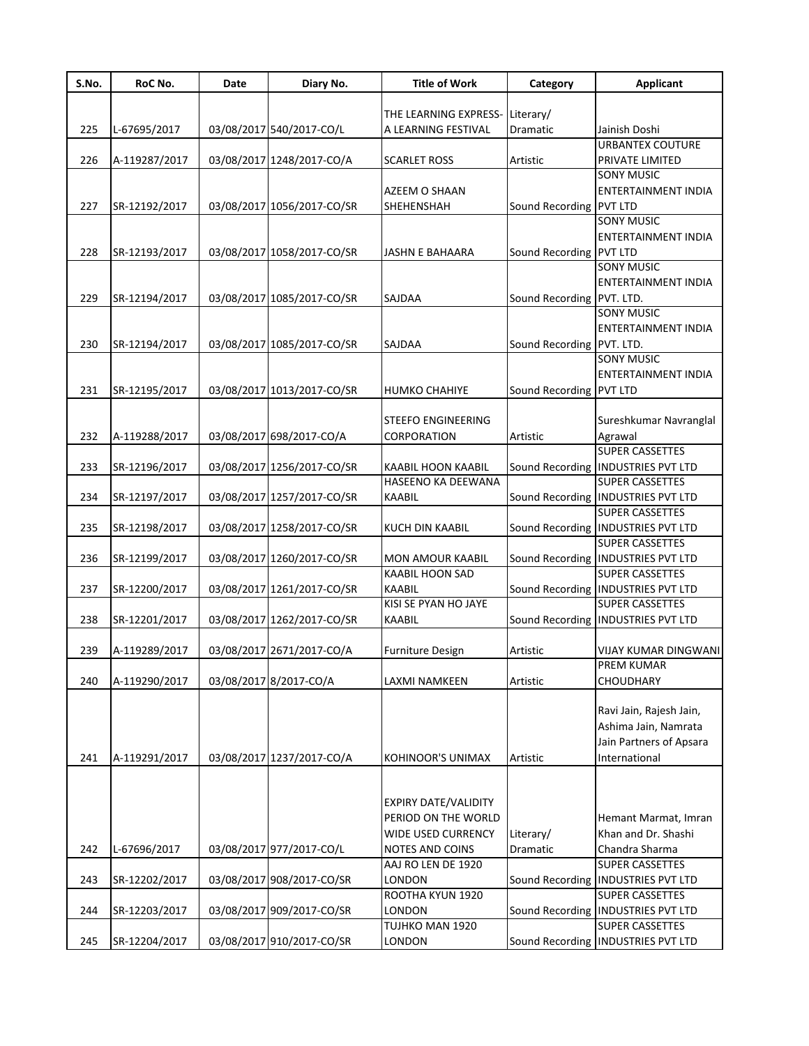| S.No. | RoC No. | Date | Diary No. | Title of Work | Category | Applicant |
|---|---|---|---|---|---|---|
| 225 | L-67695/2017 | 03/08/2017 | 540/2017-CO/L | THE LEARNING EXPRESS- A LEARNING FESTIVAL | Literary/ Dramatic | Jainish Doshi |
| 226 | A-119287/2017 | 03/08/2017 | 1248/2017-CO/A | SCARLET ROSS | Artistic | URBANTEX COUTURE PRIVATE LIMITED |
| 227 | SR-12192/2017 | 03/08/2017 | 1056/2017-CO/SR | AZEEM O SHAAN SHEHENSHAH | Sound Recording | SONY MUSIC ENTERTAINMENT INDIA PVT LTD |
| 228 | SR-12193/2017 | 03/08/2017 | 1058/2017-CO/SR | JASHN E BAHAARA | Sound Recording | SONY MUSIC ENTERTAINMENT INDIA PVT LTD |
| 229 | SR-12194/2017 | 03/08/2017 | 1085/2017-CO/SR | SAJDAA | Sound Recording | SONY MUSIC ENTERTAINMENT INDIA PVT. LTD. |
| 230 | SR-12194/2017 | 03/08/2017 | 1085/2017-CO/SR | SAJDAA | Sound Recording | SONY MUSIC ENTERTAINMENT INDIA PVT. LTD. |
| 231 | SR-12195/2017 | 03/08/2017 | 1013/2017-CO/SR | HUMKO CHAHIYE | Sound Recording | SONY MUSIC ENTERTAINMENT INDIA PVT LTD |
| 232 | A-119288/2017 | 03/08/2017 | 698/2017-CO/A | STEEFO ENGINEERING CORPORATION | Artistic | Sureshkumar Navranglal Agrawal |
| 233 | SR-12196/2017 | 03/08/2017 | 1256/2017-CO/SR | KAABIL HOON KAABIL | Sound Recording | SUPER CASSETTES INDUSTRIES PVT LTD |
| 234 | SR-12197/2017 | 03/08/2017 | 1257/2017-CO/SR | HASEENO KA DEEWANA KAABIL | Sound Recording | SUPER CASSETTES INDUSTRIES PVT LTD |
| 235 | SR-12198/2017 | 03/08/2017 | 1258/2017-CO/SR | KUCH DIN KAABIL | Sound Recording | SUPER CASSETTES INDUSTRIES PVT LTD |
| 236 | SR-12199/2017 | 03/08/2017 | 1260/2017-CO/SR | MON AMOUR KAABIL | Sound Recording | SUPER CASSETTES INDUSTRIES PVT LTD |
| 237 | SR-12200/2017 | 03/08/2017 | 1261/2017-CO/SR | KAABIL HOON SAD KAABIL | Sound Recording | SUPER CASSETTES INDUSTRIES PVT LTD |
| 238 | SR-12201/2017 | 03/08/2017 | 1262/2017-CO/SR | KISI SE PYAN HO JAYE KAABIL | Sound Recording | SUPER CASSETTES INDUSTRIES PVT LTD |
| 239 | A-119289/2017 | 03/08/2017 | 2671/2017-CO/A | Furniture Design | Artistic | VIJAY KUMAR DINGWANI |
| 240 | A-119290/2017 | 03/08/2017 | 8/2017-CO/A | LAXMI NAMKEEN | Artistic | PREM KUMAR CHOUDHARY |
| 241 | A-119291/2017 | 03/08/2017 | 1237/2017-CO/A | KOHINOOR'S UNIMAX | Artistic | Ravi Jain, Rajesh Jain, Ashima Jain, Namrata Jain Partners of Apsara International |
| 242 | L-67696/2017 | 03/08/2017 | 977/2017-CO/L | EXPIRY DATE/VALIDITY PERIOD ON THE WORLD WIDE USED CURRENCY NOTES AND COINS | Literary/ Dramatic | Hemant Marmat, Imran Khan and Dr. Shashi Chandra Sharma |
| 243 | SR-12202/2017 | 03/08/2017 | 908/2017-CO/SR | AAJ RO LEN DE 1920 LONDON | Sound Recording | SUPER CASSETTES INDUSTRIES PVT LTD |
| 244 | SR-12203/2017 | 03/08/2017 | 909/2017-CO/SR | ROOTHA KYUN 1920 LONDON | Sound Recording | SUPER CASSETTES INDUSTRIES PVT LTD |
| 245 | SR-12204/2017 | 03/08/2017 | 910/2017-CO/SR | TUJHKO MAN 1920 LONDON | Sound Recording | SUPER CASSETTES INDUSTRIES PVT LTD |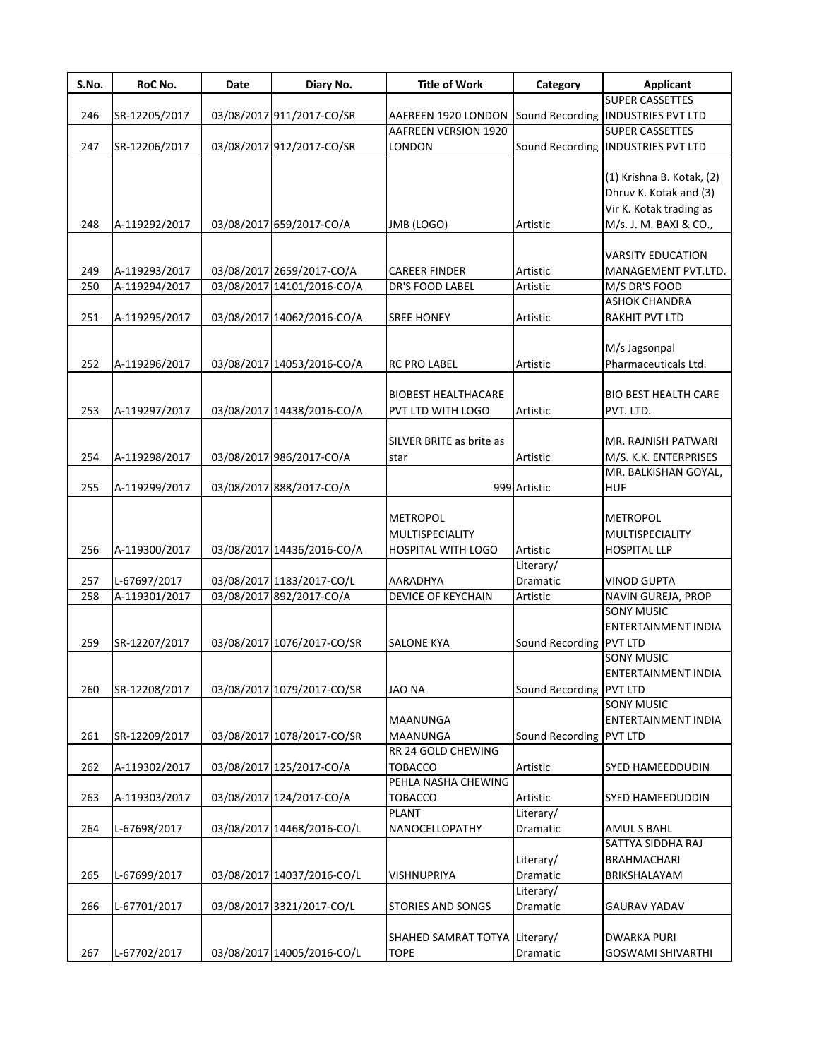| S.No. | RoC No. | Date | Diary No. | Title of Work | Category | Applicant |
|---|---|---|---|---|---|---|
| 246 | SR-12205/2017 | 03/08/2017 | 911/2017-CO/SR | AAFREEN 1920 LONDON | Sound Recording | SUPER CASSETTES INDUSTRIES PVT LTD |
| 247 | SR-12206/2017 | 03/08/2017 | 912/2017-CO/SR | AAFREEN VERSION 1920 LONDON | Sound Recording | SUPER CASSETTES INDUSTRIES PVT LTD |
| 248 | A-119292/2017 | 03/08/2017 | 659/2017-CO/A | JMB (LOGO) | Artistic | (1) Krishna B. Kotak, (2) Dhruv K. Kotak and (3) Vir K. Kotak trading as M/s. J. M. BAXI & CO., |
| 249 | A-119293/2017 | 03/08/2017 | 2659/2017-CO/A | CAREER FINDER | Artistic | VARSITY EDUCATION MANAGEMENT PVT.LTD. |
| 250 | A-119294/2017 | 03/08/2017 | 14101/2016-CO/A | DR'S FOOD LABEL | Artistic | M/S DR'S FOOD |
| 251 | A-119295/2017 | 03/08/2017 | 14062/2016-CO/A | SREE HONEY | Artistic | ASHOK CHANDRA RAKHIT PVT LTD |
| 252 | A-119296/2017 | 03/08/2017 | 14053/2016-CO/A | RC PRO LABEL | Artistic | M/s Jagsonpal Pharmaceuticals Ltd. |
| 253 | A-119297/2017 | 03/08/2017 | 14438/2016-CO/A | BIOBEST HEALTHACARE PVT LTD WITH LOGO | Artistic | BIO BEST HEALTH CARE PVT. LTD. |
| 254 | A-119298/2017 | 03/08/2017 | 986/2017-CO/A | SILVER BRITE as brite as star | Artistic | MR. RAJNISH PATWARI M/S. K.K. ENTERPRISES |
| 255 | A-119299/2017 | 03/08/2017 | 888/2017-CO/A | 999 | Artistic | MR. BALKISHAN GOYAL, HUF |
| 256 | A-119300/2017 | 03/08/2017 | 14436/2016-CO/A | METROPOL MULTISPECIALITY HOSPITAL WITH LOGO | Artistic | METROPOL MULTISPECIALITY HOSPITAL LLP |
| 257 | L-67697/2017 | 03/08/2017 | 1183/2017-CO/L | AARADHYA | Literary/ Dramatic | VINOD GUPTA |
| 258 | A-119301/2017 | 03/08/2017 | 892/2017-CO/A | DEVICE OF KEYCHAIN | Artistic | NAVIN GUREJA, PROP |
| 259 | SR-12207/2017 | 03/08/2017 | 1076/2017-CO/SR | SALONE KYA | Sound Recording | SONY MUSIC ENTERTAINMENT INDIA PVT LTD |
| 260 | SR-12208/2017 | 03/08/2017 | 1079/2017-CO/SR | JAO NA | Sound Recording | SONY MUSIC ENTERTAINMENT INDIA PVT LTD |
| 261 | SR-12209/2017 | 03/08/2017 | 1078/2017-CO/SR | MAANUNGA MAANUNGA | Sound Recording | SONY MUSIC ENTERTAINMENT INDIA PVT LTD |
| 262 | A-119302/2017 | 03/08/2017 | 125/2017-CO/A | RR 24 GOLD CHEWING TOBACCO | Artistic | SYED HAMEEDDUDIN |
| 263 | A-119303/2017 | 03/08/2017 | 124/2017-CO/A | PEHLA NASHA CHEWING TOBACCO | Artistic | SYED HAMEEDUDDIN |
| 264 | L-67698/2017 | 03/08/2017 | 14468/2016-CO/L | PLANT NANOCELLOPATHY | Literary/ Dramatic | AMUL S BAHL |
| 265 | L-67699/2017 | 03/08/2017 | 14037/2016-CO/L | VISHNUPRIYA | Literary/ Dramatic | SATTYA SIDDHA RAJ BRAHMACHARI BRIKSHALAYAM |
| 266 | L-67701/2017 | 03/08/2017 | 3321/2017-CO/L | STORIES AND SONGS | Literary/ Dramatic | GAURAV YADAV |
| 267 | L-67702/2017 | 03/08/2017 | 14005/2016-CO/L | SHAHED SAMRAT TOTYA TOPE | Literary/ Dramatic | DWARKA PURI GOSWAMI SHIVARTHI |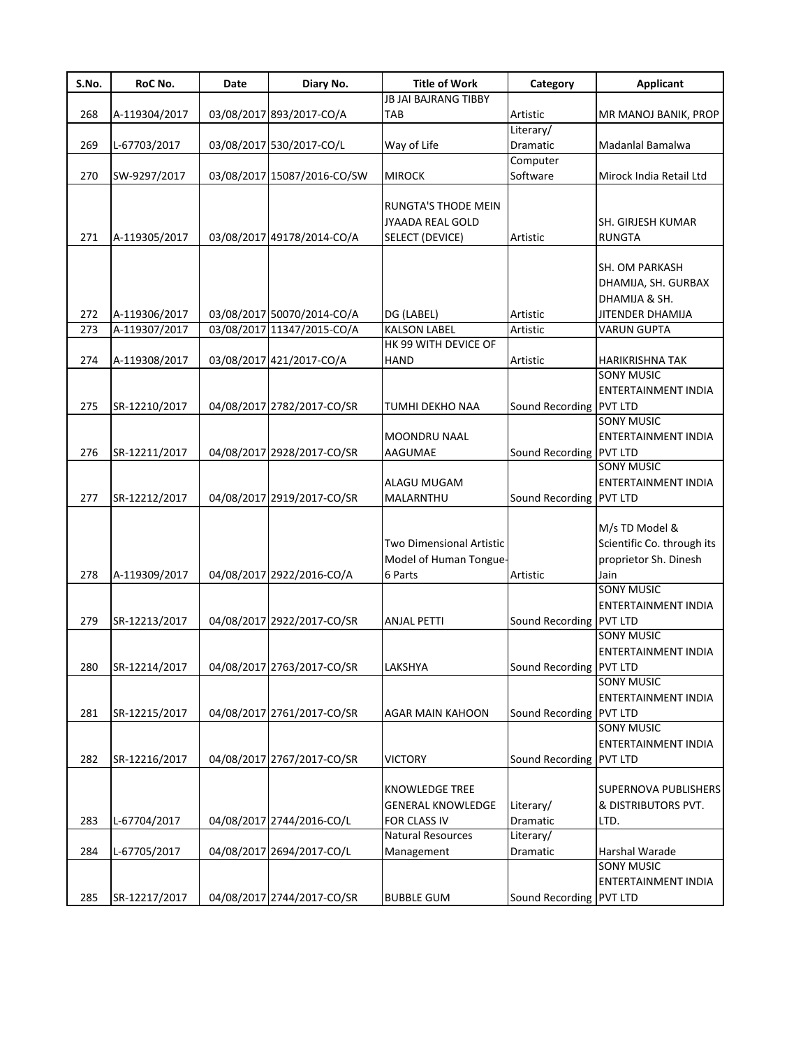| S.No. | RoC No. | Date | Diary No. | Title of Work | Category | Applicant |
|---|---|---|---|---|---|---|
| 268 | A-119304/2017 | 03/08/2017 | 893/2017-CO/A | JB JAI BAJRANG TIBBY TAB | Artistic | MR MANOJ BANIK, PROP |
| 269 | L-67703/2017 | 03/08/2017 | 530/2017-CO/L | Way of Life | Literary/ Dramatic | Madanlal Bamalwa |
| 270 | SW-9297/2017 | 03/08/2017 | 15087/2016-CO/SW | MIROCK | Computer Software | Mirock India Retail Ltd |
| 271 | A-119305/2017 | 03/08/2017 | 49178/2014-CO/A | RUNGTA'S THODE MEIN JYAADA REAL GOLD SELECT (DEVICE) | Artistic | SH. GIRJESH KUMAR RUNGTA |
| 272 | A-119306/2017 | 03/08/2017 | 50070/2014-CO/A | DG (LABEL) | Artistic | SH. OM PARKASH DHAMIJA, SH. GURBAX DHAMIJA & SH. JITENDER DHAMIJA |
| 273 | A-119307/2017 | 03/08/2017 | 11347/2015-CO/A | KALSON LABEL | Artistic | VARUN GUPTA |
| 274 | A-119308/2017 | 03/08/2017 | 421/2017-CO/A | HK 99 WITH DEVICE OF HAND | Artistic | HARIKRISHNA TAK |
| 275 | SR-12210/2017 | 04/08/2017 | 2782/2017-CO/SR | TUMHI DEKHO NAA | Sound Recording | SONY MUSIC ENTERTAINMENT INDIA PVT LTD |
| 276 | SR-12211/2017 | 04/08/2017 | 2928/2017-CO/SR | MOONDRU NAAL AAGUMAE | Sound Recording | SONY MUSIC ENTERTAINMENT INDIA PVT LTD |
| 277 | SR-12212/2017 | 04/08/2017 | 2919/2017-CO/SR | ALAGU MUGAM MALARNTHU | Sound Recording | SONY MUSIC ENTERTAINMENT INDIA PVT LTD |
| 278 | A-119309/2017 | 04/08/2017 | 2922/2016-CO/A | Two Dimensional Artistic Model of Human Tongue-6 Parts | Artistic | M/s TD Model & Scientific Co. through its proprietor Sh. Dinesh Jain |
| 279 | SR-12213/2017 | 04/08/2017 | 2922/2017-CO/SR | ANJAL PETTI | Sound Recording | SONY MUSIC ENTERTAINMENT INDIA PVT LTD |
| 280 | SR-12214/2017 | 04/08/2017 | 2763/2017-CO/SR | LAKSHYA | Sound Recording | SONY MUSIC ENTERTAINMENT INDIA PVT LTD |
| 281 | SR-12215/2017 | 04/08/2017 | 2761/2017-CO/SR | AGAR MAIN KAHOON | Sound Recording | SONY MUSIC ENTERTAINMENT INDIA PVT LTD |
| 282 | SR-12216/2017 | 04/08/2017 | 2767/2017-CO/SR | VICTORY | Sound Recording | SONY MUSIC ENTERTAINMENT INDIA PVT LTD |
| 283 | L-67704/2017 | 04/08/2017 | 2744/2016-CO/L | KNOWLEDGE TREE GENERAL KNOWLEDGE FOR CLASS IV | Literary/ Dramatic | SUPERNOVA PUBLISHERS & DISTRIBUTORS PVT. LTD. |
| 284 | L-67705/2017 | 04/08/2017 | 2694/2017-CO/L | Natural Resources Management | Literary/ Dramatic | Harshal Warade |
| 285 | SR-12217/2017 | 04/08/2017 | 2744/2017-CO/SR | BUBBLE GUM | Sound Recording | SONY MUSIC ENTERTAINMENT INDIA PVT LTD |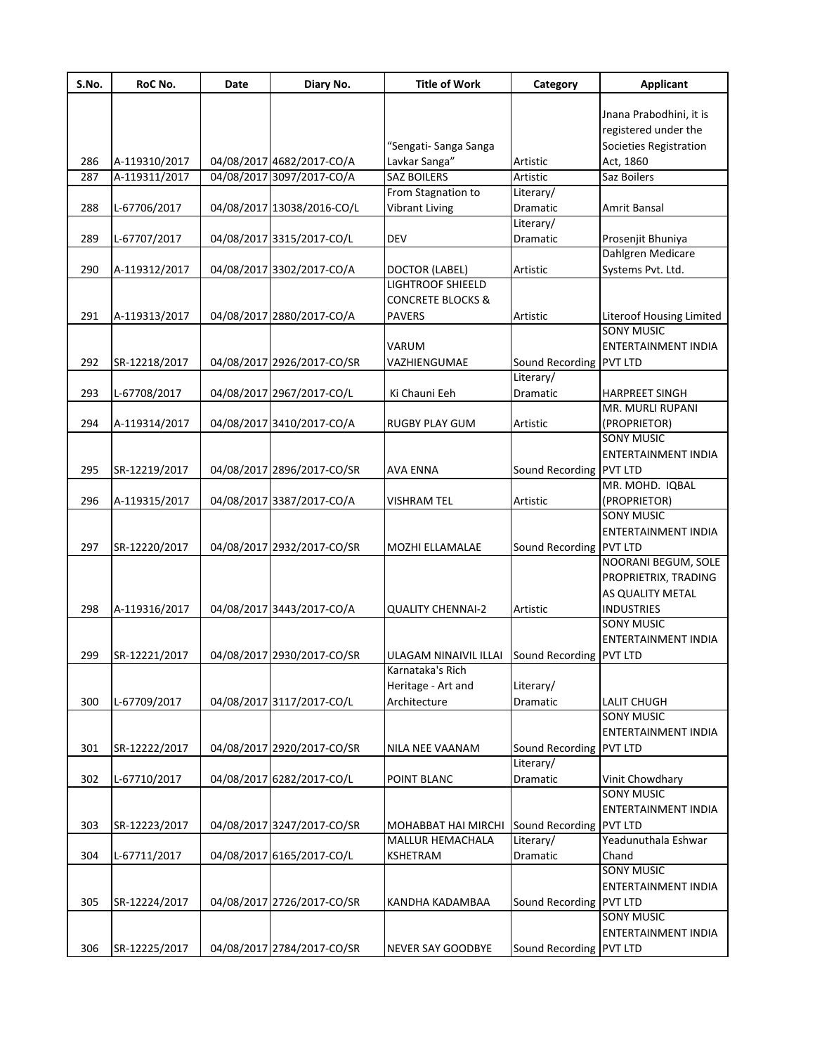| S.No. | RoC No. | Date | Diary No. | Title of Work | Category | Applicant |
|---|---|---|---|---|---|---|
| 286 | A-119310/2017 | 04/08/2017 | 4682/2017-CO/A | "Sengati- Sanga Sanga Lavkar Sanga" | Artistic | Jnana Prabodhini, it is registered under the Societies Registration Act, 1860 |
| 287 | A-119311/2017 | 04/08/2017 | 3097/2017-CO/A | SAZ BOILERS | Artistic | Saz Boilers |
| 288 | L-67706/2017 | 04/08/2017 | 13038/2016-CO/L | From Stagnation to Vibrant Living | Literary/ Dramatic | Amrit Bansal |
| 289 | L-67707/2017 | 04/08/2017 | 3315/2017-CO/L | DEV | Literary/ Dramatic | Prosenjit Bhuniya |
| 290 | A-119312/2017 | 04/08/2017 | 3302/2017-CO/A | DOCTOR (LABEL) | Artistic | Dahlgren Medicare Systems Pvt. Ltd. |
| 291 | A-119313/2017 | 04/08/2017 | 2880/2017-CO/A | LIGHTROOF SHIEELD CONCRETE BLOCKS & PAVERS | Artistic | Literoof Housing Limited |
| 292 | SR-12218/2017 | 04/08/2017 | 2926/2017-CO/SR | VARUM VAZHIENGUMAE | Sound Recording | SONY MUSIC ENTERTAINMENT INDIA PVT LTD |
| 293 | L-67708/2017 | 04/08/2017 | 2967/2017-CO/L | Ki Chauni Eeh | Literary/ Dramatic | HARPREET SINGH |
| 294 | A-119314/2017 | 04/08/2017 | 3410/2017-CO/A | RUGBY PLAY GUM | Artistic | MR. MURLI RUPANI (PROPRIETOR) |
| 295 | SR-12219/2017 | 04/08/2017 | 2896/2017-CO/SR | AVA ENNA | Sound Recording | SONY MUSIC ENTERTAINMENT INDIA PVT LTD |
| 296 | A-119315/2017 | 04/08/2017 | 3387/2017-CO/A | VISHRAM TEL | Artistic | MR. MOHD. IQBAL (PROPRIETOR) |
| 297 | SR-12220/2017 | 04/08/2017 | 2932/2017-CO/SR | MOZHI ELLAMALAE | Sound Recording | SONY MUSIC ENTERTAINMENT INDIA PVT LTD |
| 298 | A-119316/2017 | 04/08/2017 | 3443/2017-CO/A | QUALITY CHENNAI-2 | Artistic | NOORANI BEGUM, SOLE PROPRIETRIX, TRADING AS QUALITY METAL INDUSTRIES |
| 299 | SR-12221/2017 | 04/08/2017 | 2930/2017-CO/SR | ULAGAM NINAIVIL ILLAI | Sound Recording | SONY MUSIC ENTERTAINMENT INDIA PVT LTD |
| 300 | L-67709/2017 | 04/08/2017 | 3117/2017-CO/L | Karnataka's Rich Heritage - Art and Architecture | Literary/ Dramatic | LALIT CHUGH |
| 301 | SR-12222/2017 | 04/08/2017 | 2920/2017-CO/SR | NILA NEE VAANAM | Sound Recording | SONY MUSIC ENTERTAINMENT INDIA PVT LTD |
| 302 | L-67710/2017 | 04/08/2017 | 6282/2017-CO/L | POINT BLANC | Literary/ Dramatic | Vinit Chowdhary |
| 303 | SR-12223/2017 | 04/08/2017 | 3247/2017-CO/SR | MOHABBAT HAI MIRCHI | Sound Recording | SONY MUSIC ENTERTAINMENT INDIA PVT LTD |
| 304 | L-67711/2017 | 04/08/2017 | 6165/2017-CO/L | MALLUR HEMACHALA KSHETRAM | Literary/ Dramatic | Yeadunuthala Eshwar Chand |
| 305 | SR-12224/2017 | 04/08/2017 | 2726/2017-CO/SR | KANDHA KADAMBAA | Sound Recording | SONY MUSIC ENTERTAINMENT INDIA PVT LTD |
| 306 | SR-12225/2017 | 04/08/2017 | 2784/2017-CO/SR | NEVER SAY GOODBYE | Sound Recording | SONY MUSIC ENTERTAINMENT INDIA PVT LTD |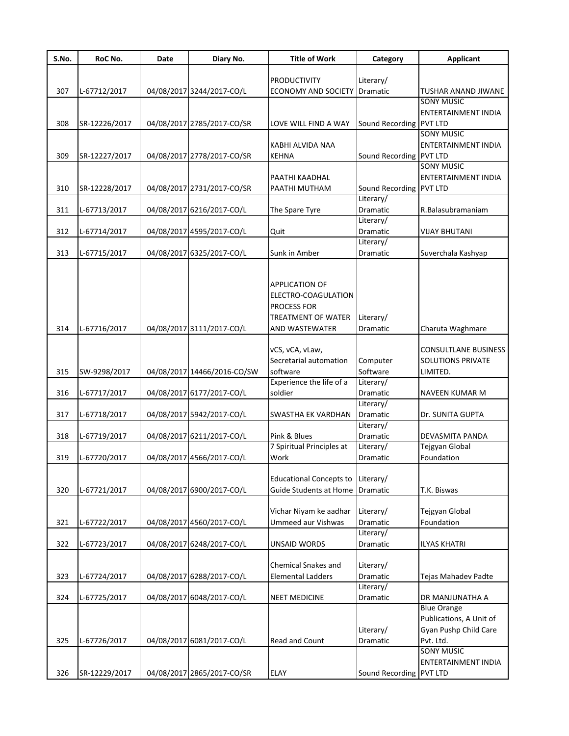| S.No. | RoC No. | Date | Diary No. | Title of Work | Category | Applicant |
|---|---|---|---|---|---|---|
| 307 | L-67712/2017 | 04/08/2017 | 3244/2017-CO/L | PRODUCTIVITY ECONOMY AND SOCIETY | Literary/ Dramatic | TUSHAR ANAND JIWANE |
| 308 | SR-12226/2017 | 04/08/2017 | 2785/2017-CO/SR | LOVE WILL FIND A WAY | Sound Recording | SONY MUSIC ENTERTAINMENT INDIA PVT LTD |
| 309 | SR-12227/2017 | 04/08/2017 | 2778/2017-CO/SR | KABHI ALVIDA NAA KEHNA | Sound Recording | SONY MUSIC ENTERTAINMENT INDIA PVT LTD |
| 310 | SR-12228/2017 | 04/08/2017 | 2731/2017-CO/SR | PAATHI KAADHAL PAATHI MUTHAM | Sound Recording | SONY MUSIC ENTERTAINMENT INDIA PVT LTD |
| 311 | L-67713/2017 | 04/08/2017 | 6216/2017-CO/L | The Spare Tyre | Literary/ Dramatic | R.Balasubramaniam |
| 312 | L-67714/2017 | 04/08/2017 | 4595/2017-CO/L | Quit | Literary/ Dramatic | VIJAY BHUTANI |
| 313 | L-67715/2017 | 04/08/2017 | 6325/2017-CO/L | Sunk in Amber | Literary/ Dramatic | Suverchala Kashyap |
| 314 | L-67716/2017 | 04/08/2017 | 3111/2017-CO/L | APPLICATION OF ELECTRO-COAGULATION PROCESS FOR TREATMENT OF WATER AND WASTEWATER | Literary/ Dramatic | Charuta Waghmare |
| 315 | SW-9298/2017 | 04/08/2017 | 14466/2016-CO/SW | vCS, vCA, vLaw, Secretarial automation software | Computer Software | CONSULTLANE BUSINESS SOLUTIONS PRIVATE LIMITED. |
| 316 | L-67717/2017 | 04/08/2017 | 6177/2017-CO/L | Experience the life of a soldier | Literary/ Dramatic | NAVEEN KUMAR M |
| 317 | L-67718/2017 | 04/08/2017 | 5942/2017-CO/L | SWASTHA EK VARDHAN | Literary/ Dramatic | Dr. SUNITA GUPTA |
| 318 | L-67719/2017 | 04/08/2017 | 6211/2017-CO/L | Pink & Blues | Literary/ Dramatic | DEVASMITA PANDA |
| 319 | L-67720/2017 | 04/08/2017 | 4566/2017-CO/L | 7 Spiritual Principles at Work | Literary/ Dramatic | Tejgyan Global Foundation |
| 320 | L-67721/2017 | 04/08/2017 | 6900/2017-CO/L | Educational Concepts to Guide Students at Home | Literary/ Dramatic | T.K. Biswas |
| 321 | L-67722/2017 | 04/08/2017 | 4560/2017-CO/L | Vichar Niyam ke aadhar Ummeed aur Vishwas | Literary/ Dramatic | Tejgyan Global Foundation |
| 322 | L-67723/2017 | 04/08/2017 | 6248/2017-CO/L | UNSAID WORDS | Literary/ Dramatic | ILYAS KHATRI |
| 323 | L-67724/2017 | 04/08/2017 | 6288/2017-CO/L | Chemical Snakes and Elemental Ladders | Literary/ Dramatic | Tejas Mahadev Padte |
| 324 | L-67725/2017 | 04/08/2017 | 6048/2017-CO/L | NEET MEDICINE | Literary/ Dramatic | DR MANJUNATHA A |
| 325 | L-67726/2017 | 04/08/2017 | 6081/2017-CO/L | Read and Count | Literary/ Dramatic | Blue Orange Publications, A Unit of Gyan Pushp Child Care Pvt. Ltd. |
| 326 | SR-12229/2017 | 04/08/2017 | 2865/2017-CO/SR | ELAY | Sound Recording | SONY MUSIC ENTERTAINMENT INDIA PVT LTD |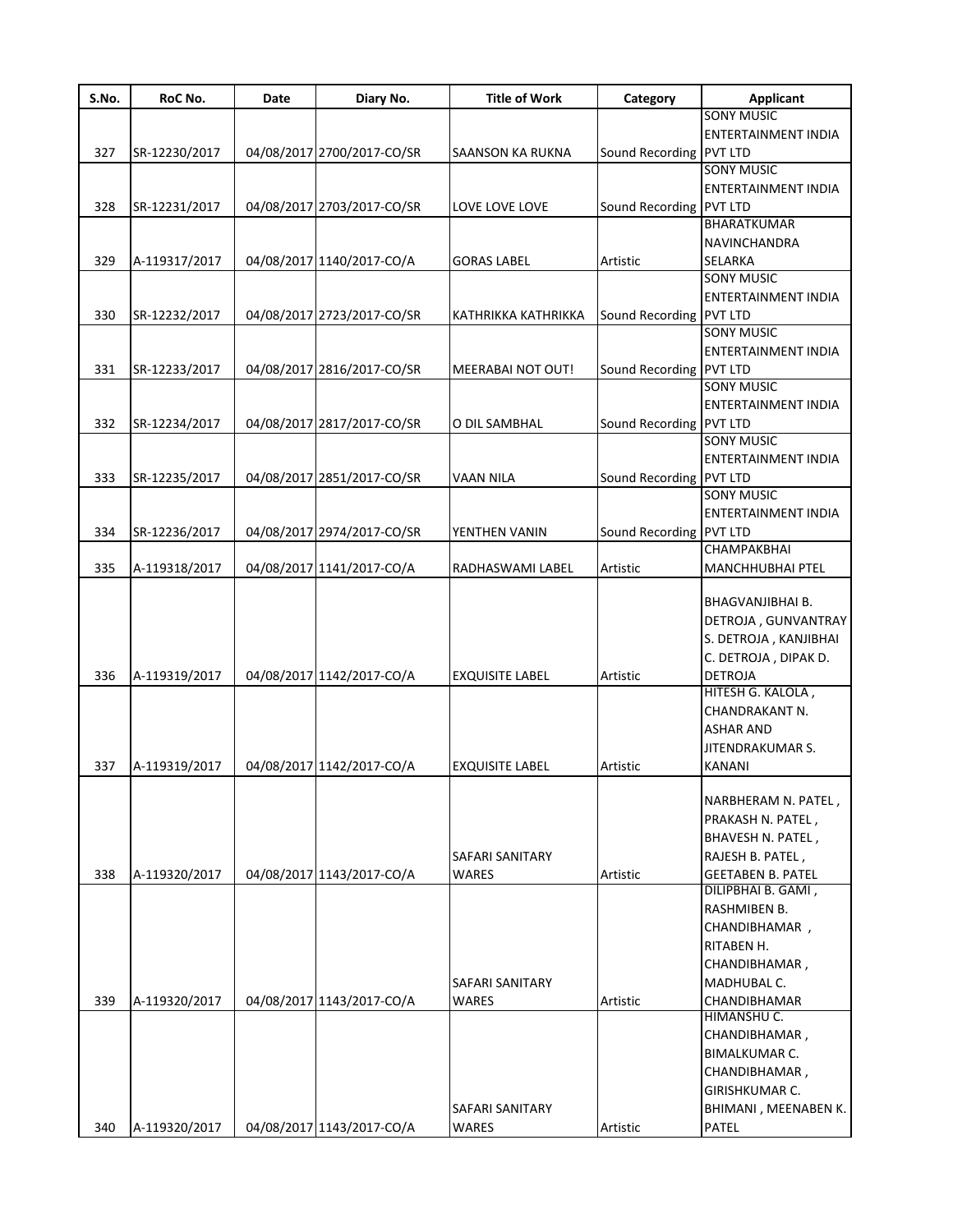| S.No. | RoC No. | Date | Diary No. | Title of Work | Category | Applicant |
|---|---|---|---|---|---|---|
| 327 | SR-12230/2017 | 04/08/2017 | 2700/2017-CO/SR | SAANSON KA RUKNA | Sound Recording | SONY MUSIC ENTERTAINMENT INDIA PVT LTD |
| 328 | SR-12231/2017 | 04/08/2017 | 2703/2017-CO/SR | LOVE LOVE LOVE | Sound Recording | SONY MUSIC ENTERTAINMENT INDIA PVT LTD |
| 329 | A-119317/2017 | 04/08/2017 | 1140/2017-CO/A | GORAS LABEL | Artistic | BHARATKUMAR NAVINCHANDRA SELARKA |
| 330 | SR-12232/2017 | 04/08/2017 | 2723/2017-CO/SR | KATHRIKKA KATHRIKKA | Sound Recording | SONY MUSIC ENTERTAINMENT INDIA PVT LTD |
| 331 | SR-12233/2017 | 04/08/2017 | 2816/2017-CO/SR | MEERABAI NOT OUT! | Sound Recording | SONY MUSIC ENTERTAINMENT INDIA PVT LTD |
| 332 | SR-12234/2017 | 04/08/2017 | 2817/2017-CO/SR | O DIL SAMBHAL | Sound Recording | SONY MUSIC ENTERTAINMENT INDIA PVT LTD |
| 333 | SR-12235/2017 | 04/08/2017 | 2851/2017-CO/SR | VAAN NILA | Sound Recording | SONY MUSIC ENTERTAINMENT INDIA PVT LTD |
| 334 | SR-12236/2017 | 04/08/2017 | 2974/2017-CO/SR | YENTHEN VANIN | Sound Recording | SONY MUSIC ENTERTAINMENT INDIA PVT LTD |
| 335 | A-119318/2017 | 04/08/2017 | 1141/2017-CO/A | RADHASWAMI LABEL | Artistic | CHAMPAKBHAI MANCHHUBHAI PTEL |
| 336 | A-119319/2017 | 04/08/2017 | 1142/2017-CO/A | EXQUISITE LABEL | Artistic | BHAGVANJIBHAI B. DETROJA , GUNVANTRAY S. DETROJA , KANJIBHAI C. DETROJA , DIPAK D. DETROJA |
| 337 | A-119319/2017 | 04/08/2017 | 1142/2017-CO/A | EXQUISITE LABEL | Artistic | HITESH G. KALOLA , CHANDRAKANT N. ASHAR AND JITENDRAKUMAR S. KANANI |
| 338 | A-119320/2017 | 04/08/2017 | 1143/2017-CO/A | SAFARI SANITARY WARES | Artistic | NARBHERAM N. PATEL , PRAKASH N. PATEL , BHAVESH N. PATEL , RAJESH B. PATEL , GEETABEN B. PATEL |
| 339 | A-119320/2017 | 04/08/2017 | 1143/2017-CO/A | SAFARI SANITARY WARES | Artistic | DILIPBHAI B. GAMI , RASHMIBEN B. CHANDIBHAMAR , RITABEN H. CHANDIBHAMAR , MADHUBAL C. CHANDIBHAMAR |
| 340 | A-119320/2017 | 04/08/2017 | 1143/2017-CO/A | SAFARI SANITARY WARES | Artistic | HIMANSHU C. CHANDIBHAMAR , BIMALKUMAR C. CHANDIBHAMAR , GIRISHKUMAR C. BHIMANI , MEENABEN K. PATEL |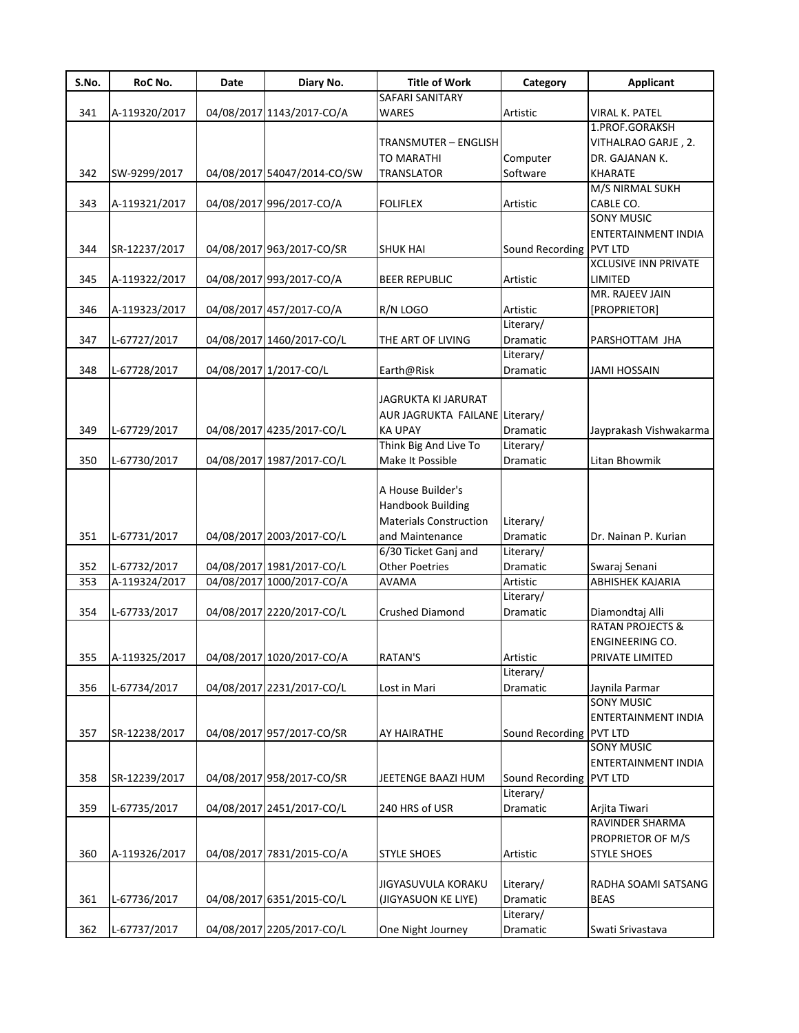| S.No. | RoC No. | Date | Diary No. | Title of Work | Category | Applicant |
|---|---|---|---|---|---|---|
| 341 | A-119320/2017 | 04/08/2017 | 1143/2017-CO/A | SAFARI SANITARY WARES | Artistic | VIRAL K. PATEL |
| 342 | SW-9299/2017 | 04/08/2017 | 54047/2014-CO/SW | TRANSMUTER – ENGLISH TO MARATHI TRANSLATOR | Computer Software | 1.PROF.GORAKSH VITHALRAO GARJE , 2. DR. GAJANAN K. KHARATE |
| 343 | A-119321/2017 | 04/08/2017 | 996/2017-CO/A | FOLIFLEX | Artistic | M/S NIRMAL SUKH CABLE CO. |
| 344 | SR-12237/2017 | 04/08/2017 | 963/2017-CO/SR | SHUK HAI | Sound Recording | SONY MUSIC ENTERTAINMENT INDIA PVT LTD |
| 345 | A-119322/2017 | 04/08/2017 | 993/2017-CO/A | BEER REPUBLIC | Artistic | XCLUSIVE INN PRIVATE LIMITED |
| 346 | A-119323/2017 | 04/08/2017 | 457/2017-CO/A | R/N LOGO | Artistic | MR. RAJEEV JAIN [PROPRIETOR] |
| 347 | L-67727/2017 | 04/08/2017 | 1460/2017-CO/L | THE ART OF LIVING | Literary/ Dramatic | PARSHOTTAM JHA |
| 348 | L-67728/2017 | 04/08/2017 | 1/2017-CO/L | Earth@Risk | Literary/ Dramatic | JAMI HOSSAIN |
| 349 | L-67729/2017 | 04/08/2017 | 4235/2017-CO/L | JAGRUKTA KI JARURAT AUR JAGRUKTA FAILANE KA UPAY | Literary/ Dramatic | Jayprakash Vishwakarma |
| 350 | L-67730/2017 | 04/08/2017 | 1987/2017-CO/L | Think Big And Live To Make It Possible | Literary/ Dramatic | Litan Bhowmik |
| 351 | L-67731/2017 | 04/08/2017 | 2003/2017-CO/L | A House Builder's Handbook Building Materials Construction and Maintenance | Literary/ Dramatic | Dr. Nainan P. Kurian |
| 352 | L-67732/2017 | 04/08/2017 | 1981/2017-CO/L | 6/30 Ticket Ganj and Other Poetries | Literary/ Dramatic | Swaraj Senani |
| 353 | A-119324/2017 | 04/08/2017 | 1000/2017-CO/A | AVAMA | Artistic | ABHISHEK KAJARIA |
| 354 | L-67733/2017 | 04/08/2017 | 2220/2017-CO/L | Crushed Diamond | Literary/ Dramatic | Diamondtaj Alli |
| 355 | A-119325/2017 | 04/08/2017 | 1020/2017-CO/A | RATAN'S | Artistic | RATAN PROJECTS & ENGINEERING CO. PRIVATE LIMITED |
| 356 | L-67734/2017 | 04/08/2017 | 2231/2017-CO/L | Lost in Mari | Literary/ Dramatic | Jaynila Parmar |
| 357 | SR-12238/2017 | 04/08/2017 | 957/2017-CO/SR | AY HAIRATHE | Sound Recording | SONY MUSIC ENTERTAINMENT INDIA PVT LTD |
| 358 | SR-12239/2017 | 04/08/2017 | 958/2017-CO/SR | JEETENGE BAAZI HUM | Sound Recording | SONY MUSIC ENTERTAINMENT INDIA PVT LTD |
| 359 | L-67735/2017 | 04/08/2017 | 2451/2017-CO/L | 240 HRS of USR | Literary/ Dramatic | Arjita Tiwari |
| 360 | A-119326/2017 | 04/08/2017 | 7831/2015-CO/A | STYLE SHOES | Artistic | RAVINDER SHARMA PROPRIETOR OF M/S STYLE SHOES |
| 361 | L-67736/2017 | 04/08/2017 | 6351/2015-CO/L | JIGYASUVULA KORAKU (JIGYASUON KE LIYE) | Literary/ Dramatic | RADHA SOAMI SATSANG BEAS |
| 362 | L-67737/2017 | 04/08/2017 | 2205/2017-CO/L | One Night Journey | Literary/ Dramatic | Swati Srivastava |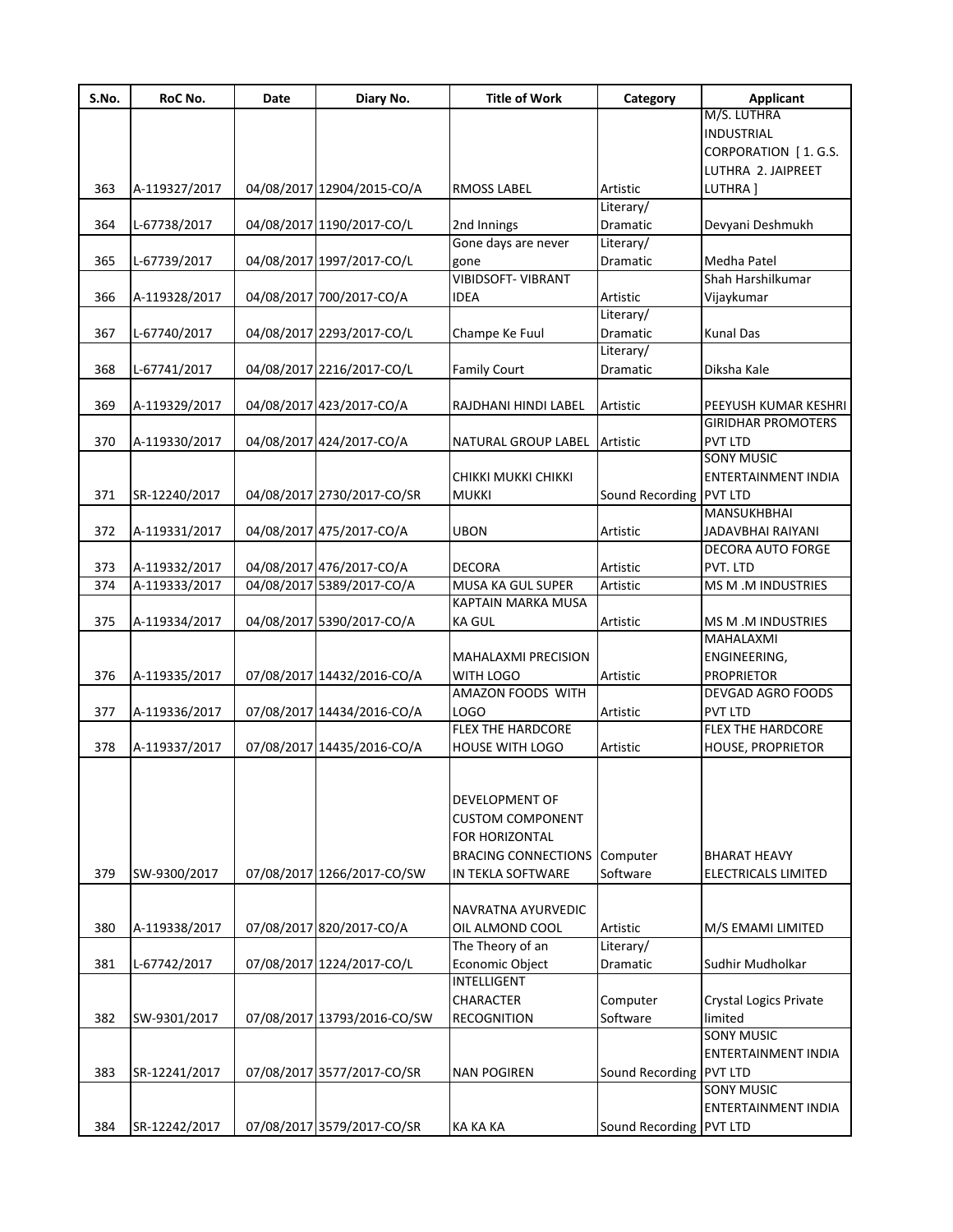| S.No. | RoC No. | Date | Diary No. | Title of Work | Category | Applicant |
|---|---|---|---|---|---|---|
| 363 | A-119327/2017 | 04/08/2017 | 12904/2015-CO/A | RMOSS LABEL | Artistic | M/S. LUTHRA INDUSTRIAL CORPORATION [ 1. G.S. LUTHRA 2. JAIPREET LUTHRA ] |
| 364 | L-67738/2017 | 04/08/2017 | 1190/2017-CO/L | 2nd Innings | Literary/ Dramatic | Devyani Deshmukh |
| 365 | L-67739/2017 | 04/08/2017 | 1997/2017-CO/L | Gone days are never gone | Literary/ Dramatic | Medha Patel |
| 366 | A-119328/2017 | 04/08/2017 | 700/2017-CO/A | VIBIDSOFT- VIBRANT IDEA | Artistic | Shah Harshilkumar Vijaykumar |
| 367 | L-67740/2017 | 04/08/2017 | 2293/2017-CO/L | Champe Ke Fuul | Literary/ Dramatic | Kunal Das |
| 368 | L-67741/2017 | 04/08/2017 | 2216/2017-CO/L | Family Court | Literary/ Dramatic | Diksha Kale |
| 369 | A-119329/2017 | 04/08/2017 | 423/2017-CO/A | RAJDHANI HINDI LABEL | Artistic | PEEYUSH KUMAR KESHRI |
| 370 | A-119330/2017 | 04/08/2017 | 424/2017-CO/A | NATURAL GROUP LABEL | Artistic | GIRIDHAR PROMOTERS PVT LTD |
| 371 | SR-12240/2017 | 04/08/2017 | 2730/2017-CO/SR | CHIKKI MUKKI CHIKKI MUKKI | Sound Recording | SONY MUSIC ENTERTAINMENT INDIA PVT LTD |
| 372 | A-119331/2017 | 04/08/2017 | 475/2017-CO/A | UBON | Artistic | MANSUKHBHAI JADAVBHAI RAIYANI |
| 373 | A-119332/2017 | 04/08/2017 | 476/2017-CO/A | DECORA | Artistic | DECORA AUTO FORGE PVT. LTD |
| 374 | A-119333/2017 | 04/08/2017 | 5389/2017-CO/A | MUSA KA GUL SUPER | Artistic | MS M .M INDUSTRIES |
| 375 | A-119334/2017 | 04/08/2017 | 5390/2017-CO/A | KAPTAIN MARKA MUSA KA GUL | Artistic | MS M .M INDUSTRIES |
| 376 | A-119335/2017 | 07/08/2017 | 14432/2016-CO/A | MAHALAXMI PRECISION WITH LOGO | Artistic | MAHALAXMI ENGINEERING, PROPRIETOR |
| 377 | A-119336/2017 | 07/08/2017 | 14434/2016-CO/A | AMAZON FOODS WITH LOGO | Artistic | DEVGAD AGRO FOODS PVT LTD |
| 378 | A-119337/2017 | 07/08/2017 | 14435/2016-CO/A | FLEX THE HARDCORE HOUSE WITH LOGO | Artistic | FLEX THE HARDCORE HOUSE, PROPRIETOR |
| 379 | SW-9300/2017 | 07/08/2017 | 1266/2017-CO/SW | DEVELOPMENT OF CUSTOM COMPONENT FOR HORIZONTAL BRACING CONNECTIONS IN TEKLA SOFTWARE | Computer Software | BHARAT HEAVY ELECTRICALS LIMITED |
| 380 | A-119338/2017 | 07/08/2017 | 820/2017-CO/A | NAVRATNA AYURVEDIC OIL ALMOND COOL | Artistic | M/S EMAMI LIMITED |
| 381 | L-67742/2017 | 07/08/2017 | 1224/2017-CO/L | The Theory of an Economic Object | Literary/ Dramatic | Sudhir Mudholkar |
| 382 | SW-9301/2017 | 07/08/2017 | 13793/2016-CO/SW | INTELLIGENT CHARACTER RECOGNITION | Computer Software | Crystal Logics Private limited |
| 383 | SR-12241/2017 | 07/08/2017 | 3577/2017-CO/SR | NAN POGIREN | Sound Recording | SONY MUSIC ENTERTAINMENT INDIA PVT LTD |
| 384 | SR-12242/2017 | 07/08/2017 | 3579/2017-CO/SR | KA KA KA | Sound Recording | SONY MUSIC ENTERTAINMENT INDIA PVT LTD |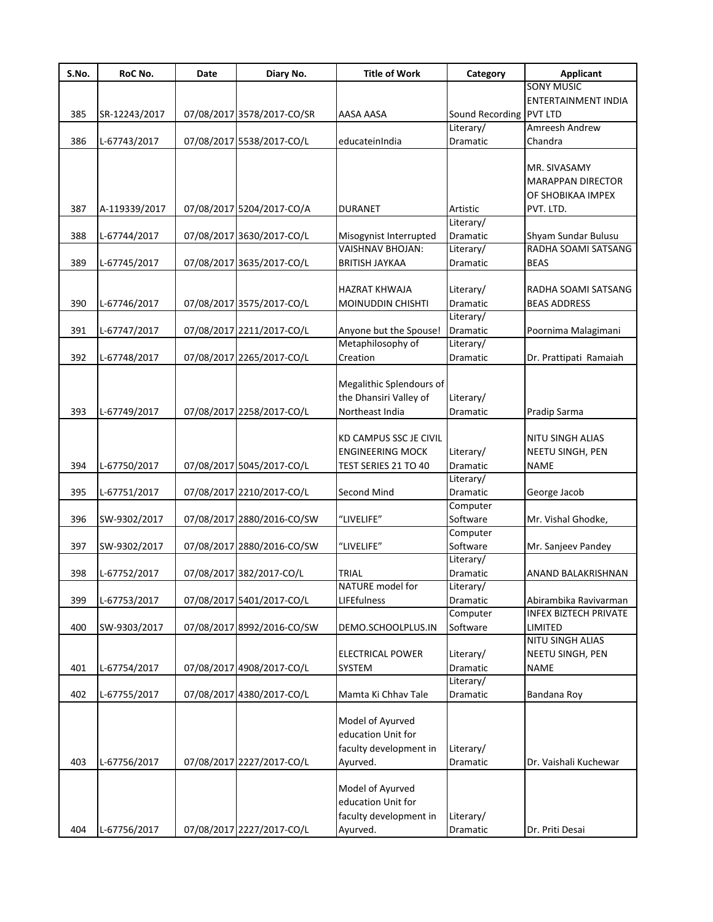| S.No. | RoC No. | Date | Diary No. | Title of Work | Category | Applicant |
|---|---|---|---|---|---|---|
| 385 | SR-12243/2017 | 07/08/2017 | 3578/2017-CO/SR | AASA AASA | Sound Recording | SONY MUSIC ENTERTAINMENT INDIA PVT LTD |
| 386 | L-67743/2017 | 07/08/2017 | 5538/2017-CO/L | educateinIndia | Literary/ Dramatic | Amreesh Andrew Chandra |
| 387 | A-119339/2017 | 07/08/2017 | 5204/2017-CO/A | DURANET | Artistic | MR. SIVASAMY MARAPPAN DIRECTOR OF SHOBIKAA IMPEX PVT. LTD. |
| 388 | L-67744/2017 | 07/08/2017 | 3630/2017-CO/L | Misogynist Interrupted | Literary/ Dramatic | Shyam Sundar Bulusu |
| 389 | L-67745/2017 | 07/08/2017 | 3635/2017-CO/L | VAISHNAV BHOJAN: BRITISH JAYKAA | Literary/ Dramatic | RADHA SOAMI SATSANG BEAS |
| 390 | L-67746/2017 | 07/08/2017 | 3575/2017-CO/L | HAZRAT KHWAJA MOINUDDIN CHISHTI | Literary/ Dramatic | RADHA SOAMI SATSANG BEAS ADDRESS |
| 391 | L-67747/2017 | 07/08/2017 | 2211/2017-CO/L | Anyone but the Spouse! | Literary/ Dramatic | Poornima Malagimani |
| 392 | L-67748/2017 | 07/08/2017 | 2265/2017-CO/L | Metaphilosophy of Creation | Literary/ Dramatic | Dr. Prattipati Ramaiah |
| 393 | L-67749/2017 | 07/08/2017 | 2258/2017-CO/L | Megalithic Splendours of the Dhansiri Valley of Northeast India | Literary/ Dramatic | Pradip Sarma |
| 394 | L-67750/2017 | 07/08/2017 | 5045/2017-CO/L | KD CAMPUS SSC JE CIVIL ENGINEERING MOCK TEST SERIES 21 TO 40 | Literary/ Dramatic | NITU SINGH ALIAS NEETU SINGH, PEN NAME |
| 395 | L-67751/2017 | 07/08/2017 | 2210/2017-CO/L | Second Mind | Literary/ Dramatic | George Jacob |
| 396 | SW-9302/2017 | 07/08/2017 | 2880/2016-CO/SW | "LIVELIFE" | Computer Software | Mr. Vishal Ghodke, |
| 397 | SW-9302/2017 | 07/08/2017 | 2880/2016-CO/SW | "LIVELIFE" | Computer Software | Mr. Sanjeev Pandey |
| 398 | L-67752/2017 | 07/08/2017 | 382/2017-CO/L | TRIAL | Literary/ Dramatic | ANAND BALAKRISHNAN |
| 399 | L-67753/2017 | 07/08/2017 | 5401/2017-CO/L | NATURE model for LIFEfulness | Literary/ Dramatic | Abirambika Ravivarman |
| 400 | SW-9303/2017 | 07/08/2017 | 8992/2016-CO/SW | DEMO.SCHOOLPLUS.IN | Computer Software | INFEX BIZTECH PRIVATE LIMITED |
| 401 | L-67754/2017 | 07/08/2017 | 4908/2017-CO/L | ELECTRICAL POWER SYSTEM | Literary/ Dramatic | NITU SINGH ALIAS NEETU SINGH, PEN NAME |
| 402 | L-67755/2017 | 07/08/2017 | 4380/2017-CO/L | Mamta Ki Chhav Tale | Literary/ Dramatic | Bandana Roy |
| 403 | L-67756/2017 | 07/08/2017 | 2227/2017-CO/L | Model of Ayurved education Unit for faculty development in Ayurved. | Literary/ Dramatic | Dr. Vaishali Kuchewar |
| 404 | L-67756/2017 | 07/08/2017 | 2227/2017-CO/L | Model of Ayurved education Unit for faculty development in Ayurved. | Literary/ Dramatic | Dr. Priti Desai |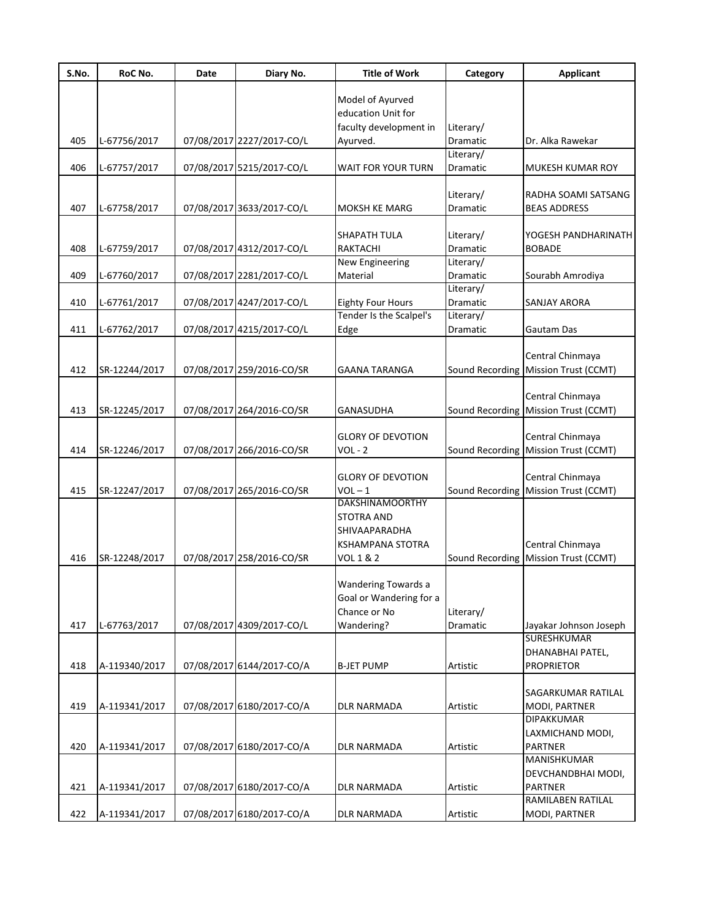| S.No. | RoC No. | Date | Diary No. | Title of Work | Category | Applicant |
|---|---|---|---|---|---|---|
| 405 | L-67756/2017 | 07/08/2017 | 2227/2017-CO/L | Model of Ayurved education Unit for faculty development in Ayurved. | Literary/ Dramatic | Dr. Alka Rawekar |
| 406 | L-67757/2017 | 07/08/2017 | 5215/2017-CO/L | WAIT FOR YOUR TURN | Literary/ Dramatic | MUKESH KUMAR ROY |
| 407 | L-67758/2017 | 07/08/2017 | 3633/2017-CO/L | MOKSH KE MARG | Literary/ Dramatic | RADHA SOAMI SATSANG BEAS ADDRESS |
| 408 | L-67759/2017 | 07/08/2017 | 4312/2017-CO/L | SHAPATH TULA RAKTACHI | Literary/ Dramatic | YOGESH PANDHARINATH BOBADE |
| 409 | L-67760/2017 | 07/08/2017 | 2281/2017-CO/L | New Engineering Material | Literary/ Dramatic | Sourabh Amrodiya |
| 410 | L-67761/2017 | 07/08/2017 | 4247/2017-CO/L | Eighty Four Hours | Literary/ Dramatic | SANJAY ARORA |
| 411 | L-67762/2017 | 07/08/2017 | 4215/2017-CO/L | Tender Is the Scalpel's Edge | Literary/ Dramatic | Gautam Das |
| 412 | SR-12244/2017 | 07/08/2017 | 259/2016-CO/SR | GAANA TARANGA | Sound Recording | Central Chinmaya Mission Trust (CCMT) |
| 413 | SR-12245/2017 | 07/08/2017 | 264/2016-CO/SR | GANASUDHA | Sound Recording | Central Chinmaya Mission Trust (CCMT) |
| 414 | SR-12246/2017 | 07/08/2017 | 266/2016-CO/SR | GLORY OF DEVOTION VOL - 2 | Sound Recording | Central Chinmaya Mission Trust (CCMT) |
| 415 | SR-12247/2017 | 07/08/2017 | 265/2016-CO/SR | GLORY OF DEVOTION VOL – 1 | Sound Recording | Central Chinmaya Mission Trust (CCMT) |
| 416 | SR-12248/2017 | 07/08/2017 | 258/2016-CO/SR | DAKSHINAMOORTHY STOTRA AND SHIVAAPARADHA KSHAMPANA STOTRA VOL 1 & 2 | Sound Recording | Central Chinmaya Mission Trust (CCMT) |
| 417 | L-67763/2017 | 07/08/2017 | 4309/2017-CO/L | Wandering Towards a Goal or Wandering for a Chance or No Wandering? | Literary/ Dramatic | Jayakar Johnson Joseph |
| 418 | A-119340/2017 | 07/08/2017 | 6144/2017-CO/A | B-JET PUMP | Artistic | SURESHKUMAR DHANABHAI PATEL, PROPRIETOR |
| 419 | A-119341/2017 | 07/08/2017 | 6180/2017-CO/A | DLR NARMADA | Artistic | SAGARKUMAR RATILAL MODI, PARTNER |
| 420 | A-119341/2017 | 07/08/2017 | 6180/2017-CO/A | DLR NARMADA | Artistic | DIPAKKUMAR LAXMICHAND MODI, PARTNER |
| 421 | A-119341/2017 | 07/08/2017 | 6180/2017-CO/A | DLR NARMADA | Artistic | MANISHKUMAR DEVCHANDBHAI MODI, PARTNER |
| 422 | A-119341/2017 | 07/08/2017 | 6180/2017-CO/A | DLR NARMADA | Artistic | RAMILABEN RATILAL MODI, PARTNER |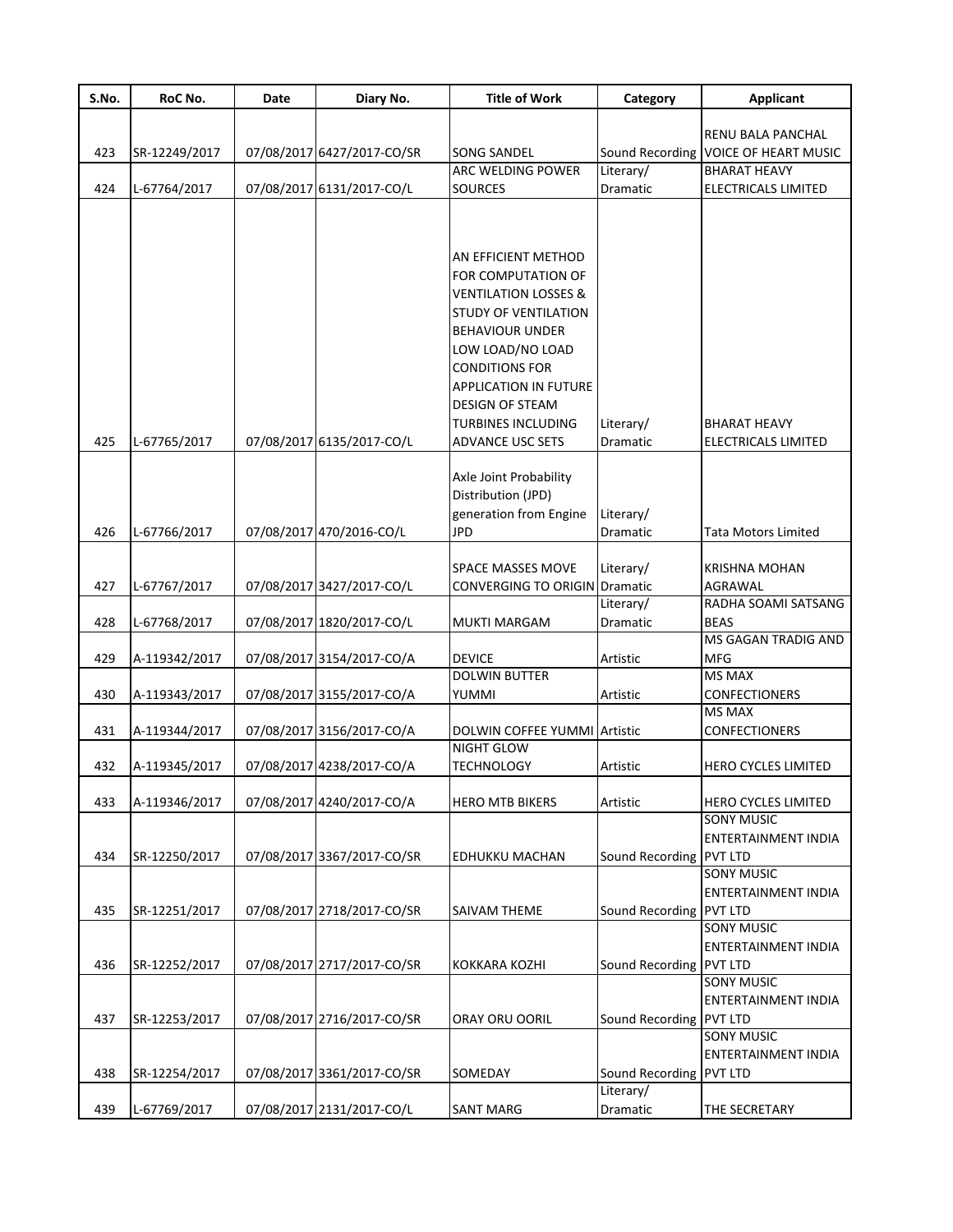| S.No. | RoC No. | Date | Diary No. | Title of Work | Category | Applicant |
|---|---|---|---|---|---|---|
| 423 | SR-12249/2017 | 07/08/2017 | 6427/2017-CO/SR | SONG SANDEL | Sound Recording | RENU BALA PANCHAL VOICE OF HEART MUSIC |
| 424 | L-67764/2017 | 07/08/2017 | 6131/2017-CO/L | ARC WELDING POWER SOURCES | Literary/ Dramatic | BHARAT HEAVY ELECTRICALS LIMITED |
| 425 | L-67765/2017 | 07/08/2017 | 6135/2017-CO/L | AN EFFICIENT METHOD FOR COMPUTATION OF VENTILATION LOSSES & STUDY OF VENTILATION BEHAVIOUR UNDER LOW LOAD/NO LOAD CONDITIONS FOR APPLICATION IN FUTURE DESIGN OF STEAM TURBINES INCLUDING ADVANCE USC SETS | Literary/ Dramatic | BHARAT HEAVY ELECTRICALS LIMITED |
| 426 | L-67766/2017 | 07/08/2017 | 470/2016-CO/L | Axle Joint Probability Distribution (JPD) generation from Engine JPD | Literary/ Dramatic | Tata Motors Limited |
| 427 | L-67767/2017 | 07/08/2017 | 3427/2017-CO/L | SPACE MASSES MOVE CONVERGING TO ORIGIN | Literary/ Dramatic | KRISHNA MOHAN AGRAWAL |
| 428 | L-67768/2017 | 07/08/2017 | 1820/2017-CO/L | MUKTI MARGAM | Literary/ Dramatic | RADHA SOAMI SATSANG BEAS |
| 429 | A-119342/2017 | 07/08/2017 | 3154/2017-CO/A | DEVICE | Artistic | MS GAGAN TRADIG AND MFG |
| 430 | A-119343/2017 | 07/08/2017 | 3155/2017-CO/A | DOLWIN BUTTER YUMMI | Artistic | MS MAX CONFECTIONERS |
| 431 | A-119344/2017 | 07/08/2017 | 3156/2017-CO/A | DOLWIN COFFEE YUMMI | Artistic | MS MAX CONFECTIONERS |
| 432 | A-119345/2017 | 07/08/2017 | 4238/2017-CO/A | NIGHT GLOW TECHNOLOGY | Artistic | HERO CYCLES LIMITED |
| 433 | A-119346/2017 | 07/08/2017 | 4240/2017-CO/A | HERO MTB BIKERS | Artistic | HERO CYCLES LIMITED |
| 434 | SR-12250/2017 | 07/08/2017 | 3367/2017-CO/SR | EDHUKKU MACHAN | Sound Recording | SONY MUSIC ENTERTAINMENT INDIA PVT LTD |
| 435 | SR-12251/2017 | 07/08/2017 | 2718/2017-CO/SR | SAIVAM THEME | Sound Recording | SONY MUSIC ENTERTAINMENT INDIA PVT LTD |
| 436 | SR-12252/2017 | 07/08/2017 | 2717/2017-CO/SR | KOKKARA KOZHI | Sound Recording | SONY MUSIC ENTERTAINMENT INDIA PVT LTD |
| 437 | SR-12253/2017 | 07/08/2017 | 2716/2017-CO/SR | ORAY ORU OORIL | Sound Recording | SONY MUSIC ENTERTAINMENT INDIA PVT LTD |
| 438 | SR-12254/2017 | 07/08/2017 | 3361/2017-CO/SR | SOMEDAY | Sound Recording | SONY MUSIC ENTERTAINMENT INDIA PVT LTD |
| 439 | L-67769/2017 | 07/08/2017 | 2131/2017-CO/L | SANT MARG | Literary/ Dramatic | THE SECRETARY |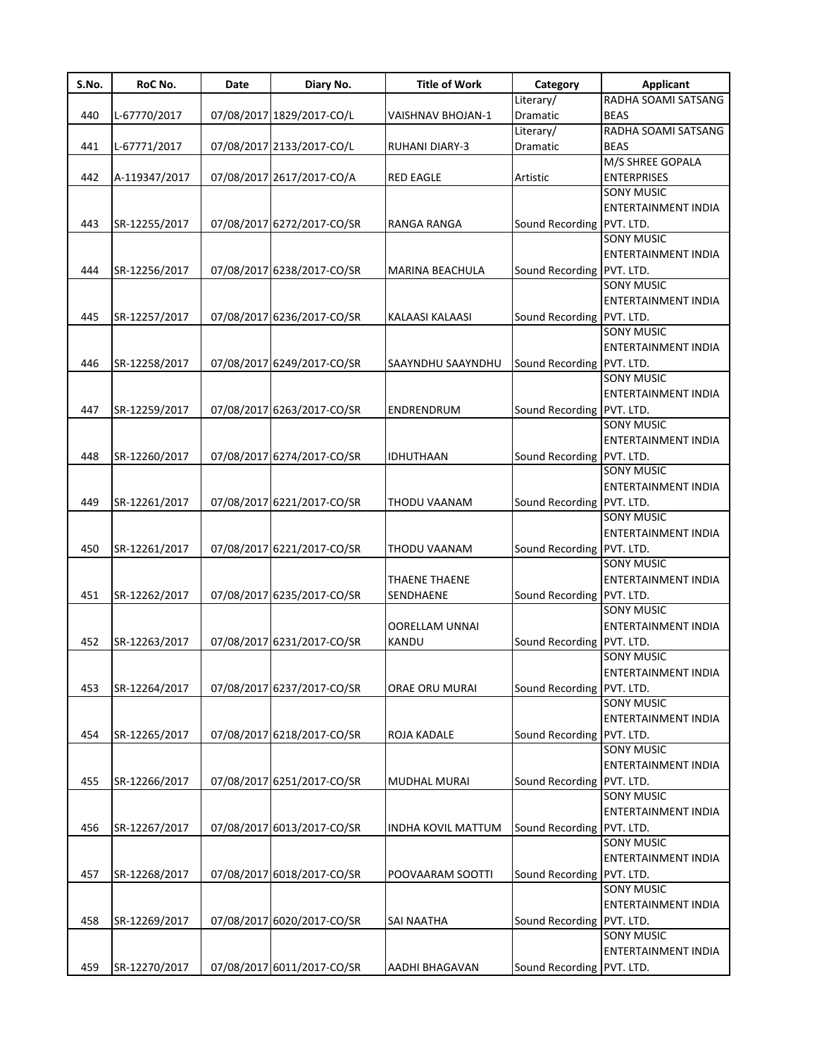| S.No. | RoC No. | Date | Diary No. | Title of Work | Category | Applicant |
|---|---|---|---|---|---|---|
| 440 | L-67770/2017 | 07/08/2017 | 1829/2017-CO/L | VAISHNAV BHOJAN-1 | Literary/ Dramatic | RADHA SOAMI SATSANG BEAS |
| 441 | L-67771/2017 | 07/08/2017 | 2133/2017-CO/L | RUHANI DIARY-3 | Literary/ Dramatic | RADHA SOAMI SATSANG BEAS |
| 442 | A-119347/2017 | 07/08/2017 | 2617/2017-CO/A | RED EAGLE | Artistic | M/S SHREE GOPALA ENTERPRISES |
| 443 | SR-12255/2017 | 07/08/2017 | 6272/2017-CO/SR | RANGA RANGA | Sound Recording | SONY MUSIC ENTERTAINMENT INDIA PVT. LTD. |
| 444 | SR-12256/2017 | 07/08/2017 | 6238/2017-CO/SR | MARINA BEACHULA | Sound Recording | SONY MUSIC ENTERTAINMENT INDIA PVT. LTD. |
| 445 | SR-12257/2017 | 07/08/2017 | 6236/2017-CO/SR | KALAASI KALAASI | Sound Recording | SONY MUSIC ENTERTAINMENT INDIA PVT. LTD. |
| 446 | SR-12258/2017 | 07/08/2017 | 6249/2017-CO/SR | SAAYNDHU SAAYNDHU | Sound Recording | SONY MUSIC ENTERTAINMENT INDIA PVT. LTD. |
| 447 | SR-12259/2017 | 07/08/2017 | 6263/2017-CO/SR | ENDRENDRUM | Sound Recording | SONY MUSIC ENTERTAINMENT INDIA PVT. LTD. |
| 448 | SR-12260/2017 | 07/08/2017 | 6274/2017-CO/SR | IDHUTHAAN | Sound Recording | SONY MUSIC ENTERTAINMENT INDIA PVT. LTD. |
| 449 | SR-12261/2017 | 07/08/2017 | 6221/2017-CO/SR | THODU VAANAM | Sound Recording | SONY MUSIC ENTERTAINMENT INDIA PVT. LTD. |
| 450 | SR-12261/2017 | 07/08/2017 | 6221/2017-CO/SR | THODU VAANAM | Sound Recording | SONY MUSIC ENTERTAINMENT INDIA PVT. LTD. |
| 451 | SR-12262/2017 | 07/08/2017 | 6235/2017-CO/SR | THAENE THAENE SENDHAENE | Sound Recording | SONY MUSIC ENTERTAINMENT INDIA PVT. LTD. |
| 452 | SR-12263/2017 | 07/08/2017 | 6231/2017-CO/SR | OORELLAM UNNAI KANDU | Sound Recording | SONY MUSIC ENTERTAINMENT INDIA PVT. LTD. |
| 453 | SR-12264/2017 | 07/08/2017 | 6237/2017-CO/SR | ORAE ORU MURAI | Sound Recording | SONY MUSIC ENTERTAINMENT INDIA PVT. LTD. |
| 454 | SR-12265/2017 | 07/08/2017 | 6218/2017-CO/SR | ROJA KADALE | Sound Recording | SONY MUSIC ENTERTAINMENT INDIA PVT. LTD. |
| 455 | SR-12266/2017 | 07/08/2017 | 6251/2017-CO/SR | MUDHAL MURAI | Sound Recording | SONY MUSIC ENTERTAINMENT INDIA PVT. LTD. |
| 456 | SR-12267/2017 | 07/08/2017 | 6013/2017-CO/SR | INDHA KOVIL MATTUM | Sound Recording | SONY MUSIC ENTERTAINMENT INDIA PVT. LTD. |
| 457 | SR-12268/2017 | 07/08/2017 | 6018/2017-CO/SR | POOVAARAM SOOTTI | Sound Recording | SONY MUSIC ENTERTAINMENT INDIA PVT. LTD. |
| 458 | SR-12269/2017 | 07/08/2017 | 6020/2017-CO/SR | SAI NAATHA | Sound Recording | SONY MUSIC ENTERTAINMENT INDIA PVT. LTD. |
| 459 | SR-12270/2017 | 07/08/2017 | 6011/2017-CO/SR | AADHI BHAGAVAN | Sound Recording | SONY MUSIC ENTERTAINMENT INDIA PVT. LTD. |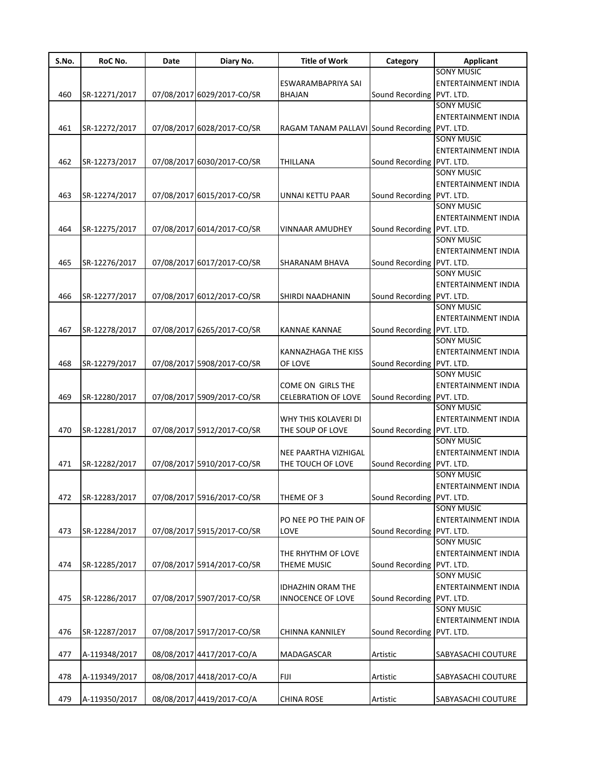| S.No. | RoC No. | Date | Diary No. | Title of Work | Category | Applicant |
|---|---|---|---|---|---|---|
| 460 | SR-12271/2017 | 07/08/2017 | 6029/2017-CO/SR | ESWARAMBAPRIYA SAI BHAJAN | Sound Recording | SONY MUSIC ENTERTAINMENT INDIA PVT. LTD. |
| 461 | SR-12272/2017 | 07/08/2017 | 6028/2017-CO/SR | RAGAM TANAM PALLAVI | Sound Recording | SONY MUSIC ENTERTAINMENT INDIA PVT. LTD. |
| 462 | SR-12273/2017 | 07/08/2017 | 6030/2017-CO/SR | THILLANA | Sound Recording | SONY MUSIC ENTERTAINMENT INDIA PVT. LTD. |
| 463 | SR-12274/2017 | 07/08/2017 | 6015/2017-CO/SR | UNNAI KETTU PAAR | Sound Recording | SONY MUSIC ENTERTAINMENT INDIA PVT. LTD. |
| 464 | SR-12275/2017 | 07/08/2017 | 6014/2017-CO/SR | VINNAAR AMUDHEY | Sound Recording | SONY MUSIC ENTERTAINMENT INDIA PVT. LTD. |
| 465 | SR-12276/2017 | 07/08/2017 | 6017/2017-CO/SR | SHARANAM BHAVA | Sound Recording | SONY MUSIC ENTERTAINMENT INDIA PVT. LTD. |
| 466 | SR-12277/2017 | 07/08/2017 | 6012/2017-CO/SR | SHIRDI NAADHANIN | Sound Recording | SONY MUSIC ENTERTAINMENT INDIA PVT. LTD. |
| 467 | SR-12278/2017 | 07/08/2017 | 6265/2017-CO/SR | KANNAE KANNAE | Sound Recording | SONY MUSIC ENTERTAINMENT INDIA PVT. LTD. |
| 468 | SR-12279/2017 | 07/08/2017 | 5908/2017-CO/SR | KANNAZHAGA THE KISS OF LOVE | Sound Recording | SONY MUSIC ENTERTAINMENT INDIA PVT. LTD. |
| 469 | SR-12280/2017 | 07/08/2017 | 5909/2017-CO/SR | COME ON GIRLS THE CELEBRATION OF LOVE | Sound Recording | SONY MUSIC ENTERTAINMENT INDIA PVT. LTD. |
| 470 | SR-12281/2017 | 07/08/2017 | 5912/2017-CO/SR | WHY THIS KOLAVERI DI THE SOUP OF LOVE | Sound Recording | SONY MUSIC ENTERTAINMENT INDIA PVT. LTD. |
| 471 | SR-12282/2017 | 07/08/2017 | 5910/2017-CO/SR | NEE PAARTHA VIZHIGAL THE TOUCH OF LOVE | Sound Recording | SONY MUSIC ENTERTAINMENT INDIA PVT. LTD. |
| 472 | SR-12283/2017 | 07/08/2017 | 5916/2017-CO/SR | THEME OF 3 | Sound Recording | SONY MUSIC ENTERTAINMENT INDIA PVT. LTD. |
| 473 | SR-12284/2017 | 07/08/2017 | 5915/2017-CO/SR | PO NEE PO THE PAIN OF LOVE | Sound Recording | SONY MUSIC ENTERTAINMENT INDIA PVT. LTD. |
| 474 | SR-12285/2017 | 07/08/2017 | 5914/2017-CO/SR | THE RHYTHM OF LOVE THEME MUSIC | Sound Recording | SONY MUSIC ENTERTAINMENT INDIA PVT. LTD. |
| 475 | SR-12286/2017 | 07/08/2017 | 5907/2017-CO/SR | IDHAZHIN ORAM THE INNOCENCE OF LOVE | Sound Recording | SONY MUSIC ENTERTAINMENT INDIA PVT. LTD. |
| 476 | SR-12287/2017 | 07/08/2017 | 5917/2017-CO/SR | CHINNA KANNILEY | Sound Recording | SONY MUSIC ENTERTAINMENT INDIA PVT. LTD. |
| 477 | A-119348/2017 | 08/08/2017 | 4417/2017-CO/A | MADAGASCAR | Artistic | SABYASACHI COUTURE |
| 478 | A-119349/2017 | 08/08/2017 | 4418/2017-CO/A | FIJI | Artistic | SABYASACHI COUTURE |
| 479 | A-119350/2017 | 08/08/2017 | 4419/2017-CO/A | CHINA ROSE | Artistic | SABYASACHI COUTURE |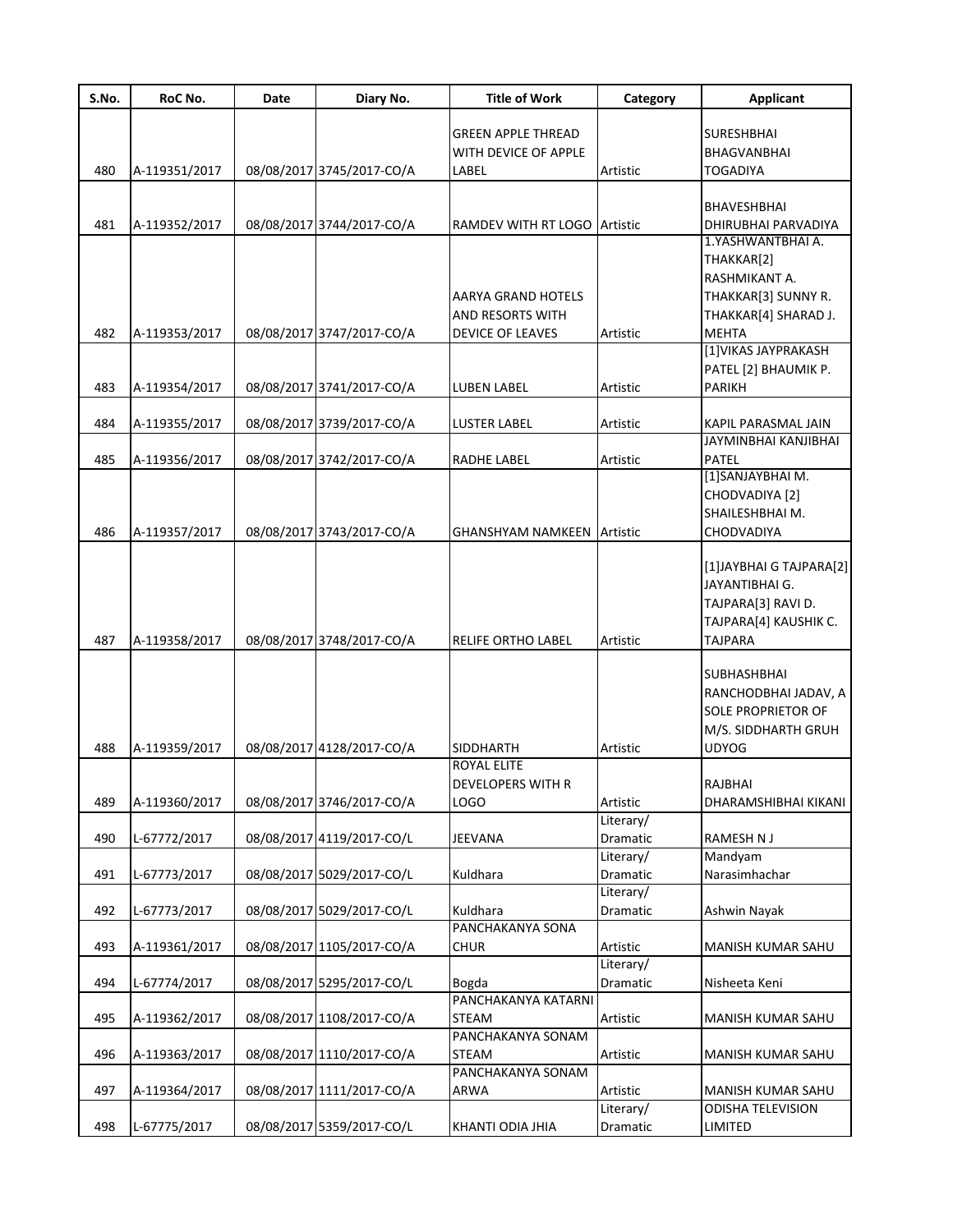| S.No. | RoC No. | Date | Diary No. | Title of Work | Category | Applicant |
|---|---|---|---|---|---|---|
| 480 | A-119351/2017 | 08/08/2017 | 3745/2017-CO/A | GREEN APPLE THREAD WITH DEVICE OF APPLE LABEL | Artistic | SURESHBHAI BHAGVANBHAI TOGADIYA |
| 481 | A-119352/2017 | 08/08/2017 | 3744/2017-CO/A | RAMDEV WITH RT LOGO | Artistic | BHAVESHBHAI DHIRUBHAI PARVADIYA |
| 482 | A-119353/2017 | 08/08/2017 | 3747/2017-CO/A | AARYA GRAND HOTELS AND RESORTS WITH DEVICE OF LEAVES | Artistic | 1.YASHWANTBHAI A. THAKKAR[2] RASHMIKANT A. THAKKAR[3] SUNNY R. THAKKAR[4] SHARAD J. MEHTA |
| 483 | A-119354/2017 | 08/08/2017 | 3741/2017-CO/A | LUBEN LABEL | Artistic | [1]VIKAS JAYPRAKASH PATEL [2] BHAUMIK P. PARIKH |
| 484 | A-119355/2017 | 08/08/2017 | 3739/2017-CO/A | LUSTER LABEL | Artistic | KAPIL PARASMAL JAIN |
| 485 | A-119356/2017 | 08/08/2017 | 3742/2017-CO/A | RADHE LABEL | Artistic | JAYMINBHAI KANJIBHAI PATEL |
| 486 | A-119357/2017 | 08/08/2017 | 3743/2017-CO/A | GHANSHYAM NAMKEEN | Artistic | [1]SANJAYBHAI M. CHODVADIYA [2] SHAILESHBHAI M. CHODVADIYA |
| 487 | A-119358/2017 | 08/08/2017 | 3748/2017-CO/A | RELIFE ORTHO LABEL | Artistic | [1]JAYBHAI G TAJPARA[2] JAYANTIBHAI G. TAJPARA[3] RAVI D. TAJPARA[4] KAUSHIK C. TAJPARA |
| 488 | A-119359/2017 | 08/08/2017 | 4128/2017-CO/A | SIDDHARTH | Artistic | SUBHASHBHAI RANCHODBHAI JADAV, A SOLE PROPRIETOR OF M/S. SIDDHARTH GRUH UDYOG |
| 489 | A-119360/2017 | 08/08/2017 | 3746/2017-CO/A | ROYAL ELITE DEVELOPERS WITH R LOGO | Artistic | RAJBHAI DHARAMSHIBHAI KIKANI |
| 490 | L-67772/2017 | 08/08/2017 | 4119/2017-CO/L | JEEVANA | Literary/ Dramatic | RAMESH N J |
| 491 | L-67773/2017 | 08/08/2017 | 5029/2017-CO/L | Kuldhara | Literary/ Dramatic | Mandyam Narasimhachar |
| 492 | L-67773/2017 | 08/08/2017 | 5029/2017-CO/L | Kuldhara | Literary/ Dramatic | Ashwin Nayak |
| 493 | A-119361/2017 | 08/08/2017 | 1105/2017-CO/A | PANCHAKANYA SONA CHUR | Artistic | MANISH KUMAR SAHU |
| 494 | L-67774/2017 | 08/08/2017 | 5295/2017-CO/L | Bogda | Literary/ Dramatic | Nisheeta Keni |
| 495 | A-119362/2017 | 08/08/2017 | 1108/2017-CO/A | PANCHAKANYA KATARNI STEAM | Artistic | MANISH KUMAR SAHU |
| 496 | A-119363/2017 | 08/08/2017 | 1110/2017-CO/A | PANCHAKANYA SONAM STEAM | Artistic | MANISH KUMAR SAHU |
| 497 | A-119364/2017 | 08/08/2017 | 1111/2017-CO/A | PANCHAKANYA SONAM ARWA | Artistic | MANISH KUMAR SAHU |
| 498 | L-67775/2017 | 08/08/2017 | 5359/2017-CO/L | KHANTI ODIA JHIA | Literary/ Dramatic | ODISHA TELEVISION LIMITED |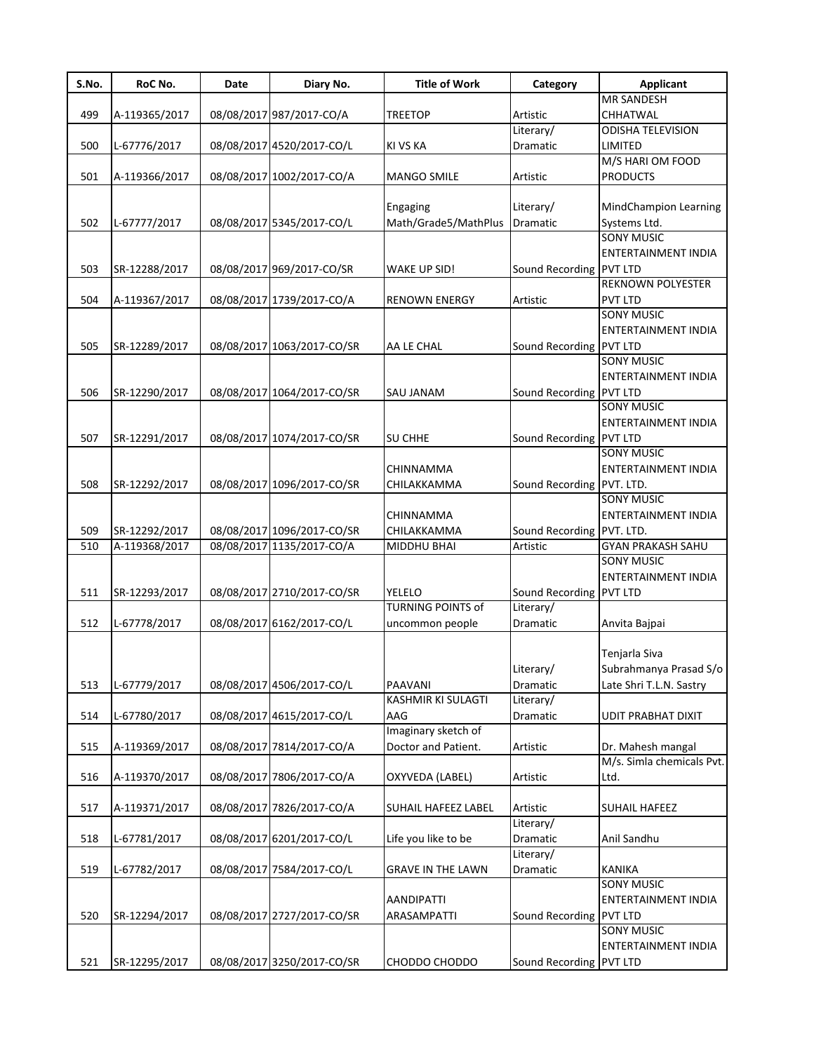| S.No. | RoC No. | Date | Diary No. | Title of Work | Category | Applicant |
|---|---|---|---|---|---|---|
| 499 | A-119365/2017 | 08/08/2017 | 987/2017-CO/A | TREETOP | Artistic | MR SANDESH CHHATWAL |
| 500 | L-67776/2017 | 08/08/2017 | 4520/2017-CO/L | KI VS KA | Literary/ Dramatic | ODISHA TELEVISION LIMITED |
| 501 | A-119366/2017 | 08/08/2017 | 1002/2017-CO/A | MANGO SMILE | Artistic | M/S HARI OM FOOD PRODUCTS |
| 502 | L-67777/2017 | 08/08/2017 | 5345/2017-CO/L | Engaging Math/Grade5/MathPlus | Literary/ Dramatic | MindChampion Learning Systems Ltd. |
| 503 | SR-12288/2017 | 08/08/2017 | 969/2017-CO/SR | WAKE UP SID! | Sound Recording | SONY MUSIC ENTERTAINMENT INDIA PVT LTD |
| 504 | A-119367/2017 | 08/08/2017 | 1739/2017-CO/A | RENOWN ENERGY | Artistic | REKNOWN POLYESTER PVT LTD |
| 505 | SR-12289/2017 | 08/08/2017 | 1063/2017-CO/SR | AA LE CHAL | Sound Recording | SONY MUSIC ENTERTAINMENT INDIA PVT LTD |
| 506 | SR-12290/2017 | 08/08/2017 | 1064/2017-CO/SR | SAU JANAM | Sound Recording | SONY MUSIC ENTERTAINMENT INDIA PVT LTD |
| 507 | SR-12291/2017 | 08/08/2017 | 1074/2017-CO/SR | SU CHHE | Sound Recording | SONY MUSIC ENTERTAINMENT INDIA PVT LTD |
| 508 | SR-12292/2017 | 08/08/2017 | 1096/2017-CO/SR | CHINNAMMA CHILAKKAMMA | Sound Recording | SONY MUSIC ENTERTAINMENT INDIA PVT. LTD. |
| 509 | SR-12292/2017 | 08/08/2017 | 1096/2017-CO/SR | CHINNAMMA CHILAKKAMMA | Sound Recording | SONY MUSIC ENTERTAINMENT INDIA PVT. LTD. |
| 510 | A-119368/2017 | 08/08/2017 | 1135/2017-CO/A | MIDDHU BHAI | Artistic | GYAN PRAKASH SAHU |
| 511 | SR-12293/2017 | 08/08/2017 | 2710/2017-CO/SR | YELELO | Sound Recording | SONY MUSIC ENTERTAINMENT INDIA PVT LTD |
| 512 | L-67778/2017 | 08/08/2017 | 6162/2017-CO/L | TURNING POINTS of uncommon people | Literary/ Dramatic | Anvita Bajpai |
| 513 | L-67779/2017 | 08/08/2017 | 4506/2017-CO/L | PAAVANI | Literary/ Dramatic | Tenjarla Siva Subrahmanya Prasad S/o Late Shri T.L.N. Sastry |
| 514 | L-67780/2017 | 08/08/2017 | 4615/2017-CO/L | KASHMIR KI SULAGTI AAG | Literary/ Dramatic | UDIT PRABHAT DIXIT |
| 515 | A-119369/2017 | 08/08/2017 | 7814/2017-CO/A | Imaginary sketch of Doctor and Patient. | Artistic | Dr. Mahesh mangal |
| 516 | A-119370/2017 | 08/08/2017 | 7806/2017-CO/A | OXYVEDA (LABEL) | Artistic | M/s. Simla chemicals Pvt. Ltd. |
| 517 | A-119371/2017 | 08/08/2017 | 7826/2017-CO/A | SUHAIL HAFEEZ LABEL | Artistic | SUHAIL HAFEEZ |
| 518 | L-67781/2017 | 08/08/2017 | 6201/2017-CO/L | Life you like to be | Literary/ Dramatic | Anil Sandhu |
| 519 | L-67782/2017 | 08/08/2017 | 7584/2017-CO/L | GRAVE IN THE LAWN | Literary/ Dramatic | KANIKA |
| 520 | SR-12294/2017 | 08/08/2017 | 2727/2017-CO/SR | AANDIPATTI ARASAMPATTI | Sound Recording | SONY MUSIC ENTERTAINMENT INDIA PVT LTD |
| 521 | SR-12295/2017 | 08/08/2017 | 3250/2017-CO/SR | CHODDO CHODDO | Sound Recording | SONY MUSIC ENTERTAINMENT INDIA PVT LTD |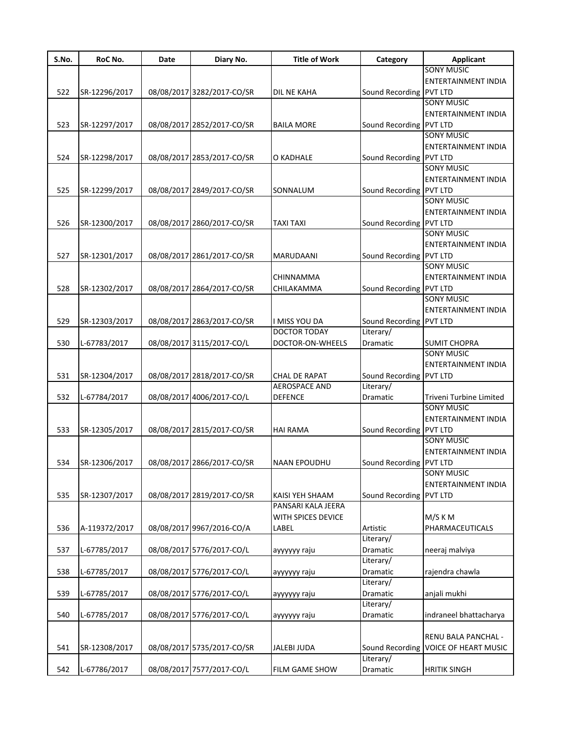| S.No. | RoC No. | Date | Diary No. | Title of Work | Category | Applicant |
|---|---|---|---|---|---|---|
| 522 | SR-12296/2017 | 08/08/2017 | 3282/2017-CO/SR | DIL NE KAHA | Sound Recording | SONY MUSIC ENTERTAINMENT INDIA PVT LTD |
| 523 | SR-12297/2017 | 08/08/2017 | 2852/2017-CO/SR | BAILA MORE | Sound Recording | SONY MUSIC ENTERTAINMENT INDIA PVT LTD |
| 524 | SR-12298/2017 | 08/08/2017 | 2853/2017-CO/SR | O KADHALE | Sound Recording | SONY MUSIC ENTERTAINMENT INDIA PVT LTD |
| 525 | SR-12299/2017 | 08/08/2017 | 2849/2017-CO/SR | SONNALUM | Sound Recording | SONY MUSIC ENTERTAINMENT INDIA PVT LTD |
| 526 | SR-12300/2017 | 08/08/2017 | 2860/2017-CO/SR | TAXI TAXI | Sound Recording | SONY MUSIC ENTERTAINMENT INDIA PVT LTD |
| 527 | SR-12301/2017 | 08/08/2017 | 2861/2017-CO/SR | MARUDAANI | Sound Recording | SONY MUSIC ENTERTAINMENT INDIA PVT LTD |
| 528 | SR-12302/2017 | 08/08/2017 | 2864/2017-CO/SR | CHINNAMMA CHILAKAMMA | Sound Recording | SONY MUSIC ENTERTAINMENT INDIA PVT LTD |
| 529 | SR-12303/2017 | 08/08/2017 | 2863/2017-CO/SR | I MISS YOU DA | Sound Recording | SONY MUSIC ENTERTAINMENT INDIA PVT LTD |
| 530 | L-67783/2017 | 08/08/2017 | 3115/2017-CO/L | DOCTOR TODAY DOCTOR-ON-WHEELS | Literary/ Dramatic | SUMIT CHOPRA |
| 531 | SR-12304/2017 | 08/08/2017 | 2818/2017-CO/SR | CHAL DE RAPAT | Sound Recording | SONY MUSIC ENTERTAINMENT INDIA PVT LTD |
| 532 | L-67784/2017 | 08/08/2017 | 4006/2017-CO/L | AEROSPACE AND DEFENCE | Literary/ Dramatic | Triveni Turbine Limited |
| 533 | SR-12305/2017 | 08/08/2017 | 2815/2017-CO/SR | HAI RAMA | Sound Recording | SONY MUSIC ENTERTAINMENT INDIA PVT LTD |
| 534 | SR-12306/2017 | 08/08/2017 | 2866/2017-CO/SR | NAAN EPOUDHU | Sound Recording | SONY MUSIC ENTERTAINMENT INDIA PVT LTD |
| 535 | SR-12307/2017 | 08/08/2017 | 2819/2017-CO/SR | KAISI YEH SHAAM | Sound Recording | SONY MUSIC ENTERTAINMENT INDIA PVT LTD |
| 536 | A-119372/2017 | 08/08/2017 | 9967/2016-CO/A | PANSARI KALA JEERA WITH SPICES DEVICE LABEL | Artistic | M/S K M PHARMACEUTICALS |
| 537 | L-67785/2017 | 08/08/2017 | 5776/2017-CO/L | ayyyyyy raju | Literary/ Dramatic | neeraj malviya |
| 538 | L-67785/2017 | 08/08/2017 | 5776/2017-CO/L | ayyyyyy raju | Literary/ Dramatic | rajendra chawla |
| 539 | L-67785/2017 | 08/08/2017 | 5776/2017-CO/L | ayyyyyy raju | Literary/ Dramatic | anjali mukhi |
| 540 | L-67785/2017 | 08/08/2017 | 5776/2017-CO/L | ayyyyyy raju | Literary/ Dramatic | indraneel bhattacharya |
| 541 | SR-12308/2017 | 08/08/2017 | 5735/2017-CO/SR | JALEBI JUDA | Sound Recording | RENU BALA PANCHAL - VOICE OF HEART MUSIC |
| 542 | L-67786/2017 | 08/08/2017 | 7577/2017-CO/L | FILM GAME SHOW | Literary/ Dramatic | HRITIK SINGH |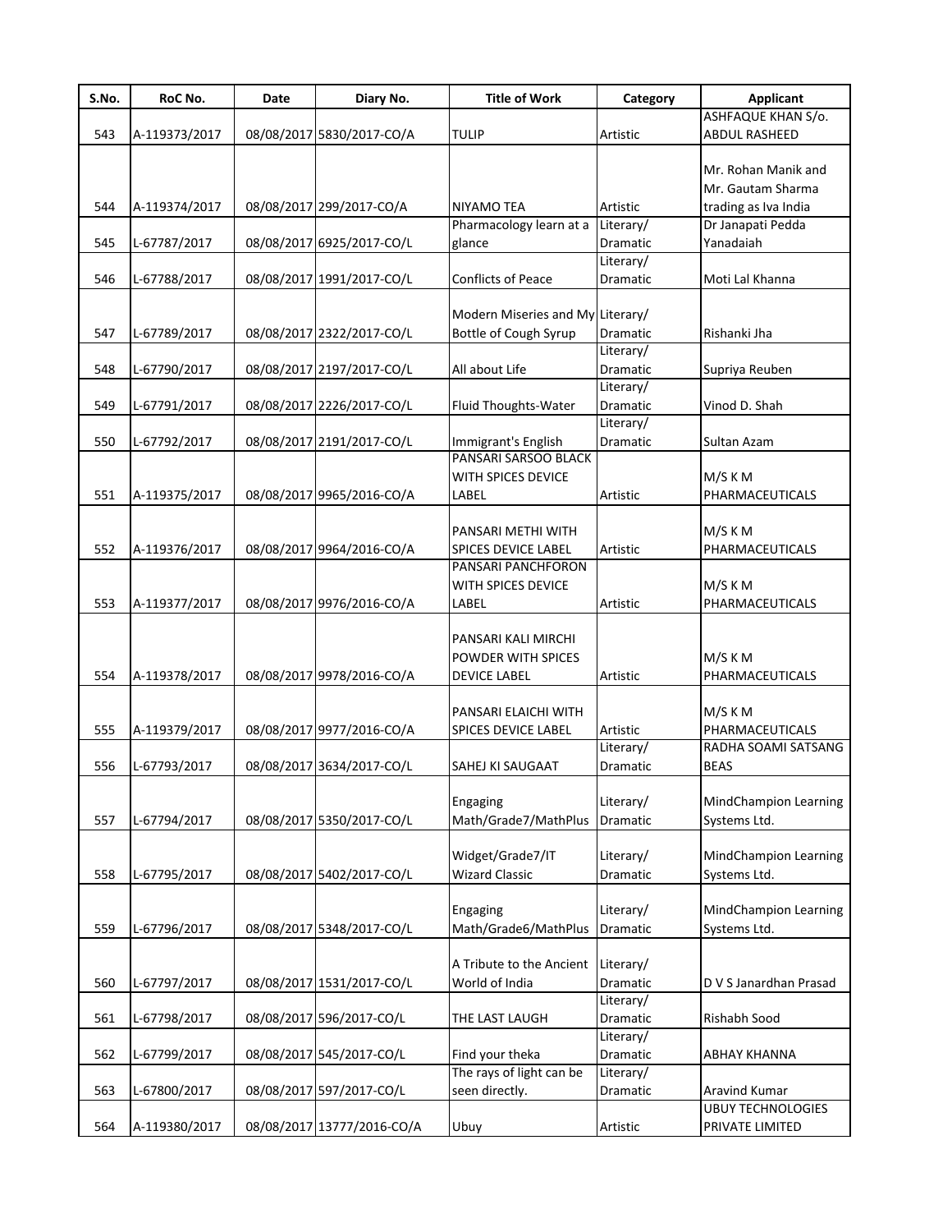| S.No. | RoC No. | Date | Diary No. | Title of Work | Category | Applicant |
|---|---|---|---|---|---|---|
| 543 | A-119373/2017 | 08/08/2017 | 5830/2017-CO/A | TULIP | Artistic | ASHFAQUE KHAN S/o. ABDUL RASHEED |
| 544 | A-119374/2017 | 08/08/2017 | 299/2017-CO/A | NIYAMO TEA | Artistic | Mr. Rohan Manik and Mr. Gautam Sharma trading as Iva India |
| 545 | L-67787/2017 | 08/08/2017 | 6925/2017-CO/L | Pharmacology learn at a glance | Literary/ Dramatic | Dr Janapati Pedda Yanadaiah |
| 546 | L-67788/2017 | 08/08/2017 | 1991/2017-CO/L | Conflicts of Peace | Literary/ Dramatic | Moti Lal Khanna |
| 547 | L-67789/2017 | 08/08/2017 | 2322/2017-CO/L | Modern Miseries and My Bottle of Cough Syrup | Literary/ Dramatic | Rishanki Jha |
| 548 | L-67790/2017 | 08/08/2017 | 2197/2017-CO/L | All about Life | Literary/ Dramatic | Supriya Reuben |
| 549 | L-67791/2017 | 08/08/2017 | 2226/2017-CO/L | Fluid Thoughts-Water | Literary/ Dramatic | Vinod D. Shah |
| 550 | L-67792/2017 | 08/08/2017 | 2191/2017-CO/L | Immigrant's English | Literary/ Dramatic | Sultan Azam |
| 551 | A-119375/2017 | 08/08/2017 | 9965/2016-CO/A | PANSARI SARSOO BLACK WITH SPICES DEVICE LABEL | Artistic | M/S K M PHARMACEUTICALS |
| 552 | A-119376/2017 | 08/08/2017 | 9964/2016-CO/A | PANSARI METHI WITH SPICES DEVICE LABEL | Artistic | M/S K M PHARMACEUTICALS |
| 553 | A-119377/2017 | 08/08/2017 | 9976/2016-CO/A | PANSARI PANCHFORON WITH SPICES DEVICE LABEL | Artistic | M/S K M PHARMACEUTICALS |
| 554 | A-119378/2017 | 08/08/2017 | 9978/2016-CO/A | PANSARI KALI MIRCHI POWDER WITH SPICES DEVICE LABEL | Artistic | M/S K M PHARMACEUTICALS |
| 555 | A-119379/2017 | 08/08/2017 | 9977/2016-CO/A | PANSARI ELAICHI WITH SPICES DEVICE LABEL | Artistic | M/S K M PHARMACEUTICALS |
| 556 | L-67793/2017 | 08/08/2017 | 3634/2017-CO/L | SAHEJ KI SAUGAAT | Literary/ Dramatic | RADHA SOAMI SATSANG BEAS |
| 557 | L-67794/2017 | 08/08/2017 | 5350/2017-CO/L | Engaging Math/Grade7/MathPlus | Literary/ Dramatic | MindChampion Learning Systems Ltd. |
| 558 | L-67795/2017 | 08/08/2017 | 5402/2017-CO/L | Widget/Grade7/IT Wizard Classic | Literary/ Dramatic | MindChampion Learning Systems Ltd. |
| 559 | L-67796/2017 | 08/08/2017 | 5348/2017-CO/L | Engaging Math/Grade6/MathPlus | Literary/ Dramatic | MindChampion Learning Systems Ltd. |
| 560 | L-67797/2017 | 08/08/2017 | 1531/2017-CO/L | A Tribute to the Ancient World of India | Literary/ Dramatic | D V S Janardhan Prasad |
| 561 | L-67798/2017 | 08/08/2017 | 596/2017-CO/L | THE LAST LAUGH | Literary/ Dramatic | Rishabh Sood |
| 562 | L-67799/2017 | 08/08/2017 | 545/2017-CO/L | Find your theka | Literary/ Dramatic | ABHAY KHANNA |
| 563 | L-67800/2017 | 08/08/2017 | 597/2017-CO/L | The rays of light can be seen directly. | Literary/ Dramatic | Aravind Kumar |
| 564 | A-119380/2017 | 08/08/2017 | 13777/2016-CO/A | Ubuy | Artistic | UBUY TECHNOLOGIES PRIVATE LIMITED |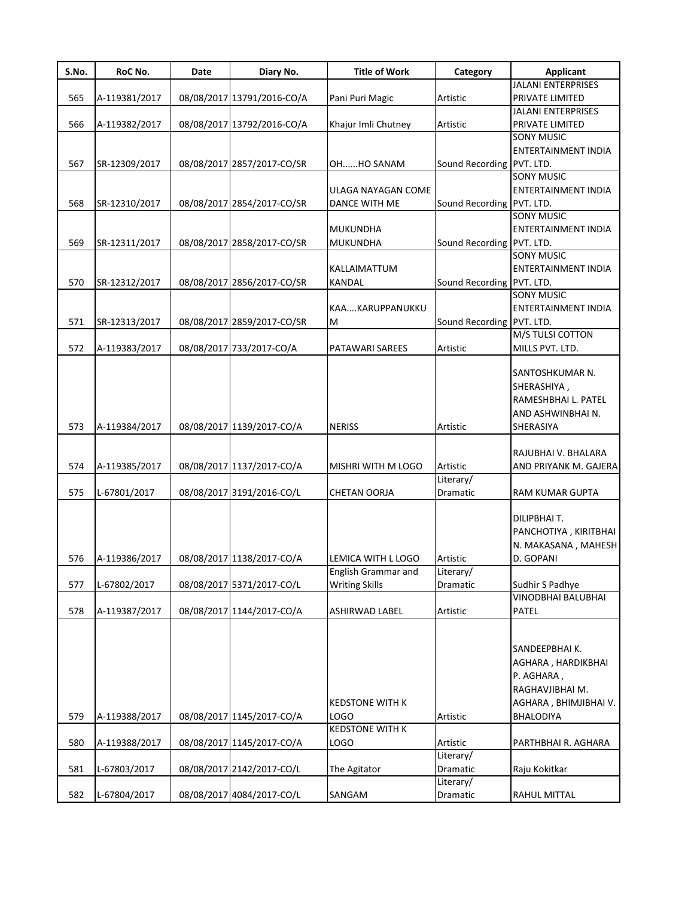| S.No. | RoC No. | Date | Diary No. | Title of Work | Category | Applicant |
|---|---|---|---|---|---|---|
| 565 | A-119381/2017 | 08/08/2017 | 13791/2016-CO/A | Pani Puri Magic | Artistic | JALANI ENTERPRISES PRIVATE LIMITED |
| 566 | A-119382/2017 | 08/08/2017 | 13792/2016-CO/A | Khajur Imli Chutney | Artistic | JALANI ENTERPRISES PRIVATE LIMITED |
| 567 | SR-12309/2017 | 08/08/2017 | 2857/2017-CO/SR | OH......HO SANAM | Sound Recording | SONY MUSIC ENTERTAINMENT INDIA PVT. LTD. |
| 568 | SR-12310/2017 | 08/08/2017 | 2854/2017-CO/SR | ULAGA NAYAGAN COME DANCE WITH ME | Sound Recording | SONY MUSIC ENTERTAINMENT INDIA PVT. LTD. |
| 569 | SR-12311/2017 | 08/08/2017 | 2858/2017-CO/SR | MUKUNDHA MUKUNDHA | Sound Recording | SONY MUSIC ENTERTAINMENT INDIA PVT. LTD. |
| 570 | SR-12312/2017 | 08/08/2017 | 2856/2017-CO/SR | KALLAIMATTUM KANDAL | Sound Recording | SONY MUSIC ENTERTAINMENT INDIA PVT. LTD. |
| 571 | SR-12313/2017 | 08/08/2017 | 2859/2017-CO/SR | KAA....KARUPPANUKKU M | Sound Recording | SONY MUSIC ENTERTAINMENT INDIA PVT. LTD. |
| 572 | A-119383/2017 | 08/08/2017 | 733/2017-CO/A | PATAWARI SAREES | Artistic | M/S TULSI COTTON MILLS PVT. LTD. |
| 573 | A-119384/2017 | 08/08/2017 | 1139/2017-CO/A | NERISS | Artistic | SANTOSHKUMAR N. SHERASHIYA , RAMESHBHAI L. PATEL AND ASHWINBHAI N. SHERASIYA |
| 574 | A-119385/2017 | 08/08/2017 | 1137/2017-CO/A | MISHRI WITH M LOGO | Artistic | RAJUBHAI V. BHALARA AND PRIYANK M. GAJERA |
| 575 | L-67801/2017 | 08/08/2017 | 3191/2016-CO/L | CHETAN OORJA | Literary/ Dramatic | RAM KUMAR GUPTA |
| 576 | A-119386/2017 | 08/08/2017 | 1138/2017-CO/A | LEMICA WITH L LOGO | Artistic | DILIPBHAI T. PANCHOTIYA , KIRITBHAI N. MAKASANA , MAHESH D. GOPANI |
| 577 | L-67802/2017 | 08/08/2017 | 5371/2017-CO/L | English Grammar and Writing Skills | Literary/ Dramatic | Sudhir S Padhye |
| 578 | A-119387/2017 | 08/08/2017 | 1144/2017-CO/A | ASHIRWAD LABEL | Artistic | VINODBHAI BALUBHAI PATEL |
| 579 | A-119388/2017 | 08/08/2017 | 1145/2017-CO/A | KEDSTONE WITH K LOGO | Artistic | SANDEEPBHAI K. AGHARA , HARDIKBHAI P. AGHARA , RAGHAVJIBHAI M. AGHARA , BHIMJIBHAI V. BHALODIYA |
| 580 | A-119388/2017 | 08/08/2017 | 1145/2017-CO/A | KEDSTONE WITH K LOGO | Artistic | PARTHBHAI R. AGHARA |
| 581 | L-67803/2017 | 08/08/2017 | 2142/2017-CO/L | The Agitator | Literary/ Dramatic | Raju Kokitkar |
| 582 | L-67804/2017 | 08/08/2017 | 4084/2017-CO/L | SANGAM | Literary/ Dramatic | RAHUL MITTAL |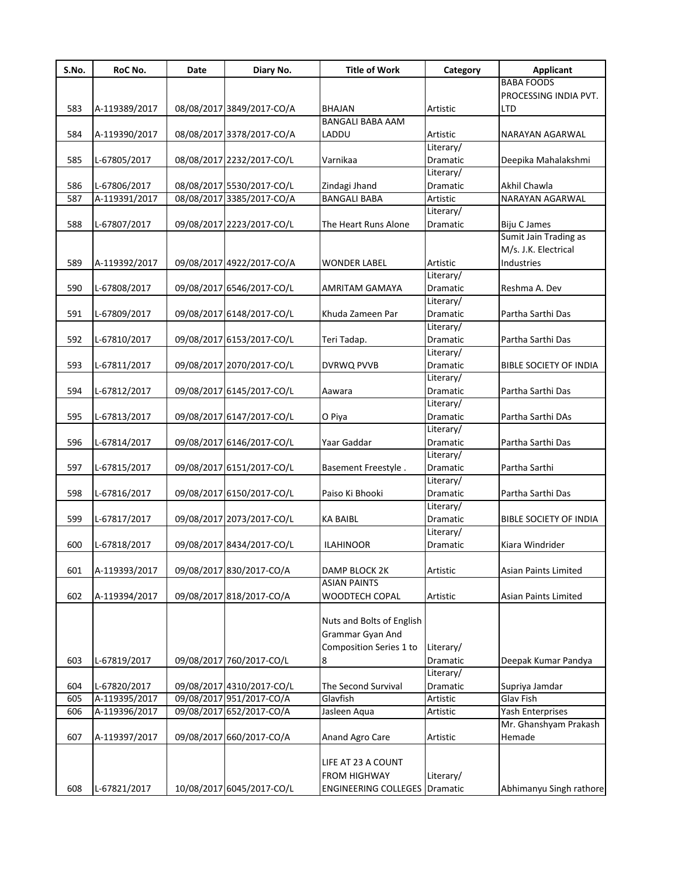| S.No. | RoC No. | Date | Diary No. | Title of Work | Category | Applicant |
|---|---|---|---|---|---|---|
| 583 | A-119389/2017 | 08/08/2017 | 3849/2017-CO/A | BHAJAN | Artistic | BABA FOODS PROCESSING INDIA PVT. LTD |
| 584 | A-119390/2017 | 08/08/2017 | 3378/2017-CO/A | BANGALI BABA AAM LADDU | Artistic | NARAYAN AGARWAL |
| 585 | L-67805/2017 | 08/08/2017 | 2232/2017-CO/L | Varnikaa | Literary/ Dramatic | Deepika Mahalakshmi |
| 586 | L-67806/2017 | 08/08/2017 | 5530/2017-CO/L | Zindagi Jhand | Literary/ Dramatic | Akhil Chawla |
| 587 | A-119391/2017 | 08/08/2017 | 3385/2017-CO/A | BANGALI BABA | Artistic | NARAYAN AGARWAL |
| 588 | L-67807/2017 | 09/08/2017 | 2223/2017-CO/L | The Heart Runs Alone | Literary/ Dramatic | Biju C James |
| 589 | A-119392/2017 | 09/08/2017 | 4922/2017-CO/A | WONDER LABEL | Artistic | Sumit Jain Trading as M/s. J.K. Electrical Industries |
| 590 | L-67808/2017 | 09/08/2017 | 6546/2017-CO/L | AMRITAM GAMAYA | Literary/ Dramatic | Reshma A. Dev |
| 591 | L-67809/2017 | 09/08/2017 | 6148/2017-CO/L | Khuda Zameen Par | Literary/ Dramatic | Partha Sarthi Das |
| 592 | L-67810/2017 | 09/08/2017 | 6153/2017-CO/L | Teri Tadap. | Literary/ Dramatic | Partha Sarthi Das |
| 593 | L-67811/2017 | 09/08/2017 | 2070/2017-CO/L | DVRWQ PVVB | Literary/ Dramatic | BIBLE SOCIETY OF INDIA |
| 594 | L-67812/2017 | 09/08/2017 | 6145/2017-CO/L | Aawara | Literary/ Dramatic | Partha Sarthi Das |
| 595 | L-67813/2017 | 09/08/2017 | 6147/2017-CO/L | O Piya | Literary/ Dramatic | Partha Sarthi DAs |
| 596 | L-67814/2017 | 09/08/2017 | 6146/2017-CO/L | Yaar Gaddar | Literary/ Dramatic | Partha Sarthi Das |
| 597 | L-67815/2017 | 09/08/2017 | 6151/2017-CO/L | Basement Freestyle . | Literary/ Dramatic | Partha Sarthi |
| 598 | L-67816/2017 | 09/08/2017 | 6150/2017-CO/L | Paiso Ki Bhooki | Literary/ Dramatic | Partha Sarthi Das |
| 599 | L-67817/2017 | 09/08/2017 | 2073/2017-CO/L | KA BAIBL | Literary/ Dramatic | BIBLE SOCIETY OF INDIA |
| 600 | L-67818/2017 | 09/08/2017 | 8434/2017-CO/L | ILAHINOOR | Literary/ Dramatic | Kiara Windrider |
| 601 | A-119393/2017 | 09/08/2017 | 830/2017-CO/A | DAMP BLOCK 2K | Artistic | Asian Paints Limited |
| 602 | A-119394/2017 | 09/08/2017 | 818/2017-CO/A | ASIAN PAINTS WOODTECH COPAL | Artistic | Asian Paints Limited |
| 603 | L-67819/2017 | 09/08/2017 | 760/2017-CO/L | Nuts and Bolts of English Grammar Gyan And Composition Series 1 to 8 | Literary/ Dramatic | Deepak Kumar Pandya |
| 604 | L-67820/2017 | 09/08/2017 | 4310/2017-CO/L | The Second Survival | Literary/ Dramatic | Supriya Jamdar |
| 605 | A-119395/2017 | 09/08/2017 | 951/2017-CO/A | Glavfish | Artistic | Glav Fish |
| 606 | A-119396/2017 | 09/08/2017 | 652/2017-CO/A | Jasleen Aqua | Artistic | Yash Enterprises |
| 607 | A-119397/2017 | 09/08/2017 | 660/2017-CO/A | Anand Agro Care | Artistic | Mr. Ghanshyam Prakash Hemade |
| 608 | L-67821/2017 | 10/08/2017 | 6045/2017-CO/L | LIFE AT 23 A COUNT FROM HIGHWAY ENGINEERING COLLEGES | Literary/ Dramatic | Abhimanyu Singh rathore |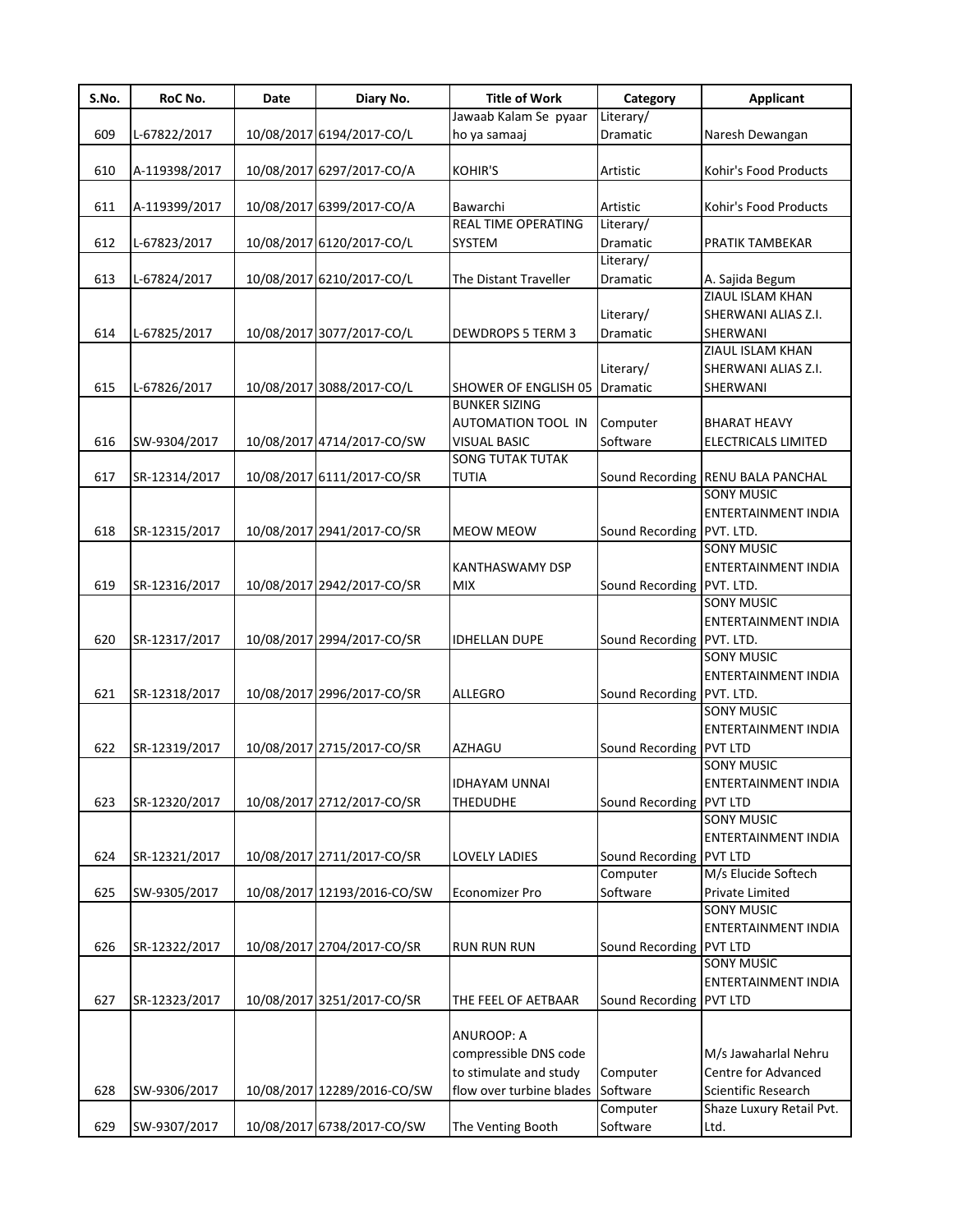| S.No. | RoC No. | Date | Diary No. | Title of Work | Category | Applicant |
|---|---|---|---|---|---|---|
| 609 | L-67822/2017 | 10/08/2017 | 6194/2017-CO/L | Jawaab Kalam Se pyaar ho ya samaaj | Literary/ Dramatic | Naresh Dewangan |
| 610 | A-119398/2017 | 10/08/2017 | 6297/2017-CO/A | KOHIR'S | Artistic | Kohir's Food Products |
| 611 | A-119399/2017 | 10/08/2017 | 6399/2017-CO/A | Bawarchi | Artistic | Kohir's Food Products |
| 612 | L-67823/2017 | 10/08/2017 | 6120/2017-CO/L | REAL TIME OPERATING SYSTEM | Literary/ Dramatic | PRATIK TAMBEKAR |
| 613 | L-67824/2017 | 10/08/2017 | 6210/2017-CO/L | The Distant Traveller | Literary/ Dramatic | A. Sajida Begum |
| 614 | L-67825/2017 | 10/08/2017 | 3077/2017-CO/L | DEWDROPS 5 TERM 3 | Literary/ Dramatic | ZIAUL ISLAM KHAN SHERWANI ALIAS Z.I. SHERWANI |
| 615 | L-67826/2017 | 10/08/2017 | 3088/2017-CO/L | SHOWER OF ENGLISH 05 | Literary/ Dramatic | ZIAUL ISLAM KHAN SHERWANI ALIAS Z.I. SHERWANI |
| 616 | SW-9304/2017 | 10/08/2017 | 4714/2017-CO/SW | BUNKER SIZING AUTOMATION TOOL IN VISUAL BASIC | Computer Software | BHARAT HEAVY ELECTRICALS LIMITED |
| 617 | SR-12314/2017 | 10/08/2017 | 6111/2017-CO/SR | SONG TUTAK TUTAK TUTIA | Sound Recording | RENU BALA PANCHAL |
| 618 | SR-12315/2017 | 10/08/2017 | 2941/2017-CO/SR | MEOW MEOW | Sound Recording | SONY MUSIC ENTERTAINMENT INDIA PVT. LTD. |
| 619 | SR-12316/2017 | 10/08/2017 | 2942/2017-CO/SR | KANTHASWAMY DSP MIX | Sound Recording | SONY MUSIC ENTERTAINMENT INDIA PVT. LTD. |
| 620 | SR-12317/2017 | 10/08/2017 | 2994/2017-CO/SR | IDHELLAN DUPE | Sound Recording | SONY MUSIC ENTERTAINMENT INDIA PVT. LTD. |
| 621 | SR-12318/2017 | 10/08/2017 | 2996/2017-CO/SR | ALLEGRO | Sound Recording | SONY MUSIC ENTERTAINMENT INDIA PVT. LTD. |
| 622 | SR-12319/2017 | 10/08/2017 | 2715/2017-CO/SR | AZHAGU | Sound Recording | SONY MUSIC ENTERTAINMENT INDIA PVT LTD |
| 623 | SR-12320/2017 | 10/08/2017 | 2712/2017-CO/SR | IDHAYAM UNNAI THEDUDHE | Sound Recording | SONY MUSIC ENTERTAINMENT INDIA PVT LTD |
| 624 | SR-12321/2017 | 10/08/2017 | 2711/2017-CO/SR | LOVELY LADIES | Sound Recording | SONY MUSIC ENTERTAINMENT INDIA PVT LTD |
| 625 | SW-9305/2017 | 10/08/2017 | 12193/2016-CO/SW | Economizer Pro | Computer Software | M/s Elucide Softech Private Limited |
| 626 | SR-12322/2017 | 10/08/2017 | 2704/2017-CO/SR | RUN RUN RUN | Sound Recording | SONY MUSIC ENTERTAINMENT INDIA PVT LTD |
| 627 | SR-12323/2017 | 10/08/2017 | 3251/2017-CO/SR | THE FEEL OF AETBAAR | Sound Recording | SONY MUSIC ENTERTAINMENT INDIA PVT LTD |
| 628 | SW-9306/2017 | 10/08/2017 | 12289/2016-CO/SW | ANUROOP: A compressible DNS code to stimulate and study flow over turbine blades | Computer Software | M/s Jawaharlal Nehru Centre for Advanced Scientific Research |
| 629 | SW-9307/2017 | 10/08/2017 | 6738/2017-CO/SW | The Venting Booth | Computer Software | Shaze Luxury Retail Pvt. Ltd. |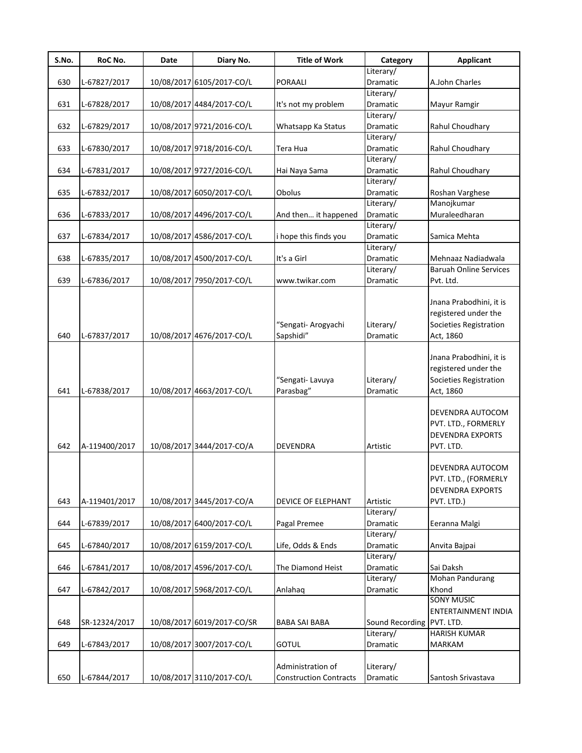| S.No. | RoC No. | Date | Diary No. | Title of Work | Category | Applicant |
|---|---|---|---|---|---|---|
| 630 | L-67827/2017 | 10/08/2017 | 6105/2017-CO/L | PORAALI | Literary/ Dramatic | A.John Charles |
| 631 | L-67828/2017 | 10/08/2017 | 4484/2017-CO/L | It's not my problem | Literary/ Dramatic | Mayur Ramgir |
| 632 | L-67829/2017 | 10/08/2017 | 9721/2016-CO/L | Whatsapp Ka Status | Literary/ Dramatic | Rahul Choudhary |
| 633 | L-67830/2017 | 10/08/2017 | 9718/2016-CO/L | Tera Hua | Literary/ Dramatic | Rahul Choudhary |
| 634 | L-67831/2017 | 10/08/2017 | 9727/2016-CO/L | Hai Naya Sama | Literary/ Dramatic | Rahul Choudhary |
| 635 | L-67832/2017 | 10/08/2017 | 6050/2017-CO/L | Obolus | Literary/ Dramatic | Roshan Varghese |
| 636 | L-67833/2017 | 10/08/2017 | 4496/2017-CO/L | And then… it happened | Literary/ Dramatic | Manojkumar Muraleedharan |
| 637 | L-67834/2017 | 10/08/2017 | 4586/2017-CO/L | i hope this finds you | Literary/ Dramatic | Samica Mehta |
| 638 | L-67835/2017 | 10/08/2017 | 4500/2017-CO/L | It's a Girl | Literary/ Dramatic | Mehnaaz Nadiadwala |
| 639 | L-67836/2017 | 10/08/2017 | 7950/2017-CO/L | www.twikar.com | Literary/ Dramatic | Baruah Online Services Pvt. Ltd. |
| 640 | L-67837/2017 | 10/08/2017 | 4676/2017-CO/L | "Sengati- Arogyachi Sapshidi" | Literary/ Dramatic | Jnana Prabodhini, it is registered under the Societies Registration Act, 1860 |
| 641 | L-67838/2017 | 10/08/2017 | 4663/2017-CO/L | "Sengati- Lavuya Parasbag" | Literary/ Dramatic | Jnana Prabodhini, it is registered under the Societies Registration Act, 1860 |
| 642 | A-119400/2017 | 10/08/2017 | 3444/2017-CO/A | DEVENDRA | Artistic | DEVENDRA AUTOCOM PVT. LTD., FORMERLY DEVENDRA EXPORTS PVT. LTD. |
| 643 | A-119401/2017 | 10/08/2017 | 3445/2017-CO/A | DEVICE OF ELEPHANT | Artistic | DEVENDRA AUTOCOM PVT. LTD., (FORMERLY DEVENDRA EXPORTS PVT. LTD.) |
| 644 | L-67839/2017 | 10/08/2017 | 6400/2017-CO/L | Pagal Premee | Literary/ Dramatic | Eeranna Malgi |
| 645 | L-67840/2017 | 10/08/2017 | 6159/2017-CO/L | Life, Odds & Ends | Literary/ Dramatic | Anvita Bajpai |
| 646 | L-67841/2017 | 10/08/2017 | 4596/2017-CO/L | The Diamond Heist | Literary/ Dramatic | Sai Daksh |
| 647 | L-67842/2017 | 10/08/2017 | 5968/2017-CO/L | Anlahaq | Literary/ Dramatic | Mohan Pandurang Khond |
| 648 | SR-12324/2017 | 10/08/2017 | 6019/2017-CO/SR | BABA SAI BABA | Sound Recording | SONY MUSIC ENTERTAINMENT INDIA PVT. LTD. |
| 649 | L-67843/2017 | 10/08/2017 | 3007/2017-CO/L | GOTUL | Literary/ Dramatic | HARISH KUMAR MARKAM |
| 650 | L-67844/2017 | 10/08/2017 | 3110/2017-CO/L | Administration of Construction Contracts | Literary/ Dramatic | Santosh Srivastava |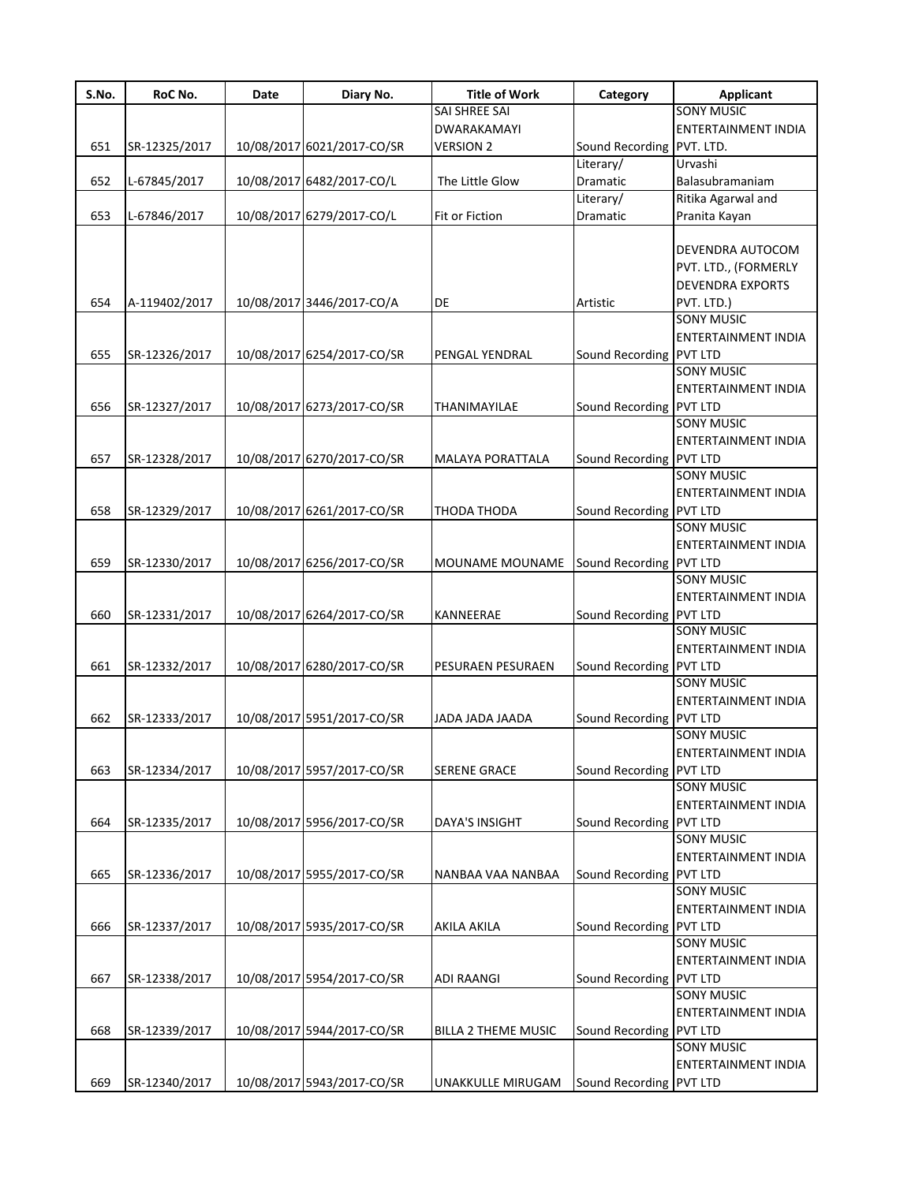| S.No. | RoC No. | Date | Diary No. | Title of Work | Category | Applicant |
|---|---|---|---|---|---|---|
| 651 | SR-12325/2017 | 10/08/2017 | 6021/2017-CO/SR | SAI SHREE SAI DWARAKAMAYI VERSION 2 | Sound Recording | SONY MUSIC ENTERTAINMENT INDIA PVT. LTD. |
| 652 | L-67845/2017 | 10/08/2017 | 6482/2017-CO/L | The Little Glow | Literary/ Dramatic | Urvashi Balasubramaniam |
| 653 | L-67846/2017 | 10/08/2017 | 6279/2017-CO/L | Fit or Fiction | Literary/ Dramatic | Ritika Agarwal and Pranita Kayan |
| 654 | A-119402/2017 | 10/08/2017 | 3446/2017-CO/A | DE | Artistic | DEVENDRA AUTOCOM PVT. LTD., (FORMERLY DEVENDRA EXPORTS PVT. LTD.) |
| 655 | SR-12326/2017 | 10/08/2017 | 6254/2017-CO/SR | PENGAL YENDRAL | Sound Recording | SONY MUSIC ENTERTAINMENT INDIA PVT LTD |
| 656 | SR-12327/2017 | 10/08/2017 | 6273/2017-CO/SR | THANIMAYILAE | Sound Recording | SONY MUSIC ENTERTAINMENT INDIA PVT LTD |
| 657 | SR-12328/2017 | 10/08/2017 | 6270/2017-CO/SR | MALAYA PORATTALA | Sound Recording | SONY MUSIC ENTERTAINMENT INDIA PVT LTD |
| 658 | SR-12329/2017 | 10/08/2017 | 6261/2017-CO/SR | THODA THODA | Sound Recording | SONY MUSIC ENTERTAINMENT INDIA PVT LTD |
| 659 | SR-12330/2017 | 10/08/2017 | 6256/2017-CO/SR | MOUNAME MOUNAME | Sound Recording | SONY MUSIC ENTERTAINMENT INDIA PVT LTD |
| 660 | SR-12331/2017 | 10/08/2017 | 6264/2017-CO/SR | KANNEERAE | Sound Recording | SONY MUSIC ENTERTAINMENT INDIA PVT LTD |
| 661 | SR-12332/2017 | 10/08/2017 | 6280/2017-CO/SR | PESURAEN PESURAEN | Sound Recording | SONY MUSIC ENTERTAINMENT INDIA PVT LTD |
| 662 | SR-12333/2017 | 10/08/2017 | 5951/2017-CO/SR | JADA JADA JAADA | Sound Recording | SONY MUSIC ENTERTAINMENT INDIA PVT LTD |
| 663 | SR-12334/2017 | 10/08/2017 | 5957/2017-CO/SR | SERENE GRACE | Sound Recording | SONY MUSIC ENTERTAINMENT INDIA PVT LTD |
| 664 | SR-12335/2017 | 10/08/2017 | 5956/2017-CO/SR | DAYA'S INSIGHT | Sound Recording | SONY MUSIC ENTERTAINMENT INDIA PVT LTD |
| 665 | SR-12336/2017 | 10/08/2017 | 5955/2017-CO/SR | NANBAA VAA NANBAA | Sound Recording | SONY MUSIC ENTERTAINMENT INDIA PVT LTD |
| 666 | SR-12337/2017 | 10/08/2017 | 5935/2017-CO/SR | AKILA AKILA | Sound Recording | SONY MUSIC ENTERTAINMENT INDIA PVT LTD |
| 667 | SR-12338/2017 | 10/08/2017 | 5954/2017-CO/SR | ADI RAANGI | Sound Recording | SONY MUSIC ENTERTAINMENT INDIA PVT LTD |
| 668 | SR-12339/2017 | 10/08/2017 | 5944/2017-CO/SR | BILLA 2 THEME MUSIC | Sound Recording | SONY MUSIC ENTERTAINMENT INDIA PVT LTD |
| 669 | SR-12340/2017 | 10/08/2017 | 5943/2017-CO/SR | UNAKKULLE MIRUGAM | Sound Recording | SONY MUSIC ENTERTAINMENT INDIA PVT LTD |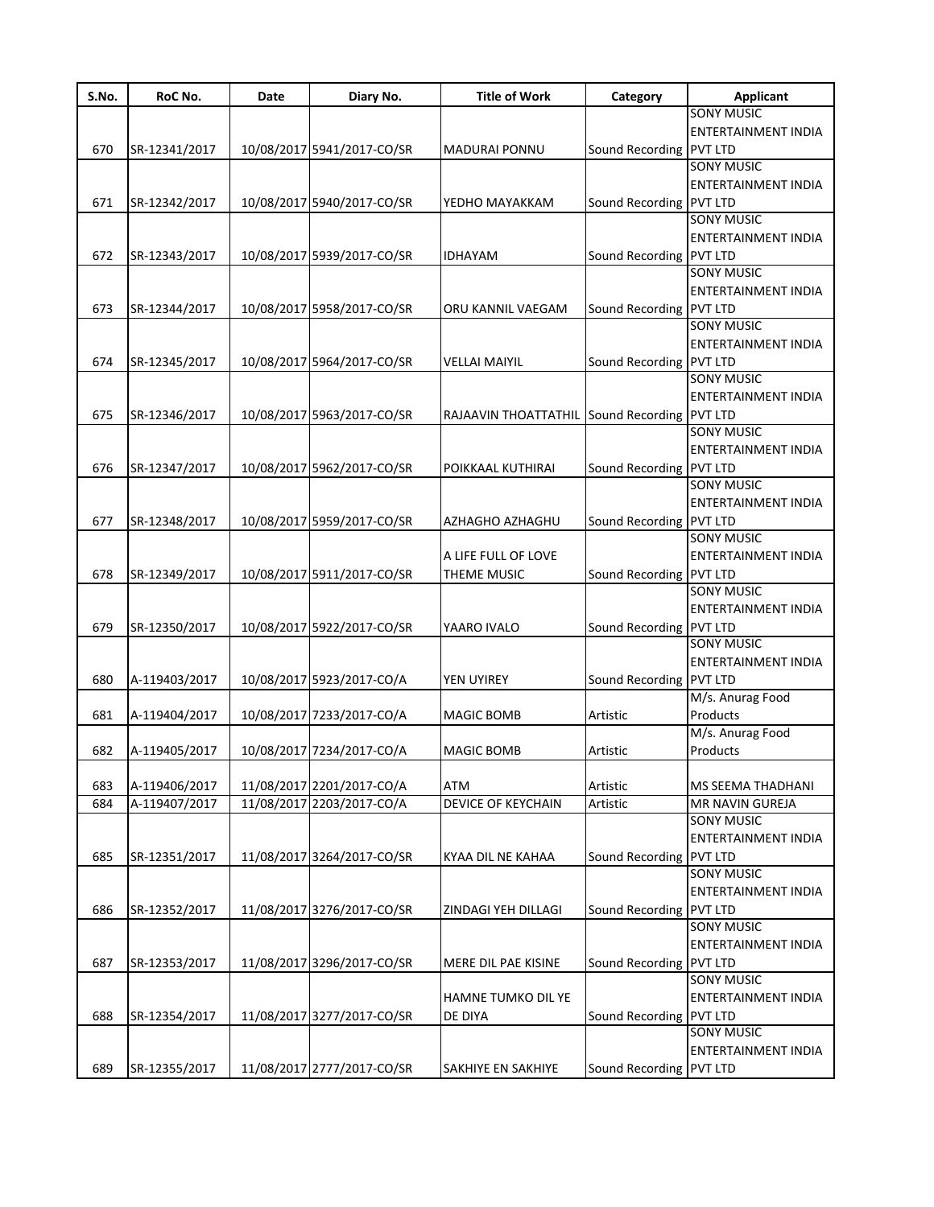| S.No. | RoC No. | Date | Diary No. | Title of Work | Category | Applicant |
|---|---|---|---|---|---|---|
| 670 | SR-12341/2017 | 10/08/2017 | 5941/2017-CO/SR | MADURAI PONNU | Sound Recording | SONY MUSIC ENTERTAINMENT INDIA PVT LTD |
| 671 | SR-12342/2017 | 10/08/2017 | 5940/2017-CO/SR | YEDHO MAYAKKAM | Sound Recording | SONY MUSIC ENTERTAINMENT INDIA PVT LTD |
| 672 | SR-12343/2017 | 10/08/2017 | 5939/2017-CO/SR | IDHAYAM | Sound Recording | SONY MUSIC ENTERTAINMENT INDIA PVT LTD |
| 673 | SR-12344/2017 | 10/08/2017 | 5958/2017-CO/SR | ORU KANNIL VAEGAM | Sound Recording | SONY MUSIC ENTERTAINMENT INDIA PVT LTD |
| 674 | SR-12345/2017 | 10/08/2017 | 5964/2017-CO/SR | VELLAI MAIYIL | Sound Recording | SONY MUSIC ENTERTAINMENT INDIA PVT LTD |
| 675 | SR-12346/2017 | 10/08/2017 | 5963/2017-CO/SR | RAJAAVIN THOATTATHIL | Sound Recording | SONY MUSIC ENTERTAINMENT INDIA PVT LTD |
| 676 | SR-12347/2017 | 10/08/2017 | 5962/2017-CO/SR | POIKKAAL KUTHIRAI | Sound Recording | SONY MUSIC ENTERTAINMENT INDIA PVT LTD |
| 677 | SR-12348/2017 | 10/08/2017 | 5959/2017-CO/SR | AZHAGHO AZHAGHU | Sound Recording | SONY MUSIC ENTERTAINMENT INDIA PVT LTD |
| 678 | SR-12349/2017 | 10/08/2017 | 5911/2017-CO/SR | A LIFE FULL OF LOVE THEME MUSIC | Sound Recording | SONY MUSIC ENTERTAINMENT INDIA PVT LTD |
| 679 | SR-12350/2017 | 10/08/2017 | 5922/2017-CO/SR | YAARO IVALO | Sound Recording | SONY MUSIC ENTERTAINMENT INDIA PVT LTD |
| 680 | A-119403/2017 | 10/08/2017 | 5923/2017-CO/A | YEN UYIREY | Sound Recording | SONY MUSIC ENTERTAINMENT INDIA PVT LTD |
| 681 | A-119404/2017 | 10/08/2017 | 7233/2017-CO/A | MAGIC BOMB | Artistic | M/s. Anurag Food Products |
| 682 | A-119405/2017 | 10/08/2017 | 7234/2017-CO/A | MAGIC BOMB | Artistic | M/s. Anurag Food Products |
| 683 | A-119406/2017 | 11/08/2017 | 2201/2017-CO/A | ATM | Artistic | MS SEEMA THADHANI |
| 684 | A-119407/2017 | 11/08/2017 | 2203/2017-CO/A | DEVICE OF KEYCHAIN | Artistic | MR NAVIN GUREJA |
| 685 | SR-12351/2017 | 11/08/2017 | 3264/2017-CO/SR | KYAA DIL NE KAHAA | Sound Recording | SONY MUSIC ENTERTAINMENT INDIA PVT LTD |
| 686 | SR-12352/2017 | 11/08/2017 | 3276/2017-CO/SR | ZINDAGI YEH DILLAGI | Sound Recording | SONY MUSIC ENTERTAINMENT INDIA PVT LTD |
| 687 | SR-12353/2017 | 11/08/2017 | 3296/2017-CO/SR | MERE DIL PAE KISINE | Sound Recording | SONY MUSIC ENTERTAINMENT INDIA PVT LTD |
| 688 | SR-12354/2017 | 11/08/2017 | 3277/2017-CO/SR | HAMNE TUMKO DIL YE DE DIYA | Sound Recording | SONY MUSIC ENTERTAINMENT INDIA PVT LTD |
| 689 | SR-12355/2017 | 11/08/2017 | 2777/2017-CO/SR | SAKHIYE EN SAKHIYE | Sound Recording | SONY MUSIC ENTERTAINMENT INDIA PVT LTD |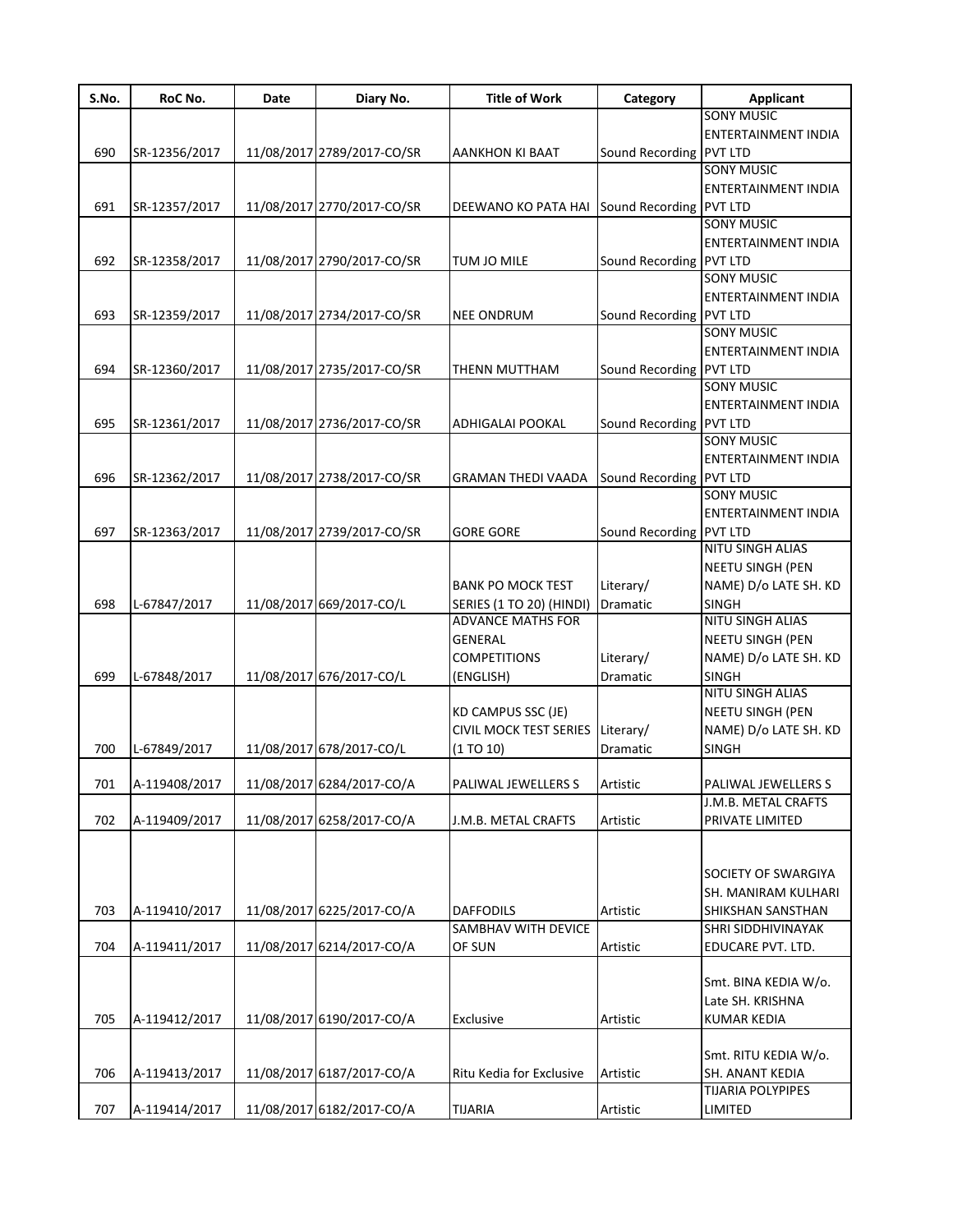| S.No. | RoC No. | Date | Diary No. | Title of Work | Category | Applicant |
|---|---|---|---|---|---|---|
| 690 | SR-12356/2017 | 11/08/2017 | 2789/2017-CO/SR | AANKHON KI BAAT | Sound Recording | SONY MUSIC ENTERTAINMENT INDIA PVT LTD |
| 691 | SR-12357/2017 | 11/08/2017 | 2770/2017-CO/SR | DEEWANO KO PATA HAI | Sound Recording | SONY MUSIC ENTERTAINMENT INDIA PVT LTD |
| 692 | SR-12358/2017 | 11/08/2017 | 2790/2017-CO/SR | TUM JO MILE | Sound Recording | SONY MUSIC ENTERTAINMENT INDIA PVT LTD |
| 693 | SR-12359/2017 | 11/08/2017 | 2734/2017-CO/SR | NEE ONDRUM | Sound Recording | SONY MUSIC ENTERTAINMENT INDIA PVT LTD |
| 694 | SR-12360/2017 | 11/08/2017 | 2735/2017-CO/SR | THENN MUTTHAM | Sound Recording | SONY MUSIC ENTERTAINMENT INDIA PVT LTD |
| 695 | SR-12361/2017 | 11/08/2017 | 2736/2017-CO/SR | ADHIGALAI POOKAL | Sound Recording | SONY MUSIC ENTERTAINMENT INDIA PVT LTD |
| 696 | SR-12362/2017 | 11/08/2017 | 2738/2017-CO/SR | GRAMAN THEDI VAADA | Sound Recording | SONY MUSIC ENTERTAINMENT INDIA PVT LTD |
| 697 | SR-12363/2017 | 11/08/2017 | 2739/2017-CO/SR | GORE GORE | Sound Recording | SONY MUSIC ENTERTAINMENT INDIA PVT LTD |
| 698 | L-67847/2017 | 11/08/2017 | 669/2017-CO/L | BANK PO MOCK TEST SERIES (1 TO 20) (HINDI) | Literary/ Dramatic | NITU SINGH ALIAS NEETU SINGH (PEN NAME) D/o LATE SH. KD SINGH |
| 699 | L-67848/2017 | 11/08/2017 | 676/2017-CO/L | ADVANCE MATHS FOR GENERAL COMPETITIONS (ENGLISH) | Literary/ Dramatic | NITU SINGH ALIAS NEETU SINGH (PEN NAME) D/o LATE SH. KD SINGH |
| 700 | L-67849/2017 | 11/08/2017 | 678/2017-CO/L | KD CAMPUS SSC (JE) CIVIL MOCK TEST SERIES (1 TO 10) | Literary/ Dramatic | NITU SINGH ALIAS NEETU SINGH (PEN NAME) D/o LATE SH. KD SINGH |
| 701 | A-119408/2017 | 11/08/2017 | 6284/2017-CO/A | PALIWAL JEWELLERS S | Artistic | PALIWAL JEWELLERS S |
| 702 | A-119409/2017 | 11/08/2017 | 6258/2017-CO/A | J.M.B. METAL CRAFTS | Artistic | J.M.B. METAL CRAFTS PRIVATE LIMITED |
| 703 | A-119410/2017 | 11/08/2017 | 6225/2017-CO/A | DAFFODILS | Artistic | SOCIETY OF SWARGIYA SH. MANIRAM KULHARI SHIKSHAN SANSTHAN |
| 704 | A-119411/2017 | 11/08/2017 | 6214/2017-CO/A | SAMBHAV WITH DEVICE OF SUN | Artistic | SHRI SIDDHIVINAYAK EDUCARE PVT. LTD. |
| 705 | A-119412/2017 | 11/08/2017 | 6190/2017-CO/A | Exclusive | Artistic | Smt. BINA KEDIA W/o. Late SH. KRISHNA KUMAR KEDIA |
| 706 | A-119413/2017 | 11/08/2017 | 6187/2017-CO/A | Ritu Kedia for Exclusive | Artistic | Smt. RITU KEDIA W/o. SH. ANANT KEDIA |
| 707 | A-119414/2017 | 11/08/2017 | 6182/2017-CO/A | TIJARIA | Artistic | TIJARIA POLYPIPES LIMITED |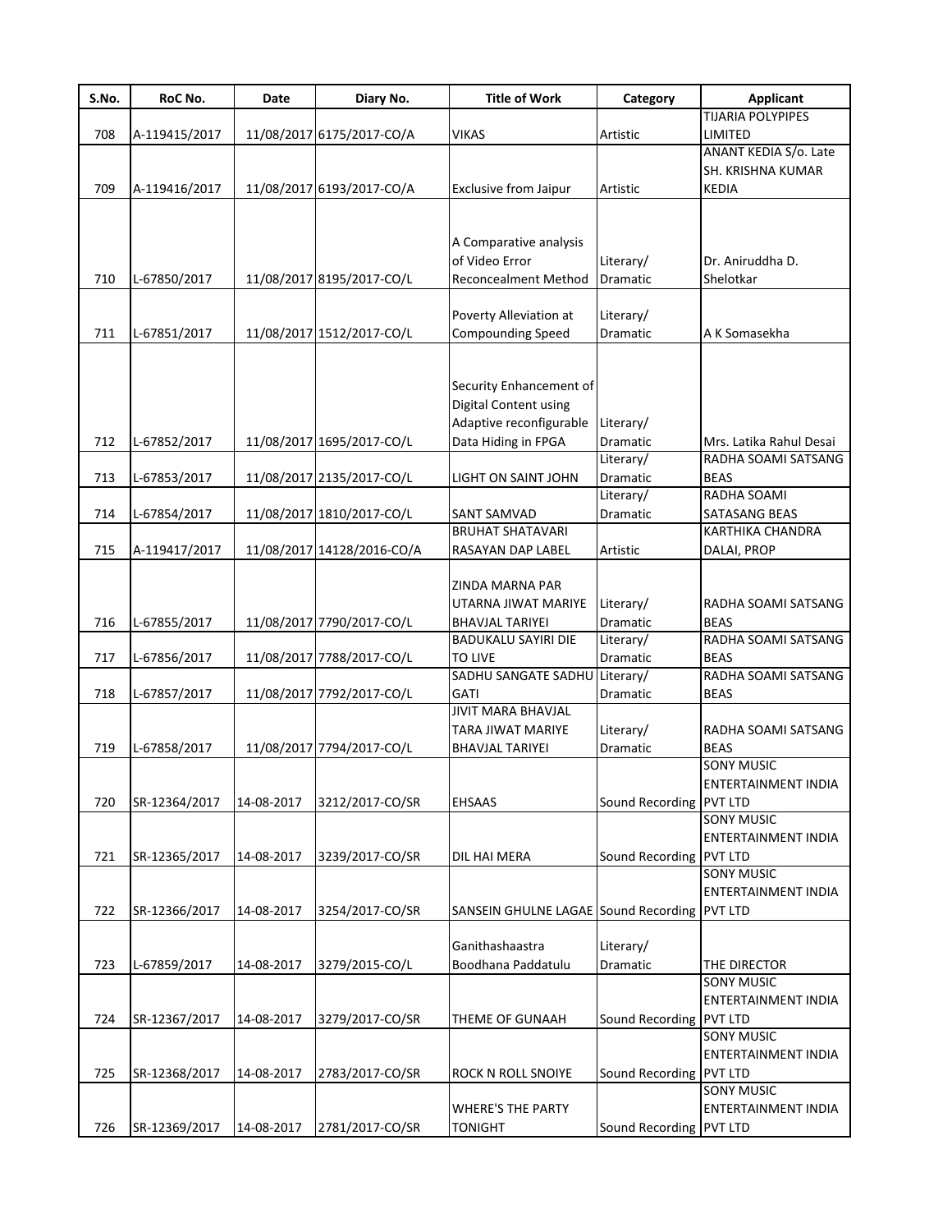| S.No. | RoC No. | Date | Diary No. | Title of Work | Category | Applicant |
|---|---|---|---|---|---|---|
| 708 | A-119415/2017 | 11/08/2017 | 6175/2017-CO/A | VIKAS | Artistic | TIJARIA POLYPIPES LIMITED |
| 709 | A-119416/2017 | 11/08/2017 | 6193/2017-CO/A | Exclusive from Jaipur | Artistic | ANANT KEDIA S/o. Late SH. KRISHNA KUMAR KEDIA |
| 710 | L-67850/2017 | 11/08/2017 | 8195/2017-CO/L | A Comparative analysis of Video Error Reconcealment Method | Literary/ Dramatic | Dr. Aniruddha D. Shelotkar |
| 711 | L-67851/2017 | 11/08/2017 | 1512/2017-CO/L | Poverty Alleviation at Compounding Speed | Literary/ Dramatic | A K Somasekha |
| 712 | L-67852/2017 | 11/08/2017 | 1695/2017-CO/L | Security Enhancement of Digital Content using Adaptive reconfigurable Data Hiding in FPGA | Literary/ Dramatic | Mrs. Latika Rahul Desai |
| 713 | L-67853/2017 | 11/08/2017 | 2135/2017-CO/L | LIGHT ON SAINT JOHN | Literary/ Dramatic | RADHA SOAMI SATSANG BEAS |
| 714 | L-67854/2017 | 11/08/2017 | 1810/2017-CO/L | SANT SAMVAD | Literary/ Dramatic | RADHA SOAMI SATASANG BEAS |
| 715 | A-119417/2017 | 11/08/2017 | 14128/2016-CO/A | BRUHAT SHATAVARI RASAYAN DAP LABEL | Artistic | KARTHIKA CHANDRA DALAI, PROP |
| 716 | L-67855/2017 | 11/08/2017 | 7790/2017-CO/L | ZINDA MARNA PAR UTARNA JIWAT MARIYE BHAVJAL TARIYEI | Literary/ Dramatic | RADHA SOAMI SATSANG BEAS |
| 717 | L-67856/2017 | 11/08/2017 | 7788/2017-CO/L | BADUKALU SAYIRI DIE TO LIVE | Literary/ Dramatic | RADHA SOAMI SATSANG BEAS |
| 718 | L-67857/2017 | 11/08/2017 | 7792/2017-CO/L | SADHU SANGATE SADHU GATI | Literary/ Dramatic | RADHA SOAMI SATSANG BEAS |
| 719 | L-67858/2017 | 11/08/2017 | 7794/2017-CO/L | JIVIT MARA BHAVJAL TARA JIWAT MARIYE BHAVJAL TARIYEI | Literary/ Dramatic | RADHA SOAMI SATSANG BEAS |
| 720 | SR-12364/2017 | 14-08-2017 | 3212/2017-CO/SR | EHSAAS | Sound Recording | SONY MUSIC ENTERTAINMENT INDIA PVT LTD |
| 721 | SR-12365/2017 | 14-08-2017 | 3239/2017-CO/SR | DIL HAI MERA | Sound Recording | SONY MUSIC ENTERTAINMENT INDIA PVT LTD |
| 722 | SR-12366/2017 | 14-08-2017 | 3254/2017-CO/SR | SANSEIN GHULNE LAGAE | Sound Recording | SONY MUSIC ENTERTAINMENT INDIA PVT LTD |
| 723 | L-67859/2017 | 14-08-2017 | 3279/2015-CO/L | Ganithashaastra Boodhana Paddatulu | Literary/ Dramatic | THE DIRECTOR |
| 724 | SR-12367/2017 | 14-08-2017 | 3279/2017-CO/SR | THEME OF GUNAAH | Sound Recording | SONY MUSIC ENTERTAINMENT INDIA PVT LTD |
| 725 | SR-12368/2017 | 14-08-2017 | 2783/2017-CO/SR | ROCK N ROLL SNOIYE | Sound Recording | SONY MUSIC ENTERTAINMENT INDIA PVT LTD |
| 726 | SR-12369/2017 | 14-08-2017 | 2781/2017-CO/SR | WHERE'S THE PARTY TONIGHT | Sound Recording | SONY MUSIC ENTERTAINMENT INDIA PVT LTD |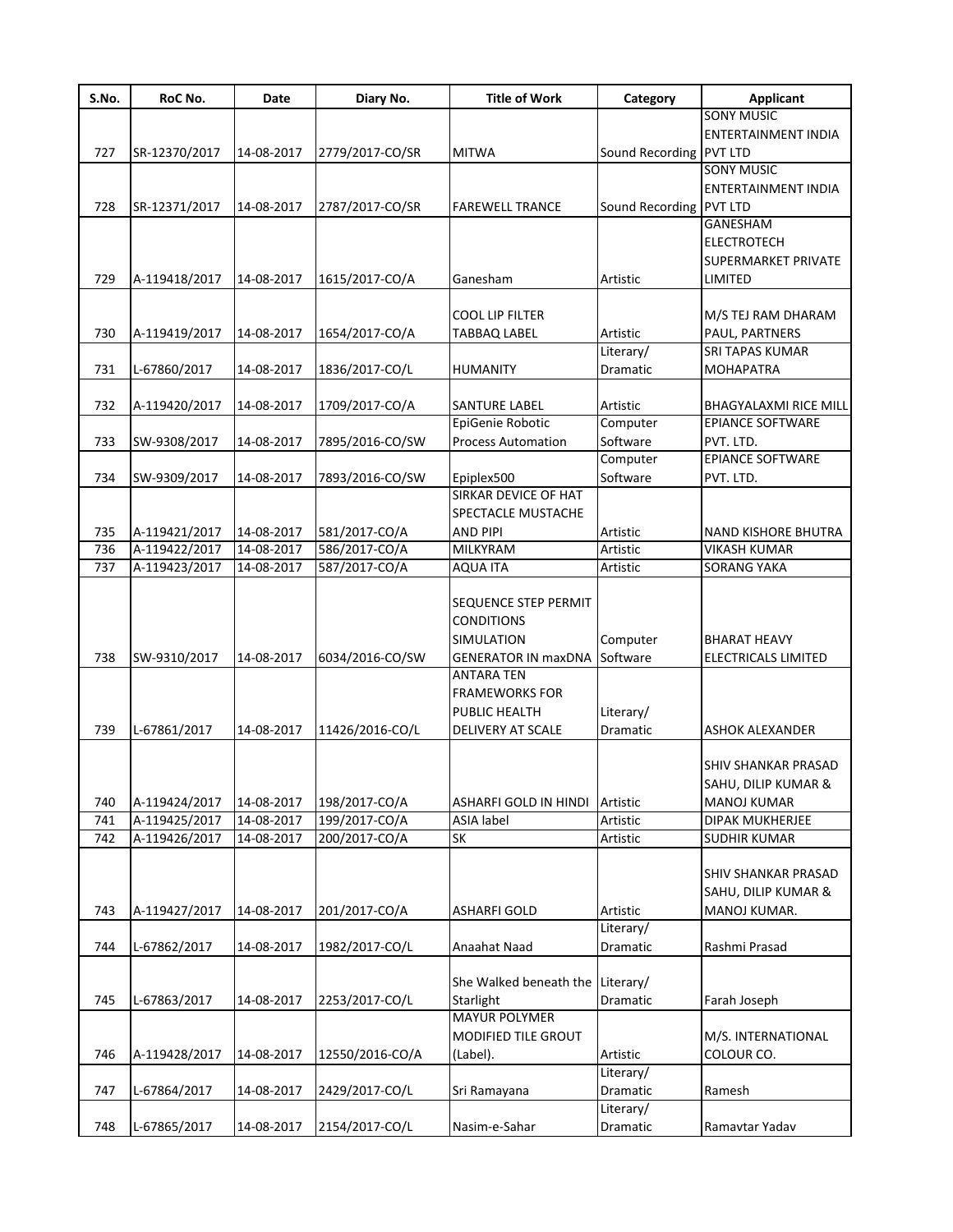| S.No. | RoC No. | Date | Diary No. | Title of Work | Category | Applicant |
|---|---|---|---|---|---|---|
| 727 | SR-12370/2017 | 14-08-2017 | 2779/2017-CO/SR | MITWA | Sound Recording | SONY MUSIC ENTERTAINMENT INDIA PVT LTD |
| 728 | SR-12371/2017 | 14-08-2017 | 2787/2017-CO/SR | FAREWELL TRANCE | Sound Recording | SONY MUSIC ENTERTAINMENT INDIA PVT LTD |
| 729 | A-119418/2017 | 14-08-2017 | 1615/2017-CO/A | Ganesham | Artistic | GANESHAM ELECTROTECH SUPERMARKET PRIVATE LIMITED |
| 730 | A-119419/2017 | 14-08-2017 | 1654/2017-CO/A | COOL LIP FILTER TABBAQ LABEL | Artistic | M/S TEJ RAM DHARAM PAUL, PARTNERS |
| 731 | L-67860/2017 | 14-08-2017 | 1836/2017-CO/L | HUMANITY | Literary/ Dramatic | SRI TAPAS KUMAR MOHAPATRA |
| 732 | A-119420/2017 | 14-08-2017 | 1709/2017-CO/A | SANTURE LABEL | Artistic | BHAGYALAXMI RICE MILL |
| 733 | SW-9308/2017 | 14-08-2017 | 7895/2016-CO/SW | EpiGenie Robotic Process Automation | Computer Software | EPIANCE SOFTWARE PVT. LTD. |
| 734 | SW-9309/2017 | 14-08-2017 | 7893/2016-CO/SW | Epiplex500 | Computer Software | EPIANCE SOFTWARE PVT. LTD. |
| 735 | A-119421/2017 | 14-08-2017 | 581/2017-CO/A | SIRKAR DEVICE OF HAT SPECTACLE MUSTACHE AND PIPI | Artistic | NAND KISHORE BHUTRA |
| 736 | A-119422/2017 | 14-08-2017 | 586/2017-CO/A | MILKYRAM | Artistic | VIKASH KUMAR |
| 737 | A-119423/2017 | 14-08-2017 | 587/2017-CO/A | AQUA ITA | Artistic | SORANG YAKA |
| 738 | SW-9310/2017 | 14-08-2017 | 6034/2016-CO/SW | SEQUENCE STEP PERMIT CONDITIONS SIMULATION GENERATOR IN maxDNA | Computer Software | BHARAT HEAVY ELECTRICALS LIMITED |
| 739 | L-67861/2017 | 14-08-2017 | 11426/2016-CO/L | ANTARA TEN FRAMEWORKS FOR PUBLIC HEALTH DELIVERY AT SCALE | Literary/ Dramatic | ASHOK ALEXANDER |
| 740 | A-119424/2017 | 14-08-2017 | 198/2017-CO/A | ASHARFI GOLD IN HINDI | Artistic | SHIV SHANKAR PRASAD SAHU, DILIP KUMAR & MANOJ KUMAR |
| 741 | A-119425/2017 | 14-08-2017 | 199/2017-CO/A | ASIA label | Artistic | DIPAK MUKHERJEE |
| 742 | A-119426/2017 | 14-08-2017 | 200/2017-CO/A | SK | Artistic | SUDHIR KUMAR |
| 743 | A-119427/2017 | 14-08-2017 | 201/2017-CO/A | ASHARFI GOLD | Artistic | SHIV SHANKAR PRASAD SAHU, DILIP KUMAR & MANOJ KUMAR. |
| 744 | L-67862/2017 | 14-08-2017 | 1982/2017-CO/L | Anaahat Naad | Literary/ Dramatic | Rashmi Prasad |
| 745 | L-67863/2017 | 14-08-2017 | 2253/2017-CO/L | She Walked beneath the Starlight | Literary/ Dramatic | Farah Joseph |
| 746 | A-119428/2017 | 14-08-2017 | 12550/2016-CO/A | MAYUR POLYMER MODIFIED TILE GROUT (Label). | Artistic | M/S. INTERNATIONAL COLOUR CO. |
| 747 | L-67864/2017 | 14-08-2017 | 2429/2017-CO/L | Sri Ramayana | Literary/ Dramatic | Ramesh |
| 748 | L-67865/2017 | 14-08-2017 | 2154/2017-CO/L | Nasim-e-Sahar | Literary/ Dramatic | Ramavtar Yadav |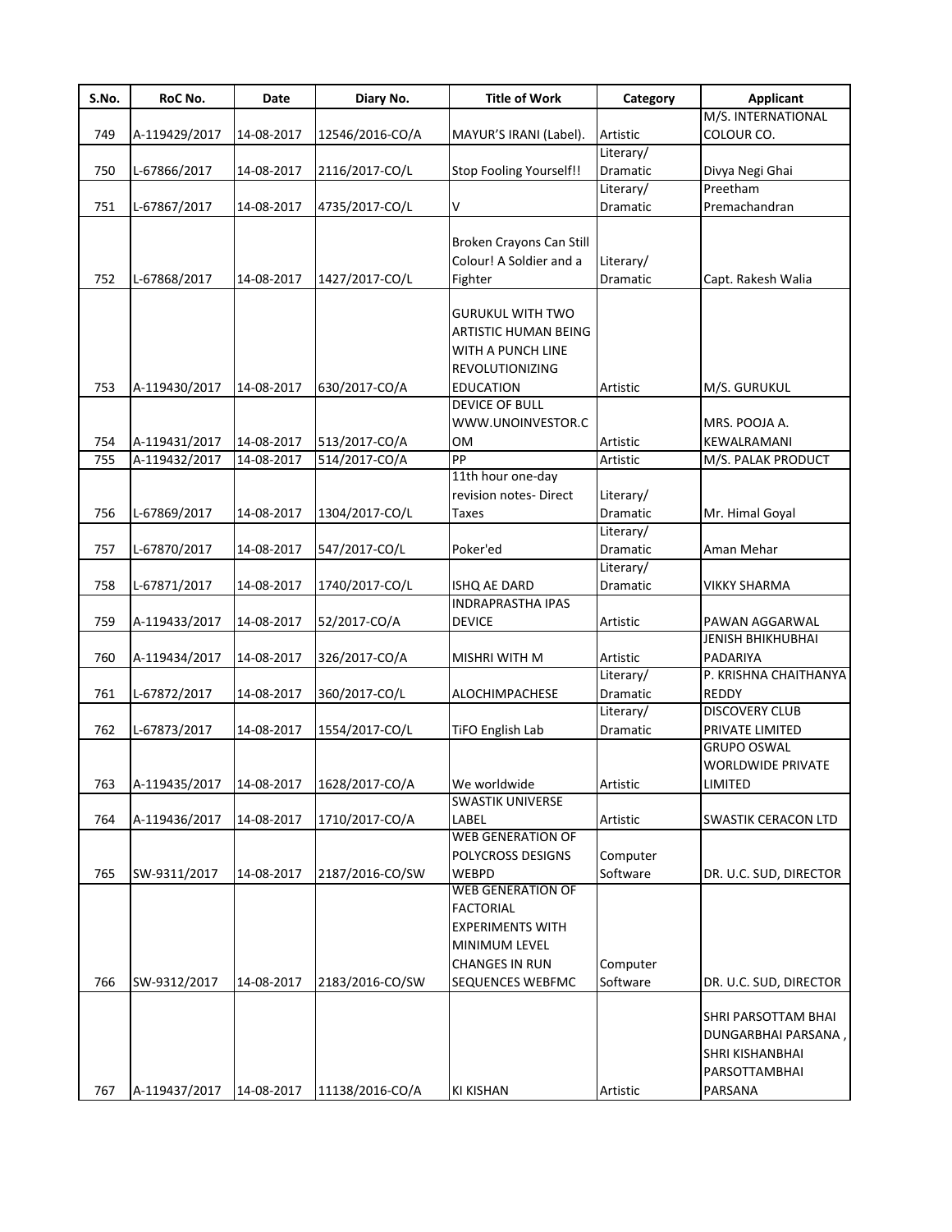| S.No. | RoC No. | Date | Diary No. | Title of Work | Category | Applicant |
|---|---|---|---|---|---|---|
| 749 | A-119429/2017 | 14-08-2017 | 12546/2016-CO/A | MAYUR'S IRANI (Label). | Artistic | M/S. INTERNATIONAL COLOUR CO. |
| 750 | L-67866/2017 | 14-08-2017 | 2116/2017-CO/L | Stop Fooling Yourself!! | Literary/ Dramatic | Divya Negi Ghai |
| 751 | L-67867/2017 | 14-08-2017 | 4735/2017-CO/L | V | Literary/ Dramatic | Preetham Premachandran |
| 752 | L-67868/2017 | 14-08-2017 | 1427/2017-CO/L | Broken Crayons Can Still Colour! A Soldier and a Fighter | Literary/ Dramatic | Capt. Rakesh Walia |
| 753 | A-119430/2017 | 14-08-2017 | 630/2017-CO/A | GURUKUL WITH TWO ARTISTIC HUMAN BEING WITH A PUNCH LINE REVOLUTIONIZING EDUCATION | Artistic | M/S. GURUKUL |
| 754 | A-119431/2017 | 14-08-2017 | 513/2017-CO/A | DEVICE OF BULL WWW.UNOINVESTOR.COM | Artistic | MRS. POOJA A. KEWALRAMANI |
| 755 | A-119432/2017 | 14-08-2017 | 514/2017-CO/A | PP | Artistic | M/S. PALAK PRODUCT |
| 756 | L-67869/2017 | 14-08-2017 | 1304/2017-CO/L | 11th hour one-day revision notes- Direct Taxes | Literary/ Dramatic | Mr. Himal Goyal |
| 757 | L-67870/2017 | 14-08-2017 | 547/2017-CO/L | Poker'ed | Literary/ Dramatic | Aman Mehar |
| 758 | L-67871/2017 | 14-08-2017 | 1740/2017-CO/L | ISHQ AE DARD | Literary/ Dramatic | VIKKY SHARMA |
| 759 | A-119433/2017 | 14-08-2017 | 52/2017-CO/A | INDRAPRASTHA IPAS DEVICE | Artistic | PAWAN AGGARWAL |
| 760 | A-119434/2017 | 14-08-2017 | 326/2017-CO/A | MISHRI WITH M | Artistic | JENISH BHIKHUBHAI PADARIYA |
| 761 | L-67872/2017 | 14-08-2017 | 360/2017-CO/L | ALOCHIMPACHESE | Literary/ Dramatic | P. KRISHNA CHAITHANYA REDDY |
| 762 | L-67873/2017 | 14-08-2017 | 1554/2017-CO/L | TiFO English Lab | Literary/ Dramatic | DISCOVERY CLUB PRIVATE LIMITED |
| 763 | A-119435/2017 | 14-08-2017 | 1628/2017-CO/A | We worldwide | Artistic | GRUPO OSWAL WORLDWIDE PRIVATE LIMITED |
| 764 | A-119436/2017 | 14-08-2017 | 1710/2017-CO/A | SWASTIK UNIVERSE LABEL | Artistic | SWASTIK CERACON LTD |
| 765 | SW-9311/2017 | 14-08-2017 | 2187/2016-CO/SW | WEB GENERATION OF POLYCROSS DESIGNS WEBPD | Computer Software | DR. U.C. SUD, DIRECTOR |
| 766 | SW-9312/2017 | 14-08-2017 | 2183/2016-CO/SW | WEB GENERATION OF FACTORIAL EXPERIMENTS WITH MINIMUM LEVEL CHANGES IN RUN SEQUENCES WEBFMC | Computer Software | DR. U.C. SUD, DIRECTOR |
| 767 | A-119437/2017 | 14-08-2017 | 11138/2016-CO/A | KI KISHAN | Artistic | SHRI PARSOTTAM BHAI DUNGARBHAI PARSANA , SHRI KISHANBHAI PARSOTTAMBHAI PARSANA |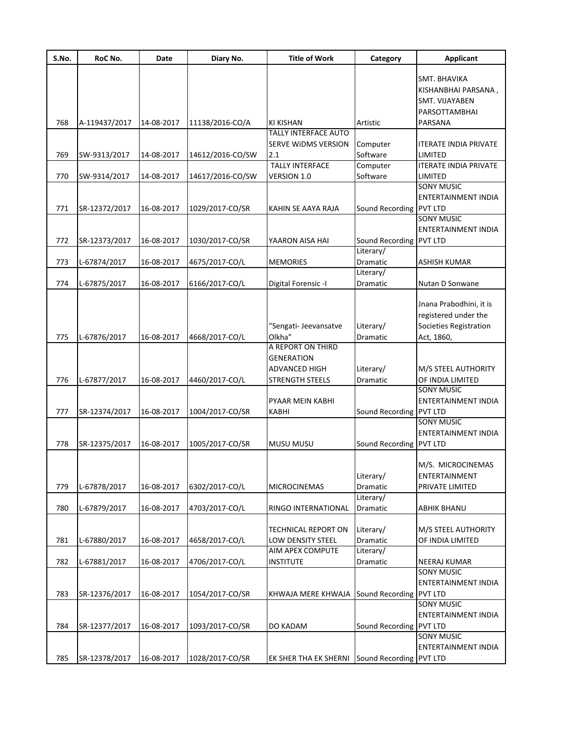| S.No. | RoC No. | Date | Diary No. | Title of Work | Category | Applicant |
|---|---|---|---|---|---|---|
| 768 | A-119437/2017 | 14-08-2017 | 11138/2016-CO/A | KI KISHAN | Artistic | SMT. BHAVIKA KISHANBHAI PARSANA , SMT. VIJAYABEN PARSOTTAMBHAI PARSANA |
| 769 | SW-9313/2017 | 14-08-2017 | 14612/2016-CO/SW | TALLY INTERFACE AUTO SERVE WiDMS VERSION 2.1 | Computer Software | ITERATE INDIA PRIVATE LIMITED |
| 770 | SW-9314/2017 | 14-08-2017 | 14617/2016-CO/SW | TALLY INTERFACE VERSION 1.0 | Computer Software | ITERATE INDIA PRIVATE LIMITED |
| 771 | SR-12372/2017 | 16-08-2017 | 1029/2017-CO/SR | KAHIN SE AAYA RAJA | Sound Recording | SONY MUSIC ENTERTAINMENT INDIA PVT LTD |
| 772 | SR-12373/2017 | 16-08-2017 | 1030/2017-CO/SR | YAARON AISA HAI | Sound Recording | SONY MUSIC ENTERTAINMENT INDIA PVT LTD |
| 773 | L-67874/2017 | 16-08-2017 | 4675/2017-CO/L | MEMORIES | Literary/ Dramatic | ASHISH KUMAR |
| 774 | L-67875/2017 | 16-08-2017 | 6166/2017-CO/L | Digital Forensic -I | Literary/ Dramatic | Nutan D Sonwane |
| 775 | L-67876/2017 | 16-08-2017 | 4668/2017-CO/L | "Sengati- Jeevansatve Olkha" | Literary/ Dramatic | Jnana Prabodhini, it is registered under the Societies Registration Act, 1860, |
| 776 | L-67877/2017 | 16-08-2017 | 4460/2017-CO/L | A REPORT ON THIRD GENERATION ADVANCED HIGH STRENGTH STEELS | Literary/ Dramatic | M/S STEEL AUTHORITY OF INDIA LIMITED |
| 777 | SR-12374/2017 | 16-08-2017 | 1004/2017-CO/SR | PYAAR MEIN KABHI KABHI | Sound Recording | SONY MUSIC ENTERTAINMENT INDIA PVT LTD |
| 778 | SR-12375/2017 | 16-08-2017 | 1005/2017-CO/SR | MUSU MUSU | Sound Recording | SONY MUSIC ENTERTAINMENT INDIA PVT LTD |
| 779 | L-67878/2017 | 16-08-2017 | 6302/2017-CO/L | MICROCINEMAS | Literary/ Dramatic | M/S. MICROCINEMAS ENTERTAINMENT PRIVATE LIMITED |
| 780 | L-67879/2017 | 16-08-2017 | 4703/2017-CO/L | RINGO INTERNATIONAL | Literary/ Dramatic | ABHIK BHANU |
| 781 | L-67880/2017 | 16-08-2017 | 4658/2017-CO/L | TECHNICAL REPORT ON LOW DENSITY STEEL | Literary/ Dramatic | M/S STEEL AUTHORITY OF INDIA LIMITED |
| 782 | L-67881/2017 | 16-08-2017 | 4706/2017-CO/L | AIM APEX COMPUTE INSTITUTE | Literary/ Dramatic | NEERAJ KUMAR |
| 783 | SR-12376/2017 | 16-08-2017 | 1054/2017-CO/SR | KHWAJA MERE KHWAJA | Sound Recording | SONY MUSIC ENTERTAINMENT INDIA PVT LTD |
| 784 | SR-12377/2017 | 16-08-2017 | 1093/2017-CO/SR | DO KADAM | Sound Recording | SONY MUSIC ENTERTAINMENT INDIA PVT LTD |
| 785 | SR-12378/2017 | 16-08-2017 | 1028/2017-CO/SR | EK SHER THA EK SHERNI | Sound Recording | SONY MUSIC ENTERTAINMENT INDIA PVT LTD |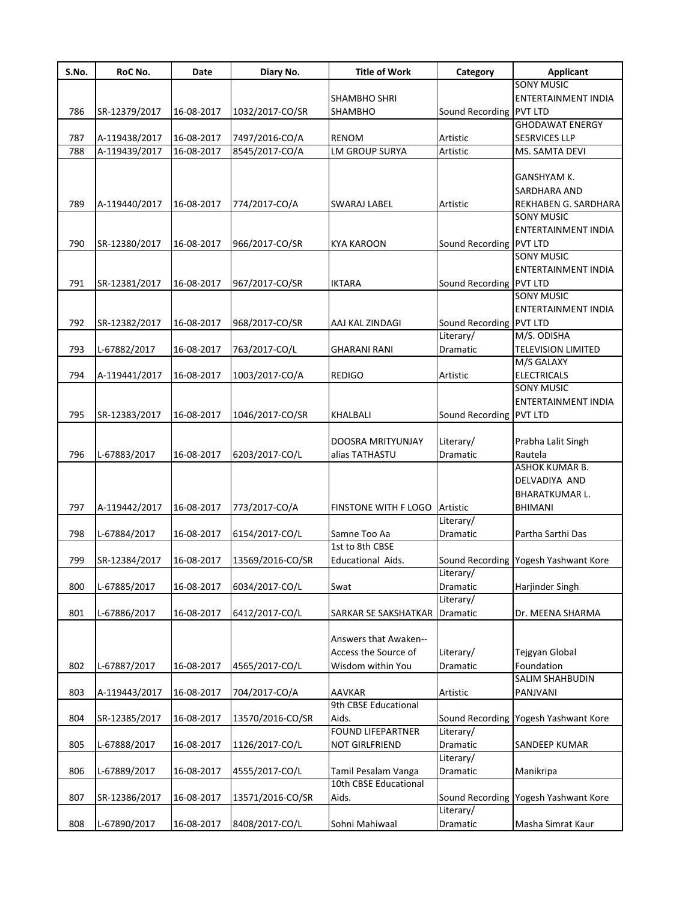| S.No. | RoC No. | Date | Diary No. | Title of Work | Category | Applicant |
|---|---|---|---|---|---|---|
| 786 | SR-12379/2017 | 16-08-2017 | 1032/2017-CO/SR | SHAMBHO SHRI SHAMBHO | Sound Recording | SONY MUSIC ENTERTAINMENT INDIA PVT LTD |
| 787 | A-119438/2017 | 16-08-2017 | 7497/2016-CO/A | RENOM | Artistic | GHODAWAT ENERGY SE5RVICES LLP |
| 788 | A-119439/2017 | 16-08-2017 | 8545/2017-CO/A | LM GROUP SURYA | Artistic | MS. SAMTA DEVI |
| 789 | A-119440/2017 | 16-08-2017 | 774/2017-CO/A | SWARAJ LABEL | Artistic | GANSHYAM K. SARDHARA AND REKHABEN G. SARDHARA |
| 790 | SR-12380/2017 | 16-08-2017 | 966/2017-CO/SR | KYA KAROON | Sound Recording | SONY MUSIC ENTERTAINMENT INDIA PVT LTD |
| 791 | SR-12381/2017 | 16-08-2017 | 967/2017-CO/SR | IKTARA | Sound Recording | SONY MUSIC ENTERTAINMENT INDIA PVT LTD |
| 792 | SR-12382/2017 | 16-08-2017 | 968/2017-CO/SR | AAJ KAL ZINDAGI | Sound Recording | SONY MUSIC ENTERTAINMENT INDIA PVT LTD |
| 793 | L-67882/2017 | 16-08-2017 | 763/2017-CO/L | GHARANI RANI | Literary/ Dramatic | M/S. ODISHA TELEVISION LIMITED |
| 794 | A-119441/2017 | 16-08-2017 | 1003/2017-CO/A | REDIGO | Artistic | M/S GALAXY ELECTRICALS |
| 795 | SR-12383/2017 | 16-08-2017 | 1046/2017-CO/SR | KHALBALI | Sound Recording | SONY MUSIC ENTERTAINMENT INDIA PVT LTD |
| 796 | L-67883/2017 | 16-08-2017 | 6203/2017-CO/L | DOOSRA MRITYUNJAY alias TATHASTU | Literary/ Dramatic | Prabha Lalit Singh Rautela |
| 797 | A-119442/2017 | 16-08-2017 | 773/2017-CO/A | FINSTONE WITH F LOGO | Artistic | ASHOK KUMAR B. DELVADIYA AND BHARATKUMAR L. BHIMANI |
| 798 | L-67884/2017 | 16-08-2017 | 6154/2017-CO/L | Samne Too Aa | Literary/ Dramatic | Partha Sarthi Das |
| 799 | SR-12384/2017 | 16-08-2017 | 13569/2016-CO/SR | 1st to 8th CBSE Educational Aids. | Sound Recording | Yogesh Yashwant Kore |
| 800 | L-67885/2017 | 16-08-2017 | 6034/2017-CO/L | Swat | Literary/ Dramatic | Harjinder Singh |
| 801 | L-67886/2017 | 16-08-2017 | 6412/2017-CO/L | SARKAR SE SAKSHATKAR | Literary/ Dramatic | Dr. MEENA SHARMA |
| 802 | L-67887/2017 | 16-08-2017 | 4565/2017-CO/L | Answers that Awaken--Access the Source of Wisdom within You | Literary/ Dramatic | Tejgyan Global Foundation |
| 803 | A-119443/2017 | 16-08-2017 | 704/2017-CO/A | AAVKAR | Artistic | SALIM SHAHBUDIN PANJVANI |
| 804 | SR-12385/2017 | 16-08-2017 | 13570/2016-CO/SR | 9th CBSE Educational Aids. | Sound Recording | Yogesh Yashwant Kore |
| 805 | L-67888/2017 | 16-08-2017 | 1126/2017-CO/L | FOUND LIFEPARTNER NOT GIRLFRIEND | Literary/ Dramatic | SANDEEP KUMAR |
| 806 | L-67889/2017 | 16-08-2017 | 4555/2017-CO/L | Tamil Pesalam Vanga | Literary/ Dramatic | Manikripa |
| 807 | SR-12386/2017 | 16-08-2017 | 13571/2016-CO/SR | 10th CBSE Educational Aids. | Sound Recording | Yogesh Yashwant Kore |
| 808 | L-67890/2017 | 16-08-2017 | 8408/2017-CO/L | Sohni Mahiwaal | Literary/ Dramatic | Masha Simrat Kaur |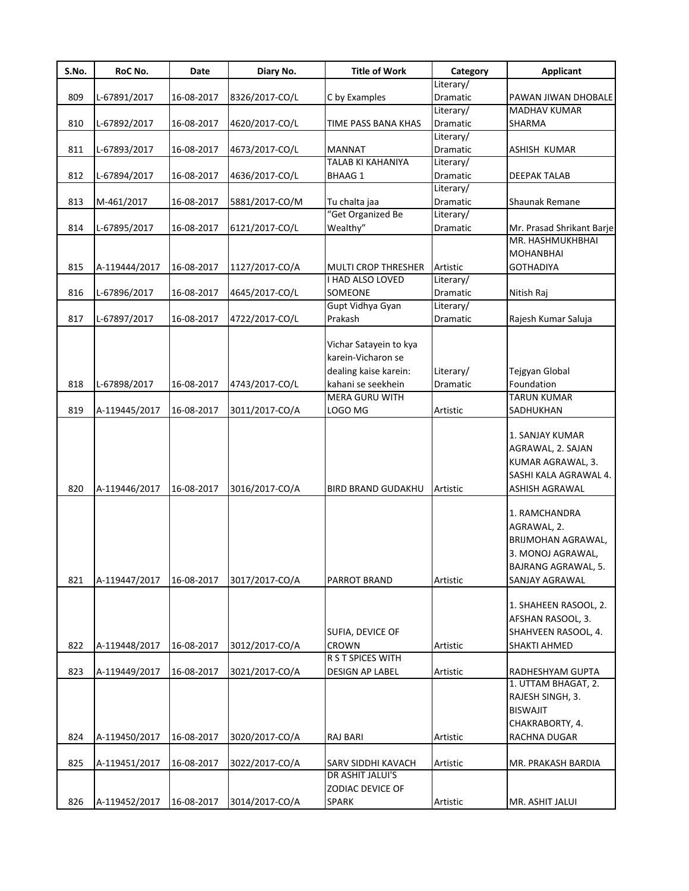| S.No. | RoC No. | Date | Diary No. | Title of Work | Category | Applicant |
|---|---|---|---|---|---|---|
| 809 | L-67891/2017 | 16-08-2017 | 8326/2017-CO/L | C by Examples | Literary/ Dramatic | PAWAN JIWAN DHOBALE |
| 810 | L-67892/2017 | 16-08-2017 | 4620/2017-CO/L | TIME PASS BANA KHAS | Literary/ Dramatic | MADHAV KUMAR SHARMA |
| 811 | L-67893/2017 | 16-08-2017 | 4673/2017-CO/L | MANNAT | Literary/ Dramatic | ASHISH KUMAR |
| 812 | L-67894/2017 | 16-08-2017 | 4636/2017-CO/L | TALAB KI KAHANIYA BHAAG 1 | Literary/ Dramatic | DEEPAK TALAB |
| 813 | M-461/2017 | 16-08-2017 | 5881/2017-CO/M | Tu chalta jaa | Literary/ Dramatic | Shaunak Remane |
| 814 | L-67895/2017 | 16-08-2017 | 6121/2017-CO/L | "Get Organized Be Wealthy" | Literary/ Dramatic | Mr. Prasad Shrikant Barje |
| 815 | A-119444/2017 | 16-08-2017 | 1127/2017-CO/A | MULTI CROP THRESHER | Artistic | MR. HASHMUKHBHAI MOHANBHAI GOTHADIYA |
| 816 | L-67896/2017 | 16-08-2017 | 4645/2017-CO/L | I HAD ALSO LOVED SOMEONE | Literary/ Dramatic | Nitish Raj |
| 817 | L-67897/2017 | 16-08-2017 | 4722/2017-CO/L | Gupt Vidhya Gyan Prakash | Literary/ Dramatic | Rajesh Kumar Saluja |
| 818 | L-67898/2017 | 16-08-2017 | 4743/2017-CO/L | Vichar Satayein to kya karein-Vicharon se dealing kaise karein: kahani se seekhein | Literary/ Dramatic | Tejgyan Global Foundation |
| 819 | A-119445/2017 | 16-08-2017 | 3011/2017-CO/A | MERA GURU WITH LOGO MG | Artistic | TARUN KUMAR SADHUKHAN |
| 820 | A-119446/2017 | 16-08-2017 | 3016/2017-CO/A | BIRD BRAND GUDAKHU | Artistic | 1. SANJAY KUMAR AGRAWAL, 2. SAJAN KUMAR AGRAWAL, 3. SASHI KALA AGRAWAL 4. ASHISH AGRAWAL |
| 821 | A-119447/2017 | 16-08-2017 | 3017/2017-CO/A | PARROT BRAND | Artistic | 1. RAMCHANDRA AGRAWAL, 2. BRIJMOHAN AGRAWAL, 3. MONOJ AGRAWAL, BAJRANG AGRAWAL, 5. SANJAY AGRAWAL |
| 822 | A-119448/2017 | 16-08-2017 | 3012/2017-CO/A | SUFIA, DEVICE OF CROWN | Artistic | 1. SHAHEEN RASOOL, 2. AFSHAN RASOOL, 3. SHAHVEEN RASOOL, 4. SHAKTI AHMED |
| 823 | A-119449/2017 | 16-08-2017 | 3021/2017-CO/A | R S T SPICES WITH DESIGN AP LABEL | Artistic | RADHESHYAM GUPTA |
| 824 | A-119450/2017 | 16-08-2017 | 3020/2017-CO/A | RAJ BARI | Artistic | 1. UTTAM BHAGAT, 2. RAJESH SINGH, 3. BISWAJIT CHAKRABORTY, 4. RACHNA DUGAR |
| 825 | A-119451/2017 | 16-08-2017 | 3022/2017-CO/A | SARV SIDDHI KAVACH | Artistic | MR. PRAKASH BARDIA |
| 826 | A-119452/2017 | 16-08-2017 | 3014/2017-CO/A | DR ASHIT JALUI'S ZODIAC DEVICE OF SPARK | Artistic | MR. ASHIT JALUI |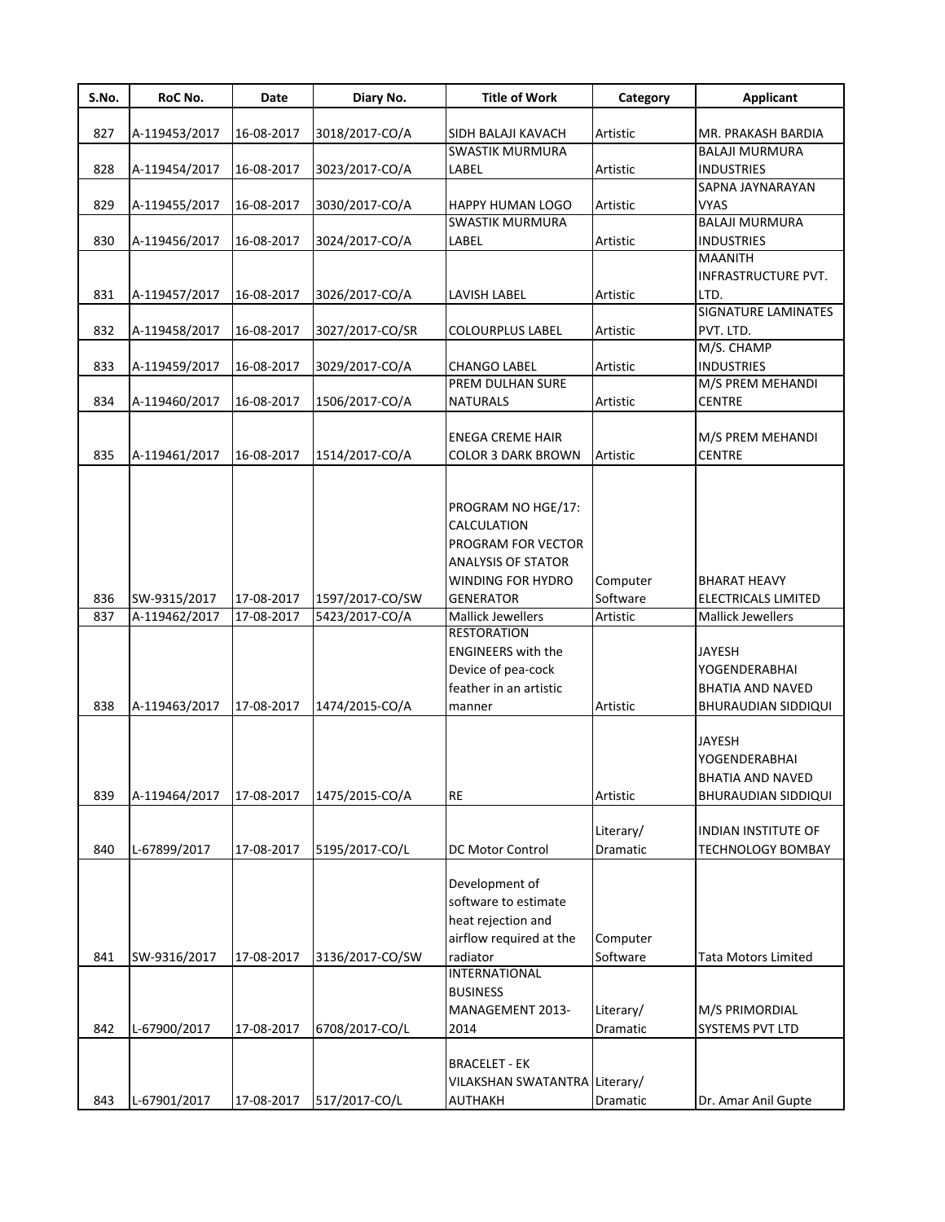| S.No. | RoC No. | Date | Diary No. | Title of Work | Category | Applicant |
|---|---|---|---|---|---|---|
| 827 | A-119453/2017 | 16-08-2017 | 3018/2017-CO/A | SIDH BALAJI KAVACH | Artistic | MR. PRAKASH BARDIA |
| 828 | A-119454/2017 | 16-08-2017 | 3023/2017-CO/A | SWASTIK MURMURA LABEL | Artistic | BALAJI MURMURA INDUSTRIES |
| 829 | A-119455/2017 | 16-08-2017 | 3030/2017-CO/A | HAPPY HUMAN LOGO | Artistic | SAPNA JAYNARAYAN VYAS |
| 830 | A-119456/2017 | 16-08-2017 | 3024/2017-CO/A | SWASTIK MURMURA LABEL | Artistic | BALAJI MURMURA INDUSTRIES |
| 831 | A-119457/2017 | 16-08-2017 | 3026/2017-CO/A | LAVISH LABEL | Artistic | MAANITH INFRASTRUCTURE PVT. LTD. |
| 832 | A-119458/2017 | 16-08-2017 | 3027/2017-CO/SR | COLOURPLUS LABEL | Artistic | SIGNATURE LAMINATES PVT. LTD. |
| 833 | A-119459/2017 | 16-08-2017 | 3029/2017-CO/A | CHANGO LABEL | Artistic | M/S. CHAMP INDUSTRIES |
| 834 | A-119460/2017 | 16-08-2017 | 1506/2017-CO/A | PREM DULHAN SURE NATURALS | Artistic | M/S PREM MEHANDI CENTRE |
| 835 | A-119461/2017 | 16-08-2017 | 1514/2017-CO/A | ENEGA CREME HAIR COLOR 3 DARK BROWN | Artistic | M/S PREM MEHANDI CENTRE |
| 836 | SW-9315/2017 | 17-08-2017 | 1597/2017-CO/SW | PROGRAM NO HGE/17: CALCULATION PROGRAM FOR VECTOR ANALYSIS OF STATOR WINDING FOR HYDRO GENERATOR | Computer Software | BHARAT HEAVY ELECTRICALS LIMITED |
| 837 | A-119462/2017 | 17-08-2017 | 5423/2017-CO/A | Mallick Jewellers | Artistic | Mallick Jewellers |
| 838 | A-119463/2017 | 17-08-2017 | 1474/2015-CO/A | RESTORATION ENGINEERS with the Device of pea-cock feather in an artistic manner | Artistic | JAYESH YOGENDERABHAI BHATIA AND NAVED BHURAUDIAN SIDDIQUI |
| 839 | A-119464/2017 | 17-08-2017 | 1475/2015-CO/A | RE | Artistic | JAYESH YOGENDERABHAI BHATIA AND NAVED BHURAUDIAN SIDDIQUI |
| 840 | L-67899/2017 | 17-08-2017 | 5195/2017-CO/L | DC Motor Control | Literary/ Dramatic | INDIAN INSTITUTE OF TECHNOLOGY BOMBAY |
| 841 | SW-9316/2017 | 17-08-2017 | 3136/2017-CO/SW | Development of software to estimate heat rejection and airflow required at the radiator | Computer Software | Tata Motors Limited |
| 842 | L-67900/2017 | 17-08-2017 | 6708/2017-CO/L | INTERNATIONAL BUSINESS MANAGEMENT 2013-2014 | Literary/ Dramatic | M/S PRIMORDIAL SYSTEMS PVT LTD |
| 843 | L-67901/2017 | 17-08-2017 | 517/2017-CO/L | BRACELET - EK VILAKSHAN SWATANTRA AUTHAKH | Literary/ Dramatic | Dr. Amar Anil Gupte |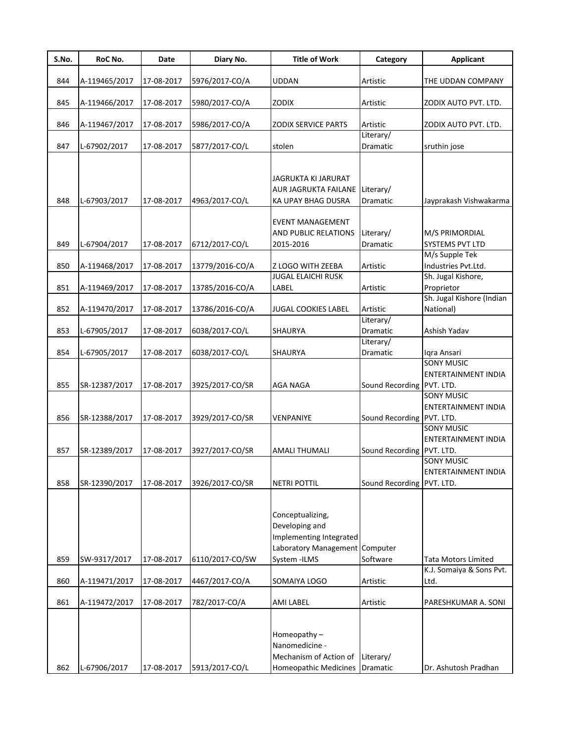| S.No. | RoC No. | Date | Diary No. | Title of Work | Category | Applicant |
|---|---|---|---|---|---|---|
| 844 | A-119465/2017 | 17-08-2017 | 5976/2017-CO/A | UDDAN | Artistic | THE UDDAN COMPANY |
| 845 | A-119466/2017 | 17-08-2017 | 5980/2017-CO/A | ZODIX | Artistic | ZODIX AUTO PVT. LTD. |
| 846 | A-119467/2017 | 17-08-2017 | 5986/2017-CO/A | ZODIX SERVICE PARTS | Artistic | ZODIX AUTO PVT. LTD. |
| 847 | L-67902/2017 | 17-08-2017 | 5877/2017-CO/L | stolen | Literary/ Dramatic | sruthin jose |
| 848 | L-67903/2017 | 17-08-2017 | 4963/2017-CO/L | JAGRUKTA KI JARURAT AUR JAGRUKTA FAILANE KA UPAY BHAG DUSRA | Literary/ Dramatic | Jayprakash Vishwakarma |
| 849 | L-67904/2017 | 17-08-2017 | 6712/2017-CO/L | EVENT MANAGEMENT AND PUBLIC RELATIONS 2015-2016 | Literary/ Dramatic | M/S PRIMORDIAL SYSTEMS PVT LTD |
| 850 | A-119468/2017 | 17-08-2017 | 13779/2016-CO/A | Z LOGO WITH ZEEBA | Artistic | M/s Supple Tek Industries Pvt.Ltd. |
| 851 | A-119469/2017 | 17-08-2017 | 13785/2016-CO/A | JUGAL ELAICHI RUSK LABEL | Artistic | Sh. Jugal Kishore, Proprietor |
| 852 | A-119470/2017 | 17-08-2017 | 13786/2016-CO/A | JUGAL COOKIES LABEL | Artistic | Sh. Jugal Kishore (Indian National) |
| 853 | L-67905/2017 | 17-08-2017 | 6038/2017-CO/L | SHAURYA | Literary/ Dramatic | Ashish Yadav |
| 854 | L-67905/2017 | 17-08-2017 | 6038/2017-CO/L | SHAURYA | Literary/ Dramatic | Iqra Ansari |
| 855 | SR-12387/2017 | 17-08-2017 | 3925/2017-CO/SR | AGA NAGA | Sound Recording | SONY MUSIC ENTERTAINMENT INDIA PVT. LTD. |
| 856 | SR-12388/2017 | 17-08-2017 | 3929/2017-CO/SR | VENPANIYE | Sound Recording | SONY MUSIC ENTERTAINMENT INDIA PVT. LTD. |
| 857 | SR-12389/2017 | 17-08-2017 | 3927/2017-CO/SR | AMALI THUMALI | Sound Recording | SONY MUSIC ENTERTAINMENT INDIA PVT. LTD. |
| 858 | SR-12390/2017 | 17-08-2017 | 3926/2017-CO/SR | NETRI POTTIL | Sound Recording | SONY MUSIC ENTERTAINMENT INDIA PVT. LTD. |
| 859 | SW-9317/2017 | 17-08-2017 | 6110/2017-CO/SW | Conceptualizing, Developing and Implementing Integrated Laboratory Management System -ILMS | Computer Software | Tata Motors Limited |
| 860 | A-119471/2017 | 17-08-2017 | 4467/2017-CO/A | SOMAIYA LOGO | Artistic | K.J. Somaiya & Sons Pvt. Ltd. |
| 861 | A-119472/2017 | 17-08-2017 | 782/2017-CO/A | AMI LABEL | Artistic | PARESHKUMAR A. SONI |
| 862 | L-67906/2017 | 17-08-2017 | 5913/2017-CO/L | Homeopathy – Nanomedicine - Mechanism of Action of Homeopathic Medicines | Literary/ Dramatic | Dr. Ashutosh Pradhan |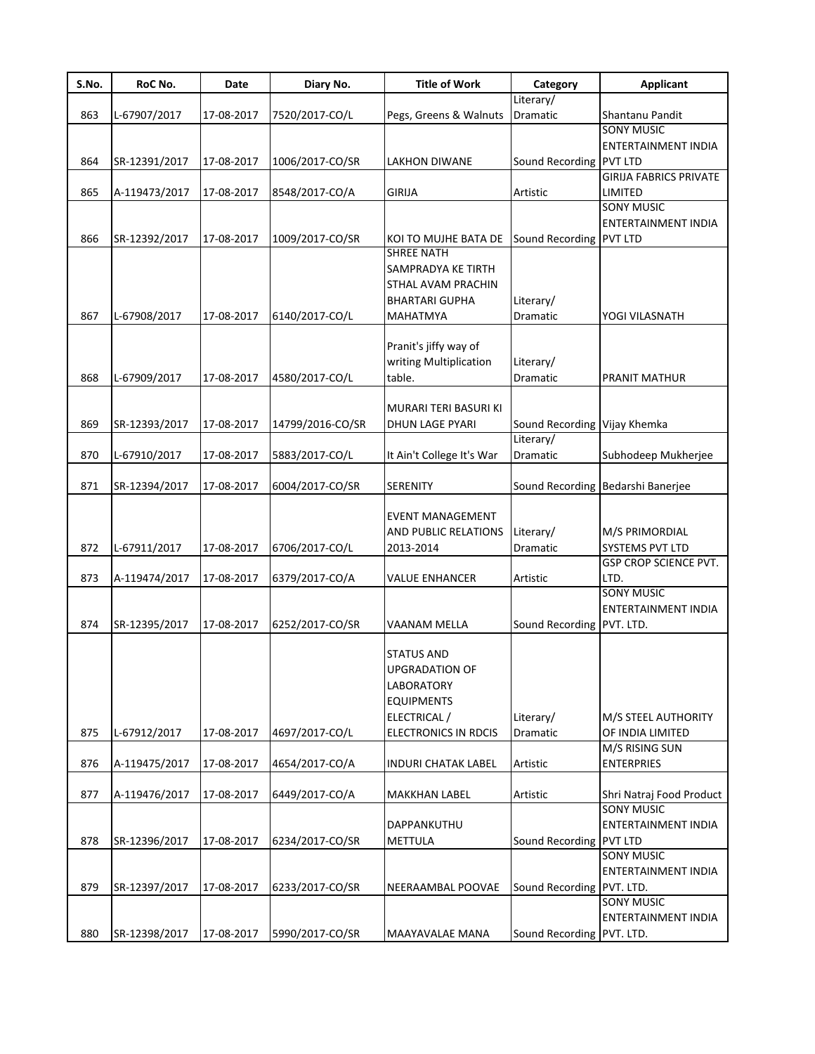| S.No. | RoC No. | Date | Diary No. | Title of Work | Category | Applicant |
|---|---|---|---|---|---|---|
| 863 | L-67907/2017 | 17-08-2017 | 7520/2017-CO/L | Pegs, Greens & Walnuts | Literary/ Dramatic | Shantanu Pandit |
| 864 | SR-12391/2017 | 17-08-2017 | 1006/2017-CO/SR | LAKHON DIWANE | Sound Recording | SONY MUSIC ENTERTAINMENT INDIA PVT LTD |
| 865 | A-119473/2017 | 17-08-2017 | 8548/2017-CO/A | GIRIJA | Artistic | GIRIJA FABRICS PRIVATE LIMITED |
| 866 | SR-12392/2017 | 17-08-2017 | 1009/2017-CO/SR | KOI TO MUJHE BATA DE | Sound Recording | SONY MUSIC ENTERTAINMENT INDIA PVT LTD |
| 867 | L-67908/2017 | 17-08-2017 | 6140/2017-CO/L | SHREE NATH SAMPRADYA KE TIRTH STHAL AVAM PRACHIN BHARTARI GUPHA MAHATMYA | Literary/ Dramatic | YOGI VILASNATH |
| 868 | L-67909/2017 | 17-08-2017 | 4580/2017-CO/L | Pranit's jiffy way of writing Multiplication table. | Literary/ Dramatic | PRANIT MATHUR |
| 869 | SR-12393/2017 | 17-08-2017 | 14799/2016-CO/SR | MURARI TERI BASURI KI DHUN LAGE PYARI | Sound Recording | Vijay Khemka |
| 870 | L-67910/2017 | 17-08-2017 | 5883/2017-CO/L | It Ain't College It's War | Literary/ Dramatic | Subhodeep Mukherjee |
| 871 | SR-12394/2017 | 17-08-2017 | 6004/2017-CO/SR | SERENITY | Sound Recording | Bedarshi Banerjee |
| 872 | L-67911/2017 | 17-08-2017 | 6706/2017-CO/L | EVENT MANAGEMENT AND PUBLIC RELATIONS 2013-2014 | Literary/ Dramatic | M/S PRIMORDIAL SYSTEMS PVT LTD |
| 873 | A-119474/2017 | 17-08-2017 | 6379/2017-CO/A | VALUE ENHANCER | Artistic | GSP CROP SCIENCE PVT. LTD. |
| 874 | SR-12395/2017 | 17-08-2017 | 6252/2017-CO/SR | VAANAM MELLA | Sound Recording | SONY MUSIC ENTERTAINMENT INDIA PVT. LTD. |
| 875 | L-67912/2017 | 17-08-2017 | 4697/2017-CO/L | STATUS AND UPGRADATION OF LABORATORY EQUIPMENTS ELECTRICAL / ELECTRONICS IN RDCIS | Literary/ Dramatic | M/S STEEL AUTHORITY OF INDIA LIMITED |
| 876 | A-119475/2017 | 17-08-2017 | 4654/2017-CO/A | INDURI CHATAK LABEL | Artistic | M/S RISING SUN ENTERPRIES |
| 877 | A-119476/2017 | 17-08-2017 | 6449/2017-CO/A | MAKKHAN LABEL | Artistic | Shri Natraj Food Product |
| 878 | SR-12396/2017 | 17-08-2017 | 6234/2017-CO/SR | DAPPANKUTHU METTULA | Sound Recording | SONY MUSIC ENTERTAINMENT INDIA PVT LTD |
| 879 | SR-12397/2017 | 17-08-2017 | 6233/2017-CO/SR | NEERAAMBAL POOVAE | Sound Recording | SONY MUSIC ENTERTAINMENT INDIA PVT. LTD. |
| 880 | SR-12398/2017 | 17-08-2017 | 5990/2017-CO/SR | MAAYAVALAE MANA | Sound Recording | SONY MUSIC ENTERTAINMENT INDIA PVT. LTD. |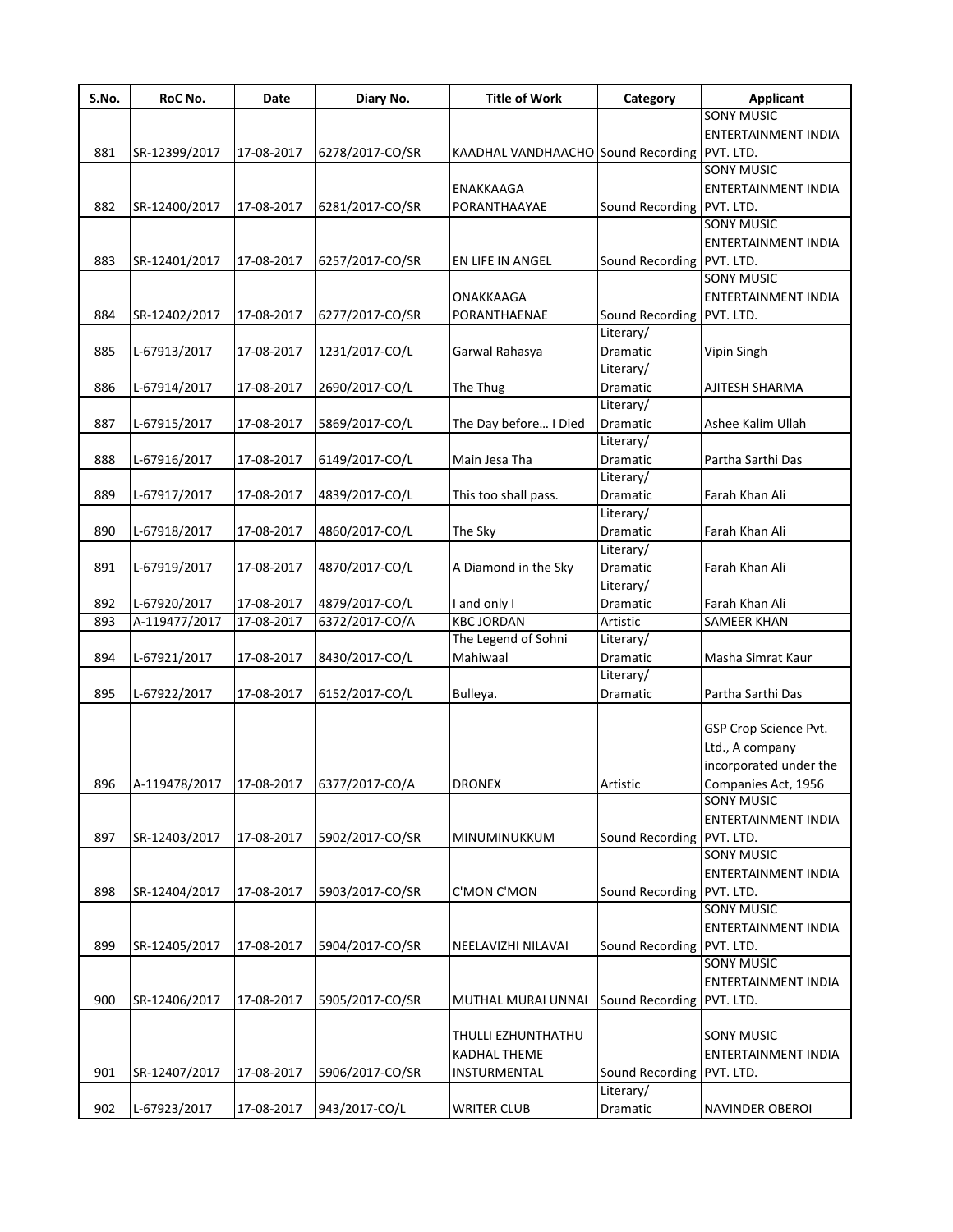| S.No. | RoC No. | Date | Diary No. | Title of Work | Category | Applicant |
|---|---|---|---|---|---|---|
| 881 | SR-12399/2017 | 17-08-2017 | 6278/2017-CO/SR | KAADHAL VANDHAACHO | Sound Recording | SONY MUSIC ENTERTAINMENT INDIA PVT. LTD. |
| 882 | SR-12400/2017 | 17-08-2017 | 6281/2017-CO/SR | ENAKKAAGA PORANTHAAYAE | Sound Recording | SONY MUSIC ENTERTAINMENT INDIA PVT. LTD. |
| 883 | SR-12401/2017 | 17-08-2017 | 6257/2017-CO/SR | EN LIFE IN ANGEL | Sound Recording | SONY MUSIC ENTERTAINMENT INDIA PVT. LTD. |
| 884 | SR-12402/2017 | 17-08-2017 | 6277/2017-CO/SR | ONAKKAAGA PORANTHAENAE | Sound Recording | SONY MUSIC ENTERTAINMENT INDIA PVT. LTD. |
| 885 | L-67913/2017 | 17-08-2017 | 1231/2017-CO/L | Garwal Rahasya | Literary/ Dramatic | Vipin Singh |
| 886 | L-67914/2017 | 17-08-2017 | 2690/2017-CO/L | The Thug | Literary/ Dramatic | AJITESH SHARMA |
| 887 | L-67915/2017 | 17-08-2017 | 5869/2017-CO/L | The Day before... I Died | Literary/ Dramatic | Ashee Kalim Ullah |
| 888 | L-67916/2017 | 17-08-2017 | 6149/2017-CO/L | Main Jesa Tha | Literary/ Dramatic | Partha Sarthi Das |
| 889 | L-67917/2017 | 17-08-2017 | 4839/2017-CO/L | This too shall pass. | Literary/ Dramatic | Farah Khan Ali |
| 890 | L-67918/2017 | 17-08-2017 | 4860/2017-CO/L | The Sky | Literary/ Dramatic | Farah Khan Ali |
| 891 | L-67919/2017 | 17-08-2017 | 4870/2017-CO/L | A Diamond in the Sky | Literary/ Dramatic | Farah Khan Ali |
| 892 | L-67920/2017 | 17-08-2017 | 4879/2017-CO/L | I and only I | Literary/ Dramatic | Farah Khan Ali |
| 893 | A-119477/2017 | 17-08-2017 | 6372/2017-CO/A | KBC JORDAN | Artistic | SAMEER KHAN |
| 894 | L-67921/2017 | 17-08-2017 | 8430/2017-CO/L | The Legend of Sohni Mahiwaal | Literary/ Dramatic | Masha Simrat Kaur |
| 895 | L-67922/2017 | 17-08-2017 | 6152/2017-CO/L | Bulleya. | Literary/ Dramatic | Partha Sarthi Das |
| 896 | A-119478/2017 | 17-08-2017 | 6377/2017-CO/A | DRONEX | Artistic | GSP Crop Science Pvt. Ltd., A company incorporated under the Companies Act, 1956 |
| 897 | SR-12403/2017 | 17-08-2017 | 5902/2017-CO/SR | MINUMINUKKUM | Sound Recording | SONY MUSIC ENTERTAINMENT INDIA PVT. LTD. |
| 898 | SR-12404/2017 | 17-08-2017 | 5903/2017-CO/SR | C'MON C'MON | Sound Recording | SONY MUSIC ENTERTAINMENT INDIA PVT. LTD. |
| 899 | SR-12405/2017 | 17-08-2017 | 5904/2017-CO/SR | NEELAVIZHI NILAVAI | Sound Recording | SONY MUSIC ENTERTAINMENT INDIA PVT. LTD. |
| 900 | SR-12406/2017 | 17-08-2017 | 5905/2017-CO/SR | MUTHAL MURAI UNNAI | Sound Recording | SONY MUSIC ENTERTAINMENT INDIA PVT. LTD. |
| 901 | SR-12407/2017 | 17-08-2017 | 5906/2017-CO/SR | THULLI EZHUNTHATHU KADHAL THEME INSTRUMENTAL | Sound Recording | SONY MUSIC ENTERTAINMENT INDIA PVT. LTD. |
| 902 | L-67923/2017 | 17-08-2017 | 943/2017-CO/L | WRITER CLUB | Literary/ Dramatic | NAVINDER OBEROI |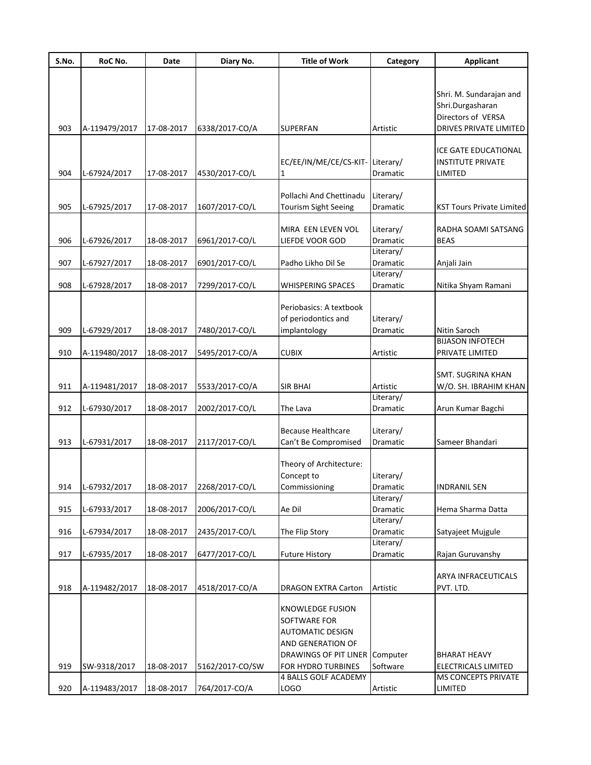| S.No. | RoC No. | Date | Diary No. | Title of Work | Category | Applicant |
|---|---|---|---|---|---|---|
| 903 | A-119479/2017 | 17-08-2017 | 6338/2017-CO/A | SUPERFAN | Artistic | Shri. M. Sundarajan and Shri.Durgasharan Directors of VERSA DRIVES PRIVATE LIMITED |
| 904 | L-67924/2017 | 17-08-2017 | 4530/2017-CO/L | EC/EE/IN/ME/CE/CS-KIT-1 | Literary/ Dramatic | ICE GATE EDUCATIONAL INSTITUTE PRIVATE LIMITED |
| 905 | L-67925/2017 | 17-08-2017 | 1607/2017-CO/L | Pollachi And Chettinadu Tourism Sight Seeing | Literary/ Dramatic | KST Tours Private Limited |
| 906 | L-67926/2017 | 18-08-2017 | 6961/2017-CO/L | MIRA EEN LEVEN VOL LIEFDE VOOR GOD | Literary/ Dramatic | RADHA SOAMI SATSANG BEAS |
| 907 | L-67927/2017 | 18-08-2017 | 6901/2017-CO/L | Padho Likho Dil Se | Literary/ Dramatic | Anjali Jain |
| 908 | L-67928/2017 | 18-08-2017 | 7299/2017-CO/L | WHISPERING SPACES | Literary/ Dramatic | Nitika Shyam Ramani |
| 909 | L-67929/2017 | 18-08-2017 | 7480/2017-CO/L | Periobasics: A textbook of periodontics and implantology | Literary/ Dramatic | Nitin Saroch |
| 910 | A-119480/2017 | 18-08-2017 | 5495/2017-CO/A | CUBIX | Artistic | BIJASON INFOTECH PRIVATE LIMITED |
| 911 | A-119481/2017 | 18-08-2017 | 5533/2017-CO/A | SIR BHAI | Artistic | SMT. SUGRINA KHAN W/O. SH. IBRAHIM KHAN |
| 912 | L-67930/2017 | 18-08-2017 | 2002/2017-CO/L | The Lava | Literary/ Dramatic | Arun Kumar Bagchi |
| 913 | L-67931/2017 | 18-08-2017 | 2117/2017-CO/L | Because Healthcare Can't Be Compromised | Literary/ Dramatic | Sameer Bhandari |
| 914 | L-67932/2017 | 18-08-2017 | 2268/2017-CO/L | Theory of Architecture: Concept to Commissioning | Literary/ Dramatic | INDRANIL SEN |
| 915 | L-67933/2017 | 18-08-2017 | 2006/2017-CO/L | Ae Dil | Literary/ Dramatic | Hema Sharma Datta |
| 916 | L-67934/2017 | 18-08-2017 | 2435/2017-CO/L | The Flip Story | Literary/ Dramatic | Satyajeet Mujgule |
| 917 | L-67935/2017 | 18-08-2017 | 6477/2017-CO/L | Future History | Literary/ Dramatic | Rajan Guruvanshy |
| 918 | A-119482/2017 | 18-08-2017 | 4518/2017-CO/A | DRAGON EXTRA Carton | Artistic | ARYA INFRACEUTICALS PVT. LTD. |
| 919 | SW-9318/2017 | 18-08-2017 | 5162/2017-CO/SW | KNOWLEDGE FUSION SOFTWARE FOR AUTOMATIC DESIGN AND GENERATION OF DRAWINGS OF PIT LINER FOR HYDRO TURBINES | Computer Software | BHARAT HEAVY ELECTRICALS LIMITED |
| 920 | A-119483/2017 | 18-08-2017 | 764/2017-CO/A | 4 BALLS GOLF ACADEMY LOGO | Artistic | MS CONCEPTS PRIVATE LIMITED |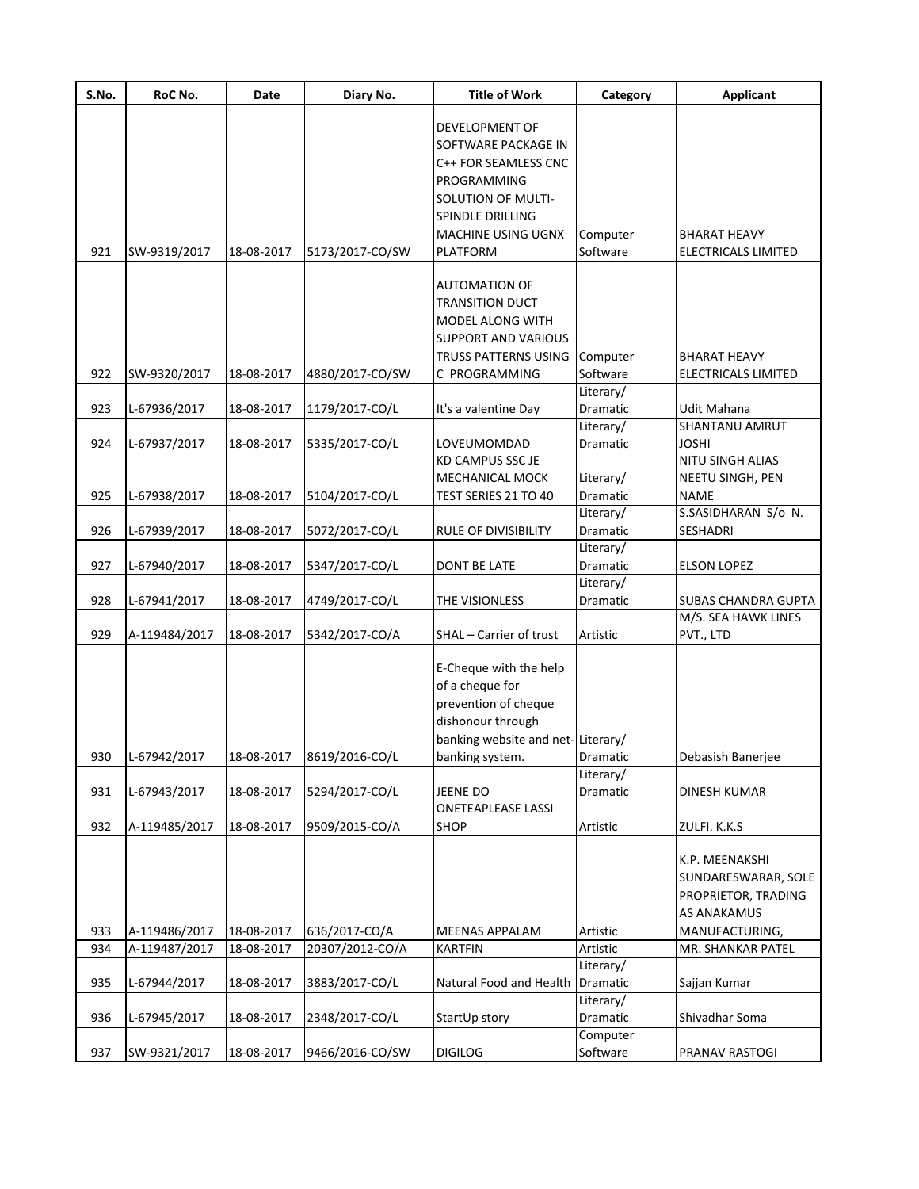| S.No. | RoC No. | Date | Diary No. | Title of Work | Category | Applicant |
|---|---|---|---|---|---|---|
| 921 | SW-9319/2017 | 18-08-2017 | 5173/2017-CO/SW | DEVELOPMENT OF SOFTWARE PACKAGE IN C++ FOR SEAMLESS CNC PROGRAMMING SOLUTION OF MULTI-SPINDLE DRILLING MACHINE USING UGNX PLATFORM | Computer Software | BHARAT HEAVY ELECTRICALS LIMITED |
| 922 | SW-9320/2017 | 18-08-2017 | 4880/2017-CO/SW | AUTOMATION OF TRANSITION DUCT MODEL ALONG WITH SUPPORT AND VARIOUS TRUSS PATTERNS USING C PROGRAMMING | Computer Software | BHARAT HEAVY ELECTRICALS LIMITED |
| 923 | L-67936/2017 | 18-08-2017 | 1179/2017-CO/L | It's a valentine Day | Literary/ Dramatic | Udit Mahana |
| 924 | L-67937/2017 | 18-08-2017 | 5335/2017-CO/L | LOVEUMOMDAD | Literary/ Dramatic | SHANTANU AMRUT JOSHI |
| 925 | L-67938/2017 | 18-08-2017 | 5104/2017-CO/L | KD CAMPUS SSC JE MECHANICAL MOCK TEST SERIES 21 TO 40 | Literary/ Dramatic | NITU SINGH ALIAS NEETU SINGH, PEN NAME |
| 926 | L-67939/2017 | 18-08-2017 | 5072/2017-CO/L | RULE OF DIVISIBILITY | Literary/ Dramatic | S.SASIDHARAN S/o N. SESHADRI |
| 927 | L-67940/2017 | 18-08-2017 | 5347/2017-CO/L | DONT BE LATE | Literary/ Dramatic | ELSON LOPEZ |
| 928 | L-67941/2017 | 18-08-2017 | 4749/2017-CO/L | THE VISIONLESS | Literary/ Dramatic | SUBAS CHANDRA GUPTA |
| 929 | A-119484/2017 | 18-08-2017 | 5342/2017-CO/A | SHAL – Carrier of trust | Artistic | M/S. SEA HAWK LINES PVT., LTD |
| 930 | L-67942/2017 | 18-08-2017 | 8619/2016-CO/L | E-Cheque with the help of a cheque for prevention of cheque dishonour through banking website and net-banking system. | Literary/ Dramatic | Debasish Banerjee |
| 931 | L-67943/2017 | 18-08-2017 | 5294/2017-CO/L | JEENE DO | Literary/ Dramatic | DINESH KUMAR |
| 932 | A-119485/2017 | 18-08-2017 | 9509/2015-CO/A | ONETEAPLEASE LASSI SHOP | Artistic | ZULFI. K.K.S |
| 933 | A-119486/2017 | 18-08-2017 | 636/2017-CO/A | MEENAS APPALAM | Artistic | K.P. MEENAKSHI SUNDARESWARAR, SOLE PROPRIETOR, TRADING AS ANAKAMUS MANUFACTURING, |
| 934 | A-119487/2017 | 18-08-2017 | 20307/2012-CO/A | KARTFIN | Artistic | MR. SHANKAR PATEL |
| 935 | L-67944/2017 | 18-08-2017 | 3883/2017-CO/L | Natural Food and Health | Literary/ Dramatic | Sajjan Kumar |
| 936 | L-67945/2017 | 18-08-2017 | 2348/2017-CO/L | StartUp story | Literary/ Dramatic | Shivadhar Soma |
| 937 | SW-9321/2017 | 18-08-2017 | 9466/2016-CO/SW | DIGILOG | Computer Software | PRANAV RASTOGI |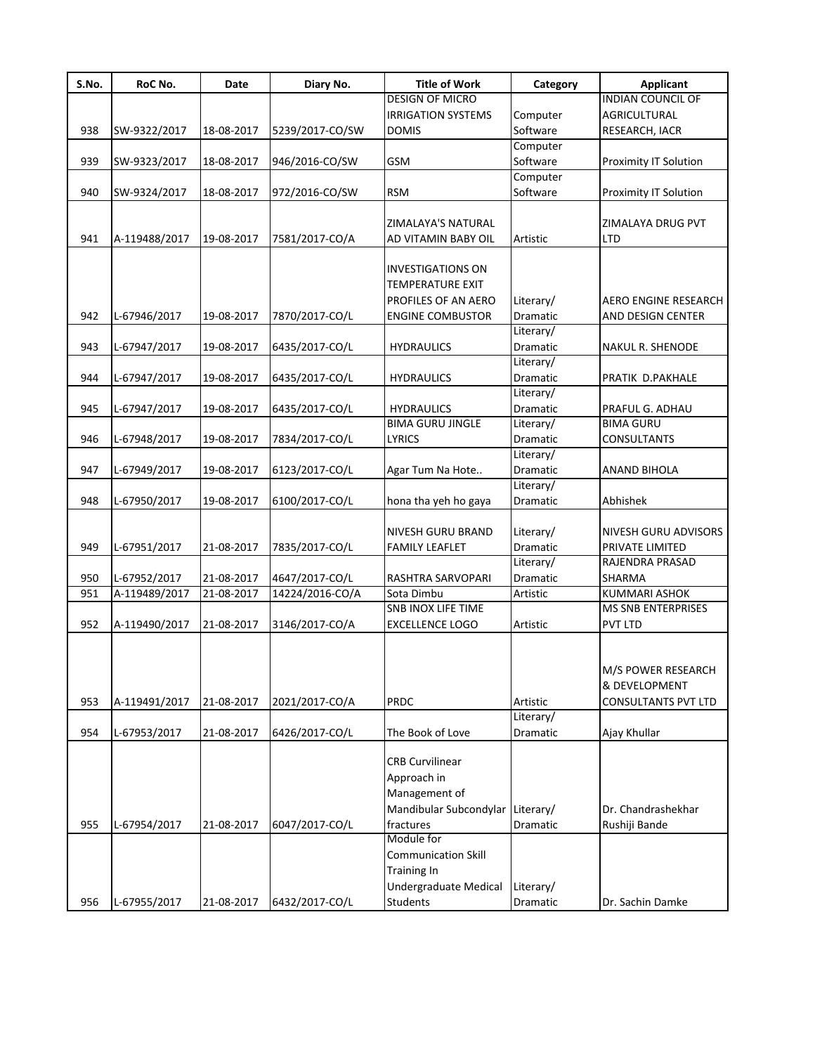| S.No. | RoC No. | Date | Diary No. | Title of Work | Category | Applicant |
|---|---|---|---|---|---|---|
| 938 | SW-9322/2017 | 18-08-2017 | 5239/2017-CO/SW | DESIGN OF MICRO IRRIGATION SYSTEMS DOMIS | Computer Software | INDIAN COUNCIL OF AGRICULTURAL RESEARCH, IACR |
| 939 | SW-9323/2017 | 18-08-2017 | 946/2016-CO/SW | GSM | Computer Software | Proximity IT Solution |
| 940 | SW-9324/2017 | 18-08-2017 | 972/2016-CO/SW | RSM | Computer Software | Proximity IT Solution |
| 941 | A-119488/2017 | 19-08-2017 | 7581/2017-CO/A | ZIMALAYA'S NATURAL AD VITAMIN BABY OIL | Artistic | ZIMALAYA DRUG PVT LTD |
| 942 | L-67946/2017 | 19-08-2017 | 7870/2017-CO/L | INVESTIGATIONS ON TEMPERATURE EXIT PROFILES OF AN AERO ENGINE COMBUSTOR | Literary/ Dramatic | AERO ENGINE RESEARCH AND DESIGN CENTER |
| 943 | L-67947/2017 | 19-08-2017 | 6435/2017-CO/L | HYDRAULICS | Literary/ Dramatic | NAKUL R. SHENODE |
| 944 | L-67947/2017 | 19-08-2017 | 6435/2017-CO/L | HYDRAULICS | Literary/ Dramatic | PRATIK D.PAKHALE |
| 945 | L-67947/2017 | 19-08-2017 | 6435/2017-CO/L | HYDRAULICS | Literary/ Dramatic | PRAFUL G. ADHAU |
| 946 | L-67948/2017 | 19-08-2017 | 7834/2017-CO/L | BIMA GURU JINGLE LYRICS | Literary/ Dramatic | BIMA GURU CONSULTANTS |
| 947 | L-67949/2017 | 19-08-2017 | 6123/2017-CO/L | Agar Tum Na Hote.. | Literary/ Dramatic | ANAND BIHOLA |
| 948 | L-67950/2017 | 19-08-2017 | 6100/2017-CO/L | hona tha yeh ho gaya | Literary/ Dramatic | Abhishek |
| 949 | L-67951/2017 | 21-08-2017 | 7835/2017-CO/L | NIVESH GURU BRAND FAMILY LEAFLET | Literary/ Dramatic | NIVESH GURU ADVISORS PRIVATE LIMITED |
| 950 | L-67952/2017 | 21-08-2017 | 4647/2017-CO/L | RASHTRA SARVOPARI | Literary/ Dramatic | RAJENDRA PRASAD SHARMA |
| 951 | A-119489/2017 | 21-08-2017 | 14224/2016-CO/A | Sota Dimbu | Artistic | KUMMARI ASHOK |
| 952 | A-119490/2017 | 21-08-2017 | 3146/2017-CO/A | SNB INOX LIFE TIME EXCELLENCE LOGO | Artistic | MS SNB ENTERPRISES PVT LTD |
| 953 | A-119491/2017 | 21-08-2017 | 2021/2017-CO/A | PRDC | Artistic | M/S POWER RESEARCH & DEVELOPMENT CONSULTANTS PVT LTD |
| 954 | L-67953/2017 | 21-08-2017 | 6426/2017-CO/L | The Book of Love | Literary/ Dramatic | Ajay Khullar |
| 955 | L-67954/2017 | 21-08-2017 | 6047/2017-CO/L | CRB Curvilinear Approach in Management of Mandibular Subcondylar fractures | Literary/ Dramatic | Dr. Chandrashekhar Rushiji Bande |
| 956 | L-67955/2017 | 21-08-2017 | 6432/2017-CO/L | Module for Communication Skill Training In Undergraduate Medical Students | Literary/ Dramatic | Dr. Sachin Damke |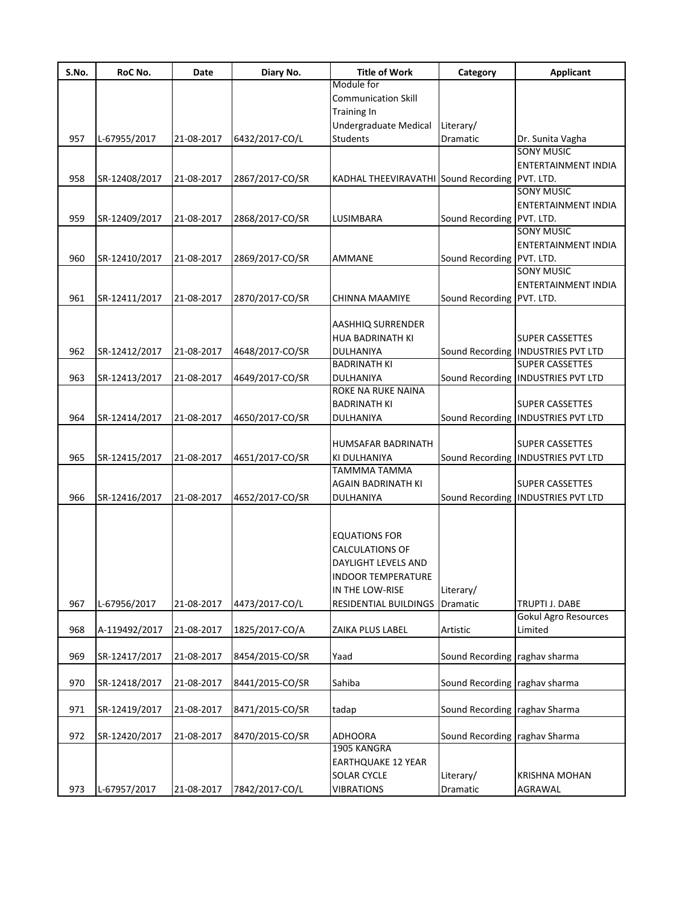| S.No. | RoC No. | Date | Diary No. | Title of Work | Category | Applicant |
|---|---|---|---|---|---|---|
| 957 | L-67955/2017 | 21-08-2017 | 6432/2017-CO/L | Module for Communication Skill Training In Undergraduate Medical Students | Literary/ Dramatic | Dr. Sunita Vagha |
| 958 | SR-12408/2017 | 21-08-2017 | 2867/2017-CO/SR | KADHAL THEEVIRAVATHI | Sound Recording | SONY MUSIC ENTERTAINMENT INDIA PVT. LTD. |
| 959 | SR-12409/2017 | 21-08-2017 | 2868/2017-CO/SR | LUSIMBARA | Sound Recording | SONY MUSIC ENTERTAINMENT INDIA PVT. LTD. |
| 960 | SR-12410/2017 | 21-08-2017 | 2869/2017-CO/SR | AMMANE | Sound Recording | SONY MUSIC ENTERTAINMENT INDIA PVT. LTD. |
| 961 | SR-12411/2017 | 21-08-2017 | 2870/2017-CO/SR | CHINNA MAAMIYE | Sound Recording | SONY MUSIC ENTERTAINMENT INDIA PVT. LTD. |
| 962 | SR-12412/2017 | 21-08-2017 | 4648/2017-CO/SR | AASHHIQ SURRENDER HUA BADRINATH KI DULHANIYA | Sound Recording | SUPER CASSETTES INDUSTRIES PVT LTD |
| 963 | SR-12413/2017 | 21-08-2017 | 4649/2017-CO/SR | BADRINATH KI DULHANIYA | Sound Recording | SUPER CASSETTES INDUSTRIES PVT LTD |
| 964 | SR-12414/2017 | 21-08-2017 | 4650/2017-CO/SR | ROKE NA RUKE NAINA BADRINATH KI DULHANIYA | Sound Recording | SUPER CASSETTES INDUSTRIES PVT LTD |
| 965 | SR-12415/2017 | 21-08-2017 | 4651/2017-CO/SR | HUMSAFAR BADRINATH KI DULHANIYA | Sound Recording | SUPER CASSETTES INDUSTRIES PVT LTD |
| 966 | SR-12416/2017 | 21-08-2017 | 4652/2017-CO/SR | TAMMMA TAMMA AGAIN BADRINATH KI DULHANIYA | Sound Recording | SUPER CASSETTES INDUSTRIES PVT LTD |
| 967 | L-67956/2017 | 21-08-2017 | 4473/2017-CO/L | EQUATIONS FOR CALCULATIONS OF DAYLIGHT LEVELS AND INDOOR TEMPERATURE IN THE LOW-RISE RESIDENTIAL BUILDINGS | Literary/ Dramatic | TRUPTI J. DABE |
| 968 | A-119492/2017 | 21-08-2017 | 1825/2017-CO/A | ZAIKA PLUS LABEL | Artistic | Gokul Agro Resources Limited |
| 969 | SR-12417/2017 | 21-08-2017 | 8454/2015-CO/SR | Yaad | Sound Recording | raghav sharma |
| 970 | SR-12418/2017 | 21-08-2017 | 8441/2015-CO/SR | Sahiba | Sound Recording | raghav sharma |
| 971 | SR-12419/2017 | 21-08-2017 | 8471/2015-CO/SR | tadap | Sound Recording | raghav Sharma |
| 972 | SR-12420/2017 | 21-08-2017 | 8470/2015-CO/SR | ADHOORA | Sound Recording | raghav Sharma |
| 973 | L-67957/2017 | 21-08-2017 | 7842/2017-CO/L | 1905 KANGRA EARTHQUAKE 12 YEAR SOLAR CYCLE VIBRATIONS | Literary/ Dramatic | KRISHNA MOHAN AGRAWAL |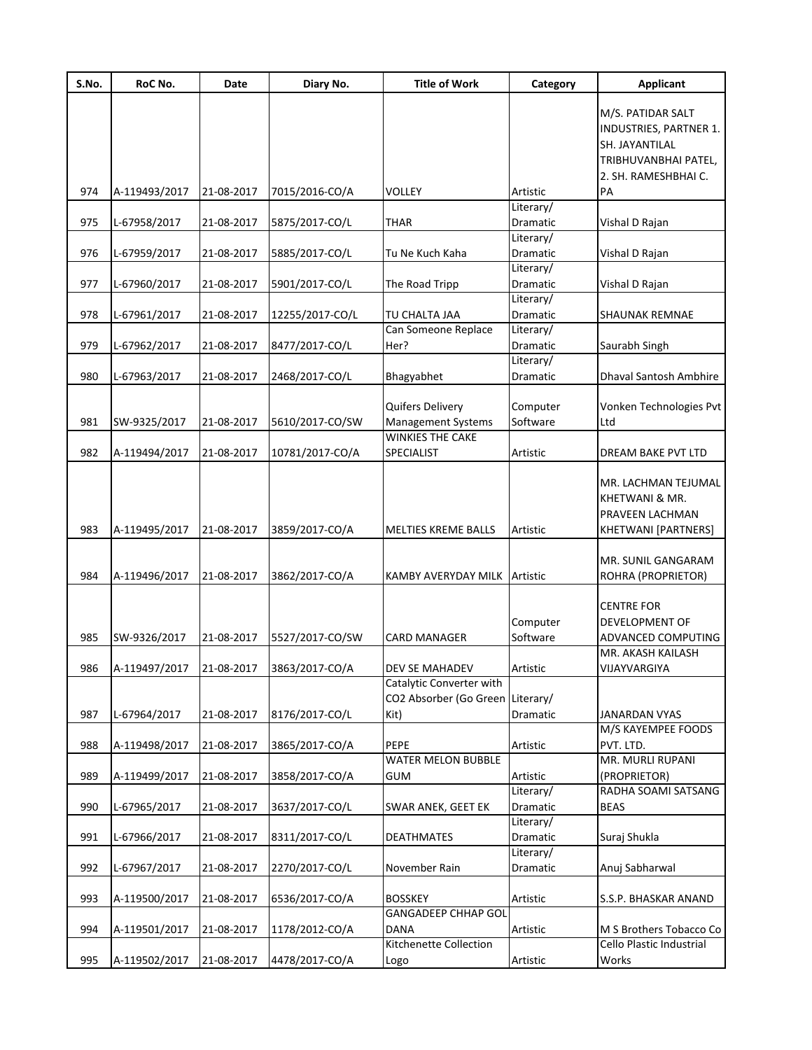| S.No. | RoC No. | Date | Diary No. | Title of Work | Category | Applicant |
|---|---|---|---|---|---|---|
| 974 | A-119493/2017 | 21-08-2017 | 7015/2016-CO/A | VOLLEY | Artistic | M/S. PATIDAR SALT INDUSTRIES, PARTNER 1. SH. JAYANTILAL TRIBHUVANBHAI PATEL, 2. SH. RAMESHBHAI C. PA |
| 975 | L-67958/2017 | 21-08-2017 | 5875/2017-CO/L | THAR | Literary/ Dramatic | Vishal D Rajan |
| 976 | L-67959/2017 | 21-08-2017 | 5885/2017-CO/L | Tu Ne Kuch Kaha | Literary/ Dramatic | Vishal D Rajan |
| 977 | L-67960/2017 | 21-08-2017 | 5901/2017-CO/L | The Road Tripp | Literary/ Dramatic | Vishal D Rajan |
| 978 | L-67961/2017 | 21-08-2017 | 12255/2017-CO/L | TU CHALTA JAA | Literary/ Dramatic | SHAUNAK REMNAE |
| 979 | L-67962/2017 | 21-08-2017 | 8477/2017-CO/L | Can Someone Replace Her? | Literary/ Dramatic | Saurabh Singh |
| 980 | L-67963/2017 | 21-08-2017 | 2468/2017-CO/L | Bhagyabhet | Literary/ Dramatic | Dhaval Santosh Ambhire |
| 981 | SW-9325/2017 | 21-08-2017 | 5610/2017-CO/SW | Quifers Delivery Management Systems | Computer Software | Vonken Technologies Pvt Ltd |
| 982 | A-119494/2017 | 21-08-2017 | 10781/2017-CO/A | WINKIES THE CAKE SPECIALIST | Artistic | DREAM BAKE PVT LTD |
| 983 | A-119495/2017 | 21-08-2017 | 3859/2017-CO/A | MELTIES KREME BALLS | Artistic | MR. LACHMAN TEJUMAL KHETWANI & MR. PRAVEEN LACHMAN KHETWANI [PARTNERS] |
| 984 | A-119496/2017 | 21-08-2017 | 3862/2017-CO/A | KAMBY AVERYDAY MILK | Artistic | MR. SUNIL GANGARAM ROHRA (PROPRIETOR) |
| 985 | SW-9326/2017 | 21-08-2017 | 5527/2017-CO/SW | CARD MANAGER | Computer Software | CENTRE FOR DEVELOPMENT OF ADVANCED COMPUTING |
| 986 | A-119497/2017 | 21-08-2017 | 3863/2017-CO/A | DEV SE MAHADEV | Artistic | MR. AKASH KAILASH VIJAYVARGIYA |
| 987 | L-67964/2017 | 21-08-2017 | 8176/2017-CO/L | Catalytic Converter with CO2 Absorber (Go Green Kit) | Literary/ Dramatic | JANARDAN VYAS |
| 988 | A-119498/2017 | 21-08-2017 | 3865/2017-CO/A | PEPE | Artistic | M/S KAYEMPEE FOODS PVT. LTD. |
| 989 | A-119499/2017 | 21-08-2017 | 3858/2017-CO/A | WATER MELON BUBBLE GUM | Artistic | MR. MURLI RUPANI (PROPRIETOR) |
| 990 | L-67965/2017 | 21-08-2017 | 3637/2017-CO/L | SWAR ANEK, GEET EK | Literary/ Dramatic | RADHA SOAMI SATSANG BEAS |
| 991 | L-67966/2017 | 21-08-2017 | 8311/2017-CO/L | DEATHMATES | Literary/ Dramatic | Suraj Shukla |
| 992 | L-67967/2017 | 21-08-2017 | 2270/2017-CO/L | November Rain | Literary/ Dramatic | Anuj Sabharwal |
| 993 | A-119500/2017 | 21-08-2017 | 6536/2017-CO/A | BOSSKEY | Artistic | S.S.P. BHASKAR ANAND |
| 994 | A-119501/2017 | 21-08-2017 | 1178/2012-CO/A | GANGADEEP CHHAP GOL DANA | Artistic | M S Brothers Tobacco Co |
| 995 | A-119502/2017 | 21-08-2017 | 4478/2017-CO/A | Kitchenette Collection Logo | Artistic | Cello Plastic Industrial Works |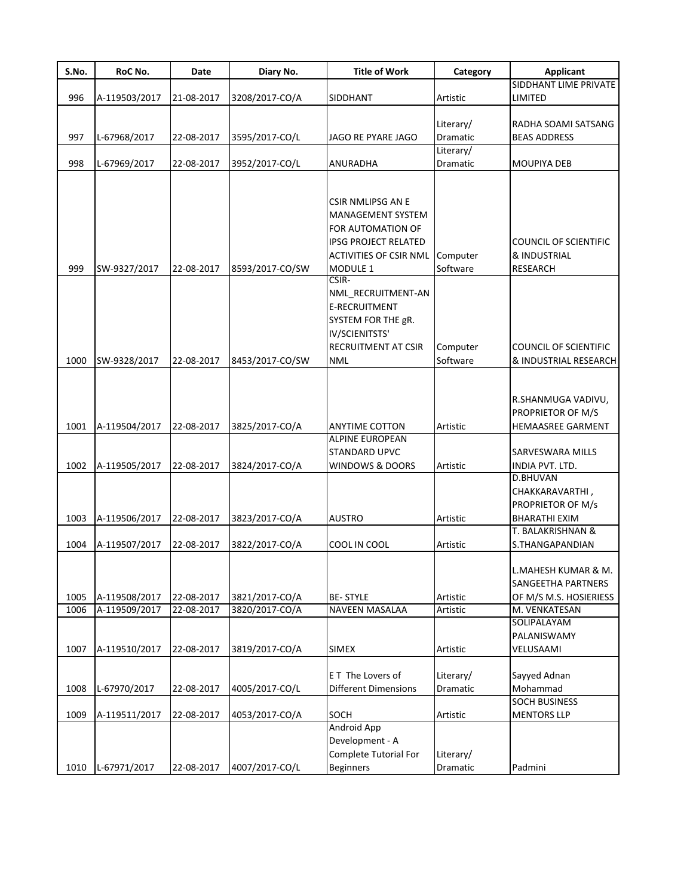| S.No. | RoC No. | Date | Diary No. | Title of Work | Category | Applicant |
|---|---|---|---|---|---|---|
| 996 | A-119503/2017 | 21-08-2017 | 3208/2017-CO/A | SIDDHANT | Artistic | SIDDHANT LIME PRIVATE LIMITED |
| 997 | L-67968/2017 | 22-08-2017 | 3595/2017-CO/L | JAGO RE PYARE JAGO | Literary/ Dramatic | RADHA SOAMI SATSANG BEAS ADDRESS |
| 998 | L-67969/2017 | 22-08-2017 | 3952/2017-CO/L | ANURADHA | Literary/ Dramatic | MOUPIYA DEB |
| 999 | SW-9327/2017 | 22-08-2017 | 8593/2017-CO/SW | CSIR NMLIPSG AN E MANAGEMENT SYSTEM FOR AUTOMATION OF IPSG PROJECT RELATED ACTIVITIES OF CSIR NML MODULE 1 | Computer Software | COUNCIL OF SCIENTIFIC & INDUSTRIAL RESEARCH |
| 1000 | SW-9328/2017 | 22-08-2017 | 8453/2017-CO/SW | CSIR-NML_RECRUITMENT-AN E-RECRUITMENT SYSTEM FOR THE gR. IV/SCIENITSTS' RECRUITMENT AT CSIR NML | Computer Software | COUNCIL OF SCIENTIFIC & INDUSTRIAL RESEARCH |
| 1001 | A-119504/2017 | 22-08-2017 | 3825/2017-CO/A | ANYTIME COTTON | Artistic | R.SHANMUGA VADIVU, PROPRIETOR OF M/S HEMAASREE GARMENT |
| 1002 | A-119505/2017 | 22-08-2017 | 3824/2017-CO/A | ALPINE EUROPEAN STANDARD UPVC WINDOWS & DOORS | Artistic | SARVESWARA MILLS INDIA PVT. LTD. |
| 1003 | A-119506/2017 | 22-08-2017 | 3823/2017-CO/A | AUSTRO | Artistic | D.BHUVAN CHAKKARAVARTHI , PROPRIETOR OF M/s BHARATHI EXIM |
| 1004 | A-119507/2017 | 22-08-2017 | 3822/2017-CO/A | COOL IN COOL | Artistic | T. BALAKRISHNAN & S.THANGAPANDIAN |
| 1005 | A-119508/2017 | 22-08-2017 | 3821/2017-CO/A | BE- STYLE | Artistic | L.MAHESH KUMAR & M. SANGEETHA PARTNERS OF M/S M.S. HOSIERIESS |
| 1006 | A-119509/2017 | 22-08-2017 | 3820/2017-CO/A | NAVEEN MASALAA | Artistic | M. VENKATESAN |
| 1007 | A-119510/2017 | 22-08-2017 | 3819/2017-CO/A | SIMEX | Artistic | SOLIPALAYAM PALANISWAMY VELUSAAMI |
| 1008 | L-67970/2017 | 22-08-2017 | 4005/2017-CO/L | E T The Lovers of Different Dimensions | Literary/ Dramatic | Sayyed Adnan Mohammad |
| 1009 | A-119511/2017 | 22-08-2017 | 4053/2017-CO/A | SOCH | Artistic | SOCH BUSINESS MENTORS LLP |
| 1010 | L-67971/2017 | 22-08-2017 | 4007/2017-CO/L | Android App Development - A Complete Tutorial For Beginners | Literary/ Dramatic | Padmini |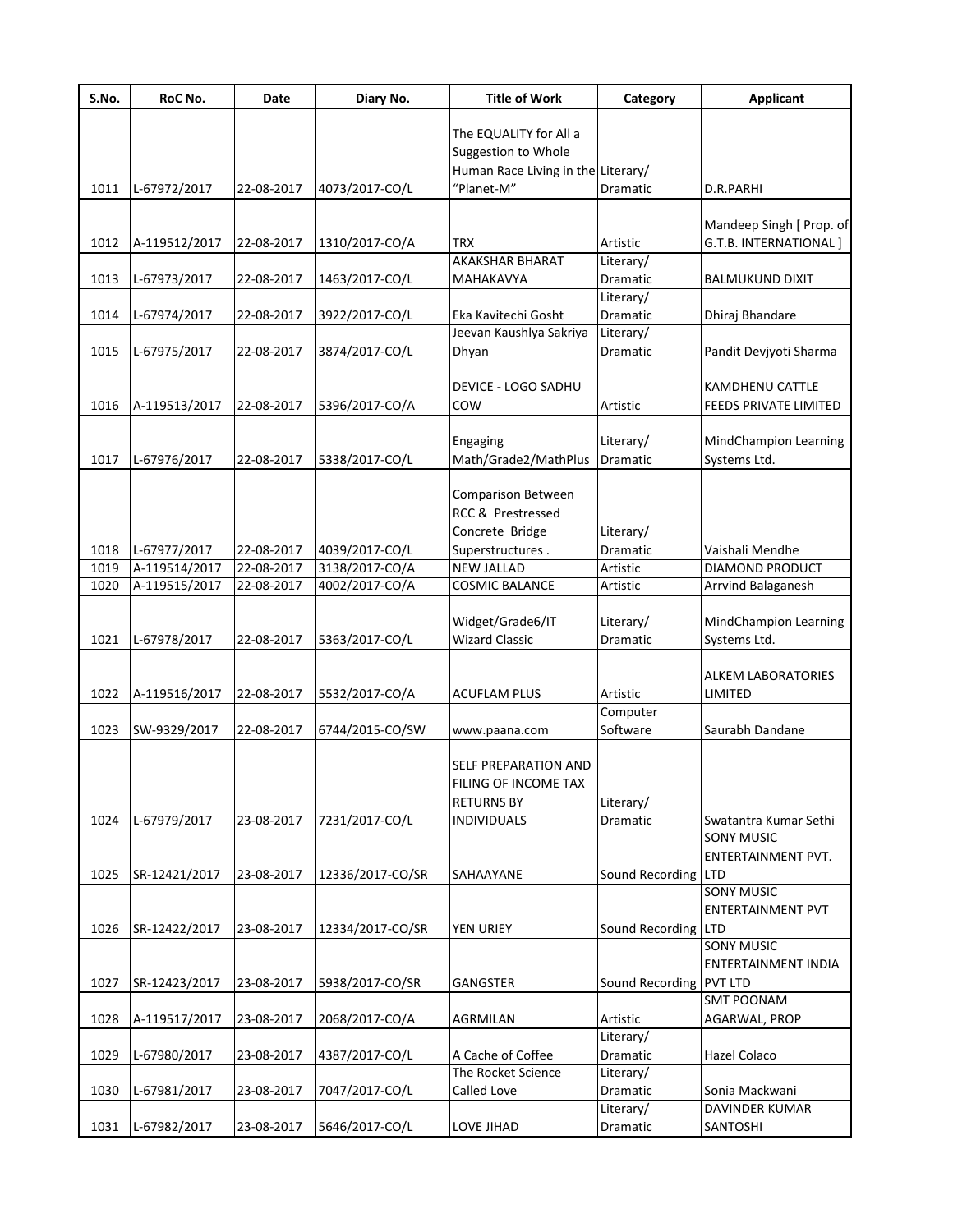| S.No. | RoC No. | Date | Diary No. | Title of Work | Category | Applicant |
|---|---|---|---|---|---|---|
| 1011 | L-67972/2017 | 22-08-2017 | 4073/2017-CO/L | The EQUALITY for All a Suggestion to Whole Human Race Living in the "Planet-M" | Literary/ Dramatic | D.R.PARHI |
| 1012 | A-119512/2017 | 22-08-2017 | 1310/2017-CO/A | TRX | Artistic | Mandeep Singh [ Prop. of G.T.B. INTERNATIONAL ] |
| 1013 | L-67973/2017 | 22-08-2017 | 1463/2017-CO/L | AKAKSHAR BHARAT MAHAKAVYA | Literary/ Dramatic | BALMUKUND DIXIT |
| 1014 | L-67974/2017 | 22-08-2017 | 3922/2017-CO/L | Eka Kavitechi Gosht | Literary/ Dramatic | Dhiraj Bhandare |
| 1015 | L-67975/2017 | 22-08-2017 | 3874/2017-CO/L | Jeevan Kaushlya Sakriya Dhyan | Literary/ Dramatic | Pandit Devjyoti Sharma |
| 1016 | A-119513/2017 | 22-08-2017 | 5396/2017-CO/A | DEVICE - LOGO SADHU COW | Artistic | KAMDHENU CATTLE FEEDS PRIVATE LIMITED |
| 1017 | L-67976/2017 | 22-08-2017 | 5338/2017-CO/L | Engaging Math/Grade2/MathPlus | Literary/ Dramatic | MindChampion Learning Systems Ltd. |
| 1018 | L-67977/2017 | 22-08-2017 | 4039/2017-CO/L | Comparison Between RCC & Prestressed Concrete Bridge Superstructures . | Literary/ Dramatic | Vaishali Mendhe |
| 1019 | A-119514/2017 | 22-08-2017 | 3138/2017-CO/A | NEW JALLAD | Artistic | DIAMOND PRODUCT |
| 1020 | A-119515/2017 | 22-08-2017 | 4002/2017-CO/A | COSMIC BALANCE | Artistic | Arrvind Balaganesh |
| 1021 | L-67978/2017 | 22-08-2017 | 5363/2017-CO/L | Widget/Grade6/IT Wizard Classic | Literary/ Dramatic | MindChampion Learning Systems Ltd. |
| 1022 | A-119516/2017 | 22-08-2017 | 5532/2017-CO/A | ACUFLAM PLUS | Artistic | ALKEM LABORATORIES LIMITED |
| 1023 | SW-9329/2017 | 22-08-2017 | 6744/2015-CO/SW | www.paana.com | Computer Software | Saurabh Dandane |
| 1024 | L-67979/2017 | 23-08-2017 | 7231/2017-CO/L | SELF PREPARATION AND FILING OF INCOME TAX RETURNS BY INDIVIDUALS | Literary/ Dramatic | Swatantra Kumar Sethi |
| 1025 | SR-12421/2017 | 23-08-2017 | 12336/2017-CO/SR | SAHAAYANE | Sound Recording | SONY MUSIC ENTERTAINMENT PVT. LTD |
| 1026 | SR-12422/2017 | 23-08-2017 | 12334/2017-CO/SR | YEN URIEY | Sound Recording | SONY MUSIC ENTERTAINMENT PVT LTD |
| 1027 | SR-12423/2017 | 23-08-2017 | 5938/2017-CO/SR | GANGSTER | Sound Recording | SONY MUSIC ENTERTAINMENT INDIA PVT LTD |
| 1028 | A-119517/2017 | 23-08-2017 | 2068/2017-CO/A | AGRMILAN | Artistic | SMT POONAM AGARWAL, PROP |
| 1029 | L-67980/2017 | 23-08-2017 | 4387/2017-CO/L | A Cache of Coffee | Literary/ Dramatic | Hazel Colaco |
| 1030 | L-67981/2017 | 23-08-2017 | 7047/2017-CO/L | The Rocket Science Called Love | Literary/ Dramatic | Sonia Mackwani |
| 1031 | L-67982/2017 | 23-08-2017 | 5646/2017-CO/L | LOVE JIHAD | Literary/ Dramatic | DAVINDER KUMAR SANTOSHI |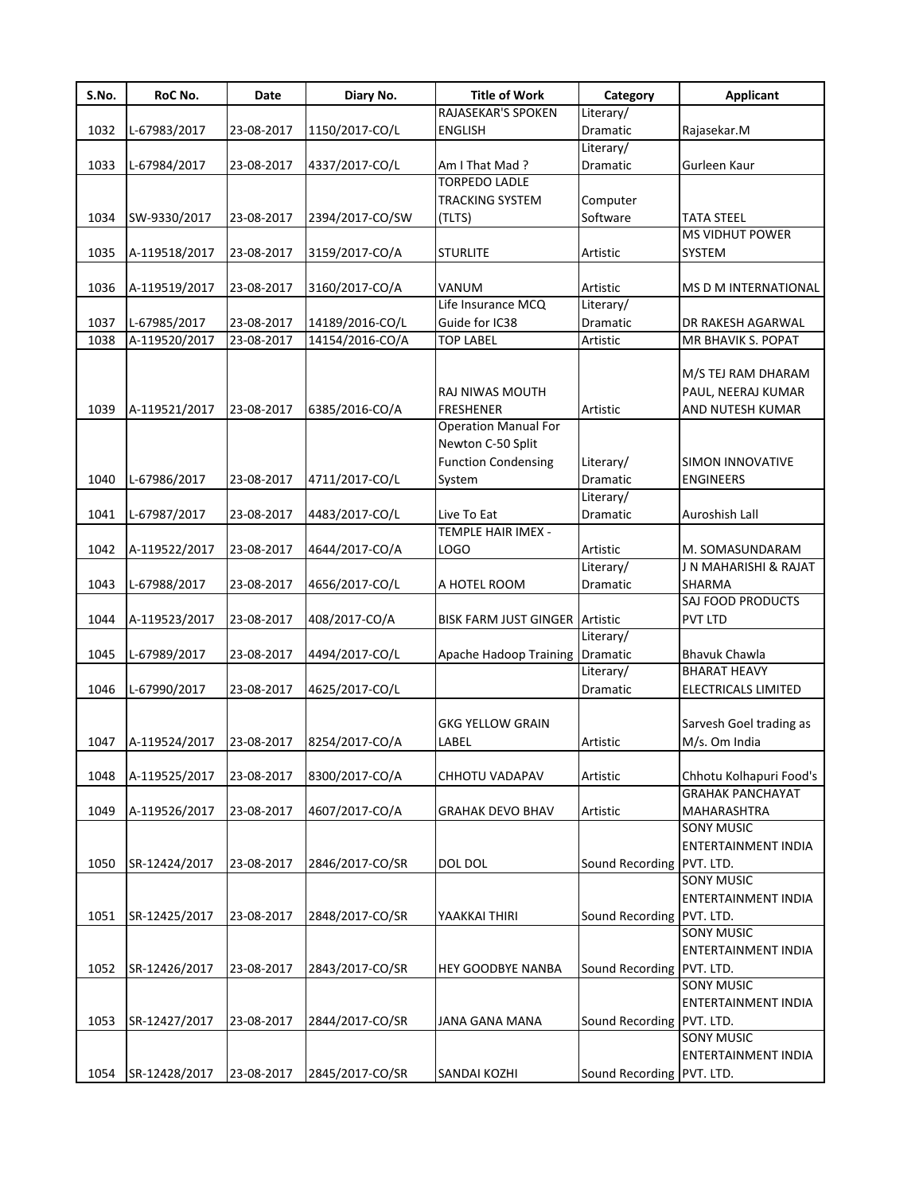| S.No. | RoC No. | Date | Diary No. | Title of Work | Category | Applicant |
|---|---|---|---|---|---|---|
| 1032 | L-67983/2017 | 23-08-2017 | 1150/2017-CO/L | RAJASEKAR'S SPOKEN ENGLISH | Literary/ Dramatic | Rajasekar.M |
| 1033 | L-67984/2017 | 23-08-2017 | 4337/2017-CO/L | Am I That Mad ? | Literary/ Dramatic | Gurleen Kaur |
| 1034 | SW-9330/2017 | 23-08-2017 | 2394/2017-CO/SW | TORPEDO LADLE TRACKING SYSTEM (TLTS) | Computer Software | TATA STEEL |
| 1035 | A-119518/2017 | 23-08-2017 | 3159/2017-CO/A | STURLITE | Artistic | MS VIDHUT POWER SYSTEM |
| 1036 | A-119519/2017 | 23-08-2017 | 3160/2017-CO/A | VANUM | Artistic | MS D M INTERNATIONAL |
| 1037 | L-67985/2017 | 23-08-2017 | 14189/2016-CO/L | Life Insurance MCQ Guide for IC38 | Literary/ Dramatic | DR RAKESH AGARWAL |
| 1038 | A-119520/2017 | 23-08-2017 | 14154/2016-CO/A | TOP LABEL | Artistic | MR BHAVIK S. POPAT |
| 1039 | A-119521/2017 | 23-08-2017 | 6385/2016-CO/A | RAJ NIWAS MOUTH FRESHENER | Artistic | M/S TEJ RAM DHARAM PAUL, NEERAJ KUMAR AND NUTESH KUMAR |
| 1040 | L-67986/2017 | 23-08-2017 | 4711/2017-CO/L | Operation Manual For Newton C-50 Split Function Condensing System | Literary/ Dramatic | SIMON INNOVATIVE ENGINEERS |
| 1041 | L-67987/2017 | 23-08-2017 | 4483/2017-CO/L | Live To Eat | Literary/ Dramatic | Auroshish Lall |
| 1042 | A-119522/2017 | 23-08-2017 | 4644/2017-CO/A | TEMPLE HAIR IMEX - LOGO | Artistic | M. SOMASUNDARAM |
| 1043 | L-67988/2017 | 23-08-2017 | 4656/2017-CO/L | A HOTEL ROOM | Literary/ Dramatic | J N MAHARISHI & RAJAT SHARMA |
| 1044 | A-119523/2017 | 23-08-2017 | 408/2017-CO/A | BISK FARM JUST GINGER | Artistic | SAJ FOOD PRODUCTS PVT LTD |
| 1045 | L-67989/2017 | 23-08-2017 | 4494/2017-CO/L | Apache Hadoop Training | Literary/ Dramatic | Bhavuk Chawla |
| 1046 | L-67990/2017 | 23-08-2017 | 4625/2017-CO/L | | Literary/ Dramatic | BHARAT HEAVY ELECTRICALS LIMITED |
| 1047 | A-119524/2017 | 23-08-2017 | 8254/2017-CO/A | GKG YELLOW GRAIN LABEL | Artistic | Sarvesh Goel trading as M/s. Om India |
| 1048 | A-119525/2017 | 23-08-2017 | 8300/2017-CO/A | CHHOTU VADAPAV | Artistic | Chhotu Kolhapuri Food's |
| 1049 | A-119526/2017 | 23-08-2017 | 4607/2017-CO/A | GRAHAK DEVO BHAV | Artistic | GRAHAK PANCHAYAT MAHARASHTRA |
| 1050 | SR-12424/2017 | 23-08-2017 | 2846/2017-CO/SR | DOL DOL | Sound Recording | SONY MUSIC ENTERTAINMENT INDIA PVT. LTD. |
| 1051 | SR-12425/2017 | 23-08-2017 | 2848/2017-CO/SR | YAAKKAI THIRI | Sound Recording | SONY MUSIC ENTERTAINMENT INDIA PVT. LTD. |
| 1052 | SR-12426/2017 | 23-08-2017 | 2843/2017-CO/SR | HEY GOODBYE NANBA | Sound Recording | SONY MUSIC ENTERTAINMENT INDIA PVT. LTD. |
| 1053 | SR-12427/2017 | 23-08-2017 | 2844/2017-CO/SR | JANA GANA MANA | Sound Recording | SONY MUSIC ENTERTAINMENT INDIA PVT. LTD. |
| 1054 | SR-12428/2017 | 23-08-2017 | 2845/2017-CO/SR | SANDAI KOZHI | Sound Recording | SONY MUSIC ENTERTAINMENT INDIA PVT. LTD. |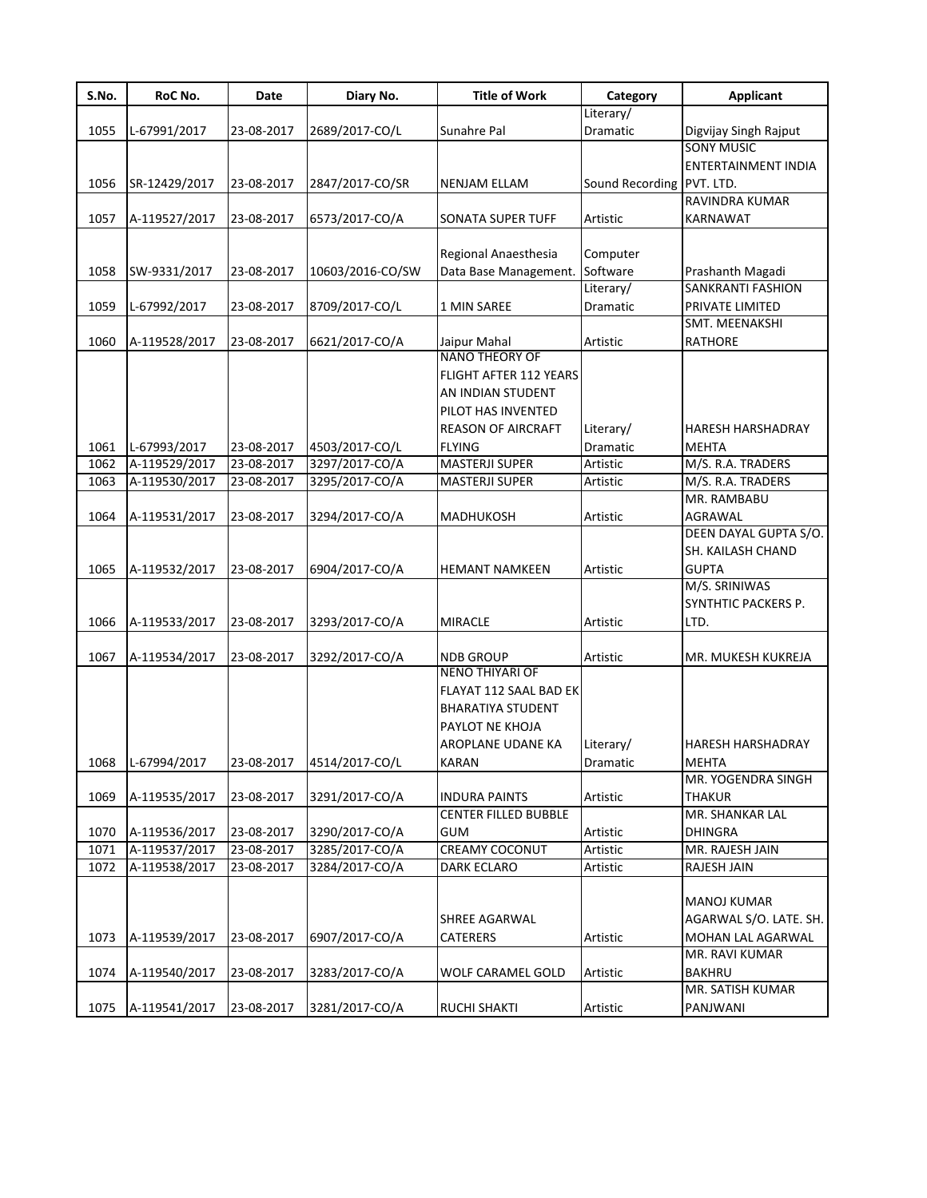| S.No. | RoC No. | Date | Diary No. | Title of Work | Category | Applicant |
|---|---|---|---|---|---|---|
| 1055 | L-67991/2017 | 23-08-2017 | 2689/2017-CO/L | Sunahre Pal | Literary/ Dramatic | Digvijay Singh Rajput |
| 1056 | SR-12429/2017 | 23-08-2017 | 2847/2017-CO/SR | NENJAM ELLAM | Sound Recording | SONY MUSIC ENTERTAINMENT INDIA PVT. LTD. |
| 1057 | A-119527/2017 | 23-08-2017 | 6573/2017-CO/A | SONATA SUPER TUFF | Artistic | RAVINDRA KUMAR KARNAWAT |
| 1058 | SW-9331/2017 | 23-08-2017 | 10603/2016-CO/SW | Regional Anaesthesia Data Base Management. | Computer Software | Prashanth Magadi |
| 1059 | L-67992/2017 | 23-08-2017 | 8709/2017-CO/L | 1 MIN SAREE | Literary/ Dramatic | SANKRANTI FASHION PRIVATE LIMITED |
| 1060 | A-119528/2017 | 23-08-2017 | 6621/2017-CO/A | Jaipur Mahal | Artistic | SMT. MEENAKSHI RATHORE |
| 1061 | L-67993/2017 | 23-08-2017 | 4503/2017-CO/L | NANO THEORY OF FLIGHT AFTER 112 YEARS AN INDIAN STUDENT PILOT HAS INVENTED REASON OF AIRCRAFT FLYING | Literary/ Dramatic | HARESH HARSHADRAY MEHTA |
| 1062 | A-119529/2017 | 23-08-2017 | 3297/2017-CO/A | MASTERJI SUPER | Artistic | M/S. R.A. TRADERS |
| 1063 | A-119530/2017 | 23-08-2017 | 3295/2017-CO/A | MASTERJI SUPER | Artistic | M/S. R.A. TRADERS |
| 1064 | A-119531/2017 | 23-08-2017 | 3294/2017-CO/A | MADHUKOSH | Artistic | MR. RAMBABU AGRAWAL |
| 1065 | A-119532/2017 | 23-08-2017 | 6904/2017-CO/A | HEMANT NAMKEEN | Artistic | DEEN DAYAL GUPTA S/O. SH. KAILASH CHAND GUPTA |
| 1066 | A-119533/2017 | 23-08-2017 | 3293/2017-CO/A | MIRACLE | Artistic | M/S. SRINIWAS SYNTHTIC PACKERS P. LTD. |
| 1067 | A-119534/2017 | 23-08-2017 | 3292/2017-CO/A | NDB GROUP | Artistic | MR. MUKESH KUKREJA |
| 1068 | L-67994/2017 | 23-08-2017 | 4514/2017-CO/L | NENO THIYARI OF FLAYAT 112 SAAL BAD EK BHARATIYA STUDENT PAYLOT NE KHOJA AROPLANE UDANE KA KARAN | Literary/ Dramatic | HARESH HARSHADRAY MEHTA |
| 1069 | A-119535/2017 | 23-08-2017 | 3291/2017-CO/A | INDURA PAINTS | Artistic | MR. YOGENDRA SINGH THAKUR |
| 1070 | A-119536/2017 | 23-08-2017 | 3290/2017-CO/A | CENTER FILLED BUBBLE GUM | Artistic | MR. SHANKAR LAL DHINGRA |
| 1071 | A-119537/2017 | 23-08-2017 | 3285/2017-CO/A | CREAMY COCONUT | Artistic | MR. RAJESH JAIN |
| 1072 | A-119538/2017 | 23-08-2017 | 3284/2017-CO/A | DARK ECLARO | Artistic | RAJESH JAIN |
| 1073 | A-119539/2017 | 23-08-2017 | 6907/2017-CO/A | SHREE AGARWAL CATERERS | Artistic | MANOJ KUMAR AGARWAL S/O. LATE. SH. MOHAN LAL AGARWAL |
| 1074 | A-119540/2017 | 23-08-2017 | 3283/2017-CO/A | WOLF CARAMEL GOLD | Artistic | MR. RAVI KUMAR BAKHRU |
| 1075 | A-119541/2017 | 23-08-2017 | 3281/2017-CO/A | RUCHI SHAKTI | Artistic | MR. SATISH KUMAR PANJWANI |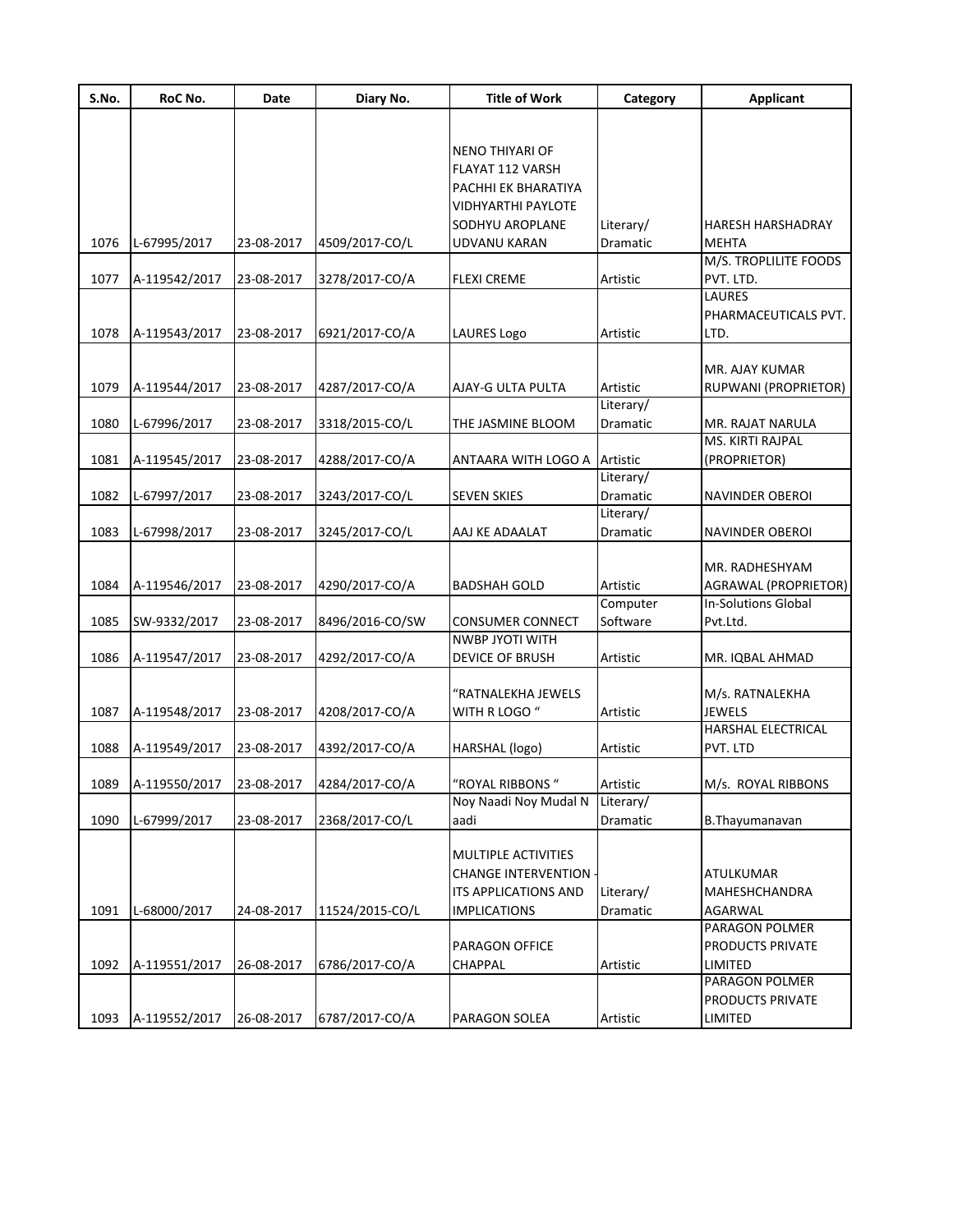| S.No. | RoC No. | Date | Diary No. | Title of Work | Category | Applicant |
|---|---|---|---|---|---|---|
| 1076 | L-67995/2017 | 23-08-2017 | 4509/2017-CO/L | NENO THIYARI OF FLAYAT 112 VARSH PACHHI EK BHARATIYA VIDHYARTHI PAYLOTE SODHYU AROPLANE UDVANU KARAN | Literary/ Dramatic | HARESH HARSHADRAY MEHTA |
| 1077 | A-119542/2017 | 23-08-2017 | 3278/2017-CO/A | FLEXI CREME | Artistic | M/S. TROPLILITE FOODS PVT. LTD. |
| 1078 | A-119543/2017 | 23-08-2017 | 6921/2017-CO/A | LAURES Logo | Artistic | LAURES PHARMACEUTICALS PVT. LTD. |
| 1079 | A-119544/2017 | 23-08-2017 | 4287/2017-CO/A | AJAY-G ULTA PULTA | Artistic | MR. AJAY KUMAR RUPWANI (PROPRIETOR) |
| 1080 | L-67996/2017 | 23-08-2017 | 3318/2015-CO/L | THE JASMINE BLOOM | Literary/ Dramatic | MR. RAJAT NARULA |
| 1081 | A-119545/2017 | 23-08-2017 | 4288/2017-CO/A | ANTAARA WITH LOGO A | Artistic | MS. KIRTI RAJPAL (PROPRIETOR) |
| 1082 | L-67997/2017 | 23-08-2017 | 3243/2017-CO/L | SEVEN SKIES | Literary/ Dramatic | NAVINDER OBEROI |
| 1083 | L-67998/2017 | 23-08-2017 | 3245/2017-CO/L | AAJ KE ADAALAT | Literary/ Dramatic | NAVINDER OBEROI |
| 1084 | A-119546/2017 | 23-08-2017 | 4290/2017-CO/A | BADSHAH GOLD | Artistic | MR. RADHESHYAM AGRAWAL (PROPRIETOR) |
| 1085 | SW-9332/2017 | 23-08-2017 | 8496/2016-CO/SW | CONSUMER CONNECT | Computer Software | In-Solutions Global Pvt.Ltd. |
| 1086 | A-119547/2017 | 23-08-2017 | 4292/2017-CO/A | NWBP JYOTI WITH DEVICE OF BRUSH | Artistic | MR. IQBAL AHMAD |
| 1087 | A-119548/2017 | 23-08-2017 | 4208/2017-CO/A | "RATNALEKHA JEWELS WITH R LOGO " | Artistic | M/s. RATNALEKHA JEWELS |
| 1088 | A-119549/2017 | 23-08-2017 | 4392/2017-CO/A | HARSHAL (logo) | Artistic | HARSHAL ELECTRICAL PVT. LTD |
| 1089 | A-119550/2017 | 23-08-2017 | 4284/2017-CO/A | "ROYAL RIBBONS " | Artistic | M/s. ROYAL RIBBONS |
| 1090 | L-67999/2017 | 23-08-2017 | 2368/2017-CO/L | Noy Naadi Noy Mudal N aadi | Literary/ Dramatic | B.Thayumanavan |
| 1091 | L-68000/2017 | 24-08-2017 | 11524/2015-CO/L | MULTIPLE ACTIVITIES CHANGE INTERVENTION - ITS APPLICATIONS AND IMPLICATIONS | Literary/ Dramatic | ATULKUMAR MAHESHCHANDRA AGARWAL |
| 1092 | A-119551/2017 | 26-08-2017 | 6786/2017-CO/A | PARAGON OFFICE CHAPPAL | Artistic | PARAGON POLMER PRODUCTS PRIVATE LIMITED |
| 1093 | A-119552/2017 | 26-08-2017 | 6787/2017-CO/A | PARAGON SOLEA | Artistic | PARAGON POLMER PRODUCTS PRIVATE LIMITED |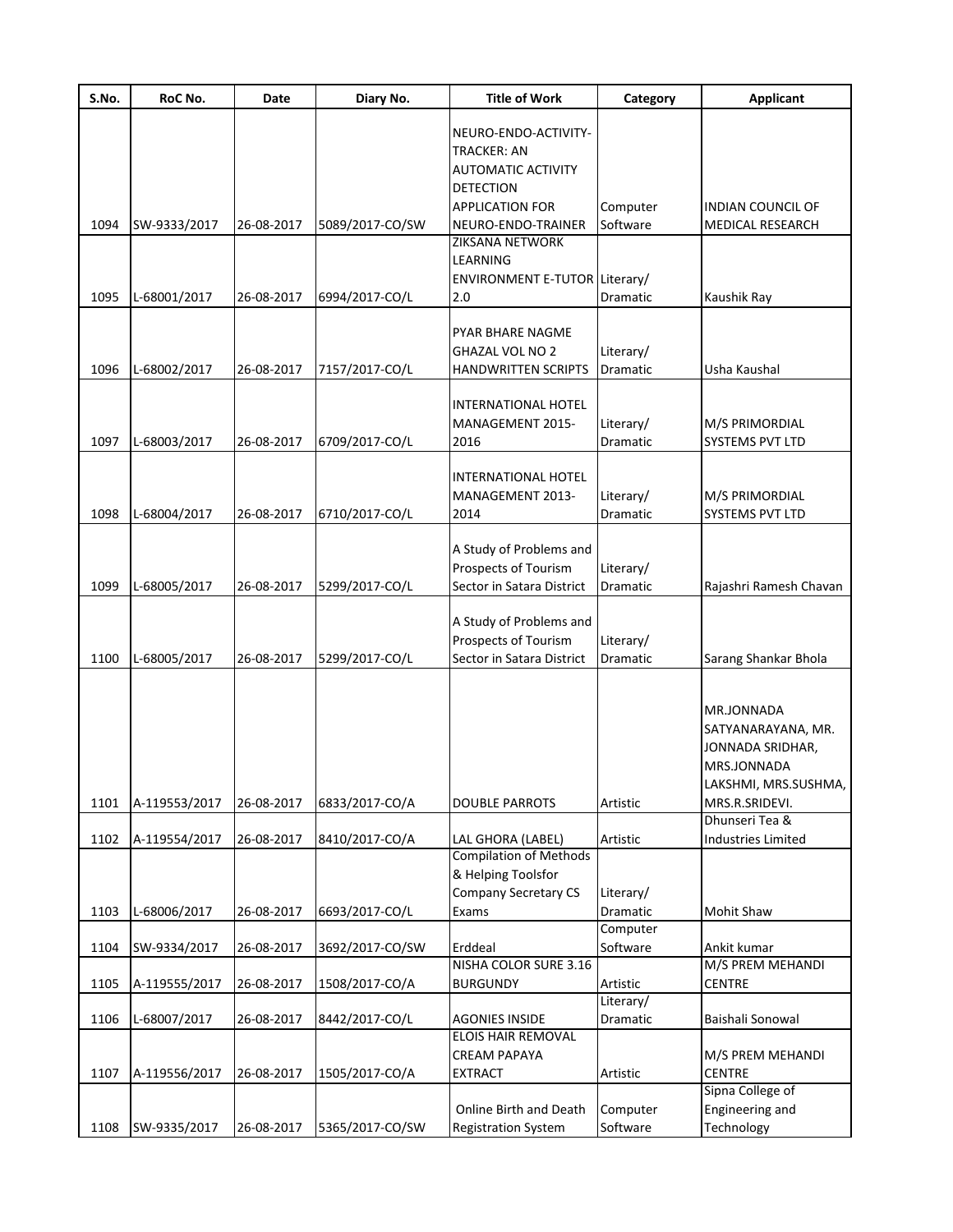| S.No. | RoC No. | Date | Diary No. | Title of Work | Category | Applicant |
|---|---|---|---|---|---|---|
| 1094 | SW-9333/2017 | 26-08-2017 | 5089/2017-CO/SW | NEURO-ENDO-ACTIVITY-TRACKER: AN AUTOMATIC ACTIVITY DETECTION APPLICATION FOR NEURO-ENDO-TRAINER | Computer Software | INDIAN COUNCIL OF MEDICAL RESEARCH |
| 1095 | L-68001/2017 | 26-08-2017 | 6994/2017-CO/L | ZIKSANA NETWORK LEARNING ENVIRONMENT E-TUTOR 2.0 | Literary/ Dramatic | Kaushik Ray |
| 1096 | L-68002/2017 | 26-08-2017 | 7157/2017-CO/L | PYAR BHARE NAGME GHAZAL VOL NO 2 HANDWRITTEN SCRIPTS | Literary/ Dramatic | Usha Kaushal |
| 1097 | L-68003/2017 | 26-08-2017 | 6709/2017-CO/L | INTERNATIONAL HOTEL MANAGEMENT 2015-2016 | Literary/ Dramatic | M/S PRIMORDIAL SYSTEMS PVT LTD |
| 1098 | L-68004/2017 | 26-08-2017 | 6710/2017-CO/L | INTERNATIONAL HOTEL MANAGEMENT 2013-2014 | Literary/ Dramatic | M/S PRIMORDIAL SYSTEMS PVT LTD |
| 1099 | L-68005/2017 | 26-08-2017 | 5299/2017-CO/L | A Study of Problems and Prospects of Tourism Sector in Satara District | Literary/ Dramatic | Rajashri Ramesh Chavan |
| 1100 | L-68005/2017 | 26-08-2017 | 5299/2017-CO/L | A Study of Problems and Prospects of Tourism Sector in Satara District | Literary/ Dramatic | Sarang Shankar Bhola |
| 1101 | A-119553/2017 | 26-08-2017 | 6833/2017-CO/A | DOUBLE PARROTS | Artistic | MR.JONNADA SATYANARAYANA, MR. JONNADA SRIDHAR, MRS.JONNADA LAKSHMI, MRS.SUSHMA, MRS.R.SRIDEVI. |
| 1102 | A-119554/2017 | 26-08-2017 | 8410/2017-CO/A | LAL GHORA (LABEL) | Artistic | Dhunseri Tea & Industries Limited |
| 1103 | L-68006/2017 | 26-08-2017 | 6693/2017-CO/L | Compilation of Methods & Helping Toolsfor Company Secretary CS Exams | Literary/ Dramatic | Mohit Shaw |
| 1104 | SW-9334/2017 | 26-08-2017 | 3692/2017-CO/SW | Erddeal | Computer Software | Ankit kumar |
| 1105 | A-119555/2017 | 26-08-2017 | 1508/2017-CO/A | NISHA COLOR SURE 3.16 BURGUNDY | Artistic | M/S PREM MEHANDI CENTRE |
| 1106 | L-68007/2017 | 26-08-2017 | 8442/2017-CO/L | AGONIES INSIDE | Literary/ Dramatic | Baishali Sonowal |
| 1107 | A-119556/2017 | 26-08-2017 | 1505/2017-CO/A | ELOIS HAIR REMOVAL CREAM PAPAYA EXTRACT | Artistic | M/S PREM MEHANDI CENTRE |
| 1108 | SW-9335/2017 | 26-08-2017 | 5365/2017-CO/SW | Online Birth and Death Registration System | Computer Software | Sipna College of Engineering and Technology |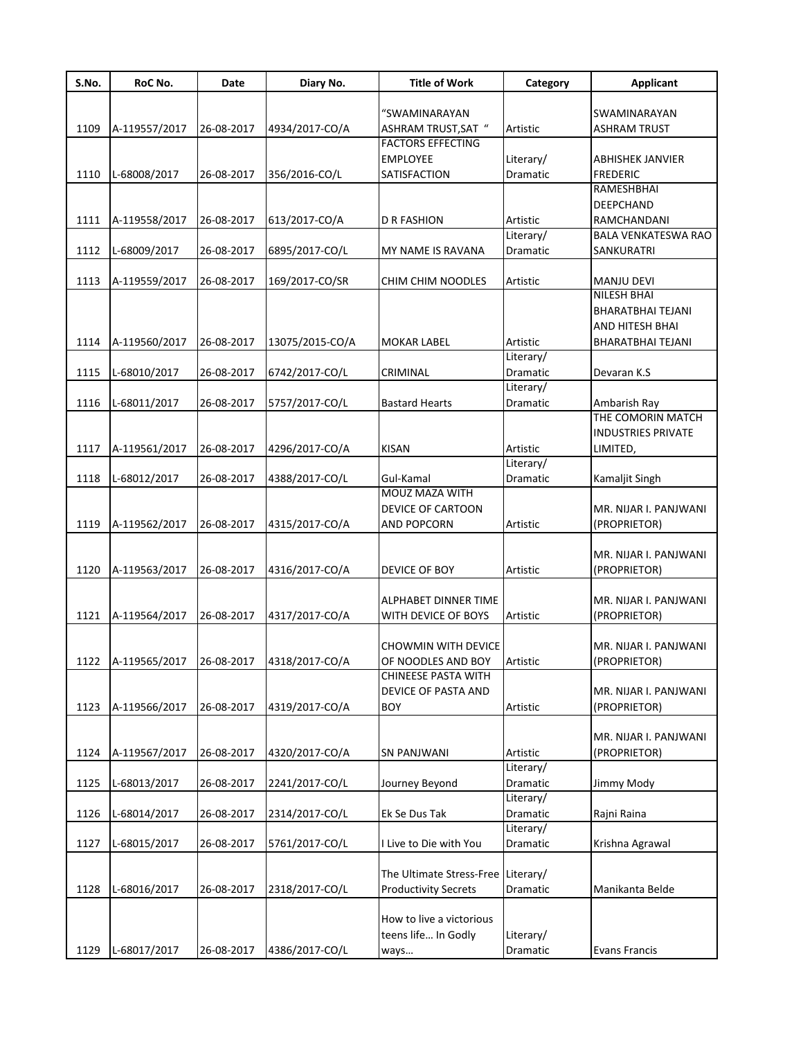| S.No. | RoC No. | Date | Diary No. | Title of Work | Category | Applicant |
|---|---|---|---|---|---|---|
| 1109 | A-119557/2017 | 26-08-2017 | 4934/2017-CO/A | "SWAMINARAYAN ASHRAM TRUST,SAT " | Artistic | SWAMINARAYAN ASHRAM TRUST |
| 1110 | L-68008/2017 | 26-08-2017 | 356/2016-CO/L | FACTORS EFFECTING EMPLOYEE SATISFACTION | Literary/ Dramatic | ABHISHEK JANVIER FREDERIC |
| 1111 | A-119558/2017 | 26-08-2017 | 613/2017-CO/A | D R FASHION | Artistic | RAMESHBHAI DEEPCHAND RAMCHANDANI |
| 1112 | L-68009/2017 | 26-08-2017 | 6895/2017-CO/L | MY NAME IS RAVANA | Literary/ Dramatic | BALA VENKATESWA RAO SANKURATRI |
| 1113 | A-119559/2017 | 26-08-2017 | 169/2017-CO/SR | CHIM CHIM NOODLES | Artistic | MANJU DEVI |
| 1114 | A-119560/2017 | 26-08-2017 | 13075/2015-CO/A | MOKAR LABEL | Artistic | NILESH BHAI BHARATBHAI TEJANI AND HITESH BHAI BHARATBHAI TEJANI |
| 1115 | L-68010/2017 | 26-08-2017 | 6742/2017-CO/L | CRIMINAL | Literary/ Dramatic | Devaran K.S |
| 1116 | L-68011/2017 | 26-08-2017 | 5757/2017-CO/L | Bastard Hearts | Literary/ Dramatic | Ambarish Ray |
| 1117 | A-119561/2017 | 26-08-2017 | 4296/2017-CO/A | KISAN | Artistic | THE COMORIN MATCH INDUSTRIES PRIVATE LIMITED, |
| 1118 | L-68012/2017 | 26-08-2017 | 4388/2017-CO/L | Gul-Kamal | Literary/ Dramatic | Kamaljit Singh |
| 1119 | A-119562/2017 | 26-08-2017 | 4315/2017-CO/A | MOUZ MAZA WITH DEVICE OF CARTOON AND POPCORN | Artistic | MR. NIJAR I. PANJWANI (PROPRIETOR) |
| 1120 | A-119563/2017 | 26-08-2017 | 4316/2017-CO/A | DEVICE OF BOY | Artistic | MR. NIJAR I. PANJWANI (PROPRIETOR) |
| 1121 | A-119564/2017 | 26-08-2017 | 4317/2017-CO/A | ALPHABET DINNER TIME WITH DEVICE OF BOYS | Artistic | MR. NIJAR I. PANJWANI (PROPRIETOR) |
| 1122 | A-119565/2017 | 26-08-2017 | 4318/2017-CO/A | CHOWMIN WITH DEVICE OF NOODLES AND BOY | Artistic | MR. NIJAR I. PANJWANI (PROPRIETOR) |
| 1123 | A-119566/2017 | 26-08-2017 | 4319/2017-CO/A | CHINEESE PASTA WITH DEVICE OF PASTA AND BOY | Artistic | MR. NIJAR I. PANJWANI (PROPRIETOR) |
| 1124 | A-119567/2017 | 26-08-2017 | 4320/2017-CO/A | SN PANJWANI | Artistic | MR. NIJAR I. PANJWANI (PROPRIETOR) |
| 1125 | L-68013/2017 | 26-08-2017 | 2241/2017-CO/L | Journey Beyond | Literary/ Dramatic | Jimmy Mody |
| 1126 | L-68014/2017 | 26-08-2017 | 2314/2017-CO/L | Ek Se Dus Tak | Literary/ Dramatic | Rajni Raina |
| 1127 | L-68015/2017 | 26-08-2017 | 5761/2017-CO/L | I Live to Die with You | Literary/ Dramatic | Krishna Agrawal |
| 1128 | L-68016/2017 | 26-08-2017 | 2318/2017-CO/L | The Ultimate Stress-Free Productivity Secrets | Literary/ Dramatic | Manikanta Belde |
| 1129 | L-68017/2017 | 26-08-2017 | 4386/2017-CO/L | How to live a victorious teens life… In Godly ways… | Literary/ Dramatic | Evans Francis |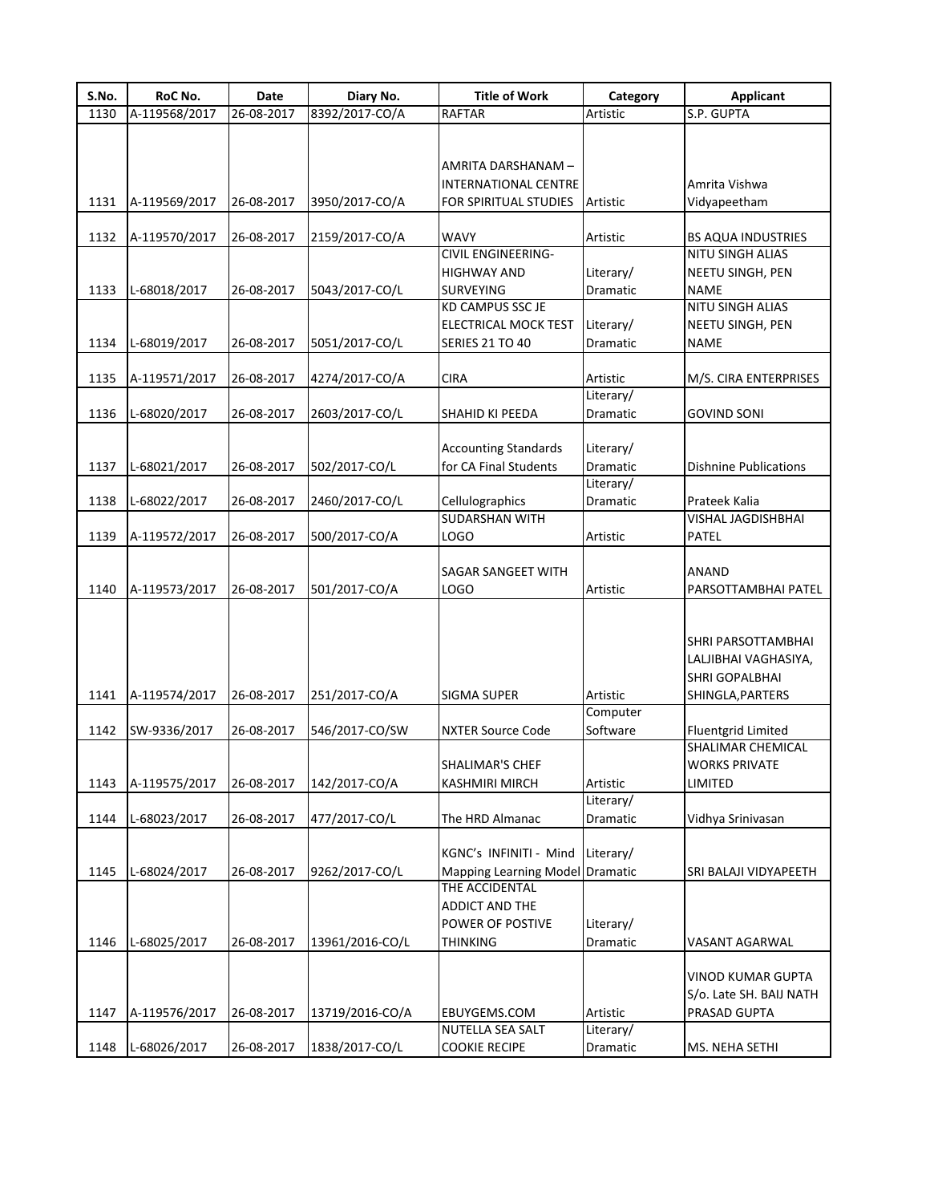| S.No. | RoC No. | Date | Diary No. | Title of Work | Category | Applicant |
|---|---|---|---|---|---|---|
| 1130 | A-119568/2017 | 26-08-2017 | 8392/2017-CO/A | RAFTAR | Artistic | S.P. GUPTA |
| 1131 | A-119569/2017 | 26-08-2017 | 3950/2017-CO/A | AMRITA DARSHANAM – INTERNATIONAL CENTRE FOR SPIRITUAL STUDIES | Artistic | Amrita Vishwa Vidyapeetham |
| 1132 | A-119570/2017 | 26-08-2017 | 2159/2017-CO/A | WAVY | Artistic | BS AQUA INDUSTRIES |
| 1133 | L-68018/2017 | 26-08-2017 | 5043/2017-CO/L | CIVIL ENGINEERING-HIGHWAY AND SURVEYING | Literary/ Dramatic | NITU SINGH ALIAS NEETU SINGH, PEN NAME |
| 1134 | L-68019/2017 | 26-08-2017 | 5051/2017-CO/L | KD CAMPUS SSC JE ELECTRICAL MOCK TEST SERIES 21 TO 40 | Literary/ Dramatic | NITU SINGH ALIAS NEETU SINGH, PEN NAME |
| 1135 | A-119571/2017 | 26-08-2017 | 4274/2017-CO/A | CIRA | Artistic | M/S. CIRA ENTERPRISES |
| 1136 | L-68020/2017 | 26-08-2017 | 2603/2017-CO/L | SHAHID KI PEEDA | Literary/ Dramatic | GOVIND SONI |
| 1137 | L-68021/2017 | 26-08-2017 | 502/2017-CO/L | Accounting Standards for CA Final Students | Literary/ Dramatic | Dishnine Publications |
| 1138 | L-68022/2017 | 26-08-2017 | 2460/2017-CO/L | Cellulographics | Literary/ Dramatic | Prateek Kalia |
| 1139 | A-119572/2017 | 26-08-2017 | 500/2017-CO/A | SUDARSHAN WITH LOGO | Artistic | VISHAL JAGDISHBHAI PATEL |
| 1140 | A-119573/2017 | 26-08-2017 | 501/2017-CO/A | SAGAR SANGEET WITH LOGO | Artistic | ANAND PARSOTTAMBHAI PATEL |
| 1141 | A-119574/2017 | 26-08-2017 | 251/2017-CO/A | SIGMA SUPER | Artistic | SHRI PARSOTTAMBHAI LALJIBHAI VAGHASIYA, SHRI GOPALBHAI SHINGLA,PARTERS |
| 1142 | SW-9336/2017 | 26-08-2017 | 546/2017-CO/SW | NXTER Source Code | Computer Software | Fluentgrid Limited |
| 1143 | A-119575/2017 | 26-08-2017 | 142/2017-CO/A | SHALIMAR'S CHEF KASHMIRI MIRCH | Artistic | SHALIMAR CHEMICAL WORKS PRIVATE LIMITED |
| 1144 | L-68023/2017 | 26-08-2017 | 477/2017-CO/L | The HRD Almanac | Literary/ Dramatic | Vidhya Srinivasan |
| 1145 | L-68024/2017 | 26-08-2017 | 9262/2017-CO/L | KGNC's INFINITI - Mind Mapping Learning Model | Literary/ Dramatic | SRI BALAJI VIDYAPEETH |
| 1146 | L-68025/2017 | 26-08-2017 | 13961/2016-CO/L | THE ACCIDENTAL ADDICT AND THE POWER OF POSTIVE THINKING | Literary/ Dramatic | VASANT AGARWAL |
| 1147 | A-119576/2017 | 26-08-2017 | 13719/2016-CO/A | EBUYGEMS.COM | Artistic | VINOD KUMAR GUPTA S/o. Late SH. BAIJ NATH PRASAD GUPTA |
| 1148 | L-68026/2017 | 26-08-2017 | 1838/2017-CO/L | NUTELLA SEA SALT COOKIE RECIPE | Literary/ Dramatic | MS. NEHA SETHI |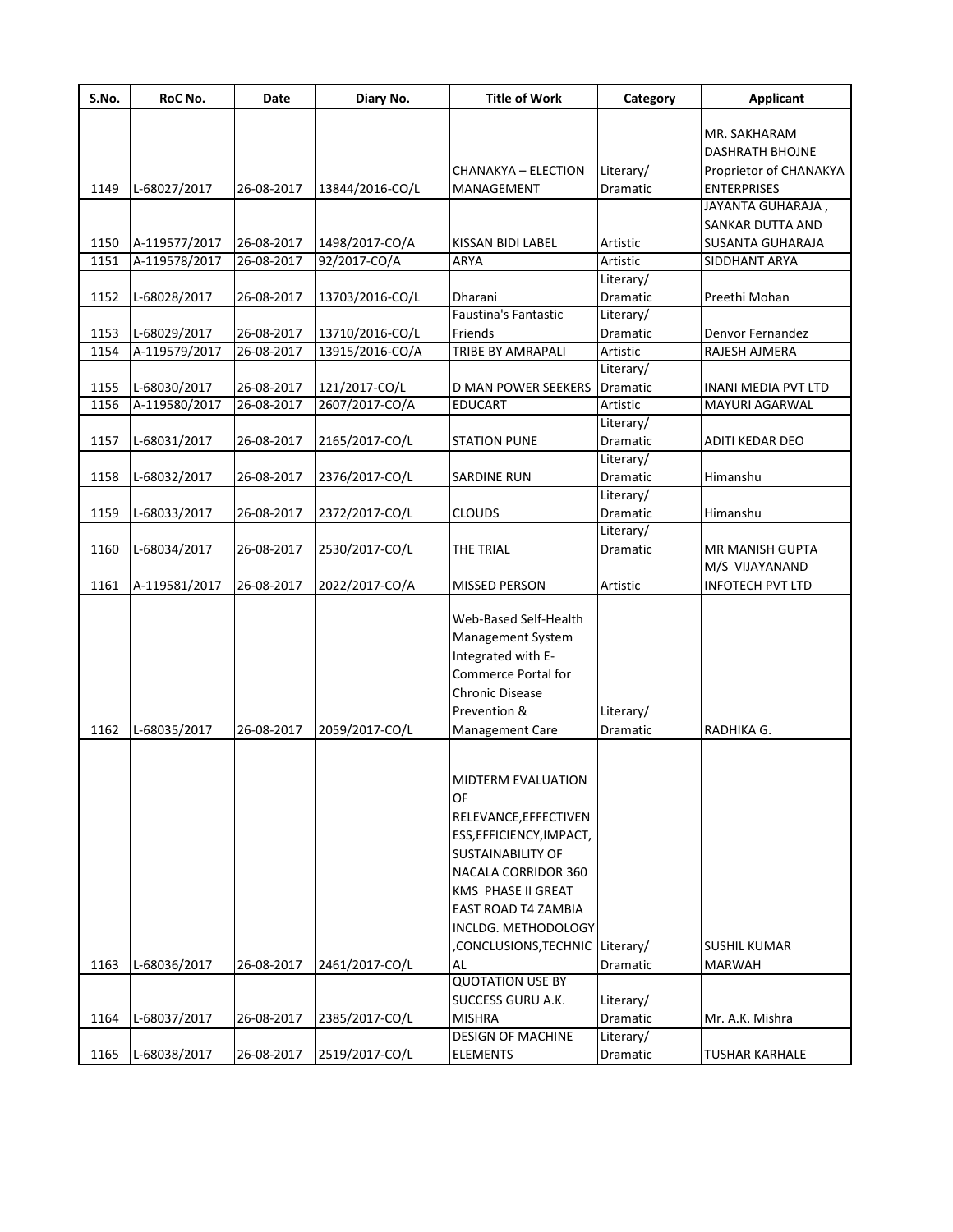| S.No. | RoC No. | Date | Diary No. | Title of Work | Category | Applicant |
|---|---|---|---|---|---|---|
| 1149 | L-68027/2017 | 26-08-2017 | 13844/2016-CO/L | CHANAKYA – ELECTION MANAGEMENT | Literary/ Dramatic | MR. SAKHARAM DASHRATH BHOJNE Proprietor of CHANAKYA ENTERPRISES |
| 1150 | A-119577/2017 | 26-08-2017 | 1498/2017-CO/A | KISSAN BIDI LABEL | Artistic | JAYANTA GUHARAJA , SANKAR DUTTA AND SUSANTA GUHARAJA |
| 1151 | A-119578/2017 | 26-08-2017 | 92/2017-CO/A | ARYA | Artistic | SIDDHANT ARYA |
| 1152 | L-68028/2017 | 26-08-2017 | 13703/2016-CO/L | Dharani | Literary/ Dramatic | Preethi Mohan |
| 1153 | L-68029/2017 | 26-08-2017 | 13710/2016-CO/L | Faustina's Fantastic Friends | Literary/ Dramatic | Denvor Fernandez |
| 1154 | A-119579/2017 | 26-08-2017 | 13915/2016-CO/A | TRIBE BY AMRAPALI | Artistic | RAJESH AJMERA |
| 1155 | L-68030/2017 | 26-08-2017 | 121/2017-CO/L | D MAN POWER SEEKERS | Literary/ Dramatic | INANI MEDIA PVT LTD |
| 1156 | A-119580/2017 | 26-08-2017 | 2607/2017-CO/A | EDUCART | Artistic | MAYURI AGARWAL |
| 1157 | L-68031/2017 | 26-08-2017 | 2165/2017-CO/L | STATION PUNE | Literary/ Dramatic | ADITI KEDAR DEO |
| 1158 | L-68032/2017 | 26-08-2017 | 2376/2017-CO/L | SARDINE RUN | Literary/ Dramatic | Himanshu |
| 1159 | L-68033/2017 | 26-08-2017 | 2372/2017-CO/L | CLOUDS | Literary/ Dramatic | Himanshu |
| 1160 | L-68034/2017 | 26-08-2017 | 2530/2017-CO/L | THE TRIAL | Literary/ Dramatic | MR MANISH GUPTA |
| 1161 | A-119581/2017 | 26-08-2017 | 2022/2017-CO/A | MISSED PERSON | Artistic | M/S VIJAYANAND INFOTECH PVT LTD |
| 1162 | L-68035/2017 | 26-08-2017 | 2059/2017-CO/L | Web-Based Self-Health Management System Integrated with E-Commerce Portal for Chronic Disease Prevention & Management Care | Literary/ Dramatic | RADHIKA G. |
| 1163 | L-68036/2017 | 26-08-2017 | 2461/2017-CO/L | MIDTERM EVALUATION OF RELEVANCE,EFFECTIVENESS,EFFICIENCY,IMPACT, SUSTAINABILITY OF NACALA CORRIDOR 360 KMS PHASE II GREAT EAST ROAD T4 ZAMBIA INCLDG. METHODOLOGY ,CONCLUSIONS,TECHNICAL | Literary/ Dramatic | SUSHIL KUMAR MARWAH |
| 1164 | L-68037/2017 | 26-08-2017 | 2385/2017-CO/L | QUOTATION USE BY SUCCESS GURU A.K. MISHRA | Literary/ Dramatic | Mr. A.K. Mishra |
| 1165 | L-68038/2017 | 26-08-2017 | 2519/2017-CO/L | DESIGN OF MACHINE ELEMENTS | Literary/ Dramatic | TUSHAR KARHALE |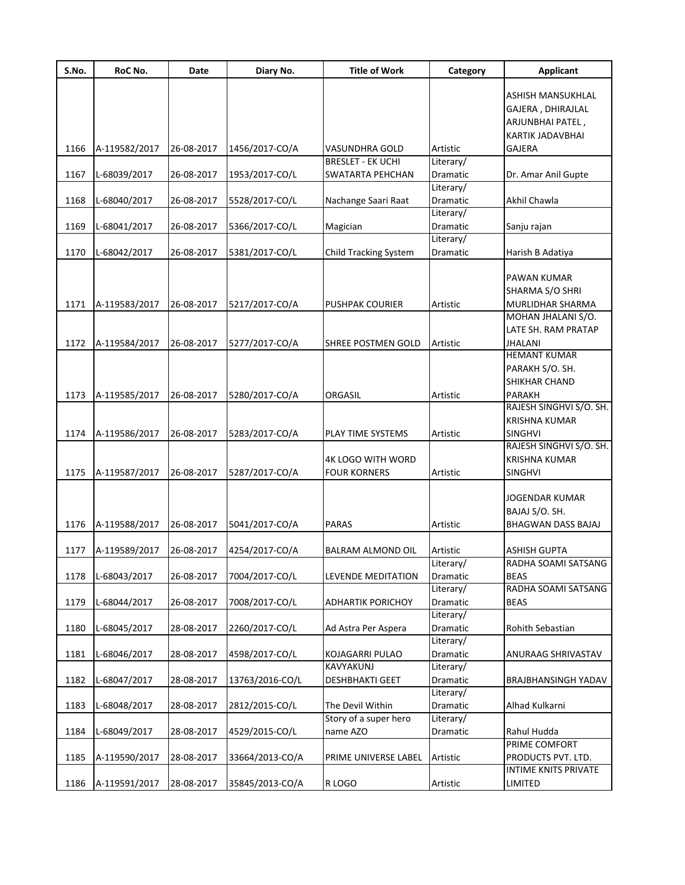| S.No. | RoC No. | Date | Diary No. | Title of Work | Category | Applicant |
|---|---|---|---|---|---|---|
| 1166 | A-119582/2017 | 26-08-2017 | 1456/2017-CO/A | VASUNDHRA GOLD | Artistic | ASHISH MANSUKHLAL GAJERA , DHIRAJLAL ARJUNBHAI PATEL , KARTIK JADAVBHAI GAJERA |
| 1167 | L-68039/2017 | 26-08-2017 | 1953/2017-CO/L | BRESLET - EK UCHI SWATARTA PEHCHAN | Literary/ Dramatic | Dr. Amar Anil Gupte |
| 1168 | L-68040/2017 | 26-08-2017 | 5528/2017-CO/L | Nachange Saari Raat | Literary/ Dramatic | Akhil Chawla |
| 1169 | L-68041/2017 | 26-08-2017 | 5366/2017-CO/L | Magician | Literary/ Dramatic | Sanju rajan |
| 1170 | L-68042/2017 | 26-08-2017 | 5381/2017-CO/L | Child Tracking System | Literary/ Dramatic | Harish B Adatiya |
| 1171 | A-119583/2017 | 26-08-2017 | 5217/2017-CO/A | PUSHPAK COURIER | Artistic | PAWAN KUMAR SHARMA S/O SHRI MURLIDHAR SHARMA |
| 1172 | A-119584/2017 | 26-08-2017 | 5277/2017-CO/A | SHREE POSTMEN GOLD | Artistic | MOHAN JHALANI S/O. LATE SH. RAM PRATAP JHALANI |
| 1173 | A-119585/2017 | 26-08-2017 | 5280/2017-CO/A | ORGASIL | Artistic | HEMANT KUMAR PARAKH S/O. SH. SHIKHAR CHAND PARAKH |
| 1174 | A-119586/2017 | 26-08-2017 | 5283/2017-CO/A | PLAY TIME SYSTEMS | Artistic | RAJESH SINGHVI S/O. SH. KRISHNA KUMAR SINGHVI |
| 1175 | A-119587/2017 | 26-08-2017 | 5287/2017-CO/A | 4K LOGO WITH WORD FOUR KORNERS | Artistic | RAJESH SINGHVI S/O. SH. KRISHNA KUMAR SINGHVI |
| 1176 | A-119588/2017 | 26-08-2017 | 5041/2017-CO/A | PARAS | Artistic | JOGENDAR KUMAR BAJAJ S/O. SH. BHAGWAN DASS BAJAJ |
| 1177 | A-119589/2017 | 26-08-2017 | 4254/2017-CO/A | BALRAM ALMOND OIL | Artistic | ASHISH GUPTA |
| 1178 | L-68043/2017 | 26-08-2017 | 7004/2017-CO/L | LEVENDE MEDITATION | Literary/ Dramatic | RADHA SOAMI SATSANG BEAS |
| 1179 | L-68044/2017 | 26-08-2017 | 7008/2017-CO/L | ADHARTIK PORICHOY | Literary/ Dramatic | RADHA SOAMI SATSANG BEAS |
| 1180 | L-68045/2017 | 28-08-2017 | 2260/2017-CO/L | Ad Astra Per Aspera | Literary/ Dramatic | Rohith Sebastian |
| 1181 | L-68046/2017 | 28-08-2017 | 4598/2017-CO/L | KOJAGARRI PULAO | Literary/ Dramatic | ANURAAG SHRIVASTAV |
| 1182 | L-68047/2017 | 28-08-2017 | 13763/2016-CO/L | KAVYAKUNJ DESHBHAKTI GEET | Literary/ Dramatic | BRAJBHANSINGH YADAV |
| 1183 | L-68048/2017 | 28-08-2017 | 2812/2015-CO/L | The Devil Within | Literary/ Dramatic | Alhad Kulkarni |
| 1184 | L-68049/2017 | 28-08-2017 | 4529/2015-CO/L | Story of a super hero name AZO | Literary/ Dramatic | Rahul Hudda |
| 1185 | A-119590/2017 | 28-08-2017 | 33664/2013-CO/A | PRIME UNIVERSE LABEL | Artistic | PRIME COMFORT PRODUCTS PVT. LTD. |
| 1186 | A-119591/2017 | 28-08-2017 | 35845/2013-CO/A | R LOGO | Artistic | INTIME KNITS PRIVATE LIMITED |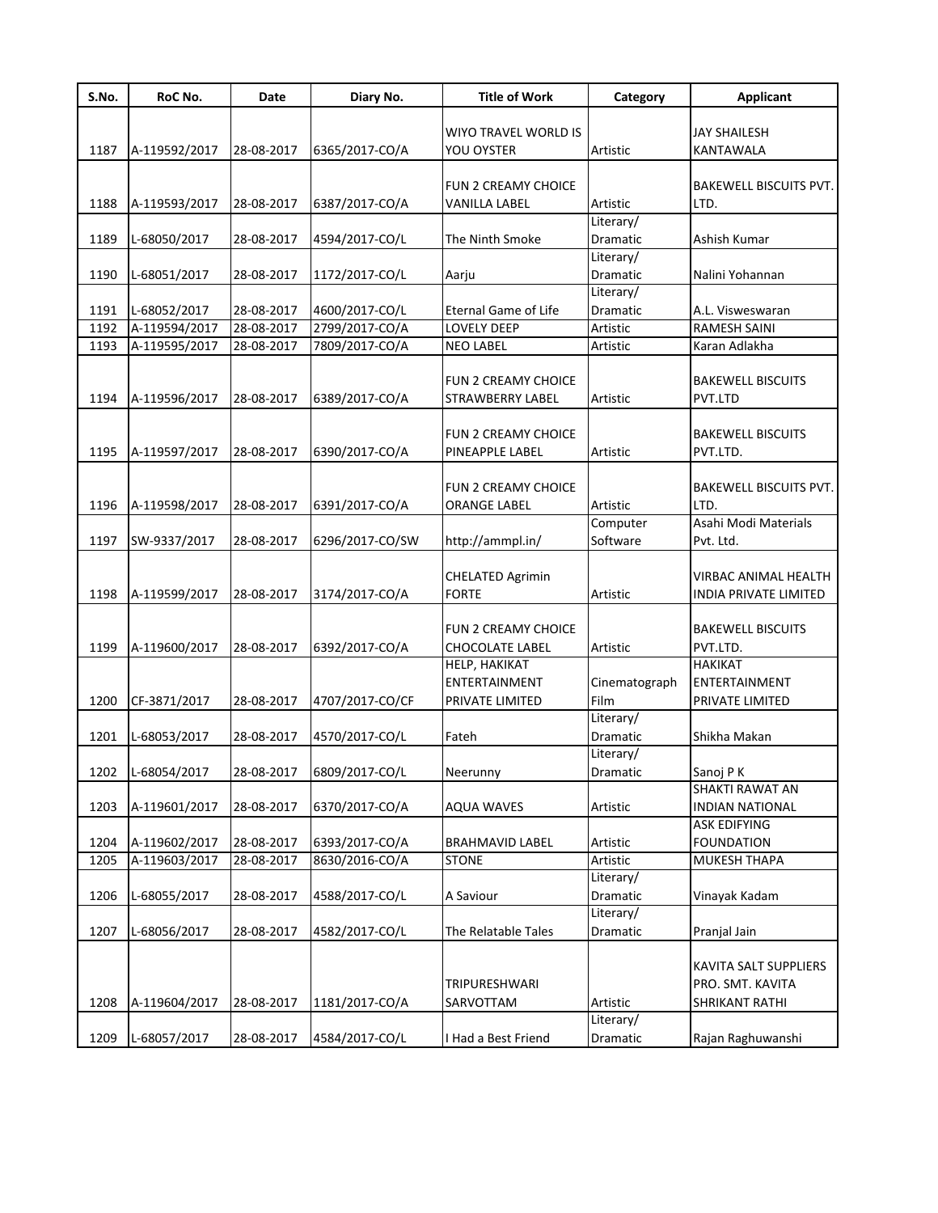| S.No. | RoC No. | Date | Diary No. | Title of Work | Category | Applicant |
|---|---|---|---|---|---|---|
| 1187 | A-119592/2017 | 28-08-2017 | 6365/2017-CO/A | WIYO TRAVEL WORLD IS YOU OYSTER | Artistic | JAY SHAILESH KANTAWALA |
| 1188 | A-119593/2017 | 28-08-2017 | 6387/2017-CO/A | FUN 2 CREAMY CHOICE VANILLA LABEL | Artistic | BAKEWELL BISCUITS PVT. LTD. |
| 1189 | L-68050/2017 | 28-08-2017 | 4594/2017-CO/L | The Ninth Smoke | Literary/ Dramatic | Ashish Kumar |
| 1190 | L-68051/2017 | 28-08-2017 | 1172/2017-CO/L | Aarju | Literary/ Dramatic | Nalini Yohannan |
| 1191 | L-68052/2017 | 28-08-2017 | 4600/2017-CO/L | Eternal Game of Life | Literary/ Dramatic | A.L. Visweswaran |
| 1192 | A-119594/2017 | 28-08-2017 | 2799/2017-CO/A | LOVELY DEEP | Artistic | RAMESH SAINI |
| 1193 | A-119595/2017 | 28-08-2017 | 7809/2017-CO/A | NEO LABEL | Artistic | Karan Adlakha |
| 1194 | A-119596/2017 | 28-08-2017 | 6389/2017-CO/A | FUN 2 CREAMY CHOICE STRAWBERRY LABEL | Artistic | BAKEWELL BISCUITS PVT.LTD |
| 1195 | A-119597/2017 | 28-08-2017 | 6390/2017-CO/A | FUN 2 CREAMY CHOICE PINEAPPLE LABEL | Artistic | BAKEWELL BISCUITS PVT.LTD. |
| 1196 | A-119598/2017 | 28-08-2017 | 6391/2017-CO/A | FUN 2 CREAMY CHOICE ORANGE LABEL | Artistic | BAKEWELL BISCUITS PVT. LTD. |
| 1197 | SW-9337/2017 | 28-08-2017 | 6296/2017-CO/SW | http://ammpl.in/ | Computer Software | Asahi Modi Materials Pvt. Ltd. |
| 1198 | A-119599/2017 | 28-08-2017 | 3174/2017-CO/A | CHELATED Agrimin FORTE | Artistic | VIRBAC ANIMAL HEALTH INDIA PRIVATE LIMITED |
| 1199 | A-119600/2017 | 28-08-2017 | 6392/2017-CO/A | FUN 2 CREAMY CHOICE CHOCOLATE LABEL | Artistic | BAKEWELL BISCUITS PVT.LTD. |
| 1200 | CF-3871/2017 | 28-08-2017 | 4707/2017-CO/CF | HELP, HAKIKAT ENTERTAINMENT PRIVATE LIMITED | Cinematograph Film | HAKIKAT ENTERTAINMENT PRIVATE LIMITED |
| 1201 | L-68053/2017 | 28-08-2017 | 4570/2017-CO/L | Fateh | Literary/ Dramatic | Shikha Makan |
| 1202 | L-68054/2017 | 28-08-2017 | 6809/2017-CO/L | Neerunny | Literary/ Dramatic | Sanoj P K |
| 1203 | A-119601/2017 | 28-08-2017 | 6370/2017-CO/A | AQUA WAVES | Artistic | SHAKTI RAWAT AN INDIAN NATIONAL |
| 1204 | A-119602/2017 | 28-08-2017 | 6393/2017-CO/A | BRAHMAVID LABEL | Artistic | ASK EDIFYING FOUNDATION |
| 1205 | A-119603/2017 | 28-08-2017 | 8630/2016-CO/A | STONE | Artistic | MUKESH THAPA |
| 1206 | L-68055/2017 | 28-08-2017 | 4588/2017-CO/L | A Saviour | Literary/ Dramatic | Vinayak Kadam |
| 1207 | L-68056/2017 | 28-08-2017 | 4582/2017-CO/L | The Relatable Tales | Literary/ Dramatic | Pranjal Jain |
| 1208 | A-119604/2017 | 28-08-2017 | 1181/2017-CO/A | TRIPURESHWARI SARVOTTAM | Artistic | KAVITA SALT SUPPLIERS PRO. SMT. KAVITA SHRIKANT RATHI |
| 1209 | L-68057/2017 | 28-08-2017 | 4584/2017-CO/L | I Had a Best Friend | Literary/ Dramatic | Rajan Raghuwanshi |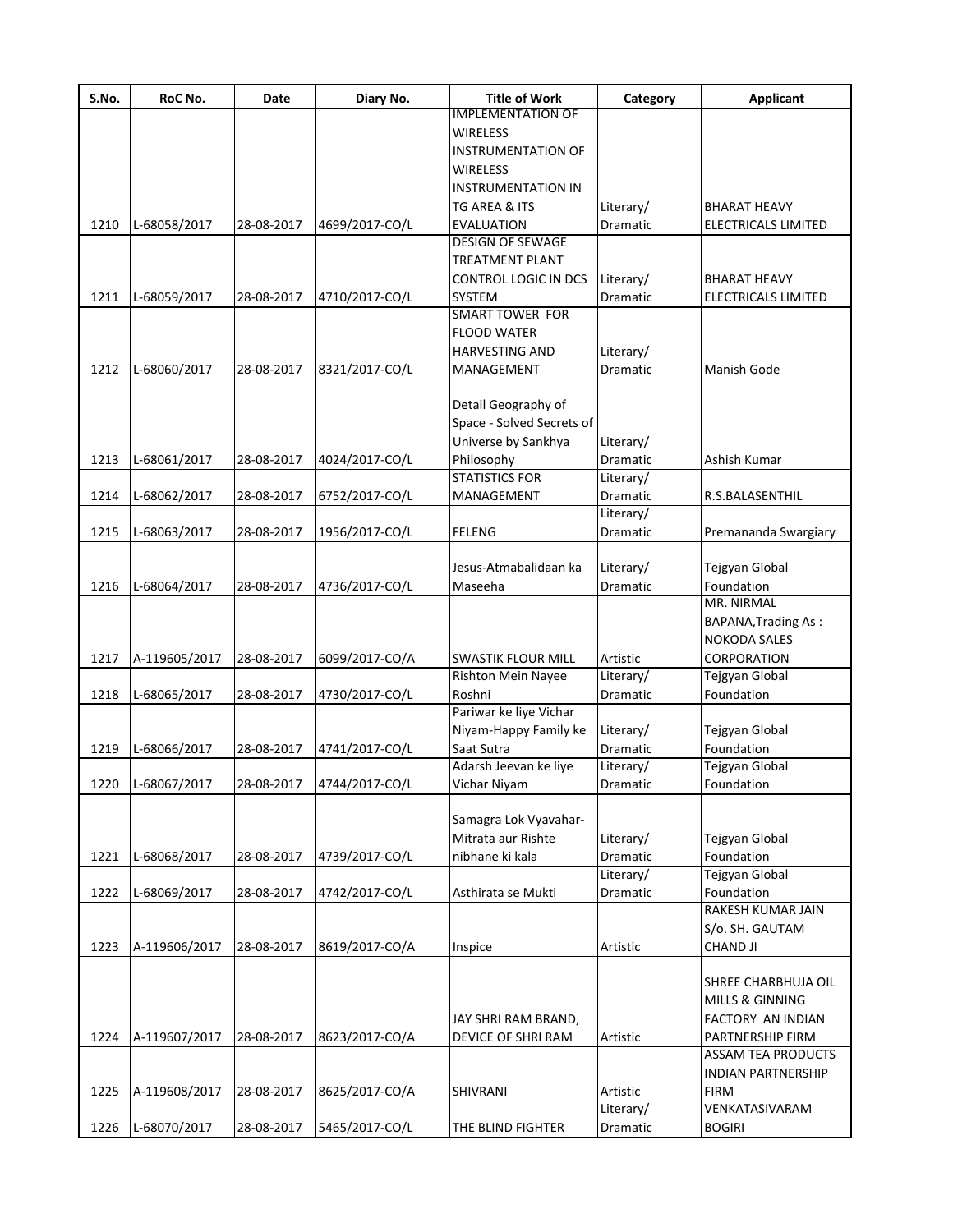| S.No. | RoC No. | Date | Diary No. | Title of Work | Category | Applicant |
|---|---|---|---|---|---|---|
| 1210 | L-68058/2017 | 28-08-2017 | 4699/2017-CO/L | IMPLEMENTATION OF WIRELESS INSTRUMENTATION OF WIRELESS INSTRUMENTATION IN TG AREA & ITS EVALUATION | Literary/ Dramatic | BHARAT HEAVY ELECTRICALS LIMITED |
| 1211 | L-68059/2017 | 28-08-2017 | 4710/2017-CO/L | DESIGN OF SEWAGE TREATMENT PLANT CONTROL LOGIC IN DCS SYSTEM | Literary/ Dramatic | BHARAT HEAVY ELECTRICALS LIMITED |
| 1212 | L-68060/2017 | 28-08-2017 | 8321/2017-CO/L | SMART TOWER FOR FLOOD WATER HARVESTING AND MANAGEMENT | Literary/ Dramatic | Manish Gode |
| 1213 | L-68061/2017 | 28-08-2017 | 4024/2017-CO/L | Detail Geography of Space - Solved Secrets of Universe by Sankhya Philosophy | Literary/ Dramatic | Ashish Kumar |
| 1214 | L-68062/2017 | 28-08-2017 | 6752/2017-CO/L | STATISTICS FOR MANAGEMENT | Literary/ Dramatic | R.S.BALASENTHIL |
| 1215 | L-68063/2017 | 28-08-2017 | 1956/2017-CO/L | FELENG | Literary/ Dramatic | Premananda Swargiary |
| 1216 | L-68064/2017 | 28-08-2017 | 4736/2017-CO/L | Jesus-Atmabalidaan ka Maseeha | Literary/ Dramatic | Tejgyan Global Foundation |
| 1217 | A-119605/2017 | 28-08-2017 | 6099/2017-CO/A | SWASTIK FLOUR MILL | Artistic | MR. NIRMAL BAPANA,Trading As : NOKODA SALES CORPORATION |
| 1218 | L-68065/2017 | 28-08-2017 | 4730/2017-CO/L | Rishton Mein Nayee Roshni | Literary/ Dramatic | Tejgyan Global Foundation |
| 1219 | L-68066/2017 | 28-08-2017 | 4741/2017-CO/L | Pariwar ke liye Vichar Niyam-Happy Family ke Saat Sutra | Literary/ Dramatic | Tejgyan Global Foundation |
| 1220 | L-68067/2017 | 28-08-2017 | 4744/2017-CO/L | Adarsh Jeevan ke liye Vichar Niyam | Literary/ Dramatic | Tejgyan Global Foundation |
| 1221 | L-68068/2017 | 28-08-2017 | 4739/2017-CO/L | Samagra Lok Vyavahar-Mitrata aur Rishte nibhane ki kala | Literary/ Dramatic | Tejgyan Global Foundation |
| 1222 | L-68069/2017 | 28-08-2017 | 4742/2017-CO/L | Asthirata se Mukti | Literary/ Dramatic | Tejgyan Global Foundation |
| 1223 | A-119606/2017 | 28-08-2017 | 8619/2017-CO/A | Inspice | Artistic | RAKESH KUMAR JAIN S/o. SH. GAUTAM CHAND JI |
| 1224 | A-119607/2017 | 28-08-2017 | 8623/2017-CO/A | JAY SHRI RAM BRAND, DEVICE OF SHRI RAM | Artistic | SHREE CHARBHUJA OIL MILLS & GINNING FACTORY AN INDIAN PARTNERSHIP FIRM |
| 1225 | A-119608/2017 | 28-08-2017 | 8625/2017-CO/A | SHIVRANI | Artistic | ASSAM TEA PRODUCTS INDIAN PARTNERSHIP FIRM |
| 1226 | L-68070/2017 | 28-08-2017 | 5465/2017-CO/L | THE BLIND FIGHTER | Literary/ Dramatic | VENKATASIVARAM BOGIRI |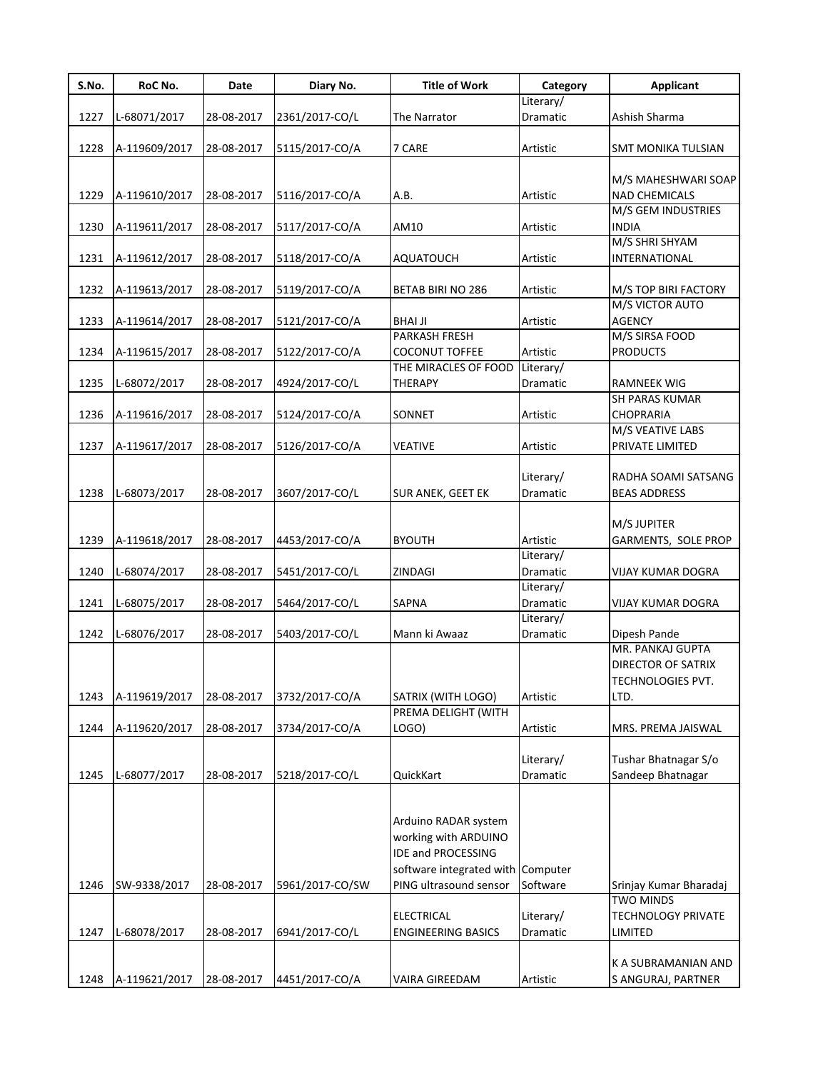| S.No. | RoC No. | Date | Diary No. | Title of Work | Category | Applicant |
|---|---|---|---|---|---|---|
| 1227 | L-68071/2017 | 28-08-2017 | 2361/2017-CO/L | The Narrator | Literary/ Dramatic | Ashish Sharma |
| 1228 | A-119609/2017 | 28-08-2017 | 5115/2017-CO/A | 7 CARE | Artistic | SMT MONIKA TULSIAN |
| 1229 | A-119610/2017 | 28-08-2017 | 5116/2017-CO/A | A.B. | Artistic | M/S MAHESHWARI SOAP NAD CHEMICALS |
| 1230 | A-119611/2017 | 28-08-2017 | 5117/2017-CO/A | AM10 | Artistic | M/S GEM INDUSTRIES INDIA |
| 1231 | A-119612/2017 | 28-08-2017 | 5118/2017-CO/A | AQUATOUCH | Artistic | M/S SHRI SHYAM INTERNATIONAL |
| 1232 | A-119613/2017 | 28-08-2017 | 5119/2017-CO/A | BETAB BIRI NO 286 | Artistic | M/S TOP BIRI FACTORY |
| 1233 | A-119614/2017 | 28-08-2017 | 5121/2017-CO/A | BHAI JI | Artistic | M/S VICTOR AUTO AGENCY |
| 1234 | A-119615/2017 | 28-08-2017 | 5122/2017-CO/A | PARKASH FRESH COCONUT TOFFEE | Artistic | M/S SIRSA FOOD PRODUCTS |
| 1235 | L-68072/2017 | 28-08-2017 | 4924/2017-CO/L | THE MIRACLES OF FOOD THERAPY | Literary/ Dramatic | RAMNEEK WIG |
| 1236 | A-119616/2017 | 28-08-2017 | 5124/2017-CO/A | SONNET | Artistic | SH PARAS KUMAR CHOPRARIA |
| 1237 | A-119617/2017 | 28-08-2017 | 5126/2017-CO/A | VEATIVE | Artistic | M/S VEATIVE LABS PRIVATE LIMITED |
| 1238 | L-68073/2017 | 28-08-2017 | 3607/2017-CO/L | SUR ANEK, GEET EK | Literary/ Dramatic | RADHA SOAMI SATSANG BEAS ADDRESS |
| 1239 | A-119618/2017 | 28-08-2017 | 4453/2017-CO/A | BYOUTH | Artistic | M/S JUPITER GARMENTS, SOLE PROP |
| 1240 | L-68074/2017 | 28-08-2017 | 5451/2017-CO/L | ZINDAGI | Literary/ Dramatic | VIJAY KUMAR DOGRA |
| 1241 | L-68075/2017 | 28-08-2017 | 5464/2017-CO/L | SAPNA | Literary/ Dramatic | VIJAY KUMAR DOGRA |
| 1242 | L-68076/2017 | 28-08-2017 | 5403/2017-CO/L | Mann ki Awaaz | Literary/ Dramatic | Dipesh Pande |
| 1243 | A-119619/2017 | 28-08-2017 | 3732/2017-CO/A | SATRIX (WITH LOGO) | Artistic | MR. PANKAJ GUPTA DIRECTOR OF SATRIX TECHNOLOGIES PVT. LTD. |
| 1244 | A-119620/2017 | 28-08-2017 | 3734/2017-CO/A | PREMA DELIGHT (WITH LOGO) | Artistic | MRS. PREMA JAISWAL |
| 1245 | L-68077/2017 | 28-08-2017 | 5218/2017-CO/L | QuickKart | Literary/ Dramatic | Tushar Bhatnagar S/o Sandeep Bhatnagar |
| 1246 | SW-9338/2017 | 28-08-2017 | 5961/2017-CO/SW | Arduino RADAR system working with ARDUINO IDE and PROCESSING software integrated with PING ultrasound sensor | Computer Software | Srinjay Kumar Bharadaj |
| 1247 | L-68078/2017 | 28-08-2017 | 6941/2017-CO/L | ELECTRICAL ENGINEERING BASICS | Literary/ Dramatic | TWO MINDS TECHNOLOGY PRIVATE LIMITED |
| 1248 | A-119621/2017 | 28-08-2017 | 4451/2017-CO/A | VAIRA GIREEDAM | Artistic | K A SUBRAMANIAN AND S ANGURAJ, PARTNER |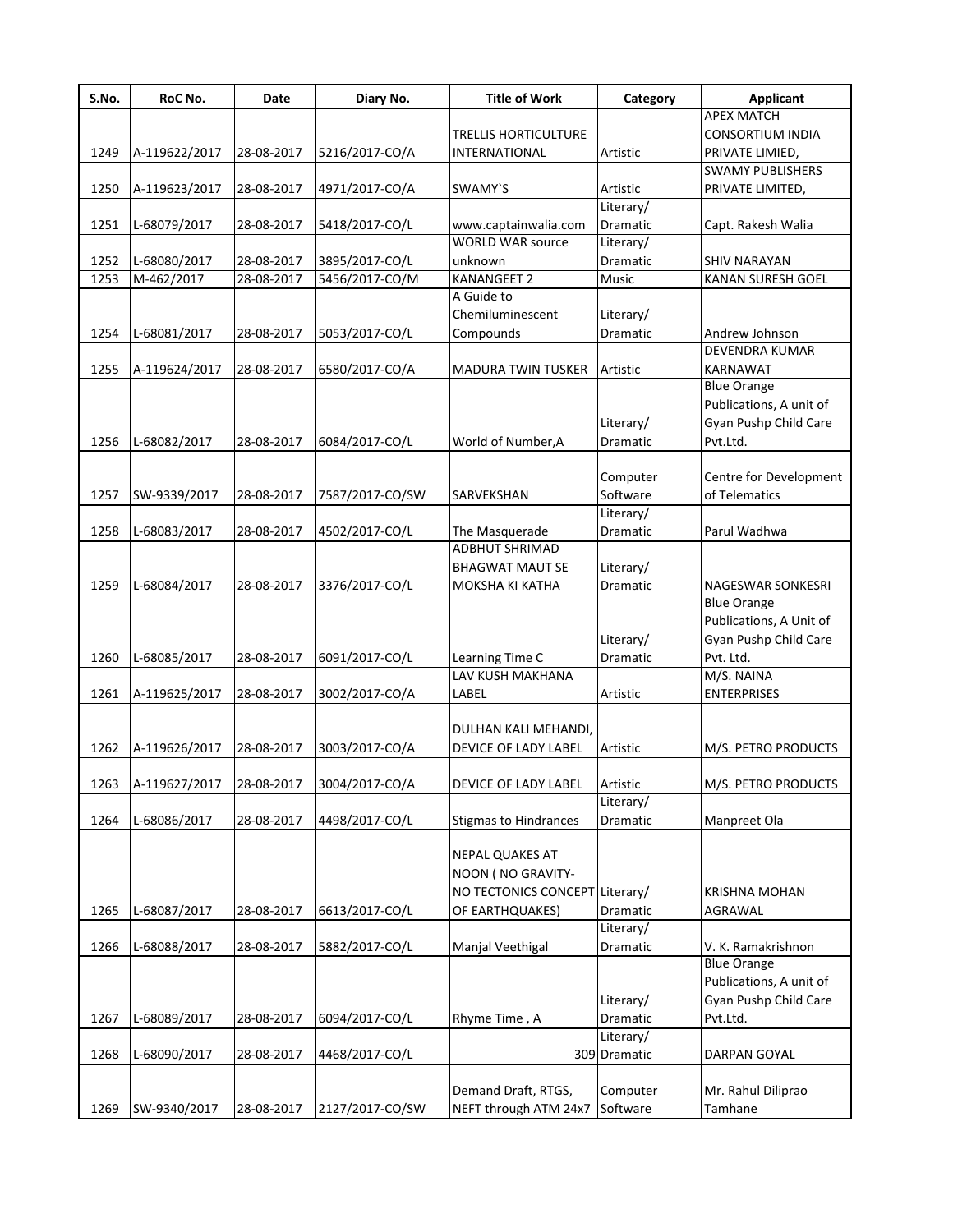| S.No. | RoC No. | Date | Diary No. | Title of Work | Category | Applicant |
|---|---|---|---|---|---|---|
| 1249 | A-119622/2017 | 28-08-2017 | 5216/2017-CO/A | TRELLIS HORTICULTURE INTERNATIONAL | Artistic | APEX MATCH CONSORTIUM INDIA PRIVATE LIMIED, |
| 1250 | A-119623/2017 | 28-08-2017 | 4971/2017-CO/A | SWAMY`S | Artistic | SWAMY PUBLISHERS PRIVATE LIMITED, |
| 1251 | L-68079/2017 | 28-08-2017 | 5418/2017-CO/L | www.captainwalia.com | Literary/ Dramatic | Capt. Rakesh Walia |
| 1252 | L-68080/2017 | 28-08-2017 | 3895/2017-CO/L | WORLD WAR source unknown | Literary/ Dramatic | SHIV NARAYAN |
| 1253 | M-462/2017 | 28-08-2017 | 5456/2017-CO/M | KANANGEET 2 | Music | KANAN SURESH GOEL |
| 1254 | L-68081/2017 | 28-08-2017 | 5053/2017-CO/L | A Guide to Chemiluminescent Compounds | Literary/ Dramatic | Andrew Johnson |
| 1255 | A-119624/2017 | 28-08-2017 | 6580/2017-CO/A | MADURA TWIN TUSKER | Artistic | DEVENDRA KUMAR KARNAWAT |
| 1256 | L-68082/2017 | 28-08-2017 | 6084/2017-CO/L | World of Number,A | Literary/ Dramatic | Blue Orange Publications, A unit of Gyan Pushp Child Care Pvt.Ltd. |
| 1257 | SW-9339/2017 | 28-08-2017 | 7587/2017-CO/SW | SARVEKSHAN | Computer Software | Centre for Development of Telematics |
| 1258 | L-68083/2017 | 28-08-2017 | 4502/2017-CO/L | The Masquerade | Literary/ Dramatic | Parul Wadhwa |
| 1259 | L-68084/2017 | 28-08-2017 | 3376/2017-CO/L | ADBHUT SHRIMAD BHAGWAT MAUT SE MOKSHA KI KATHA | Literary/ Dramatic | NAGESWAR SONKESRI |
| 1260 | L-68085/2017 | 28-08-2017 | 6091/2017-CO/L | Learning Time C | Literary/ Dramatic | Blue Orange Publications, A Unit of Gyan Pushp Child Care Pvt. Ltd. |
| 1261 | A-119625/2017 | 28-08-2017 | 3002/2017-CO/A | LAV KUSH MAKHANA LABEL | Artistic | M/S. NAINA ENTERPRISES |
| 1262 | A-119626/2017 | 28-08-2017 | 3003/2017-CO/A | DULHAN KALI MEHANDI, DEVICE OF LADY LABEL | Artistic | M/S. PETRO PRODUCTS |
| 1263 | A-119627/2017 | 28-08-2017 | 3004/2017-CO/A | DEVICE OF LADY LABEL | Artistic | M/S. PETRO PRODUCTS |
| 1264 | L-68086/2017 | 28-08-2017 | 4498/2017-CO/L | Stigmas to Hindrances | Literary/ Dramatic | Manpreet Ola |
| 1265 | L-68087/2017 | 28-08-2017 | 6613/2017-CO/L | NEPAL QUAKES AT NOON ( NO GRAVITY-NO TECTONICS CONCEPT OF EARTHQUAKES) | Literary/ Dramatic | KRISHNA MOHAN AGRAWAL |
| 1266 | L-68088/2017 | 28-08-2017 | 5882/2017-CO/L | Manjal Veethigal | Literary/ Dramatic | V. K. Ramakrishnon |
| 1267 | L-68089/2017 | 28-08-2017 | 6094/2017-CO/L | Rhyme Time , A | Literary/ Dramatic | Blue Orange Publications, A unit of Gyan Pushp Child Care Pvt.Ltd. |
| 1268 | L-68090/2017 | 28-08-2017 | 4468/2017-CO/L | 309 | Literary/ Dramatic | DARPAN GOYAL |
| 1269 | SW-9340/2017 | 28-08-2017 | 2127/2017-CO/SW | Demand Draft, RTGS, NEFT through ATM 24x7 | Computer Software | Mr. Rahul Diliprao Tamhane |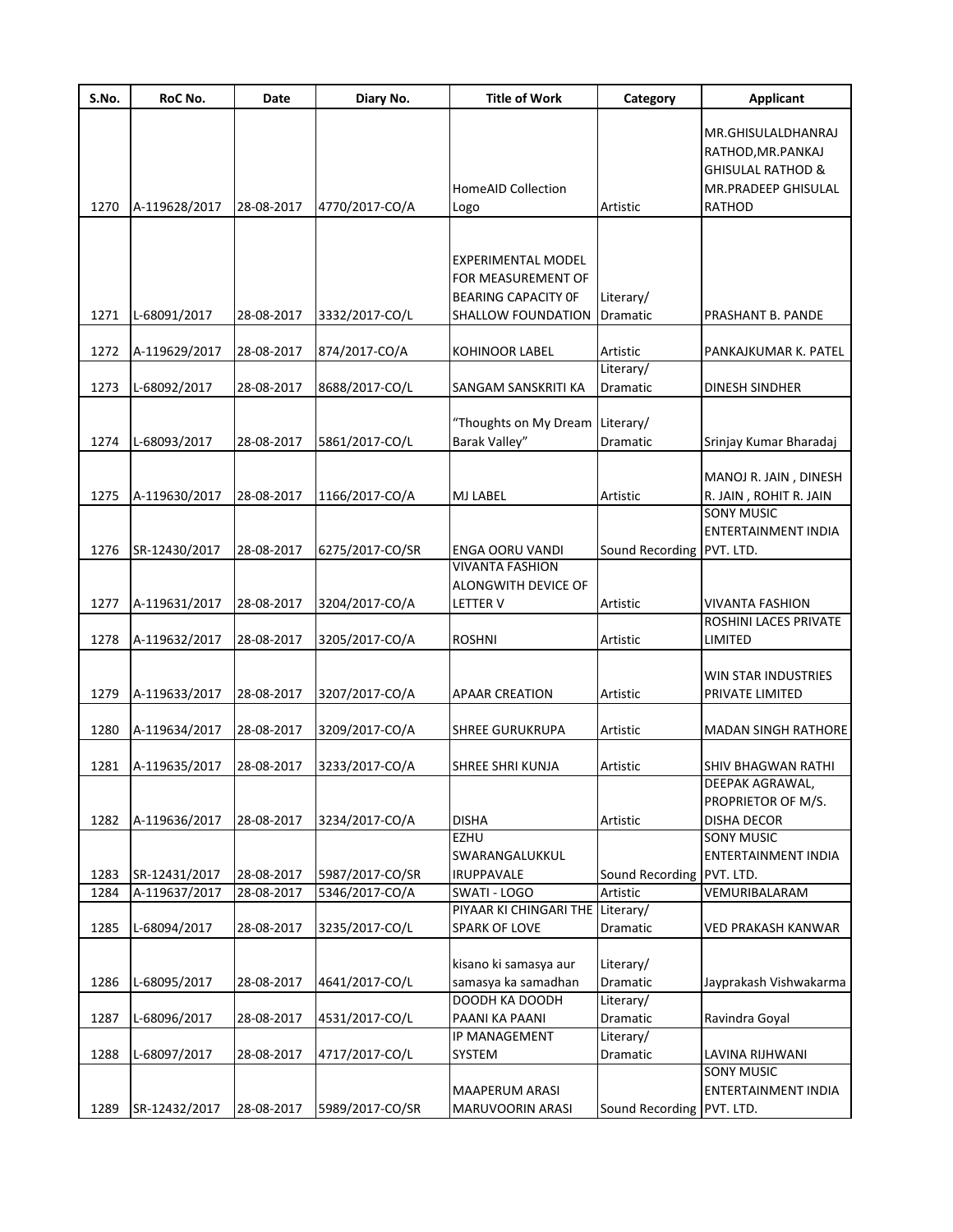| S.No. | RoC No. | Date | Diary No. | Title of Work | Category | Applicant |
|---|---|---|---|---|---|---|
| 1270 | A-119628/2017 | 28-08-2017 | 4770/2017-CO/A | HomeAID Collection Logo | Artistic | MR.GHISULALDHANRAJ RATHOD,MR.PANKAJ GHISULAL RATHOD & MR.PRADEEP GHISULAL RATHOD |
| 1271 | L-68091/2017 | 28-08-2017 | 3332/2017-CO/L | EXPERIMENTAL MODEL FOR MEASUREMENT OF BEARING CAPACITY 0F SHALLOW FOUNDATION | Literary/ Dramatic | PRASHANT B. PANDE |
| 1272 | A-119629/2017 | 28-08-2017 | 874/2017-CO/A | KOHINOOR LABEL | Artistic | PANKAJKUMAR K. PATEL |
| 1273 | L-68092/2017 | 28-08-2017 | 8688/2017-CO/L | SANGAM SANSKRITI KA | Literary/ Dramatic | DINESH SINDHER |
| 1274 | L-68093/2017 | 28-08-2017 | 5861/2017-CO/L | "Thoughts on My Dream Barak Valley" | Literary/ Dramatic | Srinjay Kumar Bharadaj |
| 1275 | A-119630/2017 | 28-08-2017 | 1166/2017-CO/A | MJ LABEL | Artistic | MANOJ R. JAIN , DINESH R. JAIN , ROHIT R. JAIN |
| 1276 | SR-12430/2017 | 28-08-2017 | 6275/2017-CO/SR | ENGA OORU VANDI | Sound Recording | SONY MUSIC ENTERTAINMENT INDIA PVT. LTD. |
| 1277 | A-119631/2017 | 28-08-2017 | 3204/2017-CO/A | VIVANTA FASHION ALONGWITH DEVICE OF LETTER V | Artistic | VIVANTA FASHION |
| 1278 | A-119632/2017 | 28-08-2017 | 3205/2017-CO/A | ROSHNI | Artistic | ROSHINI LACES PRIVATE LIMITED |
| 1279 | A-119633/2017 | 28-08-2017 | 3207/2017-CO/A | APAAR CREATION | Artistic | WIN STAR INDUSTRIES PRIVATE LIMITED |
| 1280 | A-119634/2017 | 28-08-2017 | 3209/2017-CO/A | SHREE GURUKRUPA | Artistic | MADAN SINGH RATHORE |
| 1281 | A-119635/2017 | 28-08-2017 | 3233/2017-CO/A | SHREE SHRI KUNJA | Artistic | SHIV BHAGWAN RATHI |
| 1282 | A-119636/2017 | 28-08-2017 | 3234/2017-CO/A | DISHA | Artistic | DEEPAK AGRAWAL, PROPRIETOR OF M/S. DISHA DECOR |
| 1283 | SR-12431/2017 | 28-08-2017 | 5987/2017-CO/SR | EZHU SWARANGALUKKUL IRUPPAVALE | Sound Recording | SONY MUSIC ENTERTAINMENT INDIA PVT. LTD. |
| 1284 | A-119637/2017 | 28-08-2017 | 5346/2017-CO/A | SWATI - LOGO | Artistic | VEMURIBALARAM |
| 1285 | L-68094/2017 | 28-08-2017 | 3235/2017-CO/L | PIYAAR KI CHINGARI THE SPARK OF LOVE | Literary/ Dramatic | VED PRAKASH KANWAR |
| 1286 | L-68095/2017 | 28-08-2017 | 4641/2017-CO/L | kisano ki samasya aur samasya ka samadhan | Literary/ Dramatic | Jayprakash Vishwakarma |
| 1287 | L-68096/2017 | 28-08-2017 | 4531/2017-CO/L | DOODH KA DOODH PAANI KA PAANI | Literary/ Dramatic | Ravindra Goyal |
| 1288 | L-68097/2017 | 28-08-2017 | 4717/2017-CO/L | IP MANAGEMENT SYSTEM | Literary/ Dramatic | LAVINA RIJHWANI |
| 1289 | SR-12432/2017 | 28-08-2017 | 5989/2017-CO/SR | MAAPERUM ARASI MARUVOORIN ARASI | Sound Recording | SONY MUSIC ENTERTAINMENT INDIA PVT. LTD. |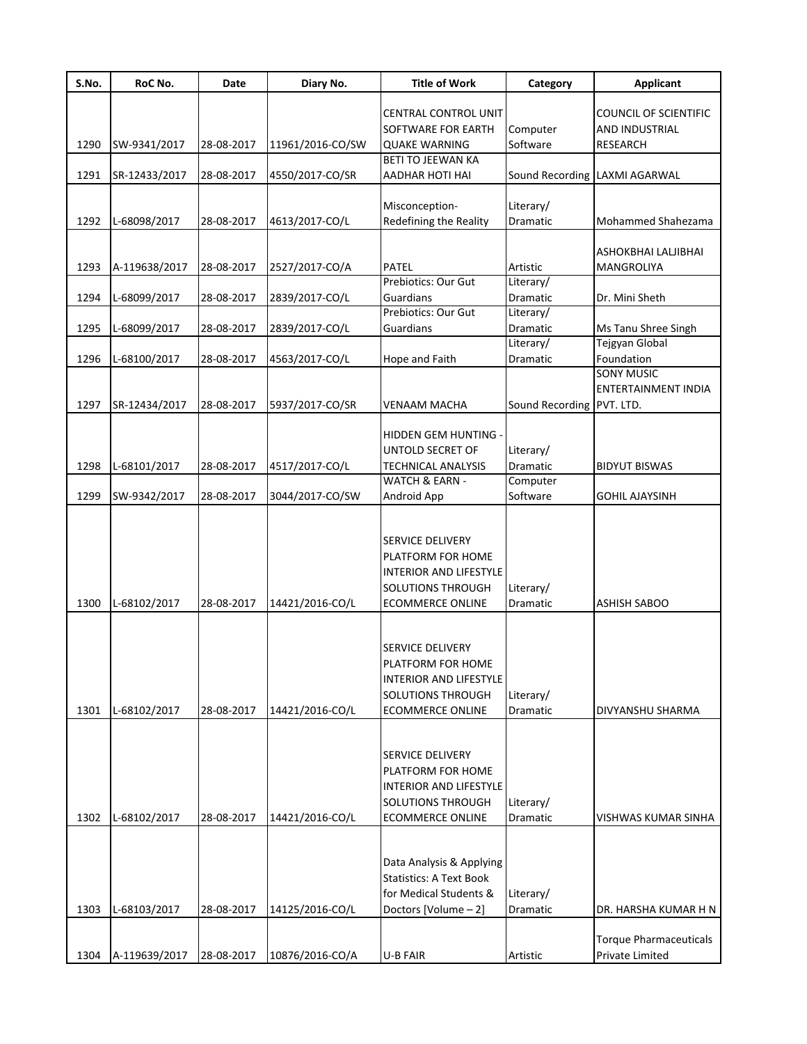| S.No. | RoC No. | Date | Diary No. | Title of Work | Category | Applicant |
|---|---|---|---|---|---|---|
| 1290 | SW-9341/2017 | 28-08-2017 | 11961/2016-CO/SW | CENTRAL CONTROL UNIT SOFTWARE FOR EARTH QUAKE WARNING | Computer Software | COUNCIL OF SCIENTIFIC AND INDUSTRIAL RESEARCH |
| 1291 | SR-12433/2017 | 28-08-2017 | 4550/2017-CO/SR | BETI TO JEEWAN KA AADHAR HOTI HAI | Sound Recording | LAXMI AGARWAL |
| 1292 | L-68098/2017 | 28-08-2017 | 4613/2017-CO/L | Misconception-Redefining the Reality | Literary/ Dramatic | Mohammed Shahezama |
| 1293 | A-119638/2017 | 28-08-2017 | 2527/2017-CO/A | PATEL | Artistic | ASHOKBHAI LALJIBHAI MANGROLIYA |
| 1294 | L-68099/2017 | 28-08-2017 | 2839/2017-CO/L | Prebiotics: Our Gut Guardians | Literary/ Dramatic | Dr. Mini Sheth |
| 1295 | L-68099/2017 | 28-08-2017 | 2839/2017-CO/L | Prebiotics: Our Gut Guardians | Literary/ Dramatic | Ms Tanu Shree Singh |
| 1296 | L-68100/2017 | 28-08-2017 | 4563/2017-CO/L | Hope and Faith | Literary/ Dramatic | Tejgyan Global Foundation |
| 1297 | SR-12434/2017 | 28-08-2017 | 5937/2017-CO/SR | VENAAM MACHA | Sound Recording | SONY MUSIC ENTERTAINMENT INDIA PVT. LTD. |
| 1298 | L-68101/2017 | 28-08-2017 | 4517/2017-CO/L | HIDDEN GEM HUNTING - UNTOLD SECRET OF TECHNICAL ANALYSIS | Literary/ Dramatic | BIDYUT BISWAS |
| 1299 | SW-9342/2017 | 28-08-2017 | 3044/2017-CO/SW | WATCH & EARN - Android App | Computer Software | GOHIL AJAYSINH |
| 1300 | L-68102/2017 | 28-08-2017 | 14421/2016-CO/L | SERVICE DELIVERY PLATFORM FOR HOME INTERIOR AND LIFESTYLE SOLUTIONS THROUGH ECOMMERCE ONLINE | Literary/ Dramatic | ASHISH SABOO |
| 1301 | L-68102/2017 | 28-08-2017 | 14421/2016-CO/L | SERVICE DELIVERY PLATFORM FOR HOME INTERIOR AND LIFESTYLE SOLUTIONS THROUGH ECOMMERCE ONLINE | Literary/ Dramatic | DIVYANSHU SHARMA |
| 1302 | L-68102/2017 | 28-08-2017 | 14421/2016-CO/L | SERVICE DELIVERY PLATFORM FOR HOME INTERIOR AND LIFESTYLE SOLUTIONS THROUGH ECOMMERCE ONLINE | Literary/ Dramatic | VISHWAS KUMAR SINHA |
| 1303 | L-68103/2017 | 28-08-2017 | 14125/2016-CO/L | Data Analysis & Applying Statistics: A Text Book for Medical Students & Doctors [Volume – 2] | Literary/ Dramatic | DR. HARSHA KUMAR H N |
| 1304 | A-119639/2017 | 28-08-2017 | 10876/2016-CO/A | U-B FAIR | Artistic | Torque Pharmaceuticals Private Limited |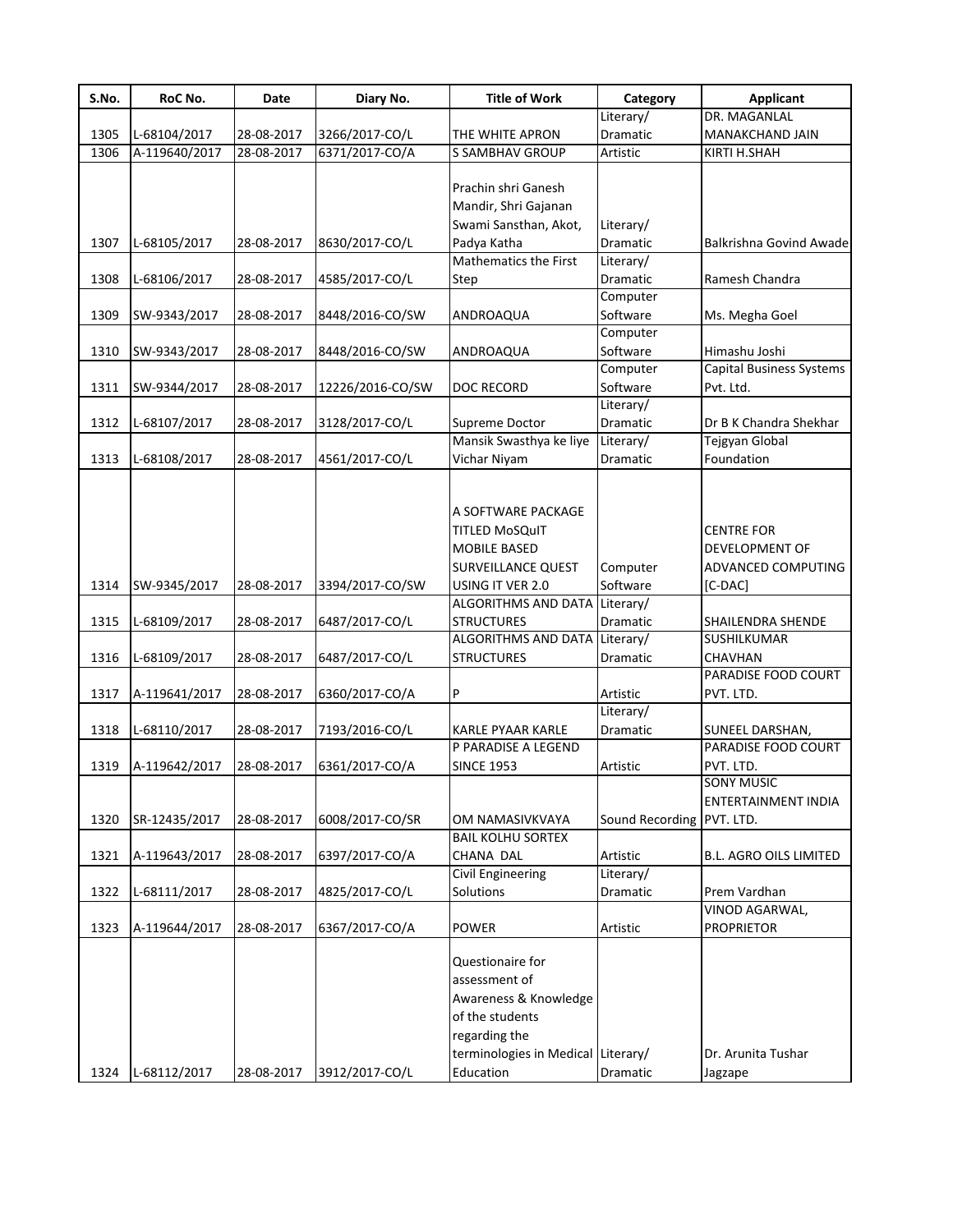| S.No. | RoC No. | Date | Diary No. | Title of Work | Category | Applicant |
|---|---|---|---|---|---|---|
| 1305 | L-68104/2017 | 28-08-2017 | 3266/2017-CO/L | THE WHITE APRON | Literary/ Dramatic | DR. MAGANLAL MANAKCHAND JAIN |
| 1306 | A-119640/2017 | 28-08-2017 | 6371/2017-CO/A | S SAMBHAV GROUP | Artistic | KIRTI H.SHAH |
| 1307 | L-68105/2017 | 28-08-2017 | 8630/2017-CO/L | Prachin shri Ganesh Mandir, Shri Gajanan Swami Sansthan, Akot, Padya Katha | Literary/ Dramatic | Balkrishna Govind Awade |
| 1308 | L-68106/2017 | 28-08-2017 | 4585/2017-CO/L | Mathematics the First Step | Literary/ Dramatic | Ramesh Chandra |
| 1309 | SW-9343/2017 | 28-08-2017 | 8448/2016-CO/SW | ANDROAQUA | Computer Software | Ms. Megha Goel |
| 1310 | SW-9343/2017 | 28-08-2017 | 8448/2016-CO/SW | ANDROAQUA | Computer Software | Himashu Joshi |
| 1311 | SW-9344/2017 | 28-08-2017 | 12226/2016-CO/SW | DOC RECORD | Computer Software | Capital Business Systems Pvt. Ltd. |
| 1312 | L-68107/2017 | 28-08-2017 | 3128/2017-CO/L | Supreme Doctor | Literary/ Dramatic | Dr B K Chandra Shekhar |
| 1313 | L-68108/2017 | 28-08-2017 | 4561/2017-CO/L | Mansik Swasthya ke liye Vichar Niyam | Literary/ Dramatic | Tejgyan Global Foundation |
| 1314 | SW-9345/2017 | 28-08-2017 | 3394/2017-CO/SW | A SOFTWARE PACKAGE TITLED MoSQuIT MOBILE BASED SURVEILLANCE QUEST USING IT VER 2.0 | Computer Software | CENTRE FOR DEVELOPMENT OF ADVANCED COMPUTING [C-DAC] |
| 1315 | L-68109/2017 | 28-08-2017 | 6487/2017-CO/L | ALGORITHMS AND DATA STRUCTURES | Literary/ Dramatic | SHAILENDRA SHENDE |
| 1316 | L-68109/2017 | 28-08-2017 | 6487/2017-CO/L | ALGORITHMS AND DATA STRUCTURES | Literary/ Dramatic | SUSHILKUMAR CHAVHAN |
| 1317 | A-119641/2017 | 28-08-2017 | 6360/2017-CO/A | P | Artistic | PARADISE FOOD COURT PVT. LTD. |
| 1318 | L-68110/2017 | 28-08-2017 | 7193/2016-CO/L | KARLE PYAAR KARLE | Literary/ Dramatic | SUNEEL DARSHAN, |
| 1319 | A-119642/2017 | 28-08-2017 | 6361/2017-CO/A | P PARADISE A LEGEND SINCE 1953 | Artistic | PARADISE FOOD COURT PVT. LTD. |
| 1320 | SR-12435/2017 | 28-08-2017 | 6008/2017-CO/SR | OM NAMASIVKVAYA | Sound Recording | SONY MUSIC ENTERTAINMENT INDIA PVT. LTD. |
| 1321 | A-119643/2017 | 28-08-2017 | 6397/2017-CO/A | BAIL KOLHU SORTEX CHANA DAL | Artistic | B.L. AGRO OILS LIMITED |
| 1322 | L-68111/2017 | 28-08-2017 | 4825/2017-CO/L | Civil Engineering Solutions | Literary/ Dramatic | Prem Vardhan |
| 1323 | A-119644/2017 | 28-08-2017 | 6367/2017-CO/A | POWER | Artistic | VINOD AGARWAL, PROPRIETOR |
| 1324 | L-68112/2017 | 28-08-2017 | 3912/2017-CO/L | Questionaire for assessment of Awareness & Knowledge of the students regarding the terminologies in Medical Education | Literary/ Dramatic | Dr. Arunita Tushar Jagzape |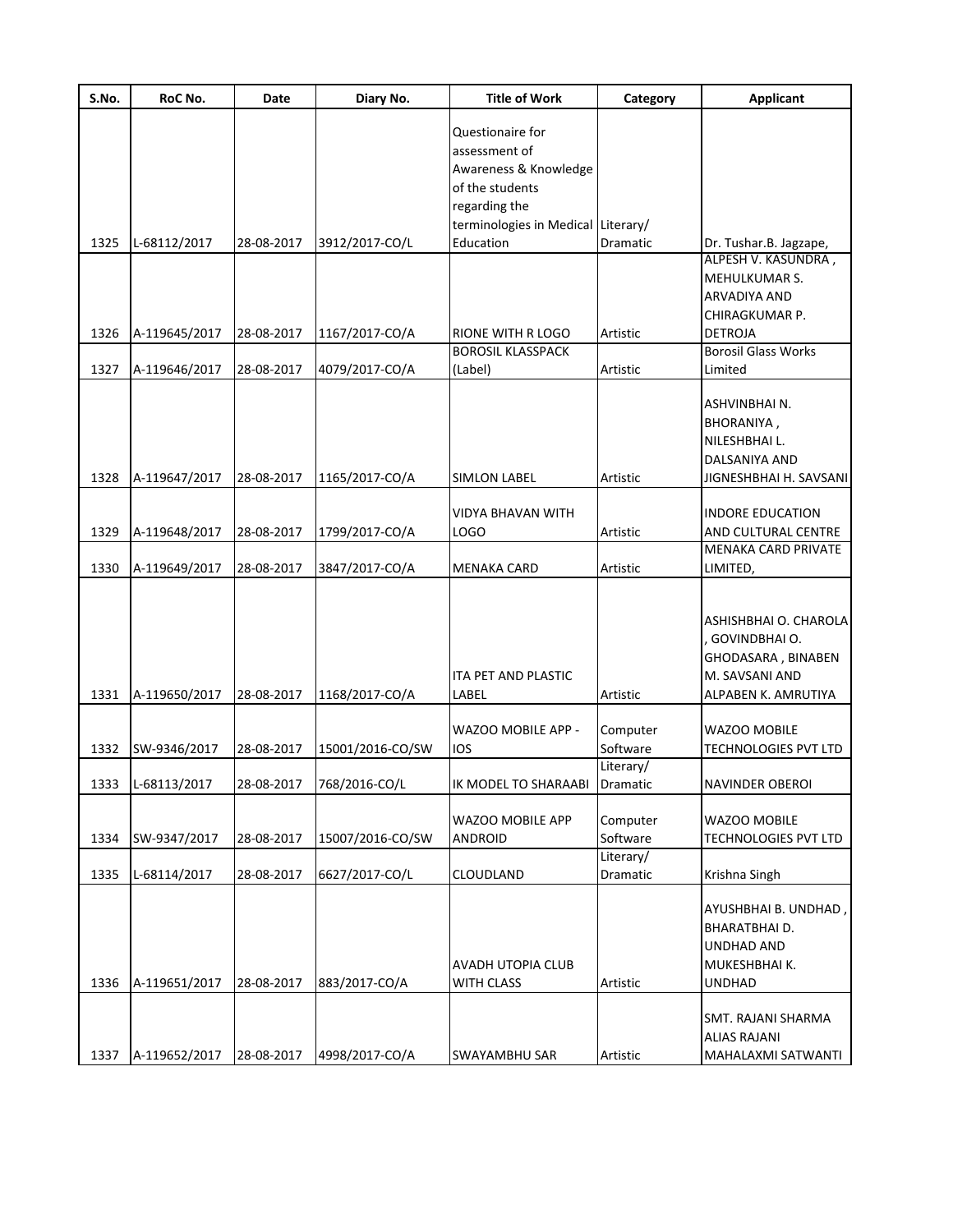| S.No. | RoC No. | Date | Diary No. | Title of Work | Category | Applicant |
|---|---|---|---|---|---|---|
| 1325 | L-68112/2017 | 28-08-2017 | 3912/2017-CO/L | Questionaire for assessment of Awareness & Knowledge of the students regarding the terminologies in Medical Education | Literary/ Dramatic | Dr. Tushar.B. Jagzape, |
| 1326 | A-119645/2017 | 28-08-2017 | 1167/2017-CO/A | RIONE WITH R LOGO | Artistic | ALPESH V. KASUNDRA , MEHULKUMAR S. ARVADIYA AND CHIRAGKUMAR P. DETROJA |
| 1327 | A-119646/2017 | 28-08-2017 | 4079/2017-CO/A | BOROSIL KLASSPACK (Label) | Artistic | Borosil Glass Works Limited |
| 1328 | A-119647/2017 | 28-08-2017 | 1165/2017-CO/A | SIMLON LABEL | Artistic | ASHVINBHAI N. BHORANIYA , NILESHBHAI L. DALSANIYA AND JIGNESHBHAI H. SAVSANI |
| 1329 | A-119648/2017 | 28-08-2017 | 1799/2017-CO/A | VIDYA BHAVAN WITH LOGO | Artistic | INDORE EDUCATION AND CULTURAL CENTRE |
| 1330 | A-119649/2017 | 28-08-2017 | 3847/2017-CO/A | MENAKA CARD | Artistic | MENAKA CARD PRIVATE LIMITED, |
| 1331 | A-119650/2017 | 28-08-2017 | 1168/2017-CO/A | ITA PET AND PLASTIC LABEL | Artistic | ASHISHBHAI O. CHAROLA , GOVINDBHAI O. GHODASARA , BINABEN M. SAVSANI AND ALPABEN K. AMRUTIYA |
| 1332 | SW-9346/2017 | 28-08-2017 | 15001/2016-CO/SW | WAZOO MOBILE APP - IOS | Computer Software | WAZOO MOBILE TECHNOLOGIES PVT LTD |
| 1333 | L-68113/2017 | 28-08-2017 | 768/2016-CO/L | IK MODEL TO SHARAABI | Literary/ Dramatic | NAVINDER OBEROI |
| 1334 | SW-9347/2017 | 28-08-2017 | 15007/2016-CO/SW | WAZOO MOBILE APP ANDROID | Computer Software | WAZOO MOBILE TECHNOLOGIES PVT LTD |
| 1335 | L-68114/2017 | 28-08-2017 | 6627/2017-CO/L | CLOUDLAND | Literary/ Dramatic | Krishna Singh |
| 1336 | A-119651/2017 | 28-08-2017 | 883/2017-CO/A | AVADH UTOPIA CLUB WITH CLASS | Artistic | AYUSHBHAI B. UNDHAD , BHARATBHAI D. UNDHAD AND MUKESHBHAI K. UNDHAD |
| 1337 | A-119652/2017 | 28-08-2017 | 4998/2017-CO/A | SWAYAMBHU SAR | Artistic | SMT. RAJANI SHARMA ALIAS RAJANI MAHALAXMI SATWANTI |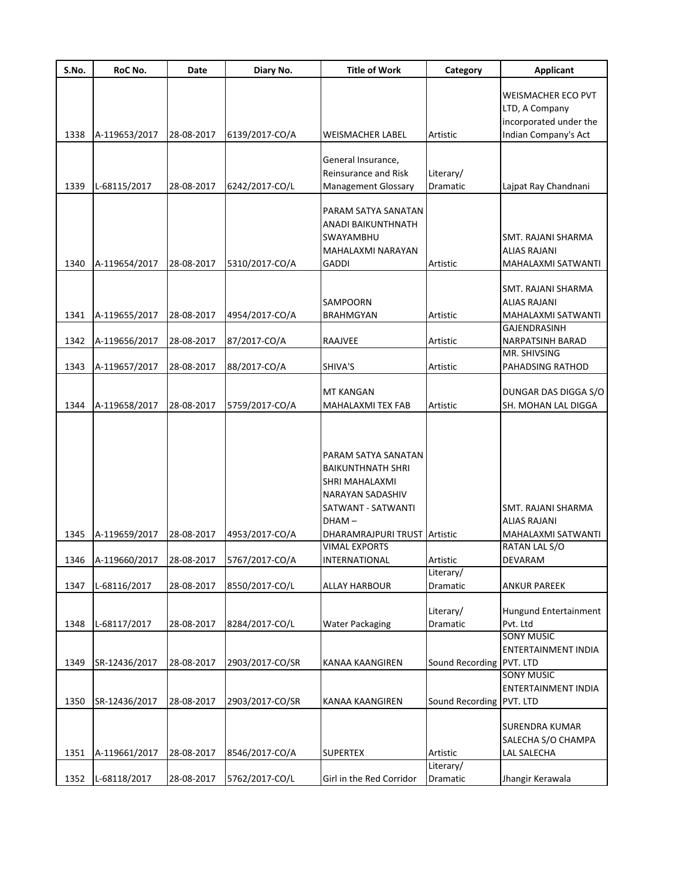| S.No. | RoC No. | Date | Diary No. | Title of Work | Category | Applicant |
|---|---|---|---|---|---|---|
| 1338 | A-119653/2017 | 28-08-2017 | 6139/2017-CO/A | WEISMACHER LABEL | Artistic | WEISMACHER ECO PVT LTD, A Company incorporated under the Indian Company's Act |
| 1339 | L-68115/2017 | 28-08-2017 | 6242/2017-CO/L | General Insurance, Reinsurance and Risk Management Glossary | Literary/ Dramatic | Lajpat Ray Chandnani |
| 1340 | A-119654/2017 | 28-08-2017 | 5310/2017-CO/A | PARAM SATYA SANATAN ANADI BAIKUNTHNATH SWAYAMBHU MAHALAXMI NARAYAN GADDI | Artistic | SMT. RAJANI SHARMA ALIAS RAJANI MAHALAXMI SATWANTI |
| 1341 | A-119655/2017 | 28-08-2017 | 4954/2017-CO/A | SAMPOORN BRAHMGYAN | Artistic | SMT. RAJANI SHARMA ALIAS RAJANI MAHALAXMI SATWANTI |
| 1342 | A-119656/2017 | 28-08-2017 | 87/2017-CO/A | RAAJVEE | Artistic | GAJENDRASINH NARPATSINH BARAD |
| 1343 | A-119657/2017 | 28-08-2017 | 88/2017-CO/A | SHIVA'S | Artistic | MR. SHIVSING PAHADSING RATHOD |
| 1344 | A-119658/2017 | 28-08-2017 | 5759/2017-CO/A | MT KANGAN MAHALAXMI TEX FAB | Artistic | DUNGAR DAS DIGGA S/O SH. MOHAN LAL DIGGA |
| 1345 | A-119659/2017 | 28-08-2017 | 4953/2017-CO/A | PARAM SATYA SANATAN BAIKUNTHNATH SHRI SHRI MAHALAXMI NARAYAN SADASHIV SATWANT - SATWANTI DHAM – DHARAMRAJPURI TRUST | Artistic | SMT. RAJANI SHARMA ALIAS RAJANI MAHALAXMI SATWANTI |
| 1346 | A-119660/2017 | 28-08-2017 | 5767/2017-CO/A | VIMAL EXPORTS INTERNATIONAL | Artistic | RATAN LAL S/O DEVARAM |
| 1347 | L-68116/2017 | 28-08-2017 | 8550/2017-CO/L | ALLAY HARBOUR | Literary/ Dramatic | ANKUR PAREEK |
| 1348 | L-68117/2017 | 28-08-2017 | 8284/2017-CO/L | Water Packaging | Literary/ Dramatic | Hungund Entertainment Pvt. Ltd |
| 1349 | SR-12436/2017 | 28-08-2017 | 2903/2017-CO/SR | KANAA KAANGIREN | Sound Recording | SONY MUSIC ENTERTAINMENT INDIA PVT. LTD |
| 1350 | SR-12436/2017 | 28-08-2017 | 2903/2017-CO/SR | KANAA KAANGIREN | Sound Recording | SONY MUSIC ENTERTAINMENT INDIA PVT. LTD |
| 1351 | A-119661/2017 | 28-08-2017 | 8546/2017-CO/A | SUPERTEX | Artistic | SURENDRA KUMAR SALECHA S/O CHAMPA LAL SALECHA |
| 1352 | L-68118/2017 | 28-08-2017 | 5762/2017-CO/L | Girl in the Red Corridor | Literary/ Dramatic | Jhangir Kerawala |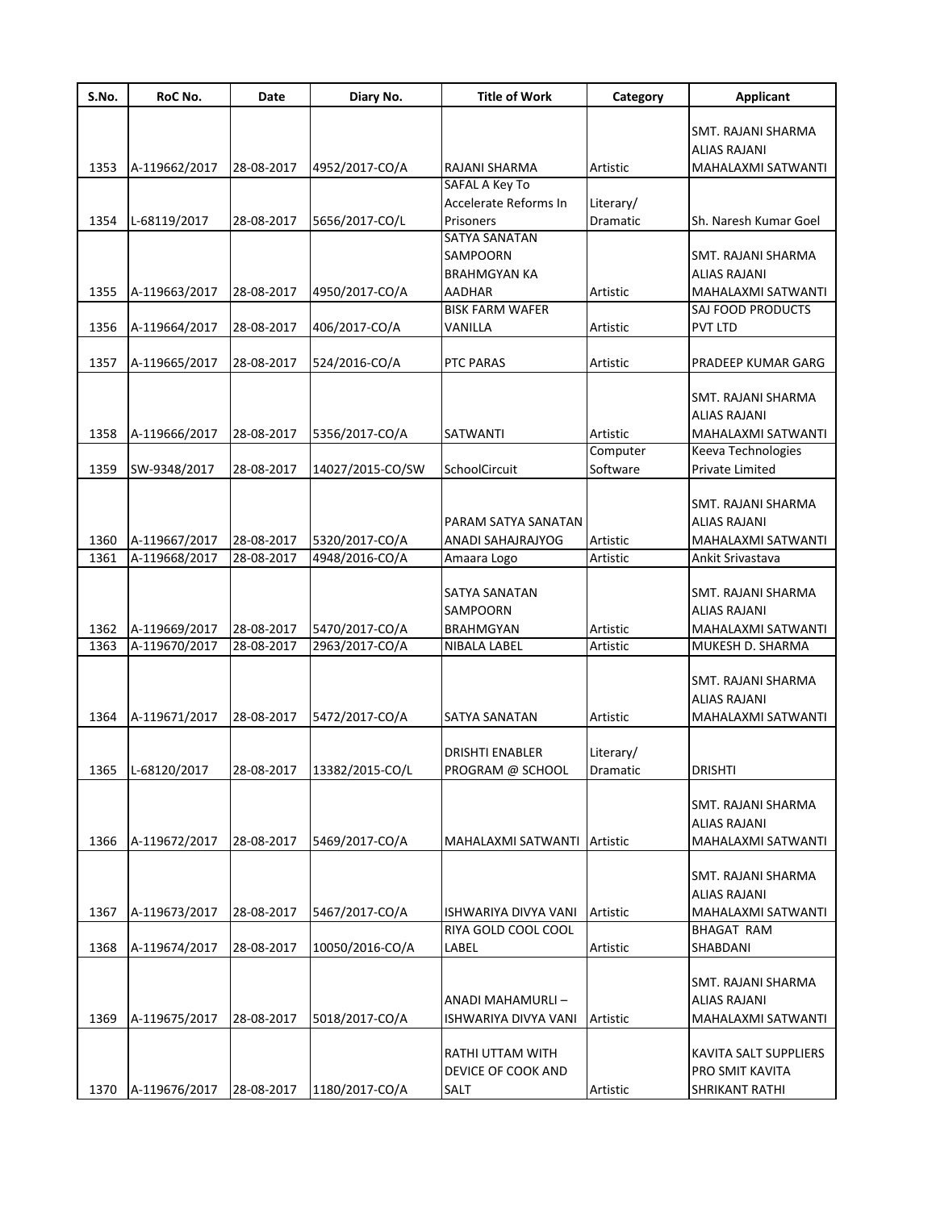| S.No. | RoC No. | Date | Diary No. | Title of Work | Category | Applicant |
|---|---|---|---|---|---|---|
| 1353 | A-119662/2017 | 28-08-2017 | 4952/2017-CO/A | RAJANI SHARMA | Artistic | SMT. RAJANI SHARMA ALIAS RAJANI MAHALAXMI SATWANTI |
| 1354 | L-68119/2017 | 28-08-2017 | 5656/2017-CO/L | SAFAL A Key To Accelerate Reforms In Prisoners | Literary/ Dramatic | Sh. Naresh Kumar Goel |
| 1355 | A-119663/2017 | 28-08-2017 | 4950/2017-CO/A | SATYA SANATAN SAMPOORN BRAHMGYAN KA AADHAR | Artistic | SMT. RAJANI SHARMA ALIAS RAJANI MAHALAXMI SATWANTI |
| 1356 | A-119664/2017 | 28-08-2017 | 406/2017-CO/A | BISK FARM WAFER VANILLA | Artistic | SAJ FOOD PRODUCTS PVT LTD |
| 1357 | A-119665/2017 | 28-08-2017 | 524/2016-CO/A | PTC PARAS | Artistic | PRADEEP KUMAR GARG |
| 1358 | A-119666/2017 | 28-08-2017 | 5356/2017-CO/A | SATWANTI | Artistic | SMT. RAJANI SHARMA ALIAS RAJANI MAHALAXMI SATWANTI |
| 1359 | SW-9348/2017 | 28-08-2017 | 14027/2015-CO/SW | SchoolCircuit | Computer Software | Keeva Technologies Private Limited |
| 1360 | A-119667/2017 | 28-08-2017 | 5320/2017-CO/A | PARAM SATYA SANATAN ANADI SAHAJRAJYOG | Artistic | SMT. RAJANI SHARMA ALIAS RAJANI MAHALAXMI SATWANTI |
| 1361 | A-119668/2017 | 28-08-2017 | 4948/2016-CO/A | Amaara Logo | Artistic | Ankit Srivastava |
| 1362 | A-119669/2017 | 28-08-2017 | 5470/2017-CO/A | SATYA SANATAN SAMPOORN BRAHMGYAN | Artistic | SMT. RAJANI SHARMA ALIAS RAJANI MAHALAXMI SATWANTI |
| 1363 | A-119670/2017 | 28-08-2017 | 2963/2017-CO/A | NIBALA LABEL | Artistic | MUKESH D. SHARMA |
| 1364 | A-119671/2017 | 28-08-2017 | 5472/2017-CO/A | SATYA SANATAN | Artistic | SMT. RAJANI SHARMA ALIAS RAJANI MAHALAXMI SATWANTI |
| 1365 | L-68120/2017 | 28-08-2017 | 13382/2015-CO/L | DRISHTI ENABLER PROGRAM @ SCHOOL | Literary/ Dramatic | DRISHTI |
| 1366 | A-119672/2017 | 28-08-2017 | 5469/2017-CO/A | MAHALAXMI SATWANTI | Artistic | SMT. RAJANI SHARMA ALIAS RAJANI MAHALAXMI SATWANTI |
| 1367 | A-119673/2017 | 28-08-2017 | 5467/2017-CO/A | ISHWARIYA DIVYA VANI | Artistic | SMT. RAJANI SHARMA ALIAS RAJANI MAHALAXMI SATWANTI |
| 1368 | A-119674/2017 | 28-08-2017 | 10050/2016-CO/A | RIYA GOLD COOL COOL LABEL | Artistic | BHAGAT RAM SHABDANI |
| 1369 | A-119675/2017 | 28-08-2017 | 5018/2017-CO/A | ANADI MAHAMURLI – ISHWARIYA DIVYA VANI | Artistic | SMT. RAJANI SHARMA ALIAS RAJANI MAHALAXMI SATWANTI |
| 1370 | A-119676/2017 | 28-08-2017 | 1180/2017-CO/A | RATHI UTTAM WITH DEVICE OF COOK AND SALT | Artistic | KAVITA SALT SUPPLIERS PRO SMIT KAVITA SHRIKANT RATHI |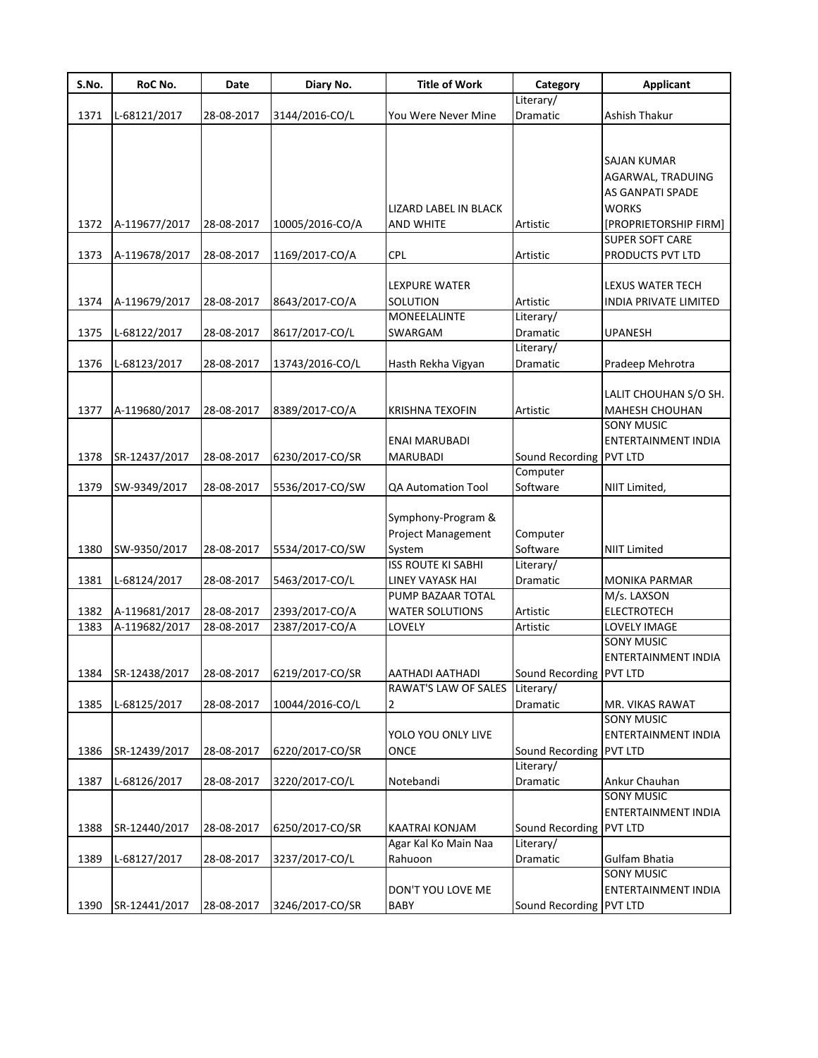| S.No. | RoC No. | Date | Diary No. | Title of Work | Category | Applicant |
|---|---|---|---|---|---|---|
| 1371 | L-68121/2017 | 28-08-2017 | 3144/2016-CO/L | You Were Never Mine | Literary/ Dramatic | Ashish Thakur |
| 1372 | A-119677/2017 | 28-08-2017 | 10005/2016-CO/A | LIZARD LABEL IN BLACK AND WHITE | Artistic | SAJAN KUMAR AGARWAL, TRADUING AS GANPATI SPADE WORKS [PROPRIETORSHIP FIRM] |
| 1373 | A-119678/2017 | 28-08-2017 | 1169/2017-CO/A | CPL | Artistic | SUPER SOFT CARE PRODUCTS PVT LTD |
| 1374 | A-119679/2017 | 28-08-2017 | 8643/2017-CO/A | LEXPURE WATER SOLUTION | Artistic | LEXUS WATER TECH INDIA PRIVATE LIMITED |
| 1375 | L-68122/2017 | 28-08-2017 | 8617/2017-CO/L | MONEELALINTE SWARGAM | Literary/ Dramatic | UPANESH |
| 1376 | L-68123/2017 | 28-08-2017 | 13743/2016-CO/L | Hasth Rekha Vigyan | Literary/ Dramatic | Pradeep Mehrotra |
| 1377 | A-119680/2017 | 28-08-2017 | 8389/2017-CO/A | KRISHNA TEXOFIN | Artistic | LALIT CHOUHAN S/O SH. MAHESH CHOUHAN |
| 1378 | SR-12437/2017 | 28-08-2017 | 6230/2017-CO/SR | ENAI MARUBADI MARUBADI | Sound Recording | SONY MUSIC ENTERTAINMENT INDIA PVT LTD |
| 1379 | SW-9349/2017 | 28-08-2017 | 5536/2017-CO/SW | QA Automation Tool | Computer Software | NIIT Limited, |
| 1380 | SW-9350/2017 | 28-08-2017 | 5534/2017-CO/SW | Symphony-Program & Project Management System | Computer Software | NIIT Limited |
| 1381 | L-68124/2017 | 28-08-2017 | 5463/2017-CO/L | ISS ROUTE KI SABHI LINEY VAYASK HAI | Literary/ Dramatic | MONIKA PARMAR |
| 1382 | A-119681/2017 | 28-08-2017 | 2393/2017-CO/A | PUMP BAZAAR TOTAL WATER SOLUTIONS | Artistic | M/s. LAXSON ELECTROTECH |
| 1383 | A-119682/2017 | 28-08-2017 | 2387/2017-CO/A | LOVELY | Artistic | LOVELY IMAGE |
| 1384 | SR-12438/2017 | 28-08-2017 | 6219/2017-CO/SR | AATHADI AATHADI | Sound Recording | SONY MUSIC ENTERTAINMENT INDIA PVT LTD |
| 1385 | L-68125/2017 | 28-08-2017 | 10044/2016-CO/L | RAWAT'S LAW OF SALES 2 | Literary/ Dramatic | MR. VIKAS RAWAT |
| 1386 | SR-12439/2017 | 28-08-2017 | 6220/2017-CO/SR | YOLO YOU ONLY LIVE ONCE | Sound Recording | SONY MUSIC ENTERTAINMENT INDIA PVT LTD |
| 1387 | L-68126/2017 | 28-08-2017 | 3220/2017-CO/L | Notebandi | Literary/ Dramatic | Ankur Chauhan |
| 1388 | SR-12440/2017 | 28-08-2017 | 6250/2017-CO/SR | KAATRAI KONJAM | Sound Recording | SONY MUSIC ENTERTAINMENT INDIA PVT LTD |
| 1389 | L-68127/2017 | 28-08-2017 | 3237/2017-CO/L | Agar Kal Ko Main Naa Rahuoon | Literary/ Dramatic | Gulfam Bhatia |
| 1390 | SR-12441/2017 | 28-08-2017 | 3246/2017-CO/SR | DON'T YOU LOVE ME BABY | Sound Recording | SONY MUSIC ENTERTAINMENT INDIA PVT LTD |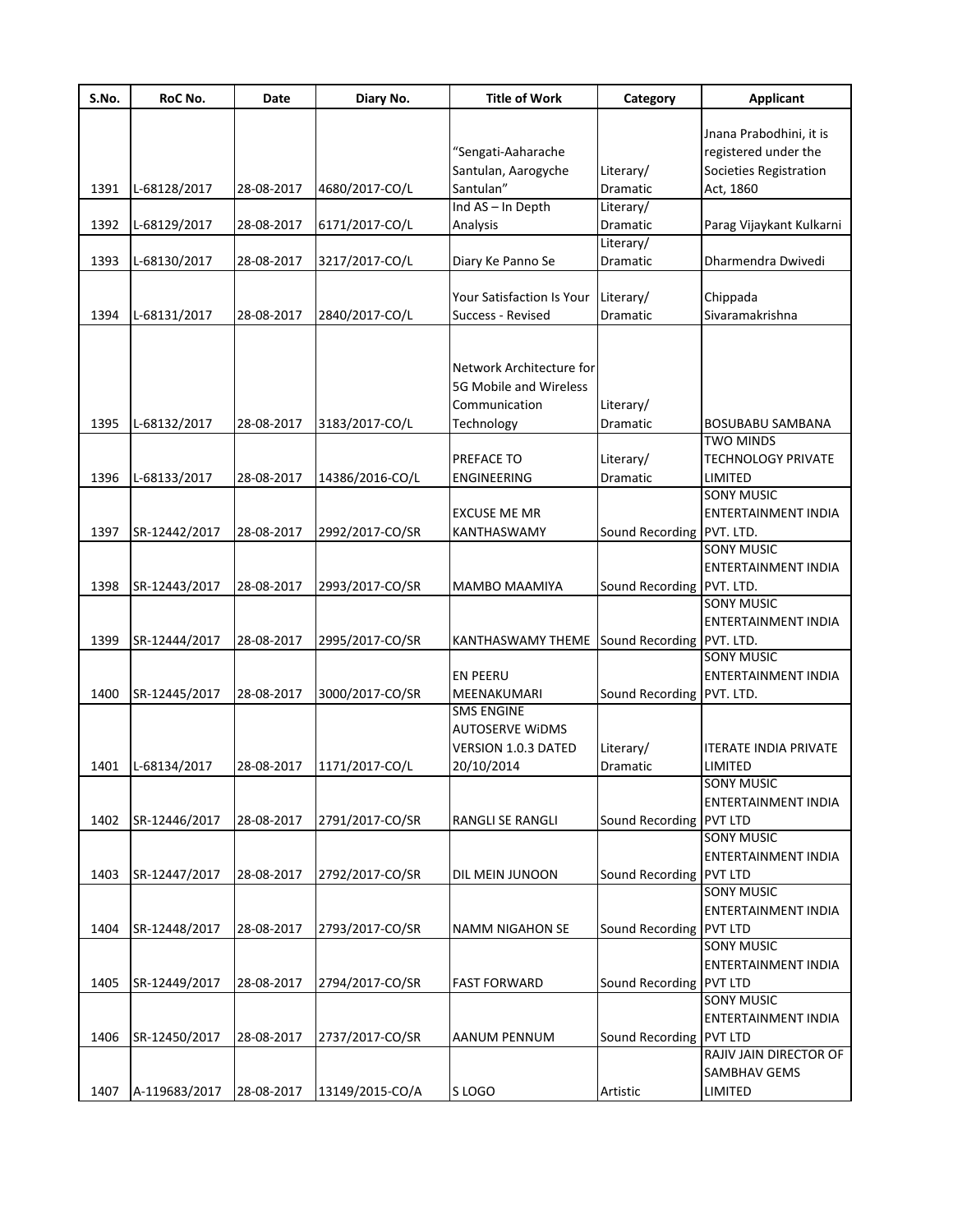| S.No. | RoC No. | Date | Diary No. | Title of Work | Category | Applicant |
|---|---|---|---|---|---|---|
| 1391 | L-68128/2017 | 28-08-2017 | 4680/2017-CO/L | "Sengati-Aaharache Santulan, Aarogyche Santulan" | Literary/ Dramatic | Jnana Prabodhini, it is registered under the Societies Registration Act, 1860 |
| 1392 | L-68129/2017 | 28-08-2017 | 6171/2017-CO/L | Ind AS – In Depth Analysis | Literary/ Dramatic | Parag Vijaykant Kulkarni |
| 1393 | L-68130/2017 | 28-08-2017 | 3217/2017-CO/L | Diary Ke Panno Se | Literary/ Dramatic | Dharmendra Dwivedi |
| 1394 | L-68131/2017 | 28-08-2017 | 2840/2017-CO/L | Your Satisfaction Is Your Success - Revised | Literary/ Dramatic | Chippada Sivaramakrishna |
| 1395 | L-68132/2017 | 28-08-2017 | 3183/2017-CO/L | Network Architecture for 5G Mobile and Wireless Communication Technology | Literary/ Dramatic | BOSUBABU SAMBANA |
| 1396 | L-68133/2017 | 28-08-2017 | 14386/2016-CO/L | PREFACE TO ENGINEERING | Literary/ Dramatic | TWO MINDS TECHNOLOGY PRIVATE LIMITED |
| 1397 | SR-12442/2017 | 28-08-2017 | 2992/2017-CO/SR | EXCUSE ME MR KANTHASWAMY | Sound Recording | SONY MUSIC ENTERTAINMENT INDIA PVT. LTD. |
| 1398 | SR-12443/2017 | 28-08-2017 | 2993/2017-CO/SR | MAMBO MAAMIYA | Sound Recording | SONY MUSIC ENTERTAINMENT INDIA PVT. LTD. |
| 1399 | SR-12444/2017 | 28-08-2017 | 2995/2017-CO/SR | KANTHASWAMY THEME | Sound Recording | SONY MUSIC ENTERTAINMENT INDIA PVT. LTD. |
| 1400 | SR-12445/2017 | 28-08-2017 | 3000/2017-CO/SR | EN PEERU MEENAKUMARI | Sound Recording | SONY MUSIC ENTERTAINMENT INDIA PVT. LTD. |
| 1401 | L-68134/2017 | 28-08-2017 | 1171/2017-CO/L | SMS ENGINE AUTOSERVE WiDMS VERSION 1.0.3 DATED 20/10/2014 | Literary/ Dramatic | ITERATE INDIA PRIVATE LIMITED |
| 1402 | SR-12446/2017 | 28-08-2017 | 2791/2017-CO/SR | RANGLI SE RANGLI | Sound Recording | SONY MUSIC ENTERTAINMENT INDIA PVT LTD |
| 1403 | SR-12447/2017 | 28-08-2017 | 2792/2017-CO/SR | DIL MEIN JUNOON | Sound Recording | SONY MUSIC ENTERTAINMENT INDIA PVT LTD |
| 1404 | SR-12448/2017 | 28-08-2017 | 2793/2017-CO/SR | NAMM NIGAHON SE | Sound Recording | SONY MUSIC ENTERTAINMENT INDIA PVT LTD |
| 1405 | SR-12449/2017 | 28-08-2017 | 2794/2017-CO/SR | FAST FORWARD | Sound Recording | SONY MUSIC ENTERTAINMENT INDIA PVT LTD |
| 1406 | SR-12450/2017 | 28-08-2017 | 2737/2017-CO/SR | AANUM PENNUM | Sound Recording | SONY MUSIC ENTERTAINMENT INDIA PVT LTD |
| 1407 | A-119683/2017 | 28-08-2017 | 13149/2015-CO/A | S LOGO | Artistic | RAJIV JAIN DIRECTOR OF SAMBHAV GEMS LIMITED |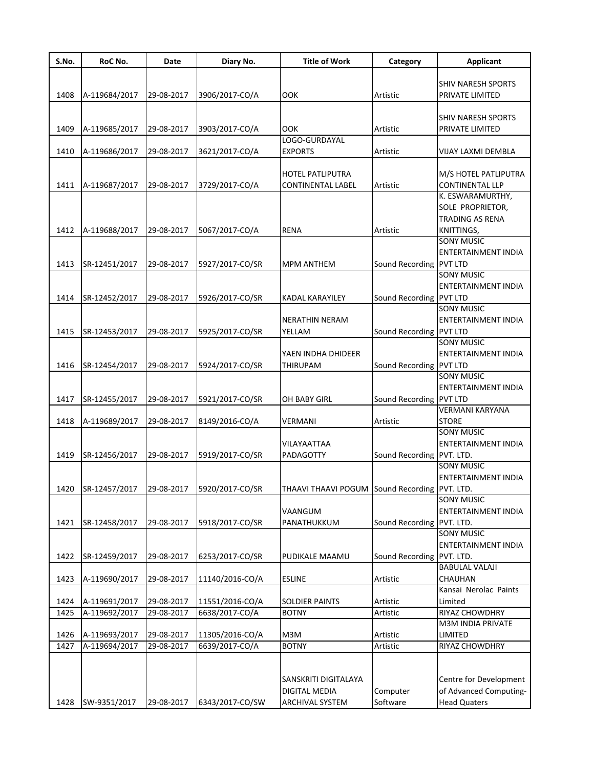| S.No. | RoC No. | Date | Diary No. | Title of Work | Category | Applicant |
|---|---|---|---|---|---|---|
| 1408 | A-119684/2017 | 29-08-2017 | 3906/2017-CO/A | OOK | Artistic | SHIV NARESH SPORTS PRIVATE LIMITED |
| 1409 | A-119685/2017 | 29-08-2017 | 3903/2017-CO/A | OOK | Artistic | SHIV NARESH SPORTS PRIVATE LIMITED |
| 1410 | A-119686/2017 | 29-08-2017 | 3621/2017-CO/A | LOGO-GURDAYAL EXPORTS | Artistic | VIJAY LAXMI DEMBLA |
| 1411 | A-119687/2017 | 29-08-2017 | 3729/2017-CO/A | HOTEL PATLIPUTRA CONTINENTAL LABEL | Artistic | M/S HOTEL PATLIPUTRA CONTINENTAL LLP |
| 1412 | A-119688/2017 | 29-08-2017 | 5067/2017-CO/A | RENA | Artistic | K. ESWARAMURTHY, SOLE PROPRIETOR, TRADING AS RENA KNITTINGS, |
| 1413 | SR-12451/2017 | 29-08-2017 | 5927/2017-CO/SR | MPM ANTHEM | Sound Recording | SONY MUSIC ENTERTAINMENT INDIA PVT LTD |
| 1414 | SR-12452/2017 | 29-08-2017 | 5926/2017-CO/SR | KADAL KARAYILEY | Sound Recording | SONY MUSIC ENTERTAINMENT INDIA PVT LTD |
| 1415 | SR-12453/2017 | 29-08-2017 | 5925/2017-CO/SR | NERATHIN NERAM YELLAM | Sound Recording | SONY MUSIC ENTERTAINMENT INDIA PVT LTD |
| 1416 | SR-12454/2017 | 29-08-2017 | 5924/2017-CO/SR | YAEN INDHA DHIDEER THIRUPAM | Sound Recording | SONY MUSIC ENTERTAINMENT INDIA PVT LTD |
| 1417 | SR-12455/2017 | 29-08-2017 | 5921/2017-CO/SR | OH BABY GIRL | Sound Recording | SONY MUSIC ENTERTAINMENT INDIA PVT LTD |
| 1418 | A-119689/2017 | 29-08-2017 | 8149/2016-CO/A | VERMANI | Artistic | VERMANI KARYANA STORE |
| 1419 | SR-12456/2017 | 29-08-2017 | 5919/2017-CO/SR | VILAYAATTAA PADAGOTTY | Sound Recording | SONY MUSIC ENTERTAINMENT INDIA PVT. LTD. |
| 1420 | SR-12457/2017 | 29-08-2017 | 5920/2017-CO/SR | THAAVI THAAVI POGUM | Sound Recording | SONY MUSIC ENTERTAINMENT INDIA PVT. LTD. |
| 1421 | SR-12458/2017 | 29-08-2017 | 5918/2017-CO/SR | VAANGUM PANATHUKKUM | Sound Recording | SONY MUSIC ENTERTAINMENT INDIA PVT. LTD. |
| 1422 | SR-12459/2017 | 29-08-2017 | 6253/2017-CO/SR | PUDIKALE MAAMU | Sound Recording | SONY MUSIC ENTERTAINMENT INDIA PVT. LTD. |
| 1423 | A-119690/2017 | 29-08-2017 | 11140/2016-CO/A | ESLINE | Artistic | BABULAL VALAJI CHAUHAN |
| 1424 | A-119691/2017 | 29-08-2017 | 11551/2016-CO/A | SOLDIER PAINTS | Artistic | Kansai Nerolac Paints Limited |
| 1425 | A-119692/2017 | 29-08-2017 | 6638/2017-CO/A | BOTNY | Artistic | RIYAZ CHOWDHRY |
| 1426 | A-119693/2017 | 29-08-2017 | 11305/2016-CO/A | M3M | Artistic | M3M INDIA PRIVATE LIMITED |
| 1427 | A-119694/2017 | 29-08-2017 | 6639/2017-CO/A | BOTNY | Artistic | RIYAZ CHOWDHRY |
| 1428 | SW-9351/2017 | 29-08-2017 | 6343/2017-CO/SW | SANSKRITI DIGITALAYA DIGITAL MEDIA ARCHIVAL SYSTEM | Computer Software | Centre for Development of Advanced Computing-Head Quaters |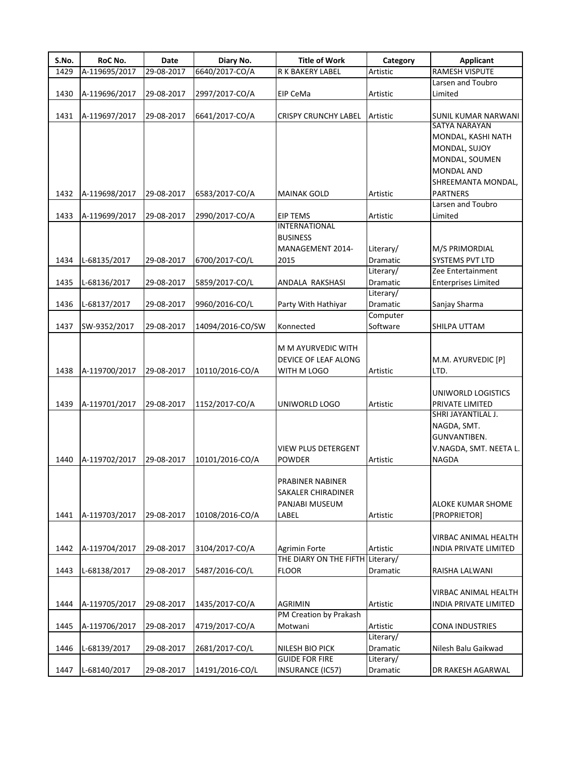| S.No. | RoC No. | Date | Diary No. | Title of Work | Category | Applicant |
|---|---|---|---|---|---|---|
| 1429 | A-119695/2017 | 29-08-2017 | 6640/2017-CO/A | R K BAKERY LABEL | Artistic | RAMESH VISPUTE |
| 1430 | A-119696/2017 | 29-08-2017 | 2997/2017-CO/A | EIP CeMa | Artistic | Larsen and Toubro Limited |
| 1431 | A-119697/2017 | 29-08-2017 | 6641/2017-CO/A | CRISPY CRUNCHY LABEL | Artistic | SUNIL KUMAR NARWANI |
| 1432 | A-119698/2017 | 29-08-2017 | 6583/2017-CO/A | MAINAK GOLD | Artistic | SATYA NARAYAN MONDAL, KASHI NATH MONDAL, SUJOY MONDAL, SOUMEN MONDAL AND SHREEMANTA MONDAL, PARTNERS |
| 1433 | A-119699/2017 | 29-08-2017 | 2990/2017-CO/A | EIP TEMS | Artistic | Larsen and Toubro Limited |
| 1434 | L-68135/2017 | 29-08-2017 | 6700/2017-CO/L | INTERNATIONAL BUSINESS MANAGEMENT 2014-2015 | Literary/ Dramatic | M/S PRIMORDIAL SYSTEMS PVT LTD |
| 1435 | L-68136/2017 | 29-08-2017 | 5859/2017-CO/L | ANDALA RAKSHASI | Literary/ Dramatic | Zee Entertainment Enterprises Limited |
| 1436 | L-68137/2017 | 29-08-2017 | 9960/2016-CO/L | Party With Hathiyar | Literary/ Dramatic | Sanjay Sharma |
| 1437 | SW-9352/2017 | 29-08-2017 | 14094/2016-CO/SW | Konnected | Computer Software | SHILPA UTTAM |
| 1438 | A-119700/2017 | 29-08-2017 | 10110/2016-CO/A | M M AYURVEDIC WITH DEVICE OF LEAF ALONG WITH M LOGO | Artistic | M.M. AYURVEDIC [P] LTD. |
| 1439 | A-119701/2017 | 29-08-2017 | 1152/2017-CO/A | UNIWORLD LOGO | Artistic | UNIWORLD LOGISTICS PRIVATE LIMITED |
| 1440 | A-119702/2017 | 29-08-2017 | 10101/2016-CO/A | VIEW PLUS DETERGENT POWDER | Artistic | SHRI JAYANTILAL J. NAGDA, SMT. GUNVANTIBEN. V.NAGDA, SMT. NEETA L. NAGDA |
| 1441 | A-119703/2017 | 29-08-2017 | 10108/2016-CO/A | PRABINER NABINER SAKALER CHIRADINER PANJABI MUSEUM LABEL | Artistic | ALOKE KUMAR SHOME [PROPRIETOR] |
| 1442 | A-119704/2017 | 29-08-2017 | 3104/2017-CO/A | Agrimin Forte | Artistic | VIRBAC ANIMAL HEALTH INDIA PRIVATE LIMITED |
| 1443 | L-68138/2017 | 29-08-2017 | 5487/2016-CO/L | THE DIARY ON THE FIFTH FLOOR | Literary/ Dramatic | RAISHA LALWANI |
| 1444 | A-119705/2017 | 29-08-2017 | 1435/2017-CO/A | AGRIMIN | Artistic | VIRBAC ANIMAL HEALTH INDIA PRIVATE LIMITED |
| 1445 | A-119706/2017 | 29-08-2017 | 4719/2017-CO/A | PM Creation by Prakash Motwani | Artistic | CONA INDUSTRIES |
| 1446 | L-68139/2017 | 29-08-2017 | 2681/2017-CO/L | NILESH BIO PICK | Literary/ Dramatic | Nilesh Balu Gaikwad |
| 1447 | L-68140/2017 | 29-08-2017 | 14191/2016-CO/L | GUIDE FOR FIRE INSURANCE (IC57) | Literary/ Dramatic | DR RAKESH AGARWAL |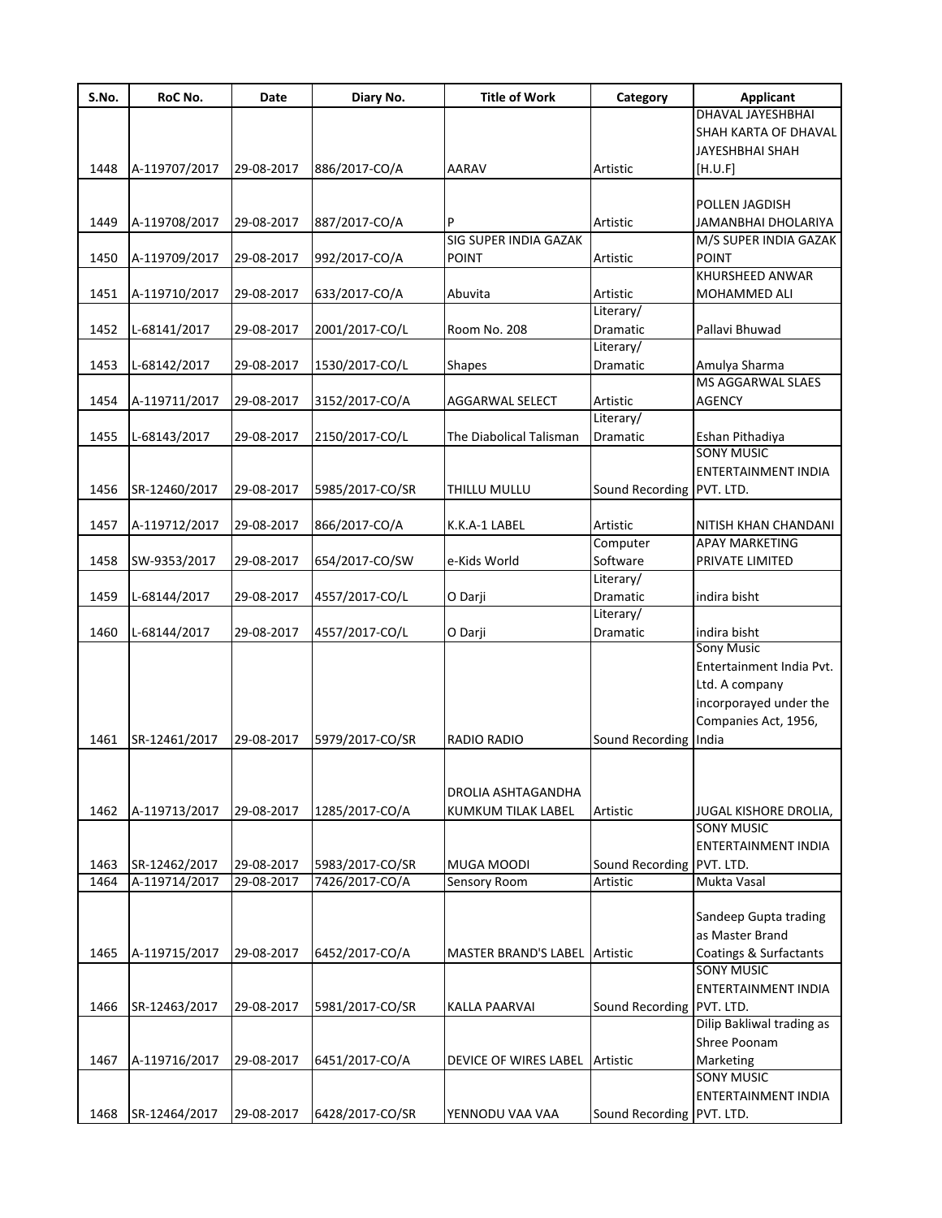| S.No. | RoC No. | Date | Diary No. | Title of Work | Category | Applicant |
|---|---|---|---|---|---|---|
| 1448 | A-119707/2017 | 29-08-2017 | 886/2017-CO/A | AARAV | Artistic | DHAVAL JAYESHBHAI SHAH KARTA OF DHAVAL JAYESHBHAI SHAH [H.U.F] |
| 1449 | A-119708/2017 | 29-08-2017 | 887/2017-CO/A | P | Artistic | POLLEN JAGDISH JAMANBHAI DHOLARIYA |
| 1450 | A-119709/2017 | 29-08-2017 | 992/2017-CO/A | SIG SUPER INDIA GAZAK POINT | Artistic | M/S SUPER INDIA GAZAK POINT |
| 1451 | A-119710/2017 | 29-08-2017 | 633/2017-CO/A | Abuvita | Artistic | KHURSHEED ANWAR MOHAMMED ALI |
| 1452 | L-68141/2017 | 29-08-2017 | 2001/2017-CO/L | Room No. 208 | Literary/ Dramatic | Pallavi Bhuwad |
| 1453 | L-68142/2017 | 29-08-2017 | 1530/2017-CO/L | Shapes | Literary/ Dramatic | Amulya Sharma |
| 1454 | A-119711/2017 | 29-08-2017 | 3152/2017-CO/A | AGGARWAL SELECT | Artistic | MS AGGARWAL SLAES AGENCY |
| 1455 | L-68143/2017 | 29-08-2017 | 2150/2017-CO/L | The Diabolical Talisman | Literary/ Dramatic | Eshan Pithadiya |
| 1456 | SR-12460/2017 | 29-08-2017 | 5985/2017-CO/SR | THILLU MULLU | Sound Recording | SONY MUSIC ENTERTAINMENT INDIA PVT. LTD. |
| 1457 | A-119712/2017 | 29-08-2017 | 866/2017-CO/A | K.K.A-1 LABEL | Artistic | NITISH KHAN CHANDANI |
| 1458 | SW-9353/2017 | 29-08-2017 | 654/2017-CO/SW | e-Kids World | Computer Software | APAY MARKETING PRIVATE LIMITED |
| 1459 | L-68144/2017 | 29-08-2017 | 4557/2017-CO/L | O Darji | Literary/ Dramatic | indira bisht |
| 1460 | L-68144/2017 | 29-08-2017 | 4557/2017-CO/L | O Darji | Literary/ Dramatic | indira bisht |
| 1461 | SR-12461/2017 | 29-08-2017 | 5979/2017-CO/SR | RADIO RADIO | Sound Recording | Sony Music Entertainment India Pvt. Ltd. A company incorporayed under the Companies Act, 1956, India |
| 1462 | A-119713/2017 | 29-08-2017 | 1285/2017-CO/A | DROLIA ASHTAGANDHA KUMKUM TILAK LABEL | Artistic | JUGAL KISHORE DROLIA, |
| 1463 | SR-12462/2017 | 29-08-2017 | 5983/2017-CO/SR | MUGA MOODI | Sound Recording | SONY MUSIC ENTERTAINMENT INDIA PVT. LTD. |
| 1464 | A-119714/2017 | 29-08-2017 | 7426/2017-CO/A | Sensory Room | Artistic | Mukta Vasal |
| 1465 | A-119715/2017 | 29-08-2017 | 6452/2017-CO/A | MASTER BRAND'S LABEL | Artistic | Sandeep Gupta trading as Master Brand Coatings & Surfactants |
| 1466 | SR-12463/2017 | 29-08-2017 | 5981/2017-CO/SR | KALLA PAARVAI | Sound Recording | SONY MUSIC ENTERTAINMENT INDIA PVT. LTD. |
| 1467 | A-119716/2017 | 29-08-2017 | 6451/2017-CO/A | DEVICE OF WIRES LABEL | Artistic | Dilip Bakliwal trading as Shree Poonam Marketing |
| 1468 | SR-12464/2017 | 29-08-2017 | 6428/2017-CO/SR | YENNODU VAA VAA | Sound Recording | SONY MUSIC ENTERTAINMENT INDIA PVT. LTD. |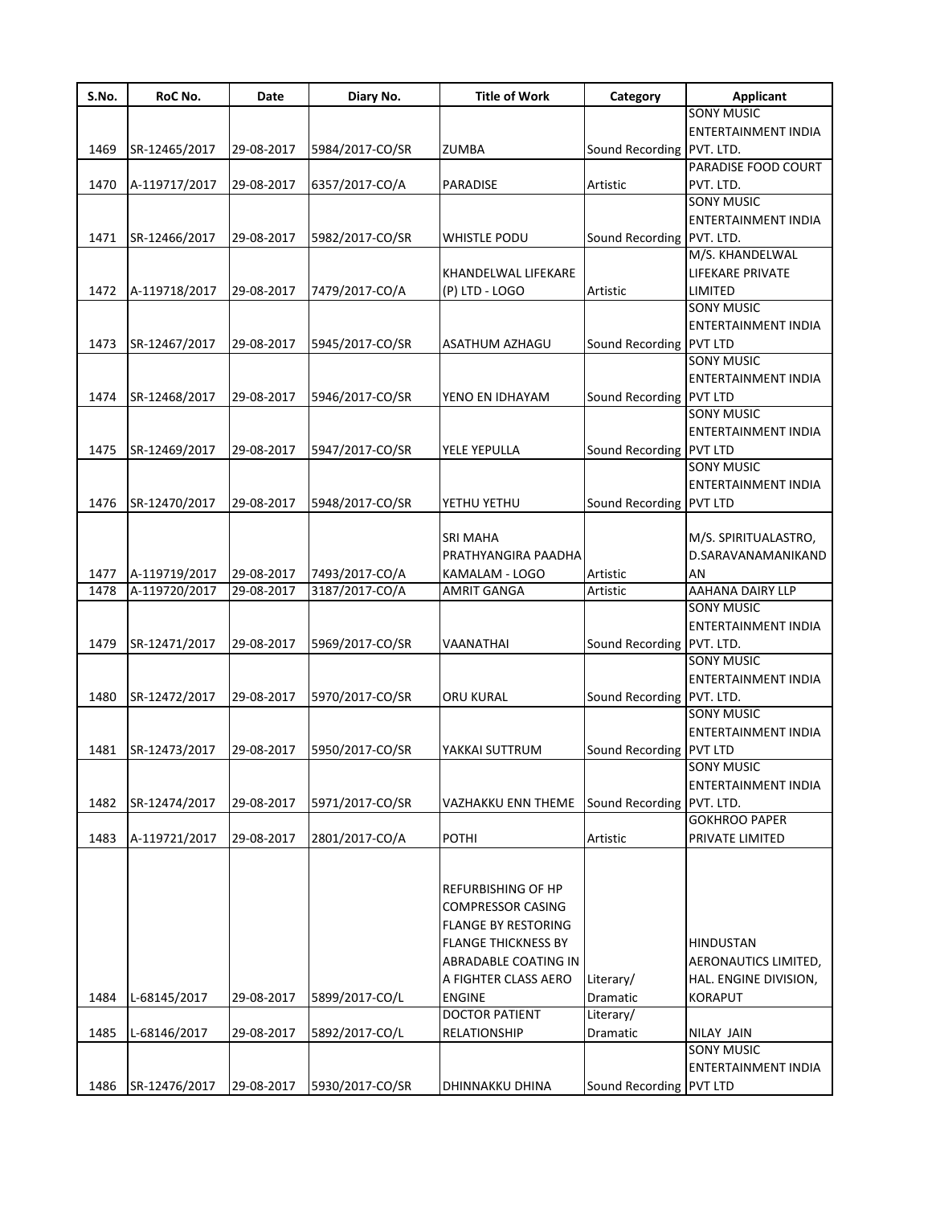| S.No. | RoC No. | Date | Diary No. | Title of Work | Category | Applicant |
|---|---|---|---|---|---|---|
| 1469 | SR-12465/2017 | 29-08-2017 | 5984/2017-CO/SR | ZUMBA | Sound Recording | SONY MUSIC ENTERTAINMENT INDIA PVT. LTD. |
| 1470 | A-119717/2017 | 29-08-2017 | 6357/2017-CO/A | PARADISE | Artistic | PARADISE FOOD COURT PVT. LTD. |
| 1471 | SR-12466/2017 | 29-08-2017 | 5982/2017-CO/SR | WHISTLE PODU | Sound Recording | SONY MUSIC ENTERTAINMENT INDIA PVT. LTD. |
| 1472 | A-119718/2017 | 29-08-2017 | 7479/2017-CO/A | KHANDELWAL LIFEKARE (P) LTD - LOGO | Artistic | M/S. KHANDELWAL LIFEKARE PRIVATE LIMITED |
| 1473 | SR-12467/2017 | 29-08-2017 | 5945/2017-CO/SR | ASATHUM AZHAGU | Sound Recording | SONY MUSIC ENTERTAINMENT INDIA PVT LTD |
| 1474 | SR-12468/2017 | 29-08-2017 | 5946/2017-CO/SR | YENO EN IDHAYAM | Sound Recording | SONY MUSIC ENTERTAINMENT INDIA PVT LTD |
| 1475 | SR-12469/2017 | 29-08-2017 | 5947/2017-CO/SR | YELE YEPULLA | Sound Recording | SONY MUSIC ENTERTAINMENT INDIA PVT LTD |
| 1476 | SR-12470/2017 | 29-08-2017 | 5948/2017-CO/SR | YETHU YETHU | Sound Recording | SONY MUSIC ENTERTAINMENT INDIA PVT LTD |
| 1477 | A-119719/2017 | 29-08-2017 | 7493/2017-CO/A | SRI MAHA PRATHYANGIRA PAADHA KAMALAM - LOGO | Artistic | M/S. SPIRITUALASTRO, D.SARAVANAMANIKANDAN |
| 1478 | A-119720/2017 | 29-08-2017 | 3187/2017-CO/A | AMRIT GANGA | Artistic | AAHANA DAIRY LLP |
| 1479 | SR-12471/2017 | 29-08-2017 | 5969/2017-CO/SR | VAANATHAI | Sound Recording | SONY MUSIC ENTERTAINMENT INDIA PVT. LTD. |
| 1480 | SR-12472/2017 | 29-08-2017 | 5970/2017-CO/SR | ORU KURAL | Sound Recording | SONY MUSIC ENTERTAINMENT INDIA PVT. LTD. |
| 1481 | SR-12473/2017 | 29-08-2017 | 5950/2017-CO/SR | YAKKAI SUTTRUM | Sound Recording | SONY MUSIC ENTERTAINMENT INDIA PVT LTD |
| 1482 | SR-12474/2017 | 29-08-2017 | 5971/2017-CO/SR | VAZHAKKU ENN THEME | Sound Recording | SONY MUSIC ENTERTAINMENT INDIA PVT. LTD. |
| 1483 | A-119721/2017 | 29-08-2017 | 2801/2017-CO/A | POTHI | Artistic | GOKHROO PAPER PRIVATE LIMITED |
| 1484 | L-68145/2017 | 29-08-2017 | 5899/2017-CO/L | REFURBISHING OF HP COMPRESSOR CASING FLANGE BY RESTORING FLANGE THICKNESS BY ABRADABLE COATING IN A FIGHTER CLASS AERO ENGINE | Literary/ Dramatic | HINDUSTAN AERONAUTICS LIMITED, HAL. ENGINE DIVISION, KORAPUT |
| 1485 | L-68146/2017 | 29-08-2017 | 5892/2017-CO/L | DOCTOR PATIENT RELATIONSHIP | Literary/ Dramatic | NILAY JAIN |
| 1486 | SR-12476/2017 | 29-08-2017 | 5930/2017-CO/SR | DHINNAKKU DHINA | Sound Recording | SONY MUSIC ENTERTAINMENT INDIA PVT LTD |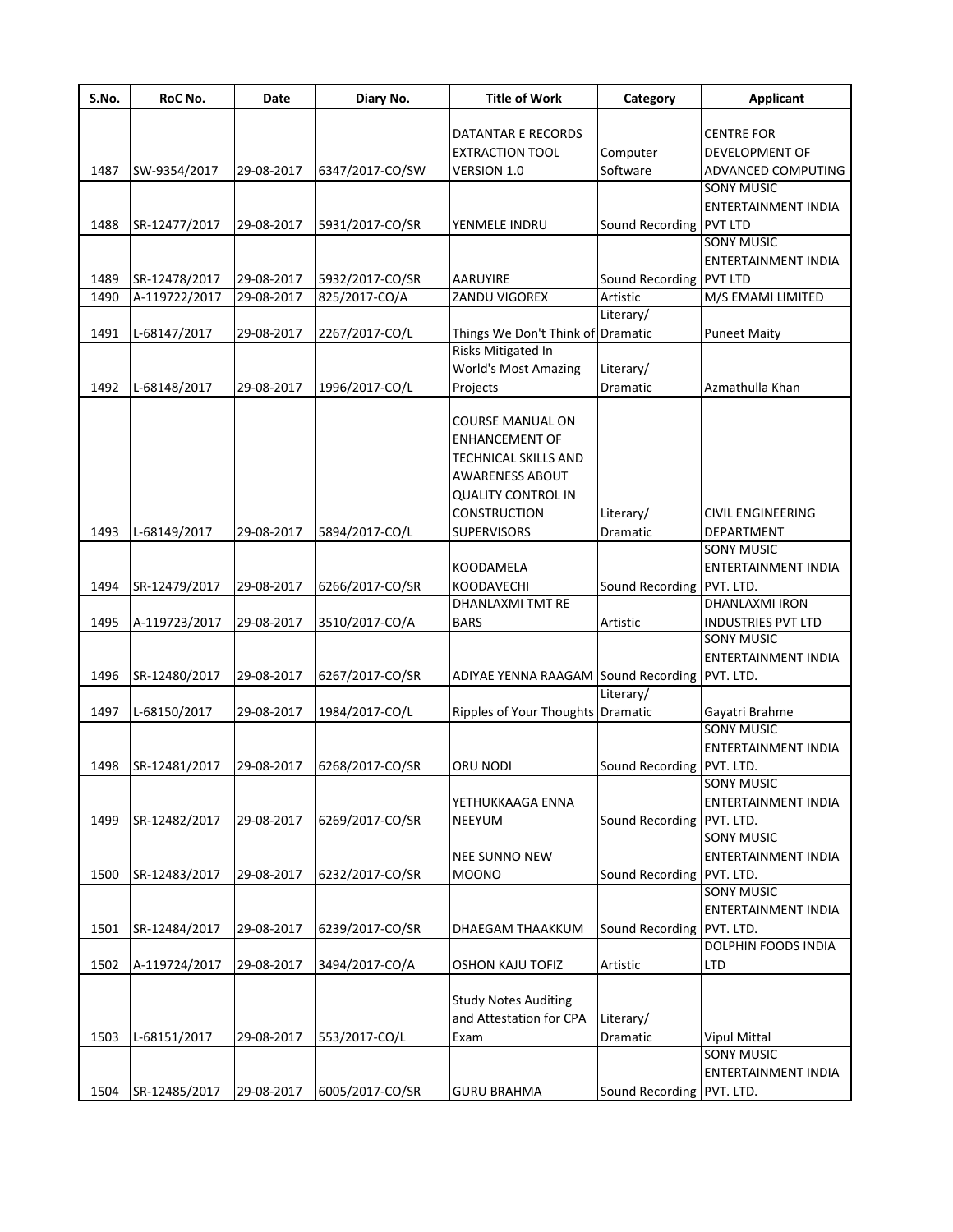| S.No. | RoC No. | Date | Diary No. | Title of Work | Category | Applicant |
|---|---|---|---|---|---|---|
| 1487 | SW-9354/2017 | 29-08-2017 | 6347/2017-CO/SW | DATANTAR E RECORDS EXTRACTION TOOL VERSION 1.0 | Computer Software | CENTRE FOR DEVELOPMENT OF ADVANCED COMPUTING |
| 1488 | SR-12477/2017 | 29-08-2017 | 5931/2017-CO/SR | YENMELE INDRU | Sound Recording | SONY MUSIC ENTERTAINMENT INDIA PVT LTD |
| 1489 | SR-12478/2017 | 29-08-2017 | 5932/2017-CO/SR | AARUYIRE | Sound Recording | SONY MUSIC ENTERTAINMENT INDIA PVT LTD |
| 1490 | A-119722/2017 | 29-08-2017 | 825/2017-CO/A | ZANDU VIGOREX | Artistic | M/S EMAMI LIMITED |
| 1491 | L-68147/2017 | 29-08-2017 | 2267/2017-CO/L | Things We Don't Think of | Literary/ Dramatic | Puneet Maity |
| 1492 | L-68148/2017 | 29-08-2017 | 1996/2017-CO/L | Risks Mitigated In World's Most Amazing Projects | Literary/ Dramatic | Azmathulla Khan |
| 1493 | L-68149/2017 | 29-08-2017 | 5894/2017-CO/L | COURSE MANUAL ON ENHANCEMENT OF TECHNICAL SKILLS AND AWARENESS ABOUT QUALITY CONTROL IN CONSTRUCTION SUPERVISORS | Literary/ Dramatic | CIVIL ENGINEERING DEPARTMENT |
| 1494 | SR-12479/2017 | 29-08-2017 | 6266/2017-CO/SR | KOODAMELA KOODAVECHI | Sound Recording | SONY MUSIC ENTERTAINMENT INDIA PVT. LTD. |
| 1495 | A-119723/2017 | 29-08-2017 | 3510/2017-CO/A | DHANLAXMI TMT RE BARS | Artistic | DHANLAXMI IRON INDUSTRIES PVT LTD |
| 1496 | SR-12480/2017 | 29-08-2017 | 6267/2017-CO/SR | ADIYAE YENNA RAAGAM | Sound Recording | SONY MUSIC ENTERTAINMENT INDIA PVT. LTD. |
| 1497 | L-68150/2017 | 29-08-2017 | 1984/2017-CO/L | Ripples of Your Thoughts | Literary/ Dramatic | Gayatri Brahme |
| 1498 | SR-12481/2017 | 29-08-2017 | 6268/2017-CO/SR | ORU NODI | Sound Recording | SONY MUSIC ENTERTAINMENT INDIA PVT. LTD. |
| 1499 | SR-12482/2017 | 29-08-2017 | 6269/2017-CO/SR | YETHUKKAAGA ENNA NEEYUM | Sound Recording | SONY MUSIC ENTERTAINMENT INDIA PVT. LTD. |
| 1500 | SR-12483/2017 | 29-08-2017 | 6232/2017-CO/SR | NEE SUNNO NEW MOONO | Sound Recording | SONY MUSIC ENTERTAINMENT INDIA PVT. LTD. |
| 1501 | SR-12484/2017 | 29-08-2017 | 6239/2017-CO/SR | DHAEGAM THAAKKUM | Sound Recording | SONY MUSIC ENTERTAINMENT INDIA PVT. LTD. |
| 1502 | A-119724/2017 | 29-08-2017 | 3494/2017-CO/A | OSHON KAJU TOFIZ | Artistic | DOLPHIN FOODS INDIA LTD |
| 1503 | L-68151/2017 | 29-08-2017 | 553/2017-CO/L | Study Notes Auditing and Attestation for CPA Exam | Literary/ Dramatic | Vipul Mittal |
| 1504 | SR-12485/2017 | 29-08-2017 | 6005/2017-CO/SR | GURU BRAHMA | Sound Recording | SONY MUSIC ENTERTAINMENT INDIA PVT. LTD. |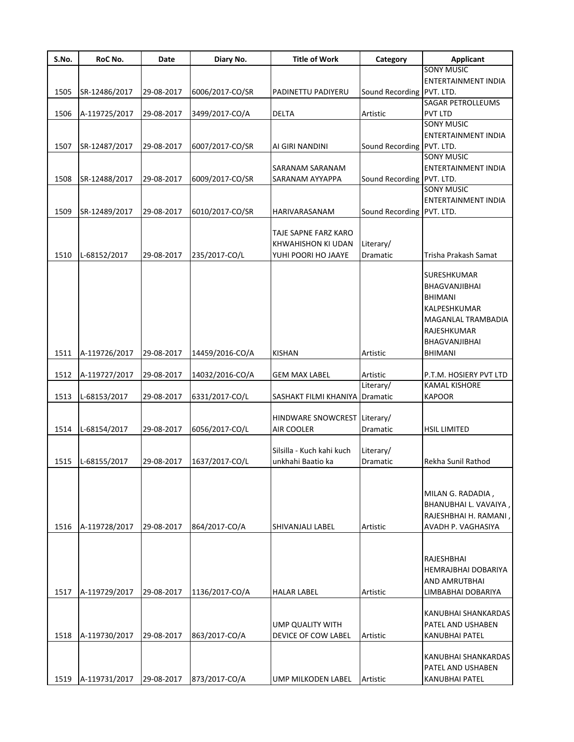| S.No. | RoC No. | Date | Diary No. | Title of Work | Category | Applicant |
|---|---|---|---|---|---|---|
| 1505 | SR-12486/2017 | 29-08-2017 | 6006/2017-CO/SR | PADINETTU PADIYERU | Sound Recording | SONY MUSIC ENTERTAINMENT INDIA PVT. LTD. |
| 1506 | A-119725/2017 | 29-08-2017 | 3499/2017-CO/A | DELTA | Artistic | SAGAR PETROLLEUMS PVT LTD |
| 1507 | SR-12487/2017 | 29-08-2017 | 6007/2017-CO/SR | AI GIRI NANDINI | Sound Recording | SONY MUSIC ENTERTAINMENT INDIA PVT. LTD. |
| 1508 | SR-12488/2017 | 29-08-2017 | 6009/2017-CO/SR | SARANAM SARANAM SARANAM AYYAPPA | Sound Recording | SONY MUSIC ENTERTAINMENT INDIA PVT. LTD. |
| 1509 | SR-12489/2017 | 29-08-2017 | 6010/2017-CO/SR | HARIVARASANAM | Sound Recording | SONY MUSIC ENTERTAINMENT INDIA PVT. LTD. |
| 1510 | L-68152/2017 | 29-08-2017 | 235/2017-CO/L | TAJE SAPNE FARZ KARO KHWAHISHON KI UDAN YUHI POORI HO JAAYE | Literary/ Dramatic | Trisha Prakash Samat |
| 1511 | A-119726/2017 | 29-08-2017 | 14459/2016-CO/A | KISHAN | Artistic | SURESHKUMAR BHAGVANJIBHAI BHIMANI KALPESHKUMAR MAGANLAL TRAMBADIA RAJESHKUMAR BHAGVANJIBHAI BHIMANI |
| 1512 | A-119727/2017 | 29-08-2017 | 14032/2016-CO/A | GEM MAX LABEL | Artistic | P.T.M. HOSIERY PVT LTD |
| 1513 | L-68153/2017 | 29-08-2017 | 6331/2017-CO/L | SASHAKT FILMI KHANIYA | Literary/ Dramatic | KAMAL KISHORE KAPOOR |
| 1514 | L-68154/2017 | 29-08-2017 | 6056/2017-CO/L | HINDWARE SNOWCREST AIR COOLER | Literary/ Dramatic | HSIL LIMITED |
| 1515 | L-68155/2017 | 29-08-2017 | 1637/2017-CO/L | Silsilla - Kuch kahi kuch unkhahi Baatio ka | Literary/ Dramatic | Rekha Sunil Rathod |
| 1516 | A-119728/2017 | 29-08-2017 | 864/2017-CO/A | SHIVANJALI LABEL | Artistic | MILAN G. RADADIA , BHANUBHAI L. VAVAIYA , RAJESHBHAI H. RAMANI , AVADH P. VAGHASIYA |
| 1517 | A-119729/2017 | 29-08-2017 | 1136/2017-CO/A | HALAR LABEL | Artistic | RAJESHBHAI HEMRAJBHAI DOBARIYA AND AMRUTBHAI LIMBABHAI DOBARIYA |
| 1518 | A-119730/2017 | 29-08-2017 | 863/2017-CO/A | UMP QUALITY WITH DEVICE OF COW LABEL | Artistic | KANUBHAI SHANKARDAS PATEL AND USHABEN KANUBHAI PATEL |
| 1519 | A-119731/2017 | 29-08-2017 | 873/2017-CO/A | UMP MILKODEN LABEL | Artistic | KANUBHAI SHANKARDAS PATEL AND USHABEN KANUBHAI PATEL |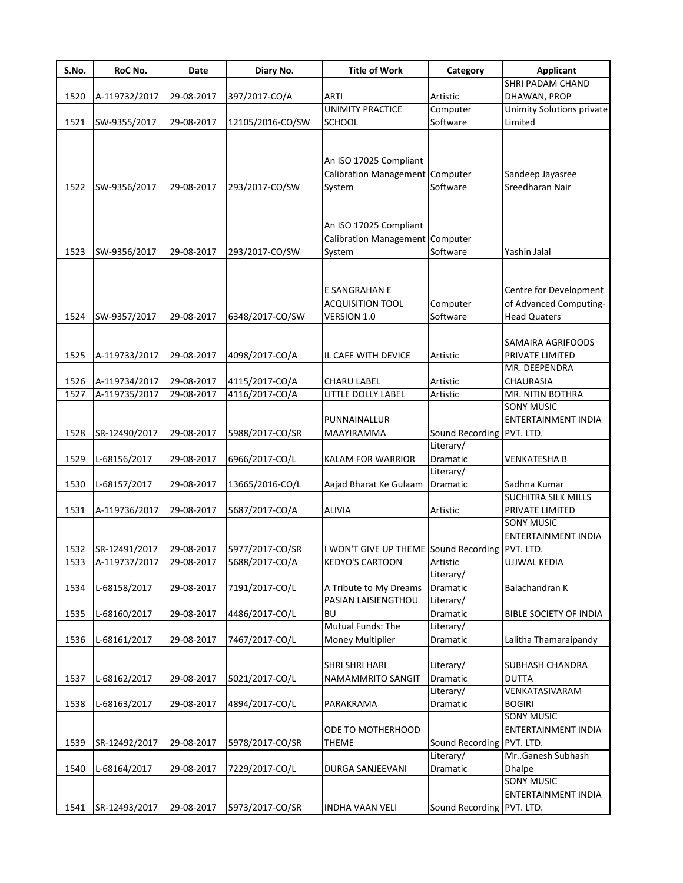| S.No. | RoC No. | Date | Diary No. | Title of Work | Category | Applicant |
|---|---|---|---|---|---|---|
| 1520 | A-119732/2017 | 29-08-2017 | 397/2017-CO/A | ARTI | Artistic | SHRI PADAM CHAND DHAWAN, PROP |
| 1521 | SW-9355/2017 | 29-08-2017 | 12105/2016-CO/SW | UNIMITY PRACTICE SCHOOL | Computer Software | Unimity Solutions private Limited |
| 1522 | SW-9356/2017 | 29-08-2017 | 293/2017-CO/SW | An ISO 17025 Compliant Calibration Management System | Computer Software | Sandeep Jayasree Sreedharan Nair |
| 1523 | SW-9356/2017 | 29-08-2017 | 293/2017-CO/SW | An ISO 17025 Compliant Calibration Management System | Computer Software | Yashin Jalal |
| 1524 | SW-9357/2017 | 29-08-2017 | 6348/2017-CO/SW | E SANGRAHAN E ACQUISITION TOOL VERSION 1.0 | Computer Software | Centre for Development of Advanced Computing-Head Quaters |
| 1525 | A-119733/2017 | 29-08-2017 | 4098/2017-CO/A | IL CAFE WITH DEVICE | Artistic | SAMAIRA AGRIFOODS PRIVATE LIMITED |
| 1526 | A-119734/2017 | 29-08-2017 | 4115/2017-CO/A | CHARU LABEL | Artistic | MR. DEEPENDRA CHAURASIA |
| 1527 | A-119735/2017 | 29-08-2017 | 4116/2017-CO/A | LITTLE DOLLY LABEL | Artistic | MR. NITIN BOTHRA |
| 1528 | SR-12490/2017 | 29-08-2017 | 5988/2017-CO/SR | PUNNAINALLUR MAAYIRAMMA | Sound Recording | SONY MUSIC ENTERTAINMENT INDIA PVT. LTD. |
| 1529 | L-68156/2017 | 29-08-2017 | 6966/2017-CO/L | KALAM FOR WARRIOR | Literary/ Dramatic | VENKATESHA B |
| 1530 | L-68157/2017 | 29-08-2017 | 13665/2016-CO/L | Aajad Bharat Ke Gulaam | Literary/ Dramatic | Sadhna Kumar |
| 1531 | A-119736/2017 | 29-08-2017 | 5687/2017-CO/A | ALIVIA | Artistic | SUCHITRA SILK MILLS PRIVATE LIMITED |
| 1532 | SR-12491/2017 | 29-08-2017 | 5977/2017-CO/SR | I WON'T GIVE UP THEME | Sound Recording | SONY MUSIC ENTERTAINMENT INDIA PVT. LTD. |
| 1533 | A-119737/2017 | 29-08-2017 | 5688/2017-CO/A | KEDYO'S CARTOON | Artistic | UJJWAL KEDIA |
| 1534 | L-68158/2017 | 29-08-2017 | 7191/2017-CO/L | A Tribute to My Dreams | Literary/ Dramatic | Balachandran K |
| 1535 | L-68160/2017 | 29-08-2017 | 4486/2017-CO/L | PASIAN LAISIENGTHOU BU | Literary/ Dramatic | BIBLE SOCIETY OF INDIA |
| 1536 | L-68161/2017 | 29-08-2017 | 7467/2017-CO/L | Mutual Funds: The Money Multiplier | Literary/ Dramatic | Lalitha Thamaraipandy |
| 1537 | L-68162/2017 | 29-08-2017 | 5021/2017-CO/L | SHRI SHRI HARI NAMAMMRITO SANGIT | Literary/ Dramatic | SUBHASH CHANDRA DUTTA |
| 1538 | L-68163/2017 | 29-08-2017 | 4894/2017-CO/L | PARAKRAMA | Literary/ Dramatic | VENKATASIVARAM BOGIRI |
| 1539 | SR-12492/2017 | 29-08-2017 | 5978/2017-CO/SR | ODE TO MOTHERHOOD THEME | Sound Recording | SONY MUSIC ENTERTAINMENT INDIA PVT. LTD. |
| 1540 | L-68164/2017 | 29-08-2017 | 7229/2017-CO/L | DURGA SANJEEVANI | Literary/ Dramatic | Mr..Ganesh Subhash Dhalpe |
| 1541 | SR-12493/2017 | 29-08-2017 | 5973/2017-CO/SR | INDHA VAAN VELI | Sound Recording | SONY MUSIC ENTERTAINMENT INDIA PVT. LTD. |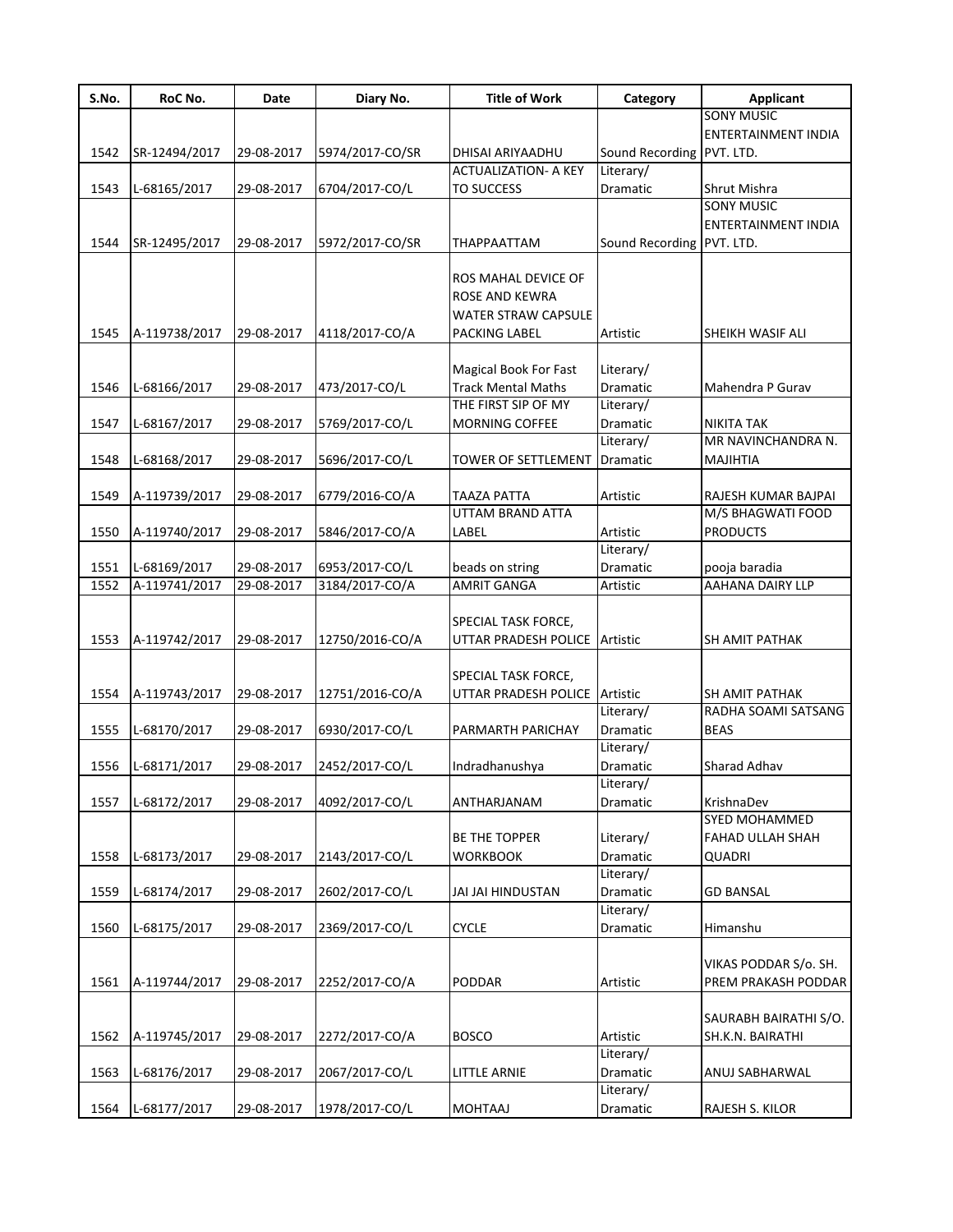| S.No. | RoC No. | Date | Diary No. | Title of Work | Category | Applicant |
| --- | --- | --- | --- | --- | --- | --- |
| 1542 | SR-12494/2017 | 29-08-2017 | 5974/2017-CO/SR | DHISAI ARIYAADHU | Sound Recording | SONY MUSIC ENTERTAINMENT INDIA PVT. LTD. |
| 1543 | L-68165/2017 | 29-08-2017 | 6704/2017-CO/L | ACTUALIZATION- A KEY TO SUCCESS | Literary/ Dramatic | Shrut Mishra |
| 1544 | SR-12495/2017 | 29-08-2017 | 5972/2017-CO/SR | THAPPAATTAM | Sound Recording | SONY MUSIC ENTERTAINMENT INDIA PVT. LTD. |
| 1545 | A-119738/2017 | 29-08-2017 | 4118/2017-CO/A | ROS MAHAL DEVICE OF ROSE AND KEWRA WATER STRAW CAPSULE PACKING LABEL | Artistic | SHEIKH WASIF ALI |
| 1546 | L-68166/2017 | 29-08-2017 | 473/2017-CO/L | Magical Book For Fast Track Mental Maths | Literary/ Dramatic | Mahendra P Gurav |
| 1547 | L-68167/2017 | 29-08-2017 | 5769/2017-CO/L | THE FIRST SIP OF MY MORNING COFFEE | Literary/ Dramatic | NIKITA TAK |
| 1548 | L-68168/2017 | 29-08-2017 | 5696/2017-CO/L | TOWER OF SETTLEMENT | Literary/ Dramatic | MR NAVINCHANDRA N. MAJIHTIA |
| 1549 | A-119739/2017 | 29-08-2017 | 6779/2016-CO/A | TAAZA PATTA | Artistic | RAJESH KUMAR BAJPAI |
| 1550 | A-119740/2017 | 29-08-2017 | 5846/2017-CO/A | UTTAM BRAND ATTA LABEL | Artistic | M/S BHAGWATI FOOD PRODUCTS |
| 1551 | L-68169/2017 | 29-08-2017 | 6953/2017-CO/L | beads on string | Literary/ Dramatic | pooja baradia |
| 1552 | A-119741/2017 | 29-08-2017 | 3184/2017-CO/A | AMRIT GANGA | Artistic | AAHANA DAIRY LLP |
| 1553 | A-119742/2017 | 29-08-2017 | 12750/2016-CO/A | SPECIAL TASK FORCE, UTTAR PRADESH POLICE | Artistic | SH AMIT PATHAK |
| 1554 | A-119743/2017 | 29-08-2017 | 12751/2016-CO/A | SPECIAL TASK FORCE, UTTAR PRADESH POLICE | Artistic | SH AMIT PATHAK |
| 1555 | L-68170/2017 | 29-08-2017 | 6930/2017-CO/L | PARMARTH PARICHAY | Literary/ Dramatic | RADHA SOAMI SATSANG BEAS |
| 1556 | L-68171/2017 | 29-08-2017 | 2452/2017-CO/L | Indradhanushya | Literary/ Dramatic | Sharad Adhav |
| 1557 | L-68172/2017 | 29-08-2017 | 4092/2017-CO/L | ANTHARJANAM | Literary/ Dramatic | KrishnaDev |
| 1558 | L-68173/2017 | 29-08-2017 | 2143/2017-CO/L | BE THE TOPPER WORKBOOK | Literary/ Dramatic | SYED MOHAMMED FAHAD ULLAH SHAH QUADRI |
| 1559 | L-68174/2017 | 29-08-2017 | 2602/2017-CO/L | JAI JAI HINDUSTAN | Literary/ Dramatic | GD BANSAL |
| 1560 | L-68175/2017 | 29-08-2017 | 2369/2017-CO/L | CYCLE | Literary/ Dramatic | Himanshu |
| 1561 | A-119744/2017 | 29-08-2017 | 2252/2017-CO/A | PODDAR | Artistic | VIKAS PODDAR S/o. SH. PREM PRAKASH PODDAR |
| 1562 | A-119745/2017 | 29-08-2017 | 2272/2017-CO/A | BOSCO | Artistic | SAURABH BAIRATHI S/O. SH.K.N. BAIRATHI |
| 1563 | L-68176/2017 | 29-08-2017 | 2067/2017-CO/L | LITTLE ARNIE | Literary/ Dramatic | ANUJ SABHARWAL |
| 1564 | L-68177/2017 | 29-08-2017 | 1978/2017-CO/L | MOHTAAJ | Literary/ Dramatic | RAJESH S. KILOR |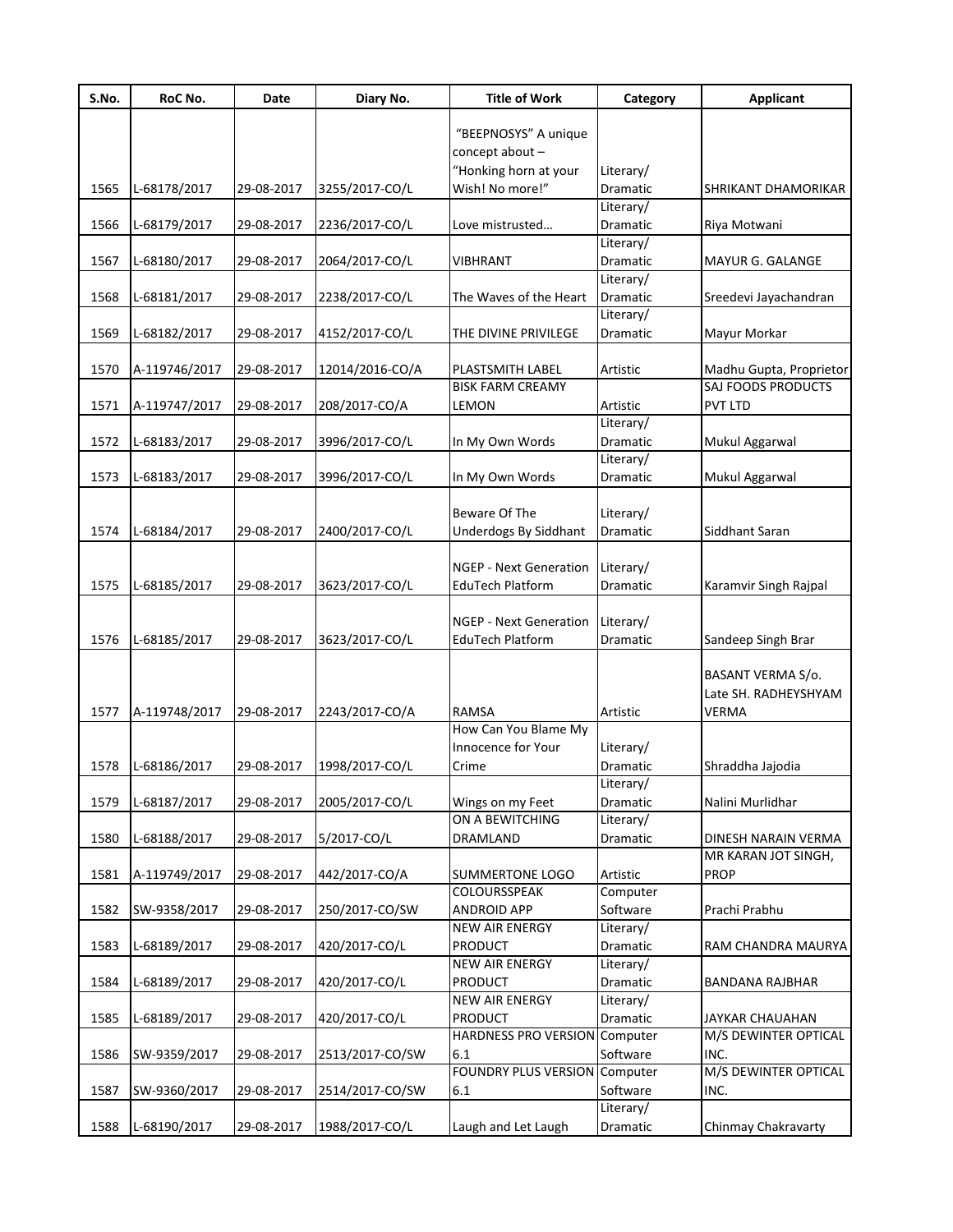| S.No. | RoC No. | Date | Diary No. | Title of Work | Category | Applicant |
|---|---|---|---|---|---|---|
| 1565 | L-68178/2017 | 29-08-2017 | 3255/2017-CO/L | "BEEPNOSYS" A unique concept about – "Honking horn at your Wish! No more!" | Literary/ Dramatic | SHRIKANT DHAMORIKAR |
| 1566 | L-68179/2017 | 29-08-2017 | 2236/2017-CO/L | Love mistrusted… | Literary/ Dramatic | Riya Motwani |
| 1567 | L-68180/2017 | 29-08-2017 | 2064/2017-CO/L | VIBHRANT | Literary/ Dramatic | MAYUR G. GALANGE |
| 1568 | L-68181/2017 | 29-08-2017 | 2238/2017-CO/L | The Waves of the Heart | Literary/ Dramatic | Sreedevi Jayachandran |
| 1569 | L-68182/2017 | 29-08-2017 | 4152/2017-CO/L | THE DIVINE PRIVILEGE | Literary/ Dramatic | Mayur Morkar |
| 1570 | A-119746/2017 | 29-08-2017 | 12014/2016-CO/A | PLASTSMITH LABEL | Artistic | Madhu Gupta, Proprietor |
| 1571 | A-119747/2017 | 29-08-2017 | 208/2017-CO/A | BISK FARM CREAMY LEMON | Artistic | SAJ FOODS PRODUCTS PVT LTD |
| 1572 | L-68183/2017 | 29-08-2017 | 3996/2017-CO/L | In My Own Words | Literary/ Dramatic | Mukul Aggarwal |
| 1573 | L-68183/2017 | 29-08-2017 | 3996/2017-CO/L | In My Own Words | Literary/ Dramatic | Mukul Aggarwal |
| 1574 | L-68184/2017 | 29-08-2017 | 2400/2017-CO/L | Beware Of The Underdogs By Siddhant | Literary/ Dramatic | Siddhant Saran |
| 1575 | L-68185/2017 | 29-08-2017 | 3623/2017-CO/L | NGEP - Next Generation EduTech Platform | Literary/ Dramatic | Karamvir Singh Rajpal |
| 1576 | L-68185/2017 | 29-08-2017 | 3623/2017-CO/L | NGEP - Next Generation EduTech Platform | Literary/ Dramatic | Sandeep Singh Brar |
| 1577 | A-119748/2017 | 29-08-2017 | 2243/2017-CO/A | RAMSA | Artistic | BASANT VERMA S/o. Late SH. RADHEYSHYAM VERMA |
| 1578 | L-68186/2017 | 29-08-2017 | 1998/2017-CO/L | How Can You Blame My Innocence for Your Crime | Literary/ Dramatic | Shraddha Jajodia |
| 1579 | L-68187/2017 | 29-08-2017 | 2005/2017-CO/L | Wings on my Feet | Literary/ Dramatic | Nalini Murlidhar |
| 1580 | L-68188/2017 | 29-08-2017 | 5/2017-CO/L | ON A BEWITCHING DRAMLAND | Literary/ Dramatic | DINESH NARAIN VERMA |
| 1581 | A-119749/2017 | 29-08-2017 | 442/2017-CO/A | SUMMERTONE LOGO | Artistic | MR KARAN JOT SINGH, PROP |
| 1582 | SW-9358/2017 | 29-08-2017 | 250/2017-CO/SW | COLOURSSPEAK ANDROID APP | Computer Software | Prachi Prabhu |
| 1583 | L-68189/2017 | 29-08-2017 | 420/2017-CO/L | NEW AIR ENERGY PRODUCT | Literary/ Dramatic | RAM CHANDRA MAURYA |
| 1584 | L-68189/2017 | 29-08-2017 | 420/2017-CO/L | NEW AIR ENERGY PRODUCT | Literary/ Dramatic | BANDANA RAJBHAR |
| 1585 | L-68189/2017 | 29-08-2017 | 420/2017-CO/L | NEW AIR ENERGY PRODUCT | Literary/ Dramatic | JAYKAR CHAUAHAN |
| 1586 | SW-9359/2017 | 29-08-2017 | 2513/2017-CO/SW | HARDNESS PRO VERSION 6.1 | Computer Software | M/S DEWINTER OPTICAL INC. |
| 1587 | SW-9360/2017 | 29-08-2017 | 2514/2017-CO/SW | FOUNDRY PLUS VERSION 6.1 | Computer Software | M/S DEWINTER OPTICAL INC. |
| 1588 | L-68190/2017 | 29-08-2017 | 1988/2017-CO/L | Laugh and Let Laugh | Literary/ Dramatic | Chinmay Chakravarty |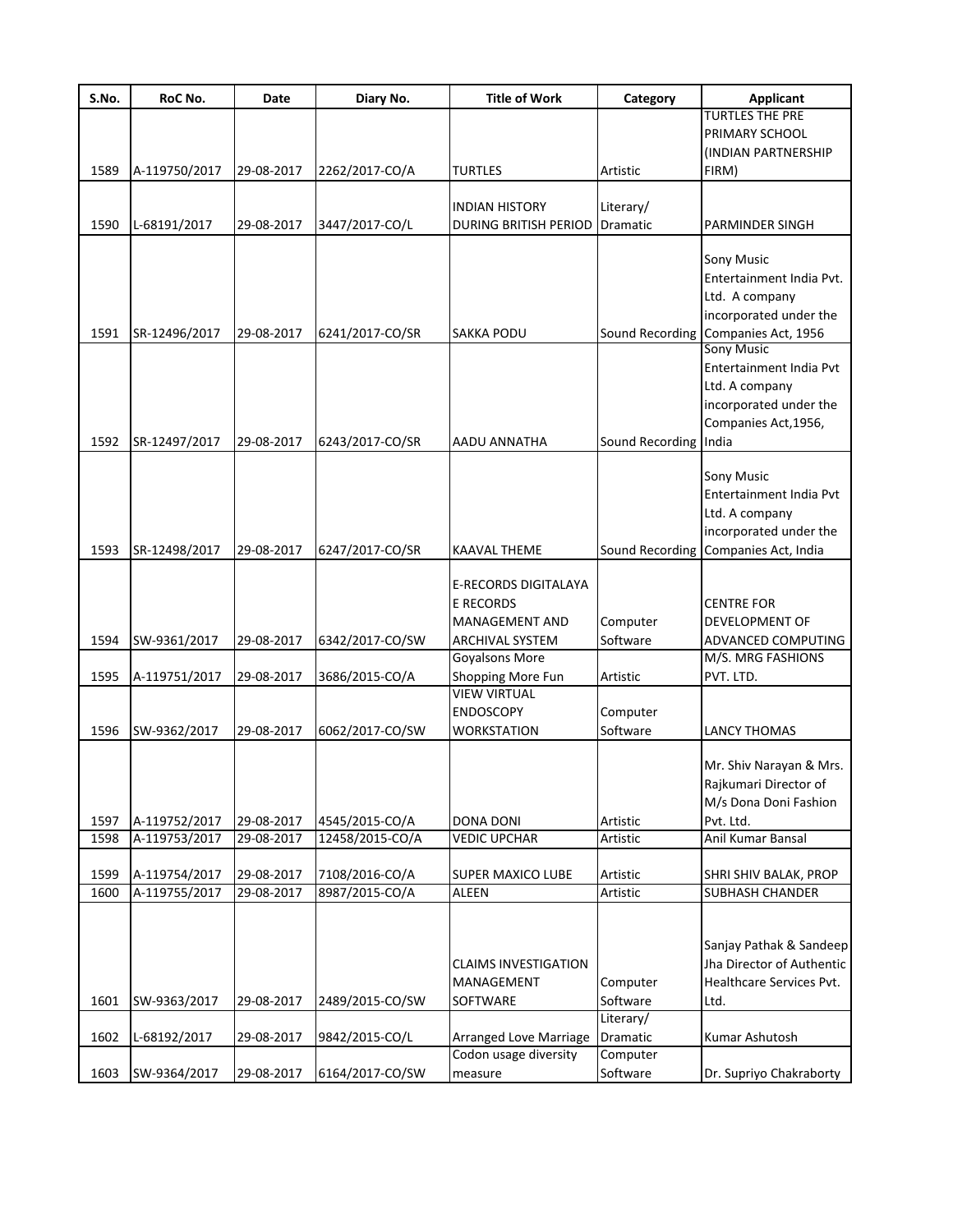| S.No. | RoC No. | Date | Diary No. | Title of Work | Category | Applicant |
|---|---|---|---|---|---|---|
| 1589 | A-119750/2017 | 29-08-2017 | 2262/2017-CO/A | TURTLES | Artistic | TURTLES THE PRE PRIMARY SCHOOL (INDIAN PARTNERSHIP FIRM) |
| 1590 | L-68191/2017 | 29-08-2017 | 3447/2017-CO/L | INDIAN HISTORY DURING BRITISH PERIOD | Literary/ Dramatic | PARMINDER SINGH |
| 1591 | SR-12496/2017 | 29-08-2017 | 6241/2017-CO/SR | SAKKA PODU | Sound Recording | Sony Music Entertainment India Pvt. Ltd. A company incorporated under the Companies Act, 1956 |
| 1592 | SR-12497/2017 | 29-08-2017 | 6243/2017-CO/SR | AADU ANNATHA | Sound Recording | Sony Music Entertainment India Pvt Ltd. A company incorporated under the Companies Act,1956, India |
| 1593 | SR-12498/2017 | 29-08-2017 | 6247/2017-CO/SR | KAAVAL THEME | Sound Recording | Sony Music Entertainment India Pvt Ltd. A company incorporated under the Companies Act, India |
| 1594 | SW-9361/2017 | 29-08-2017 | 6342/2017-CO/SW | E-RECORDS DIGITALAYA E RECORDS MANAGEMENT AND ARCHIVAL SYSTEM | Computer Software | CENTRE FOR DEVELOPMENT OF ADVANCED COMPUTING |
| 1595 | A-119751/2017 | 29-08-2017 | 3686/2015-CO/A | Goyalsons More Shopping More Fun | Artistic | M/S. MRG FASHIONS PVT. LTD. |
| 1596 | SW-9362/2017 | 29-08-2017 | 6062/2017-CO/SW | VIEW VIRTUAL ENDOSCOPY WORKSTATION | Computer Software | LANCY THOMAS |
| 1597 | A-119752/2017 | 29-08-2017 | 4545/2015-CO/A | DONA DONI | Artistic | Mr. Shiv Narayan & Mrs. Rajkumari Director of M/s Dona Doni Fashion Pvt. Ltd. |
| 1598 | A-119753/2017 | 29-08-2017 | 12458/2015-CO/A | VEDIC UPCHAR | Artistic | Anil Kumar Bansal |
| 1599 | A-119754/2017 | 29-08-2017 | 7108/2016-CO/A | SUPER MAXICO LUBE | Artistic | SHRI SHIV BALAK, PROP |
| 1600 | A-119755/2017 | 29-08-2017 | 8987/2015-CO/A | ALEEN | Artistic | SUBHASH CHANDER |
| 1601 | SW-9363/2017 | 29-08-2017 | 2489/2015-CO/SW | CLAIMS INVESTIGATION MANAGEMENT SOFTWARE | Computer Software | Sanjay Pathak & Sandeep Jha Director of Authentic Healthcare Services Pvt. Ltd. |
| 1602 | L-68192/2017 | 29-08-2017 | 9842/2015-CO/L | Arranged Love Marriage | Literary/ Dramatic | Kumar Ashutosh |
| 1603 | SW-9364/2017 | 29-08-2017 | 6164/2017-CO/SW | Codon usage diversity measure | Computer Software | Dr. Supriyo Chakraborty |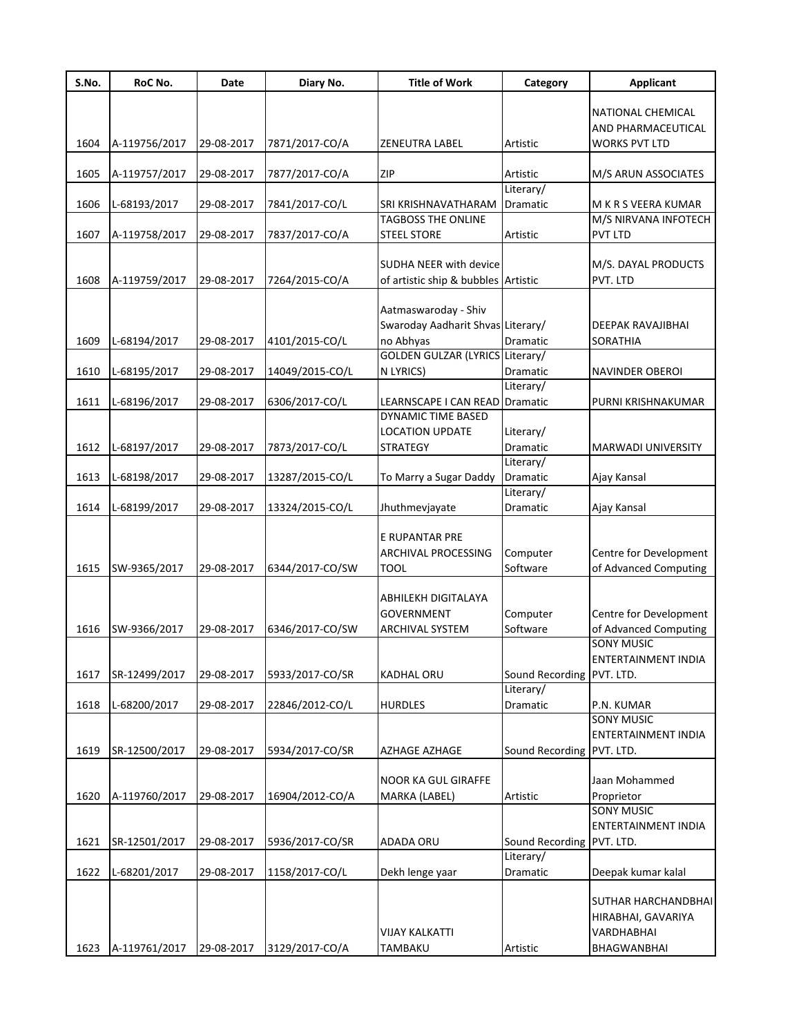| S.No. | RoC No. | Date | Diary No. | Title of Work | Category | Applicant |
|---|---|---|---|---|---|---|
| 1604 | A-119756/2017 | 29-08-2017 | 7871/2017-CO/A | ZENEUTRA LABEL | Artistic | NATIONAL CHEMICAL AND PHARMACEUTICAL WORKS PVT LTD |
| 1605 | A-119757/2017 | 29-08-2017 | 7877/2017-CO/A | ZIP | Artistic | M/S ARUN ASSOCIATES |
| 1606 | L-68193/2017 | 29-08-2017 | 7841/2017-CO/L | SRI KRISHNAVATHARAM | Literary/ Dramatic | M K R S VEERA KUMAR |
| 1607 | A-119758/2017 | 29-08-2017 | 7837/2017-CO/A | TAGBOSS THE ONLINE STEEL STORE | Artistic | M/S NIRVANA INFOTECH PVT LTD |
| 1608 | A-119759/2017 | 29-08-2017 | 7264/2015-CO/A | SUDHA NEER with device of artistic ship & bubbles | Artistic | M/S. DAYAL PRODUCTS PVT. LTD |
| 1609 | L-68194/2017 | 29-08-2017 | 4101/2015-CO/L | Aatmaswaroday - Shiv Swaroday Aadharit Shvas no Abhyas | Literary/ Dramatic | DEEPAK RAVAJIBHAI SORATHIA |
| 1610 | L-68195/2017 | 29-08-2017 | 14049/2015-CO/L | GOLDEN GULZAR (LYRICS N LYRICS) | Literary/ Dramatic | NAVINDER OBEROI |
| 1611 | L-68196/2017 | 29-08-2017 | 6306/2017-CO/L | LEARNSCAPE I CAN READ | Literary/ Dramatic | PURNI KRISHNAKUMAR |
| 1612 | L-68197/2017 | 29-08-2017 | 7873/2017-CO/L | DYNAMIC TIME BASED LOCATION UPDATE STRATEGY | Literary/ Dramatic | MARWADI UNIVERSITY |
| 1613 | L-68198/2017 | 29-08-2017 | 13287/2015-CO/L | To Marry a Sugar Daddy | Literary/ Dramatic | Ajay Kansal |
| 1614 | L-68199/2017 | 29-08-2017 | 13324/2015-CO/L | Jhuthmevjayate | Literary/ Dramatic | Ajay Kansal |
| 1615 | SW-9365/2017 | 29-08-2017 | 6344/2017-CO/SW | E RUPANTAR PRE ARCHIVAL PROCESSING TOOL | Computer Software | Centre for Development of Advanced Computing |
| 1616 | SW-9366/2017 | 29-08-2017 | 6346/2017-CO/SW | ABHILEKH DIGITALAYA GOVERNMENT ARCHIVAL SYSTEM | Computer Software | Centre for Development of Advanced Computing |
| 1617 | SR-12499/2017 | 29-08-2017 | 5933/2017-CO/SR | KADHAL ORU | Sound Recording | SONY MUSIC ENTERTAINMENT INDIA PVT. LTD. |
| 1618 | L-68200/2017 | 29-08-2017 | 22846/2012-CO/L | HURDLES | Literary/ Dramatic | P.N. KUMAR |
| 1619 | SR-12500/2017 | 29-08-2017 | 5934/2017-CO/SR | AZHAGE AZHAGE | Sound Recording | SONY MUSIC ENTERTAINMENT INDIA PVT. LTD. |
| 1620 | A-119760/2017 | 29-08-2017 | 16904/2012-CO/A | NOOR KA GUL GIRAFFE MARKA (LABEL) | Artistic | Jaan Mohammed Proprietor |
| 1621 | SR-12501/2017 | 29-08-2017 | 5936/2017-CO/SR | ADADA ORU | Sound Recording | SONY MUSIC ENTERTAINMENT INDIA PVT. LTD. |
| 1622 | L-68201/2017 | 29-08-2017 | 1158/2017-CO/L | Dekh lenge yaar | Literary/ Dramatic | Deepak kumar kalal |
| 1623 | A-119761/2017 | 29-08-2017 | 3129/2017-CO/A | VIJAY KALKATTI TAMBAKU | Artistic | SUTHAR HARCHANDBHAI HIRABHAI, GAVARIYA VARDHABHAI BHAGWANBHAI |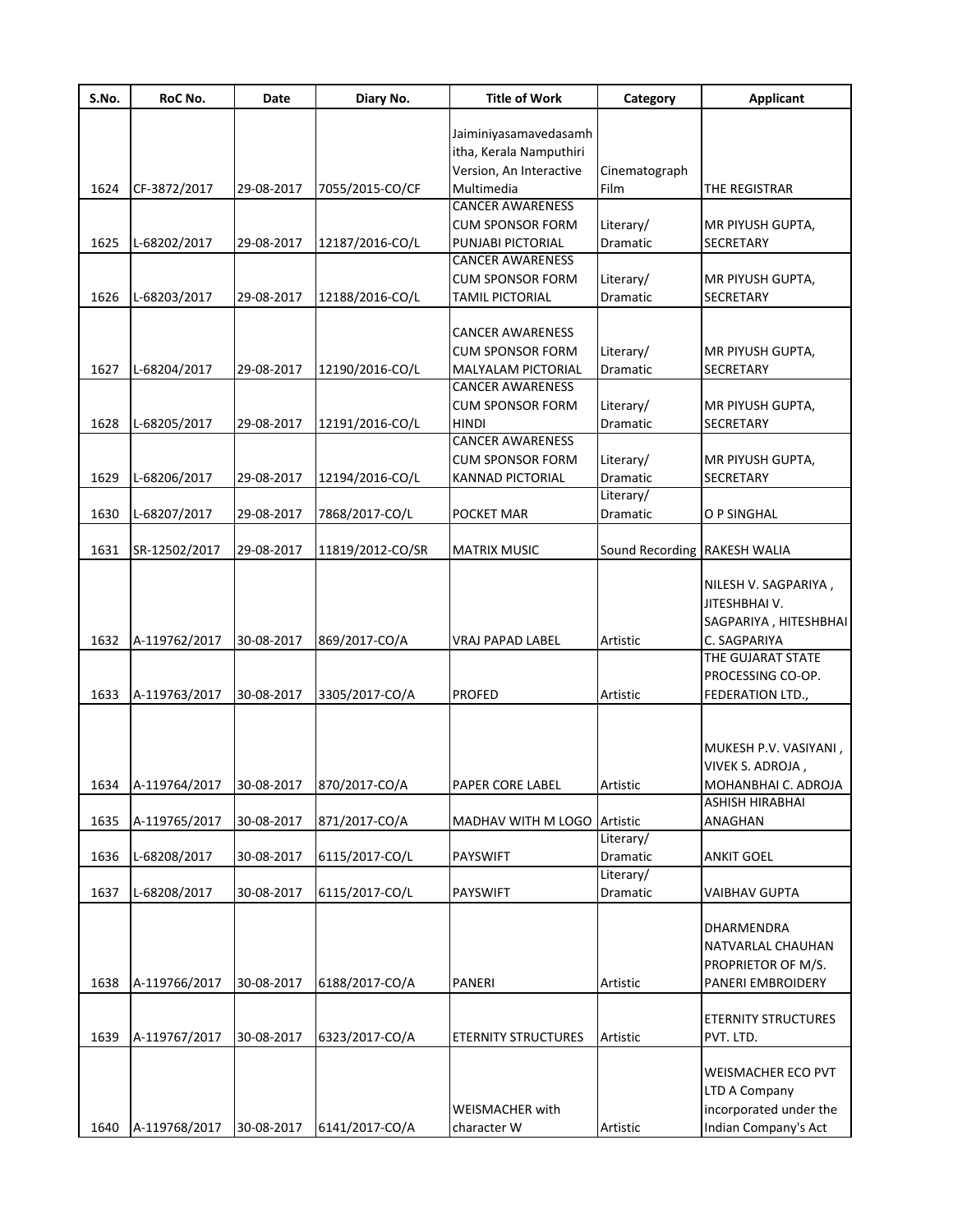| S.No. | RoC No. | Date | Diary No. | Title of Work | Category | Applicant |
|---|---|---|---|---|---|---|
| 1624 | CF-3872/2017 | 29-08-2017 | 7055/2015-CO/CF | Jaiminiyasamavedasamhitha, Kerala Namputhiri Version, An Interactive Multimedia | Cinematograph Film | THE REGISTRAR |
| 1625 | L-68202/2017 | 29-08-2017 | 12187/2016-CO/L | CANCER AWARENESS CUM SPONSOR FORM PUNJABI PICTORIAL | Literary/ Dramatic | MR PIYUSH GUPTA, SECRETARY |
| 1626 | L-68203/2017 | 29-08-2017 | 12188/2016-CO/L | CANCER AWARENESS CUM SPONSOR FORM TAMIL PICTORIAL | Literary/ Dramatic | MR PIYUSH GUPTA, SECRETARY |
| 1627 | L-68204/2017 | 29-08-2017 | 12190/2016-CO/L | CANCER AWARENESS CUM SPONSOR FORM MALYALAM PICTORIAL | Literary/ Dramatic | MR PIYUSH GUPTA, SECRETARY |
| 1628 | L-68205/2017 | 29-08-2017 | 12191/2016-CO/L | CANCER AWARENESS CUM SPONSOR FORM HINDI | Literary/ Dramatic | MR PIYUSH GUPTA, SECRETARY |
| 1629 | L-68206/2017 | 29-08-2017 | 12194/2016-CO/L | CANCER AWARENESS CUM SPONSOR FORM KANNAD PICTORIAL | Literary/ Dramatic | MR PIYUSH GUPTA, SECRETARY |
| 1630 | L-68207/2017 | 29-08-2017 | 7868/2017-CO/L | POCKET MAR | Literary/ Dramatic | O P SINGHAL |
| 1631 | SR-12502/2017 | 29-08-2017 | 11819/2012-CO/SR | MATRIX MUSIC | Sound Recording | RAKESH WALIA |
| 1632 | A-119762/2017 | 30-08-2017 | 869/2017-CO/A | VRAJ PAPAD LABEL | Artistic | NILESH V. SAGPARIYA , JITESHBHAI V. SAGPARIYA , HITESHBHAI C. SAGPARIYA |
| 1633 | A-119763/2017 | 30-08-2017 | 3305/2017-CO/A | PROFED | Artistic | THE GUJARAT STATE PROCESSING CO-OP. FEDERATION LTD., |
| 1634 | A-119764/2017 | 30-08-2017 | 870/2017-CO/A | PAPER CORE LABEL | Artistic | MUKESH P.V. VASIYANI , VIVEK S. ADROJA , MOHANBHAI C. ADROJA |
| 1635 | A-119765/2017 | 30-08-2017 | 871/2017-CO/A | MADHAV WITH M LOGO | Artistic | ASHISH HIRABHAI ANAGHAN |
| 1636 | L-68208/2017 | 30-08-2017 | 6115/2017-CO/L | PAYSWIFT | Literary/ Dramatic | ANKIT GOEL |
| 1637 | L-68208/2017 | 30-08-2017 | 6115/2017-CO/L | PAYSWIFT | Literary/ Dramatic | VAIBHAV GUPTA |
| 1638 | A-119766/2017 | 30-08-2017 | 6188/2017-CO/A | PANERI | Artistic | DHARMENDRA NATVARLAL CHAUHAN PROPRIETOR OF M/S. PANERI EMBROIDERY |
| 1639 | A-119767/2017 | 30-08-2017 | 6323/2017-CO/A | ETERNITY STRUCTURES | Artistic | ETERNITY STRUCTURES PVT. LTD. |
| 1640 | A-119768/2017 | 30-08-2017 | 6141/2017-CO/A | WEISMACHER with character W | Artistic | WEISMACHER ECO PVT LTD A Company incorporated under the Indian Company's Act |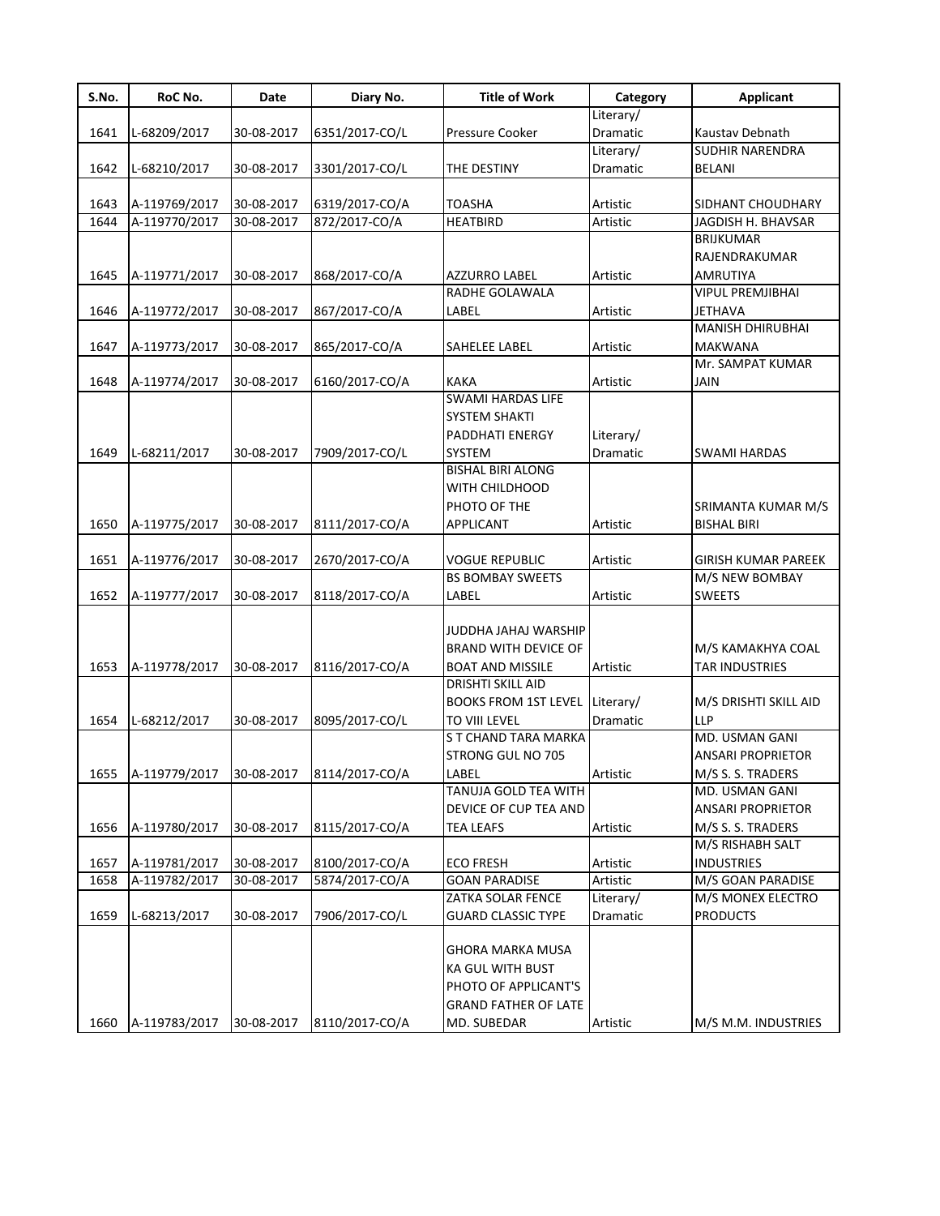| S.No. | RoC No. | Date | Diary No. | Title of Work | Category | Applicant |
|---|---|---|---|---|---|---|
| 1641 | L-68209/2017 | 30-08-2017 | 6351/2017-CO/L | Pressure Cooker | Literary/ Dramatic | Kaustav Debnath |
| 1642 | L-68210/2017 | 30-08-2017 | 3301/2017-CO/L | THE DESTINY | Literary/ Dramatic | SUDHIR NARENDRA BELANI |
| 1643 | A-119769/2017 | 30-08-2017 | 6319/2017-CO/A | TOASHA | Artistic | SIDHANT CHOUDHARY |
| 1644 | A-119770/2017 | 30-08-2017 | 872/2017-CO/A | HEATBIRD | Artistic | JAGDISH H. BHAVSAR |
| 1645 | A-119771/2017 | 30-08-2017 | 868/2017-CO/A | AZZURRO LABEL | Artistic | BRIJKUMAR RAJENDRAKUMAR AMRUTIYA |
| 1646 | A-119772/2017 | 30-08-2017 | 867/2017-CO/A | RADHE GOLAWALA LABEL | Artistic | VIPUL PREMJIBHAI JETHAVA |
| 1647 | A-119773/2017 | 30-08-2017 | 865/2017-CO/A | SAHELEE LABEL | Artistic | MANISH DHIRUBHAI MAKWANA |
| 1648 | A-119774/2017 | 30-08-2017 | 6160/2017-CO/A | KAKA | Artistic | Mr. SAMPAT KUMAR JAIN |
| 1649 | L-68211/2017 | 30-08-2017 | 7909/2017-CO/L | SWAMI HARDAS LIFE SYSTEM SHAKTI PADDHATI ENERGY SYSTEM | Literary/ Dramatic | SWAMI HARDAS |
| 1650 | A-119775/2017 | 30-08-2017 | 8111/2017-CO/A | BISHAL BIRI ALONG WITH CHILDHOOD PHOTO OF THE APPLICANT | Artistic | SRIMANTA KUMAR M/S BISHAL BIRI |
| 1651 | A-119776/2017 | 30-08-2017 | 2670/2017-CO/A | VOGUE REPUBLIC | Artistic | GIRISH KUMAR PAREEK |
| 1652 | A-119777/2017 | 30-08-2017 | 8118/2017-CO/A | BS BOMBAY SWEETS LABEL | Artistic | M/S NEW BOMBAY SWEETS |
| 1653 | A-119778/2017 | 30-08-2017 | 8116/2017-CO/A | JUDDHA JAHAJ WARSHIP BRAND WITH DEVICE OF BOAT AND MISSILE | Artistic | M/S KAMAKHYA COAL TAR INDUSTRIES |
| 1654 | L-68212/2017 | 30-08-2017 | 8095/2017-CO/L | DRISHTI SKILL AID BOOKS FROM 1ST LEVEL TO VIII LEVEL | Literary/ Dramatic | M/S DRISHTI SKILL AID LLP |
| 1655 | A-119779/2017 | 30-08-2017 | 8114/2017-CO/A | S T CHAND TARA MARKA STRONG GUL NO 705 LABEL | Artistic | MD. USMAN GANI ANSARI PROPRIETOR M/S S. S. TRADERS |
| 1656 | A-119780/2017 | 30-08-2017 | 8115/2017-CO/A | TANUJA GOLD TEA WITH DEVICE OF CUP TEA AND TEA LEAFS | Artistic | MD. USMAN GANI ANSARI PROPRIETOR M/S S. S. TRADERS |
| 1657 | A-119781/2017 | 30-08-2017 | 8100/2017-CO/A | ECO FRESH | Artistic | M/S RISHABH SALT INDUSTRIES |
| 1658 | A-119782/2017 | 30-08-2017 | 5874/2017-CO/A | GOAN PARADISE | Artistic | M/S GOAN PARADISE |
| 1659 | L-68213/2017 | 30-08-2017 | 7906/2017-CO/L | ZATKA SOLAR FENCE GUARD CLASSIC TYPE | Literary/ Dramatic | M/S MONEX ELECTRO PRODUCTS |
| 1660 | A-119783/2017 | 30-08-2017 | 8110/2017-CO/A | GHORA MARKA MUSA KA GUL WITH BUST PHOTO OF APPLICANT'S GRAND FATHER OF LATE MD. SUBEDAR | Artistic | M/S M.M. INDUSTRIES |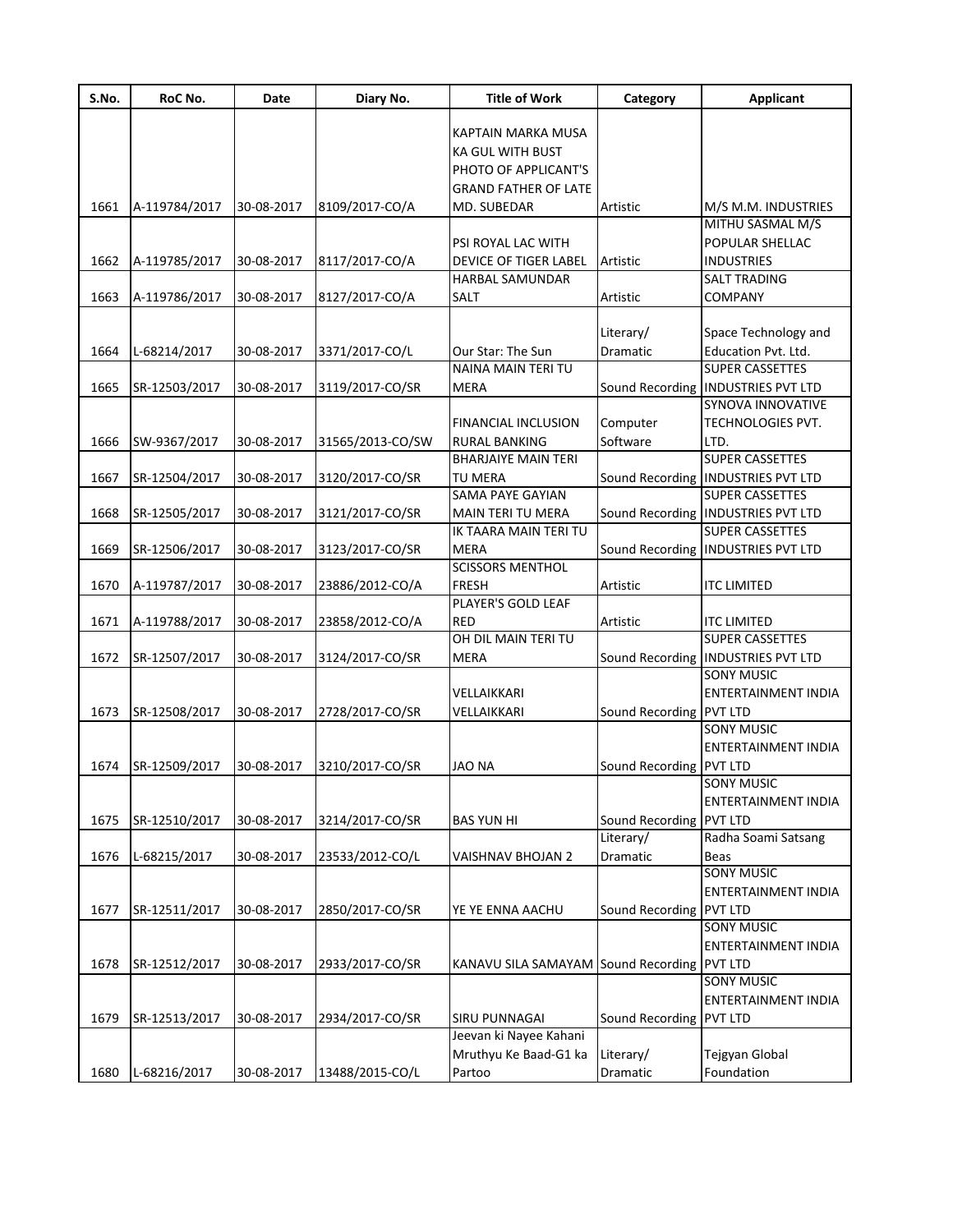| S.No. | RoC No. | Date | Diary No. | Title of Work | Category | Applicant |
|---|---|---|---|---|---|---|
| 1661 | A-119784/2017 | 30-08-2017 | 8109/2017-CO/A | KAPTAIN MARKA MUSA KA GUL WITH BUST PHOTO OF APPLICANT'S GRAND FATHER OF LATE MD. SUBEDAR | Artistic | M/S M.M. INDUSTRIES |
| 1662 | A-119785/2017 | 30-08-2017 | 8117/2017-CO/A | PSI ROYAL LAC WITH DEVICE OF TIGER LABEL | Artistic | MITHU SASMAL M/S POPULAR SHELLAC INDUSTRIES |
| 1663 | A-119786/2017 | 30-08-2017 | 8127/2017-CO/A | HARBAL SAMUNDAR SALT | Artistic | SALT TRADING COMPANY |
| 1664 | L-68214/2017 | 30-08-2017 | 3371/2017-CO/L | Our Star: The Sun | Literary/ Dramatic | Space Technology and Education Pvt. Ltd. |
| 1665 | SR-12503/2017 | 30-08-2017 | 3119/2017-CO/SR | NAINA MAIN TERI TU MERA | Sound Recording | SUPER CASSETTES INDUSTRIES PVT LTD |
| 1666 | SW-9367/2017 | 30-08-2017 | 31565/2013-CO/SW | FINANCIAL INCLUSION RURAL BANKING | Computer Software | SYNOVA INNOVATIVE TECHNOLOGIES PVT. LTD. |
| 1667 | SR-12504/2017 | 30-08-2017 | 3120/2017-CO/SR | BHARJAIYE MAIN TERI TU MERA | Sound Recording | SUPER CASSETTES INDUSTRIES PVT LTD |
| 1668 | SR-12505/2017 | 30-08-2017 | 3121/2017-CO/SR | SAMA PAYE GAYIAN MAIN TERI TU MERA | Sound Recording | SUPER CASSETTES INDUSTRIES PVT LTD |
| 1669 | SR-12506/2017 | 30-08-2017 | 3123/2017-CO/SR | IK TAARA MAIN TERI TU MERA | Sound Recording | SUPER CASSETTES INDUSTRIES PVT LTD |
| 1670 | A-119787/2017 | 30-08-2017 | 23886/2012-CO/A | SCISSORS MENTHOL FRESH | Artistic | ITC LIMITED |
| 1671 | A-119788/2017 | 30-08-2017 | 23858/2012-CO/A | PLAYER'S GOLD LEAF RED | Artistic | ITC LIMITED |
| 1672 | SR-12507/2017 | 30-08-2017 | 3124/2017-CO/SR | OH DIL MAIN TERI TU MERA | Sound Recording | SUPER CASSETTES INDUSTRIES PVT LTD |
| 1673 | SR-12508/2017 | 30-08-2017 | 2728/2017-CO/SR | VELLAIKKARI VELLAIKKARI | Sound Recording | SONY MUSIC ENTERTAINMENT INDIA PVT LTD |
| 1674 | SR-12509/2017 | 30-08-2017 | 3210/2017-CO/SR | JAO NA | Sound Recording | SONY MUSIC ENTERTAINMENT INDIA PVT LTD |
| 1675 | SR-12510/2017 | 30-08-2017 | 3214/2017-CO/SR | BAS YUN HI | Sound Recording | SONY MUSIC ENTERTAINMENT INDIA PVT LTD |
| 1676 | L-68215/2017 | 30-08-2017 | 23533/2012-CO/L | VAISHNAV BHOJAN 2 | Literary/ Dramatic | Radha Soami Satsang Beas |
| 1677 | SR-12511/2017 | 30-08-2017 | 2850/2017-CO/SR | YE YE ENNA AACHU | Sound Recording | SONY MUSIC ENTERTAINMENT INDIA PVT LTD |
| 1678 | SR-12512/2017 | 30-08-2017 | 2933/2017-CO/SR | KANAVU SILA SAMAYAM | Sound Recording | SONY MUSIC ENTERTAINMENT INDIA PVT LTD |
| 1679 | SR-12513/2017 | 30-08-2017 | 2934/2017-CO/SR | SIRU PUNNAGAI | Sound Recording | SONY MUSIC ENTERTAINMENT INDIA PVT LTD |
| 1680 | L-68216/2017 | 30-08-2017 | 13488/2015-CO/L | Jeevan ki Nayee Kahani Mruthyu Ke Baad-G1 ka Partoo | Literary/ Dramatic | Tejgyan Global Foundation |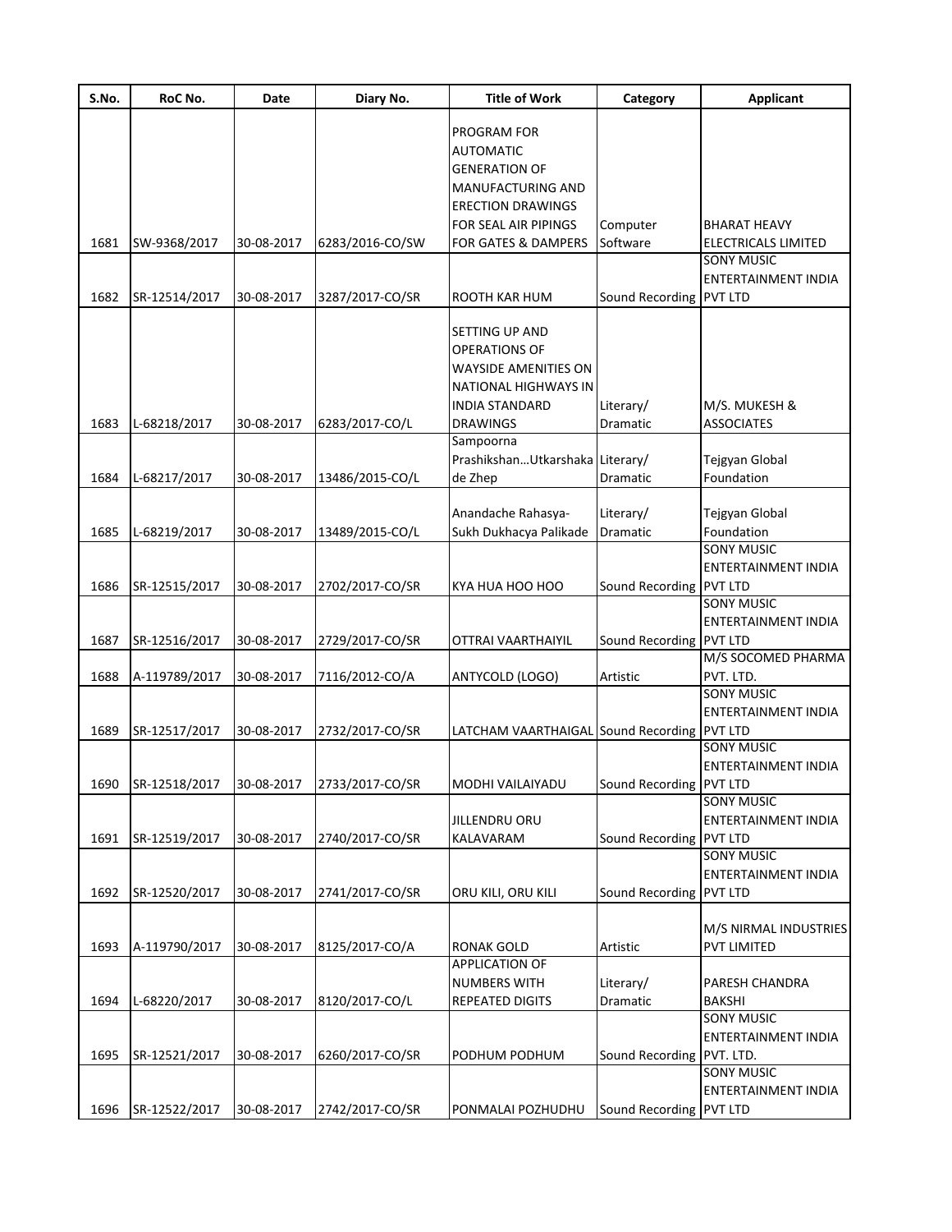| S.No. | RoC No. | Date | Diary No. | Title of Work | Category | Applicant |
|---|---|---|---|---|---|---|
| 1681 | SW-9368/2017 | 30-08-2017 | 6283/2016-CO/SW | PROGRAM FOR AUTOMATIC GENERATION OF MANUFACTURING AND ERECTION DRAWINGS FOR SEAL AIR PIPINGS FOR GATES & DAMPERS | Computer Software | BHARAT HEAVY ELECTRICALS LIMITED |
| 1682 | SR-12514/2017 | 30-08-2017 | 3287/2017-CO/SR | ROOTH KAR HUM | Sound Recording | SONY MUSIC ENTERTAINMENT INDIA PVT LTD |
| 1683 | L-68218/2017 | 30-08-2017 | 6283/2017-CO/L | SETTING UP AND OPERATIONS OF WAYSIDE AMENITIES ON NATIONAL HIGHWAYS IN INDIA STANDARD DRAWINGS | Literary/ Dramatic | M/S. MUKESH & ASSOCIATES |
| 1684 | L-68217/2017 | 30-08-2017 | 13486/2015-CO/L | Sampoorna Prashikshan...Utkarshaka de Zhep | Literary/ Dramatic | Tejgyan Global Foundation |
| 1685 | L-68219/2017 | 30-08-2017 | 13489/2015-CO/L | Anandache Rahasya- Sukh Dukhacya Palikade | Literary/ Dramatic | Tejgyan Global Foundation |
| 1686 | SR-12515/2017 | 30-08-2017 | 2702/2017-CO/SR | KYA HUA HOO HOO | Sound Recording | SONY MUSIC ENTERTAINMENT INDIA PVT LTD |
| 1687 | SR-12516/2017 | 30-08-2017 | 2729/2017-CO/SR | OTTRAI VAARTHAIYIL | Sound Recording | SONY MUSIC ENTERTAINMENT INDIA PVT LTD |
| 1688 | A-119789/2017 | 30-08-2017 | 7116/2012-CO/A | ANTYCOLD (LOGO) | Artistic | M/S SOCOMED PHARMA PVT. LTD. |
| 1689 | SR-12517/2017 | 30-08-2017 | 2732/2017-CO/SR | LATCHAM VAARTHAIGAL | Sound Recording | SONY MUSIC ENTERTAINMENT INDIA PVT LTD |
| 1690 | SR-12518/2017 | 30-08-2017 | 2733/2017-CO/SR | MODHI VAILAIYADU | Sound Recording | SONY MUSIC ENTERTAINMENT INDIA PVT LTD |
| 1691 | SR-12519/2017 | 30-08-2017 | 2740/2017-CO/SR | JILLENDRU ORU KALAVARAM | Sound Recording | SONY MUSIC ENTERTAINMENT INDIA PVT LTD |
| 1692 | SR-12520/2017 | 30-08-2017 | 2741/2017-CO/SR | ORU KILI, ORU KILI | Sound Recording | SONY MUSIC ENTERTAINMENT INDIA PVT LTD |
| 1693 | A-119790/2017 | 30-08-2017 | 8125/2017-CO/A | RONAK GOLD | Artistic | M/S NIRMAL INDUSTRIES PVT LIMITED |
| 1694 | L-68220/2017 | 30-08-2017 | 8120/2017-CO/L | APPLICATION OF NUMBERS WITH REPEATED DIGITS | Literary/ Dramatic | PARESH CHANDRA BAKSHI |
| 1695 | SR-12521/2017 | 30-08-2017 | 6260/2017-CO/SR | PODHUM PODHUM | Sound Recording | SONY MUSIC ENTERTAINMENT INDIA PVT. LTD. |
| 1696 | SR-12522/2017 | 30-08-2017 | 2742/2017-CO/SR | PONMALAI POZHUDHU | Sound Recording | SONY MUSIC ENTERTAINMENT INDIA PVT LTD |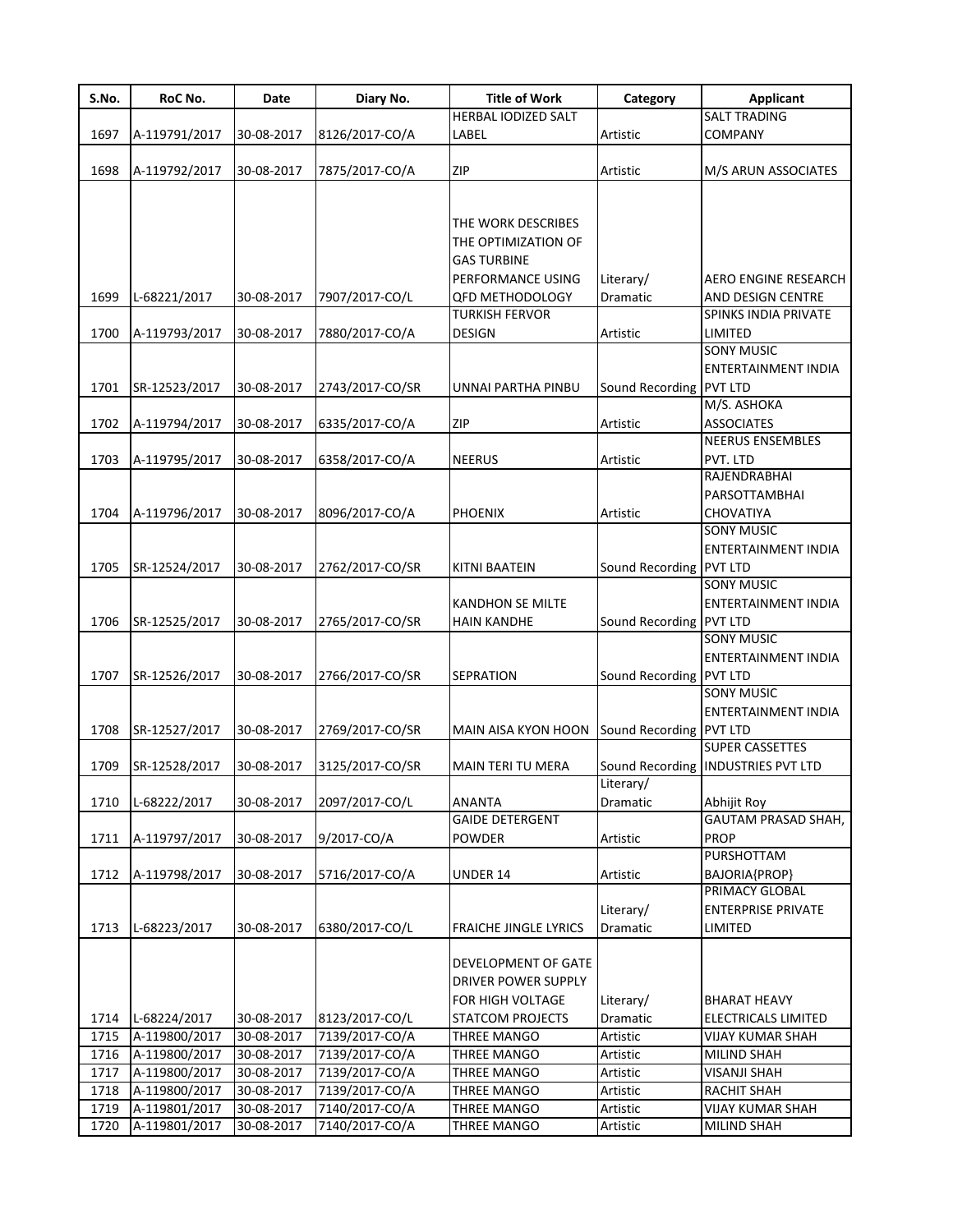| S.No. | RoC No. | Date | Diary No. | Title of Work | Category | Applicant |
|---|---|---|---|---|---|---|
| 1697 | A-119791/2017 | 30-08-2017 | 8126/2017-CO/A | HERBAL IODIZED SALT LABEL | Artistic | SALT TRADING COMPANY |
| 1698 | A-119792/2017 | 30-08-2017 | 7875/2017-CO/A | ZIP | Artistic | M/S ARUN ASSOCIATES |
| 1699 | L-68221/2017 | 30-08-2017 | 7907/2017-CO/L | THE WORK DESCRIBES THE OPTIMIZATION OF GAS TURBINE PERFORMANCE USING QFD METHODOLOGY | Literary/ Dramatic | AERO ENGINE RESEARCH AND DESIGN CENTRE |
| 1700 | A-119793/2017 | 30-08-2017 | 7880/2017-CO/A | TURKISH FERVOR DESIGN | Artistic | SPINKS INDIA PRIVATE LIMITED |
| 1701 | SR-12523/2017 | 30-08-2017 | 2743/2017-CO/SR | UNNAI PARTHA PINBU | Sound Recording | SONY MUSIC ENTERTAINMENT INDIA PVT LTD |
| 1702 | A-119794/2017 | 30-08-2017 | 6335/2017-CO/A | ZIP | Artistic | M/S. ASHOKA ASSOCIATES |
| 1703 | A-119795/2017 | 30-08-2017 | 6358/2017-CO/A | NEERUS | Artistic | NEERUS ENSEMBLES PVT. LTD |
| 1704 | A-119796/2017 | 30-08-2017 | 8096/2017-CO/A | PHOENIX | Artistic | RAJENDRABHAI PARSOTTAMBHAI CHOVATIYA |
| 1705 | SR-12524/2017 | 30-08-2017 | 2762/2017-CO/SR | KITNI BAATEIN | Sound Recording | SONY MUSIC ENTERTAINMENT INDIA PVT LTD |
| 1706 | SR-12525/2017 | 30-08-2017 | 2765/2017-CO/SR | KANDHON SE MILTE HAIN KANDHE | Sound Recording | SONY MUSIC ENTERTAINMENT INDIA PVT LTD |
| 1707 | SR-12526/2017 | 30-08-2017 | 2766/2017-CO/SR | SEPRATION | Sound Recording | SONY MUSIC ENTERTAINMENT INDIA PVT LTD |
| 1708 | SR-12527/2017 | 30-08-2017 | 2769/2017-CO/SR | MAIN AISA KYON HOON | Sound Recording | SONY MUSIC ENTERTAINMENT INDIA PVT LTD |
| 1709 | SR-12528/2017 | 30-08-2017 | 3125/2017-CO/SR | MAIN TERI TU MERA | Sound Recording | SUPER CASSETTES INDUSTRIES PVT LTD |
| 1710 | L-68222/2017 | 30-08-2017 | 2097/2017-CO/L | ANANTA | Literary/ Dramatic | Abhijit Roy |
| 1711 | A-119797/2017 | 30-08-2017 | 9/2017-CO/A | GAIDE DETERGENT POWDER | Artistic | GAUTAM PRASAD SHAH, PROP |
| 1712 | A-119798/2017 | 30-08-2017 | 5716/2017-CO/A | UNDER 14 | Artistic | PURSHOTTAM BAJORIA{PROP} |
| 1713 | L-68223/2017 | 30-08-2017 | 6380/2017-CO/L | FRAICHE JINGLE LYRICS | Literary/ Dramatic | PRIMACY GLOBAL ENTERPRISE PRIVATE LIMITED |
| 1714 | L-68224/2017 | 30-08-2017 | 8123/2017-CO/L | DEVELOPMENT OF GATE DRIVER POWER SUPPLY FOR HIGH VOLTAGE STATCOM PROJECTS | Literary/ Dramatic | BHARAT HEAVY ELECTRICALS LIMITED |
| 1715 | A-119800/2017 | 30-08-2017 | 7139/2017-CO/A | THREE MANGO | Artistic | VIJAY KUMAR SHAH |
| 1716 | A-119800/2017 | 30-08-2017 | 7139/2017-CO/A | THREE MANGO | Artistic | MILIND SHAH |
| 1717 | A-119800/2017 | 30-08-2017 | 7139/2017-CO/A | THREE MANGO | Artistic | VISANJI SHAH |
| 1718 | A-119800/2017 | 30-08-2017 | 7139/2017-CO/A | THREE MANGO | Artistic | RACHIT SHAH |
| 1719 | A-119801/2017 | 30-08-2017 | 7140/2017-CO/A | THREE MANGO | Artistic | VIJAY KUMAR SHAH |
| 1720 | A-119801/2017 | 30-08-2017 | 7140/2017-CO/A | THREE MANGO | Artistic | MILIND SHAH |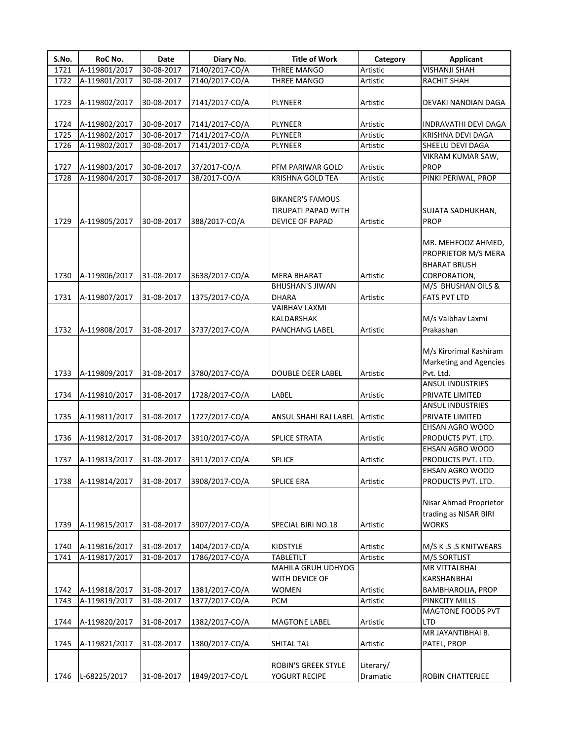| S.No. | RoC No. | Date | Diary No. | Title of Work | Category | Applicant |
|---|---|---|---|---|---|---|
| 1721 | A-119801/2017 | 30-08-2017 | 7140/2017-CO/A | THREE MANGO | Artistic | VISHANJI SHAH |
| 1722 | A-119801/2017 | 30-08-2017 | 7140/2017-CO/A | THREE MANGO | Artistic | RACHIT SHAH |
| 1723 | A-119802/2017 | 30-08-2017 | 7141/2017-CO/A | PLYNEER | Artistic | DEVAKI NANDIAN DAGA |
| 1724 | A-119802/2017 | 30-08-2017 | 7141/2017-CO/A | PLYNEER | Artistic | INDRAVATHI DEVI DAGA |
| 1725 | A-119802/2017 | 30-08-2017 | 7141/2017-CO/A | PLYNEER | Artistic | KRISHNA DEVI DAGA |
| 1726 | A-119802/2017 | 30-08-2017 | 7141/2017-CO/A | PLYNEER | Artistic | SHEELU DEVI DAGA |
| 1727 | A-119803/2017 | 30-08-2017 | 37/2017-CO/A | PFM PARIWAR GOLD | Artistic | VIKRAM KUMAR SAW, PROP |
| 1728 | A-119804/2017 | 30-08-2017 | 38/2017-CO/A | KRISHNA GOLD TEA | Artistic | PINKI PERIWAL, PROP |
| 1729 | A-119805/2017 | 30-08-2017 | 388/2017-CO/A | BIKANER'S FAMOUS TIRUPATI PAPAD WITH DEVICE OF PAPAD | Artistic | SUJATA SADHUKHAN, PROP |
| 1730 | A-119806/2017 | 31-08-2017 | 3638/2017-CO/A | MERA BHARAT | Artistic | MR. MEHFOOZ AHMED, PROPRIETOR M/S MERA BHARAT BRUSH CORPORATION, |
| 1731 | A-119807/2017 | 31-08-2017 | 1375/2017-CO/A | BHUSHAN'S JIWAN DHARA | Artistic | M/S BHUSHAN OILS & FATS PVT LTD |
| 1732 | A-119808/2017 | 31-08-2017 | 3737/2017-CO/A | VAIBHAV LAXMI KALDARSHAK PANCHANG LABEL | Artistic | M/s Vaibhav Laxmi Prakashan |
| 1733 | A-119809/2017 | 31-08-2017 | 3780/2017-CO/A | DOUBLE DEER LABEL | Artistic | M/s Kirorimal Kashiram Marketing and Agencies Pvt. Ltd. |
| 1734 | A-119810/2017 | 31-08-2017 | 1728/2017-CO/A | LABEL | Artistic | ANSUL INDUSTRIES PRIVATE LIMITED |
| 1735 | A-119811/2017 | 31-08-2017 | 1727/2017-CO/A | ANSUL SHAHI RAJ LABEL | Artistic | ANSUL INDUSTRIES PRIVATE LIMITED |
| 1736 | A-119812/2017 | 31-08-2017 | 3910/2017-CO/A | SPLICE STRATA | Artistic | EHSAN AGRO WOOD PRODUCTS PVT. LTD. |
| 1737 | A-119813/2017 | 31-08-2017 | 3911/2017-CO/A | SPLICE | Artistic | EHSAN AGRO WOOD PRODUCTS PVT. LTD. |
| 1738 | A-119814/2017 | 31-08-2017 | 3908/2017-CO/A | SPLICE ERA | Artistic | EHSAN AGRO WOOD PRODUCTS PVT. LTD. |
| 1739 | A-119815/2017 | 31-08-2017 | 3907/2017-CO/A | SPECIAL BIRI NO.18 | Artistic | Nisar Ahmad Proprietor trading as NISAR BIRI WORKS |
| 1740 | A-119816/2017 | 31-08-2017 | 1404/2017-CO/A | KIDSTYLE | Artistic | M/S K .S .S KNITWEARS |
| 1741 | A-119817/2017 | 31-08-2017 | 1786/2017-CO/A | TABLETILT | Artistic | M/S SORTLIST |
| 1742 | A-119818/2017 | 31-08-2017 | 1381/2017-CO/A | MAHILA GRUH UDHYOG WITH DEVICE OF WOMEN | Artistic | MR VITTALBHAI KARSHANBHAI BAMBHAROLIA, PROP |
| 1743 | A-119819/2017 | 31-08-2017 | 1377/2017-CO/A | PCM | Artistic | PINKCITY MILLS |
| 1744 | A-119820/2017 | 31-08-2017 | 1382/2017-CO/A | MAGTONE LABEL | Artistic | MAGTONE FOODS PVT LTD |
| 1745 | A-119821/2017 | 31-08-2017 | 1380/2017-CO/A | SHITAL TAL | Artistic | MR JAYANTIBHAI B. PATEL, PROP |
| 1746 | L-68225/2017 | 31-08-2017 | 1849/2017-CO/L | ROBIN'S GREEK STYLE YOGURT RECIPE | Literary/ Dramatic | ROBIN CHATTERJEE |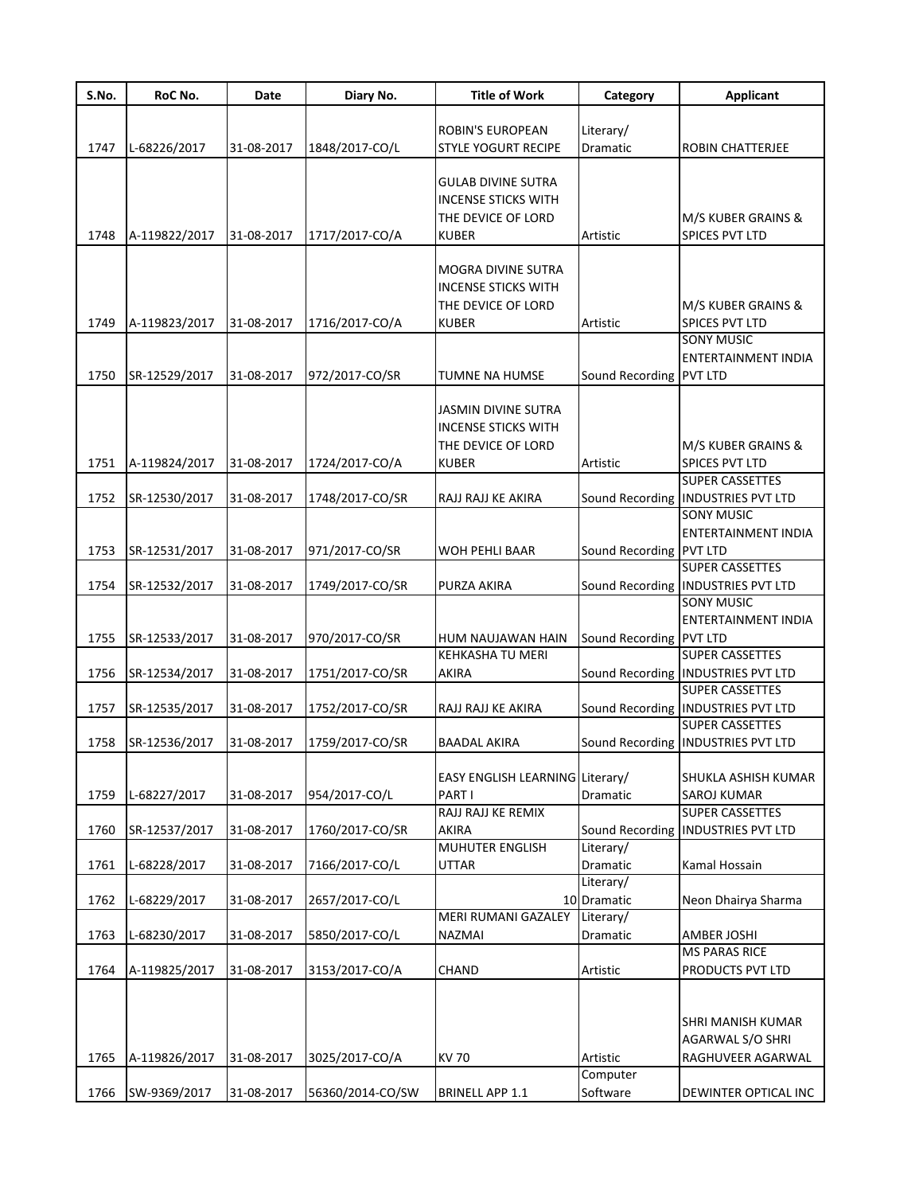| S.No. | RoC No. | Date | Diary No. | Title of Work | Category | Applicant |
|---|---|---|---|---|---|---|
| 1747 | L-68226/2017 | 31-08-2017 | 1848/2017-CO/L | ROBIN'S EUROPEAN STYLE YOGURT RECIPE | Literary/ Dramatic | ROBIN CHATTERJEE |
| 1748 | A-119822/2017 | 31-08-2017 | 1717/2017-CO/A | GULAB DIVINE SUTRA INCENSE STICKS WITH THE DEVICE OF LORD KUBER | Artistic | M/S KUBER GRAINS & SPICES PVT LTD |
| 1749 | A-119823/2017 | 31-08-2017 | 1716/2017-CO/A | MOGRA DIVINE SUTRA INCENSE STICKS WITH THE DEVICE OF LORD KUBER | Artistic | M/S KUBER GRAINS & SPICES PVT LTD |
| 1750 | SR-12529/2017 | 31-08-2017 | 972/2017-CO/SR | TUMNE NA HUMSE | Sound Recording | SONY MUSIC ENTERTAINMENT INDIA PVT LTD |
| 1751 | A-119824/2017 | 31-08-2017 | 1724/2017-CO/A | JASMIN DIVINE SUTRA INCENSE STICKS WITH THE DEVICE OF LORD KUBER | Artistic | M/S KUBER GRAINS & SPICES PVT LTD |
| 1752 | SR-12530/2017 | 31-08-2017 | 1748/2017-CO/SR | RAJJ RAJJ KE AKIRA | Sound Recording | SUPER CASSETTES INDUSTRIES PVT LTD |
| 1753 | SR-12531/2017 | 31-08-2017 | 971/2017-CO/SR | WOH PEHLI BAAR | Sound Recording | SONY MUSIC ENTERTAINMENT INDIA PVT LTD |
| 1754 | SR-12532/2017 | 31-08-2017 | 1749/2017-CO/SR | PURZA AKIRA | Sound Recording | SUPER CASSETTES INDUSTRIES PVT LTD |
| 1755 | SR-12533/2017 | 31-08-2017 | 970/2017-CO/SR | HUM NAUJAWAN HAIN | Sound Recording | SONY MUSIC ENTERTAINMENT INDIA PVT LTD |
| 1756 | SR-12534/2017 | 31-08-2017 | 1751/2017-CO/SR | KEHKASHA TU MERI AKIRA | Sound Recording | SUPER CASSETTES INDUSTRIES PVT LTD |
| 1757 | SR-12535/2017 | 31-08-2017 | 1752/2017-CO/SR | RAJJ RAJJ KE AKIRA | Sound Recording | SUPER CASSETTES INDUSTRIES PVT LTD |
| 1758 | SR-12536/2017 | 31-08-2017 | 1759/2017-CO/SR | BAADAL AKIRA | Sound Recording | SUPER CASSETTES INDUSTRIES PVT LTD |
| 1759 | L-68227/2017 | 31-08-2017 | 954/2017-CO/L | EASY ENGLISH LEARNING PART I | Literary/ Dramatic | SHUKLA ASHISH KUMAR SAROJ KUMAR |
| 1760 | SR-12537/2017 | 31-08-2017 | 1760/2017-CO/SR | RAJJ RAJJ KE REMIX AKIRA | Sound Recording | SUPER CASSETTES INDUSTRIES PVT LTD |
| 1761 | L-68228/2017 | 31-08-2017 | 7166/2017-CO/L | MUHUTER ENGLISH UTTAR | Literary/ Dramatic | Kamal Hossain |
| 1762 | L-68229/2017 | 31-08-2017 | 2657/2017-CO/L | 10 | Literary/ Dramatic | Neon Dhairya Sharma |
| 1763 | L-68230/2017 | 31-08-2017 | 5850/2017-CO/L | MERI RUMANI GAZALEY NAZMAI | Literary/ Dramatic | AMBER JOSHI |
| 1764 | A-119825/2017 | 31-08-2017 | 3153/2017-CO/A | CHAND | Artistic | MS PARAS RICE PRODUCTS PVT LTD |
| 1765 | A-119826/2017 | 31-08-2017 | 3025/2017-CO/A | KV 70 | Artistic | SHRI MANISH KUMAR AGARWAL S/O SHRI RAGHUVEER AGARWAL |
| 1766 | SW-9369/2017 | 31-08-2017 | 56360/2014-CO/SW | BRINELL APP 1.1 | Computer Software | DEWINTER OPTICAL INC |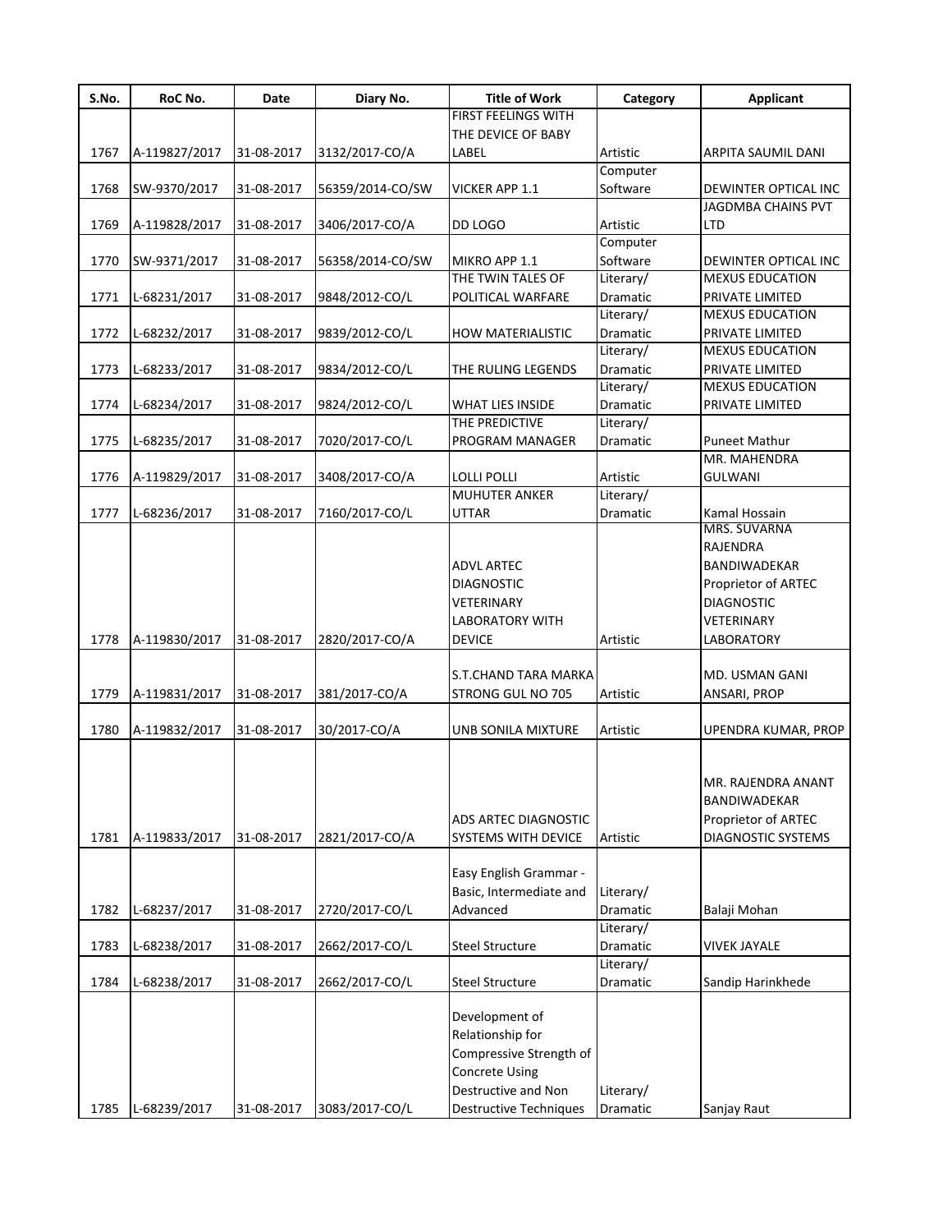| S.No. | RoC No. | Date | Diary No. | Title of Work | Category | Applicant |
|---|---|---|---|---|---|---|
| 1767 | A-119827/2017 | 31-08-2017 | 3132/2017-CO/A | FIRST FEELINGS WITH THE DEVICE OF BABY LABEL | Artistic | ARPITA SAUMIL DANI |
| 1768 | SW-9370/2017 | 31-08-2017 | 56359/2014-CO/SW | VICKER APP 1.1 | Computer Software | DEWINTER OPTICAL INC |
| 1769 | A-119828/2017 | 31-08-2017 | 3406/2017-CO/A | DD LOGO | Artistic | JAGDMBA CHAINS PVT LTD |
| 1770 | SW-9371/2017 | 31-08-2017 | 56358/2014-CO/SW | MIKRO APP 1.1 | Computer Software | DEWINTER OPTICAL INC |
| 1771 | L-68231/2017 | 31-08-2017 | 9848/2012-CO/L | THE TWIN TALES OF POLITICAL WARFARE | Literary/ Dramatic | MEXUS EDUCATION PRIVATE LIMITED |
| 1772 | L-68232/2017 | 31-08-2017 | 9839/2012-CO/L | HOW MATERIALISTIC | Literary/ Dramatic | MEXUS EDUCATION PRIVATE LIMITED |
| 1773 | L-68233/2017 | 31-08-2017 | 9834/2012-CO/L | THE RULING LEGENDS | Literary/ Dramatic | MEXUS EDUCATION PRIVATE LIMITED |
| 1774 | L-68234/2017 | 31-08-2017 | 9824/2012-CO/L | WHAT LIES INSIDE | Literary/ Dramatic | MEXUS EDUCATION PRIVATE LIMITED |
| 1775 | L-68235/2017 | 31-08-2017 | 7020/2017-CO/L | THE PREDICTIVE PROGRAM MANAGER | Literary/ Dramatic | Puneet Mathur |
| 1776 | A-119829/2017 | 31-08-2017 | 3408/2017-CO/A | LOLLI POLLI | Artistic | MR. MAHENDRA GULWANI |
| 1777 | L-68236/2017 | 31-08-2017 | 7160/2017-CO/L | MUHUTER ANKER UTTAR | Literary/ Dramatic | Kamal Hossain |
| 1778 | A-119830/2017 | 31-08-2017 | 2820/2017-CO/A | ADVL ARTEC DIAGNOSTIC VETERINARY LABORATORY WITH DEVICE | Artistic | MRS. SUVARNA RAJENDRA BANDIWADEKAR Proprietor of ARTEC DIAGNOSTIC VETERINARY LABORATORY |
| 1779 | A-119831/2017 | 31-08-2017 | 381/2017-CO/A | S.T.CHAND TARA MARKA STRONG GUL NO 705 | Artistic | MD. USMAN GANI ANSARI, PROP |
| 1780 | A-119832/2017 | 31-08-2017 | 30/2017-CO/A | UNB SONILA MIXTURE | Artistic | UPENDRA KUMAR, PROP |
| 1781 | A-119833/2017 | 31-08-2017 | 2821/2017-CO/A | ADS ARTEC DIAGNOSTIC SYSTEMS WITH DEVICE | Artistic | MR. RAJENDRA ANANT BANDIWADEKAR Proprietor of ARTEC DIAGNOSTIC SYSTEMS |
| 1782 | L-68237/2017 | 31-08-2017 | 2720/2017-CO/L | Easy English Grammar - Basic, Intermediate and Advanced | Literary/ Dramatic | Balaji Mohan |
| 1783 | L-68238/2017 | 31-08-2017 | 2662/2017-CO/L | Steel Structure | Literary/ Dramatic | VIVEK JAYALE |
| 1784 | L-68238/2017 | 31-08-2017 | 2662/2017-CO/L | Steel Structure | Literary/ Dramatic | Sandip Harinkhede |
| 1785 | L-68239/2017 | 31-08-2017 | 3083/2017-CO/L | Development of Relationship for Compressive Strength of Concrete Using Destructive and Non Destructive Techniques | Literary/ Dramatic | Sanjay Raut |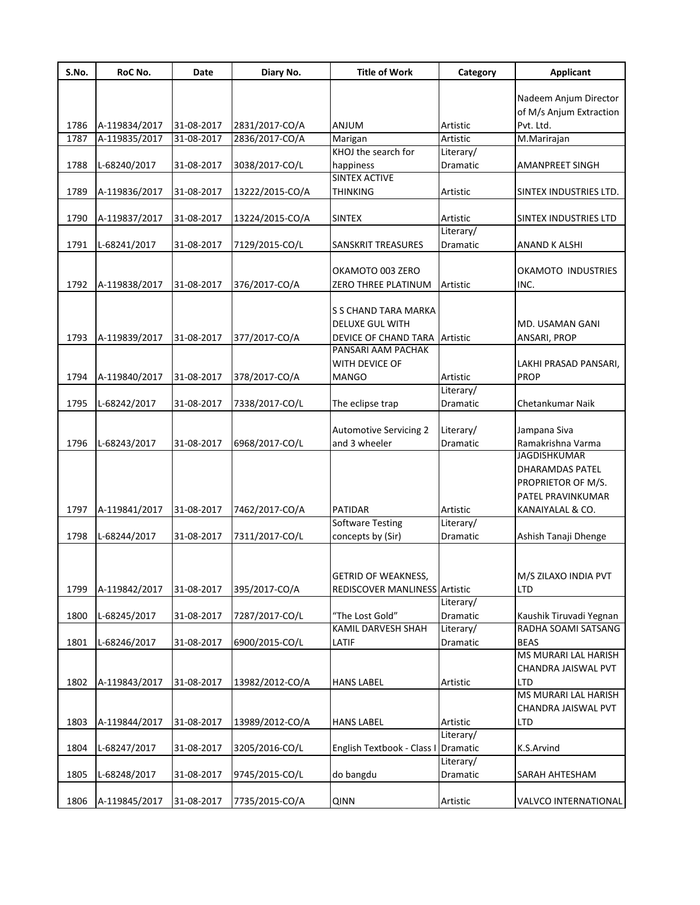| S.No. | RoC No. | Date | Diary No. | Title of Work | Category | Applicant |
|---|---|---|---|---|---|---|
| 1786 | A-119834/2017 | 31-08-2017 | 2831/2017-CO/A | ANJUM | Artistic | Nadeem Anjum Director of M/s Anjum Extraction Pvt. Ltd. |
| 1787 | A-119835/2017 | 31-08-2017 | 2836/2017-CO/A | Marigan | Artistic | M.Marirajan |
| 1788 | L-68240/2017 | 31-08-2017 | 3038/2017-CO/L | KHOJ the search for happiness | Literary/ Dramatic | AMANPREET SINGH |
| 1789 | A-119836/2017 | 31-08-2017 | 13222/2015-CO/A | SINTEX ACTIVE THINKING | Artistic | SINTEX INDUSTRIES LTD. |
| 1790 | A-119837/2017 | 31-08-2017 | 13224/2015-CO/A | SINTEX | Artistic | SINTEX INDUSTRIES LTD |
| 1791 | L-68241/2017 | 31-08-2017 | 7129/2015-CO/L | SANSKRIT TREASURES | Literary/ Dramatic | ANAND K ALSHI |
| 1792 | A-119838/2017 | 31-08-2017 | 376/2017-CO/A | OKAMOTO 003 ZERO ZERO THREE PLATINUM | Artistic | OKAMOTO INDUSTRIES INC. |
| 1793 | A-119839/2017 | 31-08-2017 | 377/2017-CO/A | S S CHAND TARA MARKA DELUXE GUL WITH DEVICE OF CHAND TARA | Artistic | MD. USAMAN GANI ANSARI, PROP |
| 1794 | A-119840/2017 | 31-08-2017 | 378/2017-CO/A | PANSARI AAM PACHAK WITH DEVICE OF MANGO | Artistic | LAKHI PRASAD PANSARI, PROP |
| 1795 | L-68242/2017 | 31-08-2017 | 7338/2017-CO/L | The eclipse trap | Literary/ Dramatic | Chetankumar Naik |
| 1796 | L-68243/2017 | 31-08-2017 | 6968/2017-CO/L | Automotive Servicing 2 and 3 wheeler | Literary/ Dramatic | Jampana Siva Ramakrishna Varma |
| 1797 | A-119841/2017 | 31-08-2017 | 7462/2017-CO/A | PATIDAR | Artistic | JAGDISHKUMAR DHARAMDAS PATEL PROPRIETOR OF M/S. PATEL PRAVINKUMAR KANAIYALAL & CO. |
| 1798 | L-68244/2017 | 31-08-2017 | 7311/2017-CO/L | Software Testing concepts by (Sir) | Literary/ Dramatic | Ashish Tanaji Dhenge |
| 1799 | A-119842/2017 | 31-08-2017 | 395/2017-CO/A | GETRID OF WEAKNESS, REDISCOVER MANLINESS | Artistic | M/S ZILAXO INDIA PVT LTD |
| 1800 | L-68245/2017 | 31-08-2017 | 7287/2017-CO/L | "The Lost Gold" | Literary/ Dramatic | Kaushik Tiruvadi Yegnan |
| 1801 | L-68246/2017 | 31-08-2017 | 6900/2015-CO/L | KAMIL DARVESH SHAH LATIF | Literary/ Dramatic | RADHA SOAMI SATSANG BEAS |
| 1802 | A-119843/2017 | 31-08-2017 | 13982/2012-CO/A | HANS LABEL | Artistic | MS MURARI LAL HARISH CHANDRA JAISWAL PVT LTD |
| 1803 | A-119844/2017 | 31-08-2017 | 13989/2012-CO/A | HANS LABEL | Artistic | MS MURARI LAL HARISH CHANDRA JAISWAL PVT LTD |
| 1804 | L-68247/2017 | 31-08-2017 | 3205/2016-CO/L | English Textbook - Class I | Literary/ Dramatic | K.S.Arvind |
| 1805 | L-68248/2017 | 31-08-2017 | 9745/2015-CO/L | do bangdu | Literary/ Dramatic | SARAH AHTESHAM |
| 1806 | A-119845/2017 | 31-08-2017 | 7735/2015-CO/A | QINN | Artistic | VALVCO INTERNATIONAL |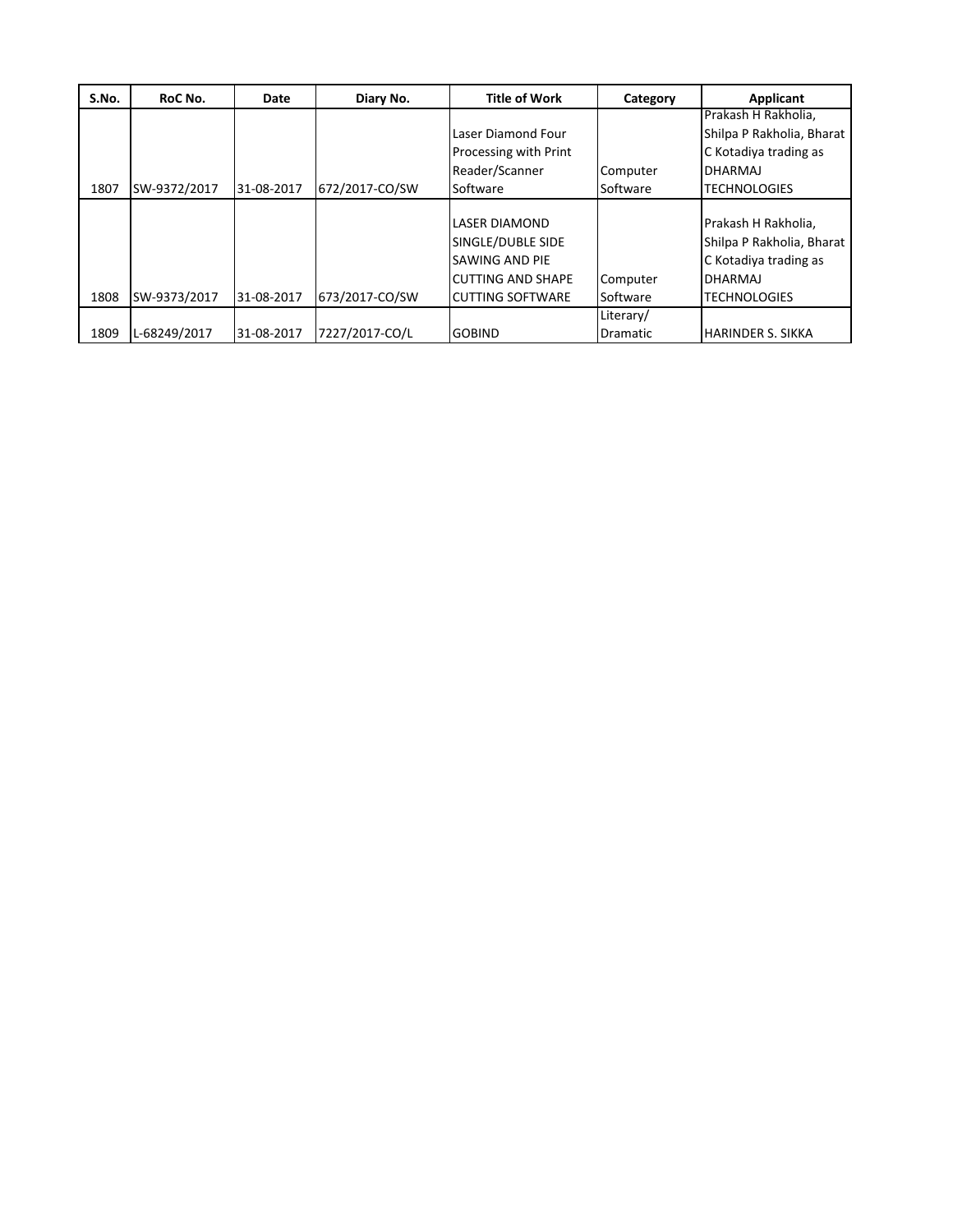| S.No. | RoC No. | Date | Diary No. | Title of Work | Category | Applicant |
|---|---|---|---|---|---|---|
| 1807 | SW-9372/2017 | 31-08-2017 | 672/2017-CO/SW | Laser Diamond Four Processing with Print Reader/Scanner Software | Computer Software | Prakash H Rakholia, Shilpa P Rakholia, Bharat C Kotadiya trading as DHARMAJ TECHNOLOGIES |
| 1808 | SW-9373/2017 | 31-08-2017 | 673/2017-CO/SW | LASER DIAMOND SINGLE/DUBLE SIDE SAWING AND PIE CUTTING AND SHAPE CUTTING SOFTWARE | Computer Software | Prakash H Rakholia, Shilpa P Rakholia, Bharat C Kotadiya trading as DHARMAJ TECHNOLOGIES |
| 1809 | L-68249/2017 | 31-08-2017 | 7227/2017-CO/L | GOBIND | Literary/ Dramatic | HARINDER S. SIKKA |